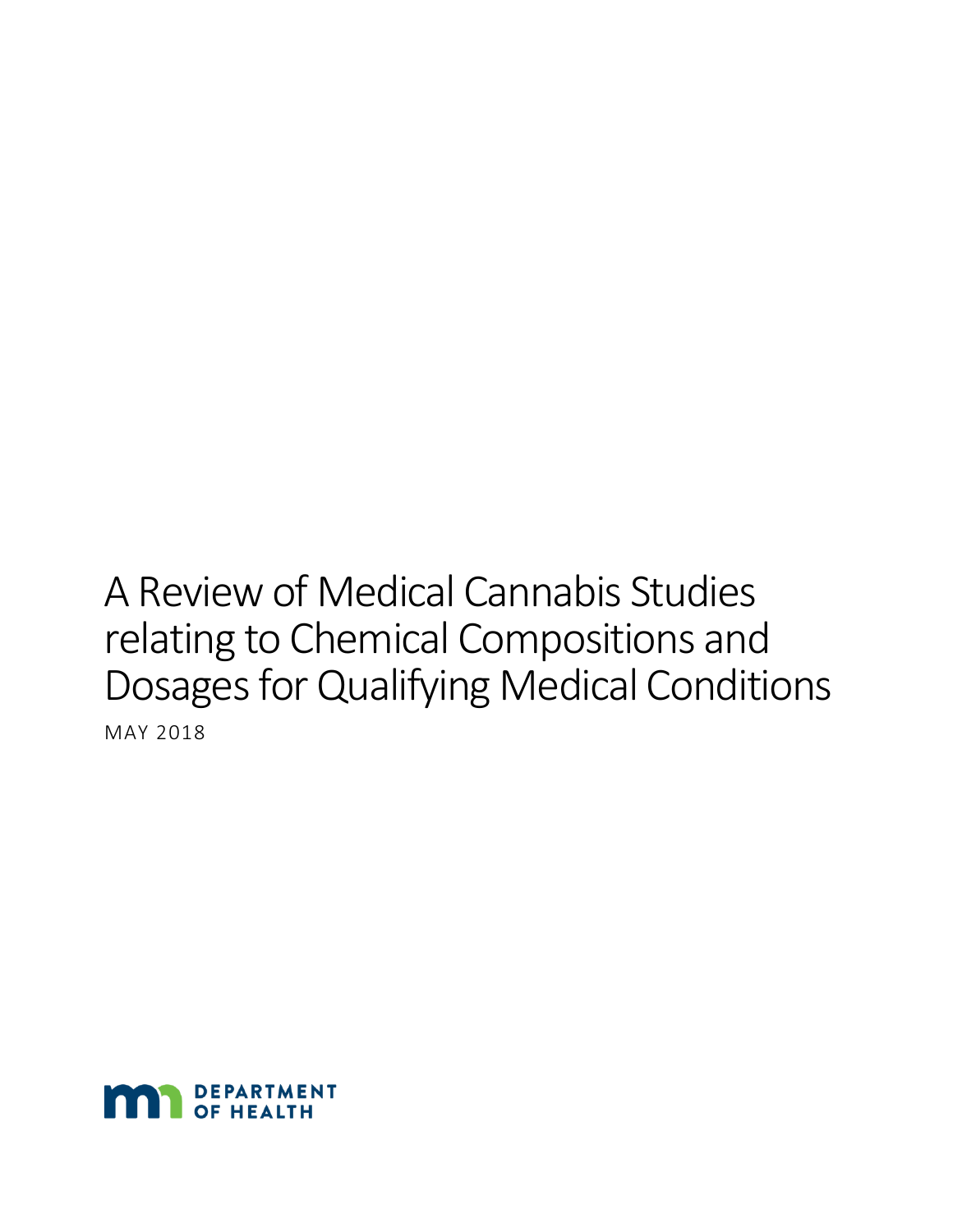# A Review of Medical Cannabis Studies relating to Chemical Compositions and Dosages for Qualifying Medical Conditions

MAY 2018

DEPARTMENT OF HEALTH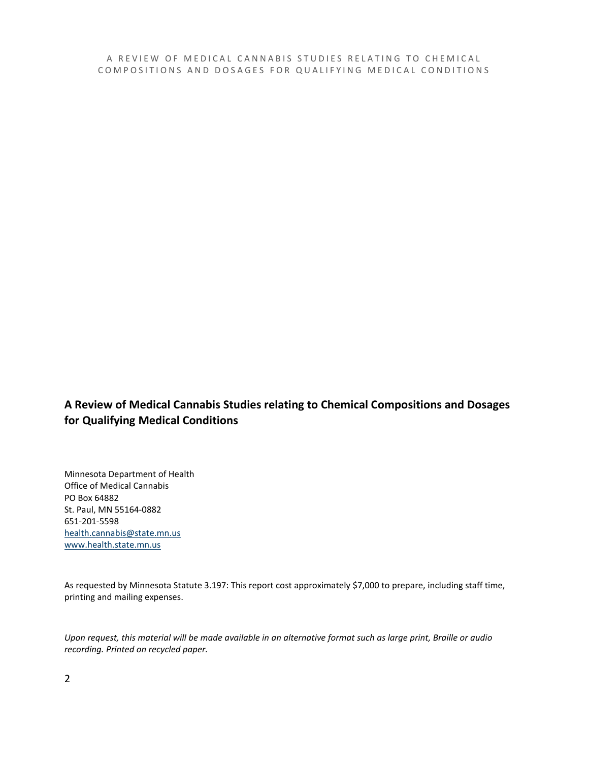## A Review of Medical Cannabis Studies relating to Chemical Compositions and Dosages for Qualifying Medical Conditions

Minnesota Department of Health
Office of Medical Cannabis
PO Box 64882
St. Paul, MN 55164-0882
651-201-5598
health.cannabis@state.mn.us
www.health.state.mn.us

As requested by Minnesota Statute 3.197: This report cost approximately $7,000 to prepare, including staff time, printing and mailing expenses.

*Upon request, this material will be made available in an alternative format such as large print, Braille or audio recording. Printed on recycled paper.*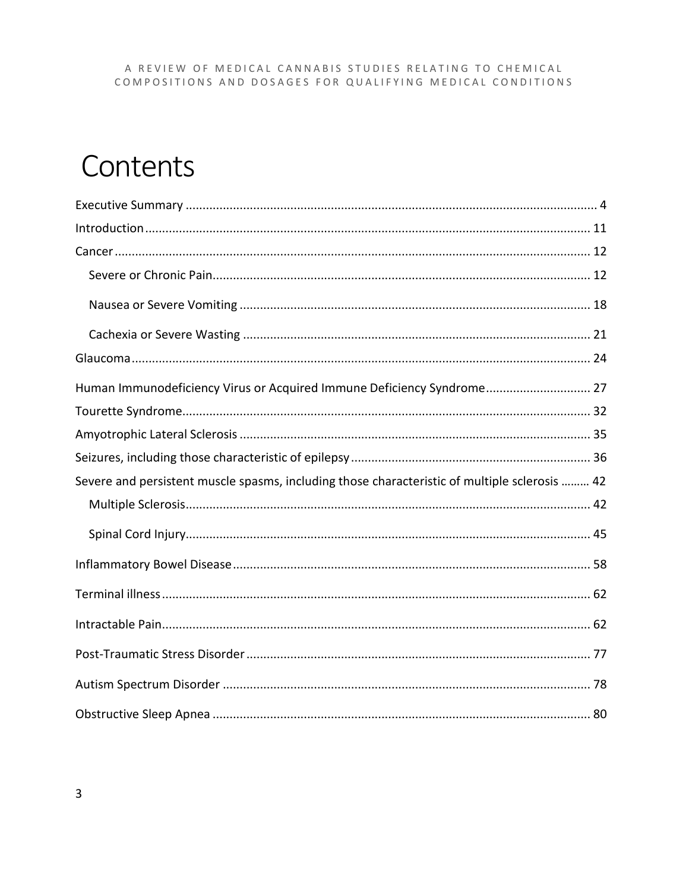# Contents

- Executive Summary ... 4
- Introduction ... 11
- Cancer ... 12
  - Severe or Chronic Pain ... 12
  - Nausea or Severe Vomiting ... 18
  - Cachexia or Severe Wasting ... 21
- Glaucoma ... 24
- Human Immunodeficiency Virus or Acquired Immune Deficiency Syndrome ... 27
- Tourette Syndrome ... 32
- Amyotrophic Lateral Sclerosis ... 35
- Seizures, including those characteristic of epilepsy ... 36
- Severe and persistent muscle spasms, including those characteristic of multiple sclerosis ... 42
  - Multiple Sclerosis ... 42
  - Spinal Cord Injury ... 45
- Inflammatory Bowel Disease ... 58
- Terminal illness ... 62
- Intractable Pain ... 62
- Post-Traumatic Stress Disorder ... 77
- Autism Spectrum Disorder ... 78
- Obstructive Sleep Apnea ... 80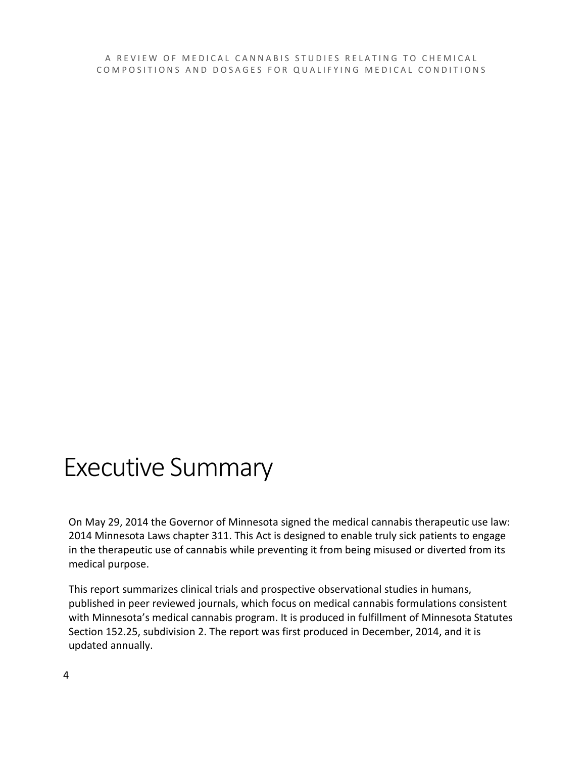# Executive Summary

On May 29, 2014 the Governor of Minnesota signed the medical cannabis therapeutic use law: 2014 Minnesota Laws chapter 311. This Act is designed to enable truly sick patients to engage in the therapeutic use of cannabis while preventing it from being misused or diverted from its medical purpose.

This report summarizes clinical trials and prospective observational studies in humans, published in peer reviewed journals, which focus on medical cannabis formulations consistent with Minnesota's medical cannabis program. It is produced in fulfillment of Minnesota Statutes Section 152.25, subdivision 2. The report was first produced in December, 2014, and it is updated annually.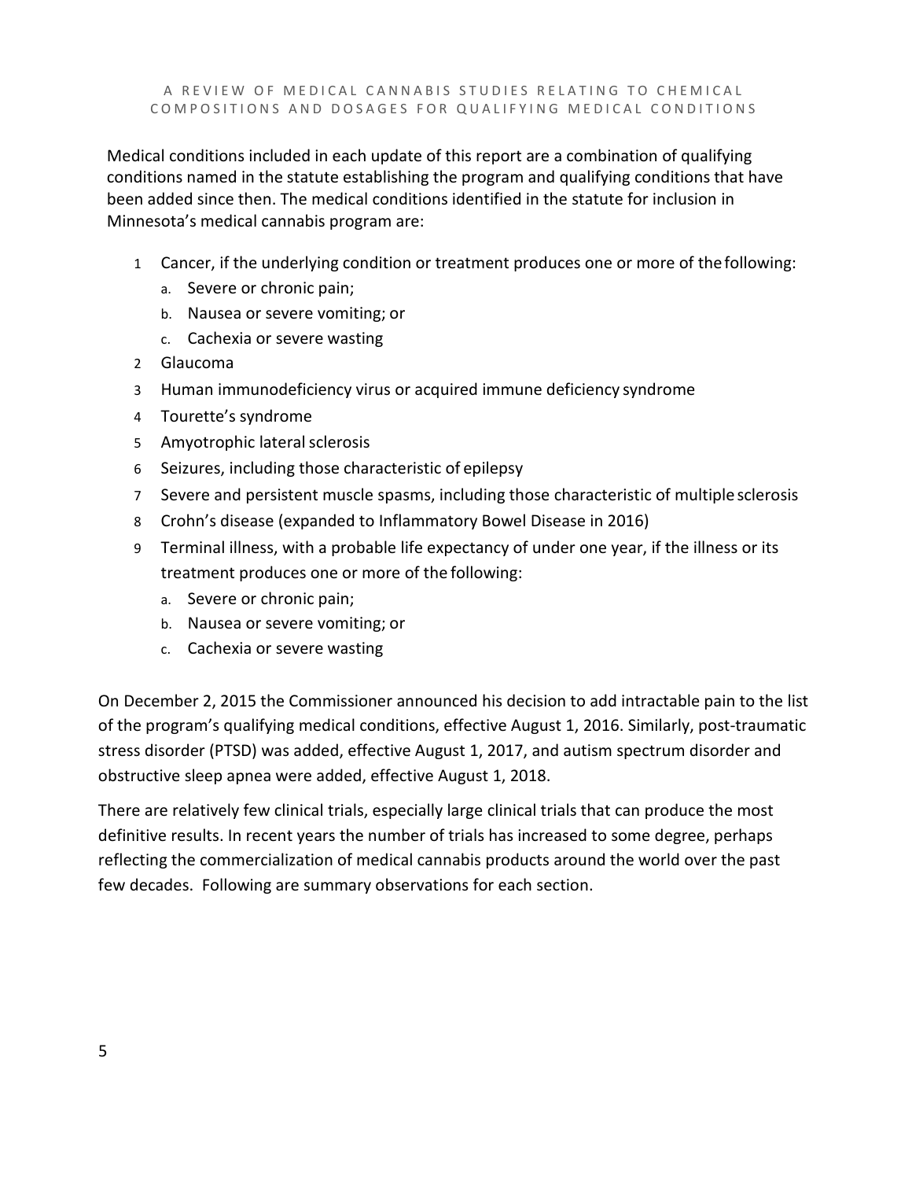Medical conditions included in each update of this report are a combination of qualifying conditions named in the statute establishing the program and qualifying conditions that have been added since then. The medical conditions identified in the statute for inclusion in Minnesota's medical cannabis program are:

1. Cancer, if the underlying condition or treatment produces one or more of the following:
   a. Severe or chronic pain;
   b. Nausea or severe vomiting; or
   c. Cachexia or severe wasting
2. Glaucoma
3. Human immunodeficiency virus or acquired immune deficiency syndrome
4. Tourette's syndrome
5. Amyotrophic lateral sclerosis
6. Seizures, including those characteristic of epilepsy
7. Severe and persistent muscle spasms, including those characteristic of multiple sclerosis
8. Crohn's disease (expanded to Inflammatory Bowel Disease in 2016)
9. Terminal illness, with a probable life expectancy of under one year, if the illness or its treatment produces one or more of the following:
   a. Severe or chronic pain;
   b. Nausea or severe vomiting; or
   c. Cachexia or severe wasting

On December 2, 2015 the Commissioner announced his decision to add intractable pain to the list of the program's qualifying medical conditions, effective August 1, 2016. Similarly, post-traumatic stress disorder (PTSD) was added, effective August 1, 2017, and autism spectrum disorder and obstructive sleep apnea were added, effective August 1, 2018.

There are relatively few clinical trials, especially large clinical trials that can produce the most definitive results. In recent years the number of trials has increased to some degree, perhaps reflecting the commercialization of medical cannabis products around the world over the past few decades. Following are summary observations for each section.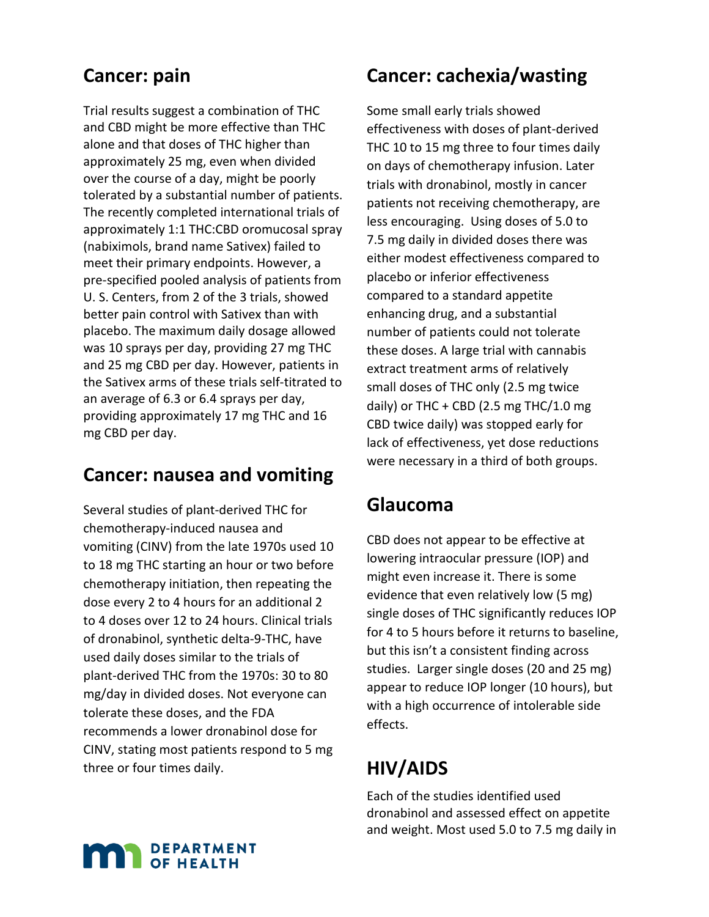## Cancer: pain

Trial results suggest a combination of THC and CBD might be more effective than THC alone and that doses of THC higher than approximately 25 mg, even when divided over the course of a day, might be poorly tolerated by a substantial number of patients. The recently completed international trials of approximately 1:1 THC:CBD oromucosal spray (nabiximols, brand name Sativex) failed to meet their primary endpoints. However, a pre-specified pooled analysis of patients from U. S. Centers, from 2 of the 3 trials, showed better pain control with Sativex than with placebo. The maximum daily dosage allowed was 10 sprays per day, providing 27 mg THC and 25 mg CBD per day. However, patients in the Sativex arms of these trials self-titrated to an average of 6.3 or 6.4 sprays per day, providing approximately 17 mg THC and 16 mg CBD per day.

## Cancer: nausea and vomiting

Several studies of plant-derived THC for chemotherapy-induced nausea and vomiting (CINV) from the late 1970s used 10 to 18 mg THC starting an hour or two before chemotherapy initiation, then repeating the dose every 2 to 4 hours for an additional 2 to 4 doses over 12 to 24 hours. Clinical trials of dronabinol, synthetic delta-9-THC, have used daily doses similar to the trials of plant-derived THC from the 1970s: 30 to 80 mg/day in divided doses. Not everyone can tolerate these doses, and the FDA recommends a lower dronabinol dose for CINV, stating most patients respond to 5 mg three or four times daily.

## Cancer: cachexia/wasting

Some small early trials showed effectiveness with doses of plant-derived THC 10 to 15 mg three to four times daily on days of chemotherapy infusion. Later trials with dronabinol, mostly in cancer patients not receiving chemotherapy, are less encouraging. Using doses of 5.0 to 7.5 mg daily in divided doses there was either modest effectiveness compared to placebo or inferior effectiveness compared to a standard appetite enhancing drug, and a substantial number of patients could not tolerate these doses. A large trial with cannabis extract treatment arms of relatively small doses of THC only (2.5 mg twice daily) or THC + CBD (2.5 mg THC/1.0 mg CBD twice daily) was stopped early for lack of effectiveness, yet dose reductions were necessary in a third of both groups.

## Glaucoma

CBD does not appear to be effective at lowering intraocular pressure (IOP) and might even increase it. There is some evidence that even relatively low (5 mg) single doses of THC significantly reduces IOP for 4 to 5 hours before it returns to baseline, but this isn't a consistent finding across studies. Larger single doses (20 and 25 mg) appear to reduce IOP longer (10 hours), but with a high occurrence of intolerable side effects.

## HIV/AIDS

Each of the studies identified used dronabinol and assessed effect on appetite and weight. Most used 5.0 to 7.5 mg daily in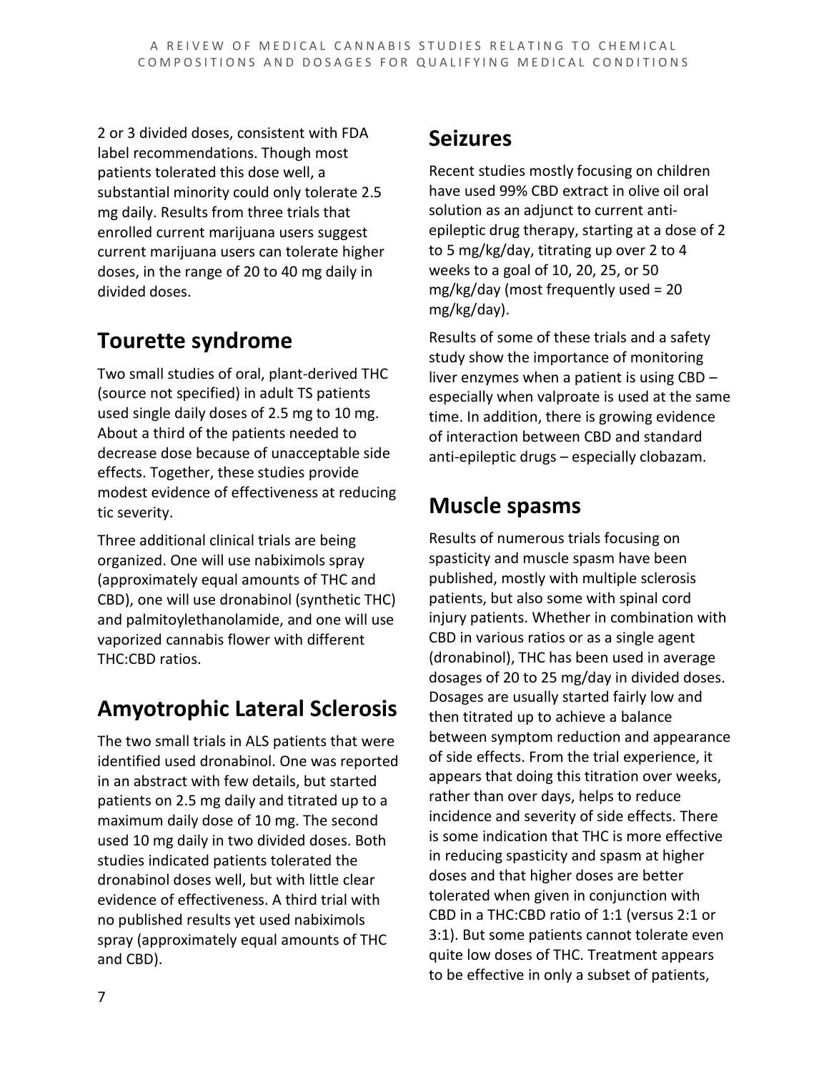2 or 3 divided doses, consistent with FDA label recommendations. Though most patients tolerated this dose well, a substantial minority could only tolerate 2.5 mg daily. Results from three trials that enrolled current marijuana users suggest current marijuana users can tolerate higher doses, in the range of 20 to 40 mg daily in divided doses.

## Tourette syndrome

Two small studies of oral, plant-derived THC (source not specified) in adult TS patients used single daily doses of 2.5 mg to 10 mg. About a third of the patients needed to decrease dose because of unacceptable side effects. Together, these studies provide modest evidence of effectiveness at reducing tic severity.

Three additional clinical trials are being organized. One will use nabiximols spray (approximately equal amounts of THC and CBD), one will use dronabinol (synthetic THC) and palmitoylethanolamide, and one will use vaporized cannabis flower with different THC:CBD ratios.

## Amyotrophic Lateral Sclerosis

The two small trials in ALS patients that were identified used dronabinol. One was reported in an abstract with few details, but started patients on 2.5 mg daily and titrated up to a maximum daily dose of 10 mg. The second used 10 mg daily in two divided doses. Both studies indicated patients tolerated the dronabinol doses well, but with little clear evidence of effectiveness. A third trial with no published results yet used nabiximols spray (approximately equal amounts of THC and CBD).

## Seizures

Recent studies mostly focusing on children have used 99% CBD extract in olive oil oral solution as an adjunct to current anti-epileptic drug therapy, starting at a dose of 2 to 5 mg/kg/day, titrating up over 2 to 4 weeks to a goal of 10, 20, 25, or 50 mg/kg/day (most frequently used = 20 mg/kg/day).

Results of some of these trials and a safety study show the importance of monitoring liver enzymes when a patient is using CBD – especially when valproate is used at the same time. In addition, there is growing evidence of interaction between CBD and standard anti-epileptic drugs – especially clobazam.

## Muscle spasms

Results of numerous trials focusing on spasticity and muscle spasm have been published, mostly with multiple sclerosis patients, but also some with spinal cord injury patients. Whether in combination with CBD in various ratios or as a single agent (dronabinol), THC has been used in average dosages of 20 to 25 mg/day in divided doses. Dosages are usually started fairly low and then titrated up to achieve a balance between symptom reduction and appearance of side effects. From the trial experience, it appears that doing this titration over weeks, rather than over days, helps to reduce incidence and severity of side effects. There is some indication that THC is more effective in reducing spasticity and spasm at higher doses and that higher doses are better tolerated when given in conjunction with CBD in a THC:CBD ratio of 1:1 (versus 2:1 or 3:1). But some patients cannot tolerate even quite low doses of THC. Treatment appears to be effective in only a subset of patients,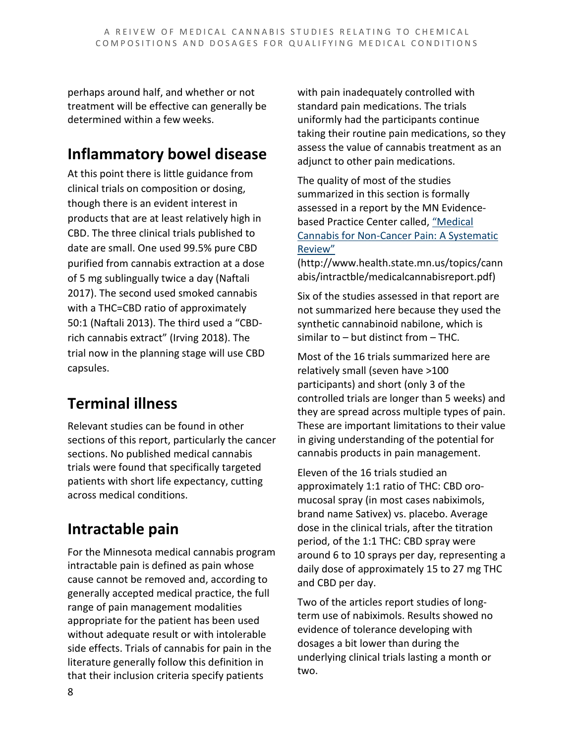perhaps around half, and whether or not treatment will be effective can generally be determined within a few weeks.

## Inflammatory bowel disease

At this point there is little guidance from clinical trials on composition or dosing, though there is an evident interest in products that are at least relatively high in CBD. The three clinical trials published to date are small. One used 99.5% pure CBD purified from cannabis extraction at a dose of 5 mg sublingually twice a day (Naftali 2017). The second used smoked cannabis with a THC=CBD ratio of approximately 50:1 (Naftali 2013). The third used a "CBD-rich cannabis extract" (Irving 2018). The trial now in the planning stage will use CBD capsules.

## Terminal illness

Relevant studies can be found in other sections of this report, particularly the cancer sections. No published medical cannabis trials were found that specifically targeted patients with short life expectancy, cutting across medical conditions.

## Intractable pain

For the Minnesota medical cannabis program intractable pain is defined as pain whose cause cannot be removed and, according to generally accepted medical practice, the full range of pain management modalities appropriate for the patient has been used without adequate result or with intolerable side effects. Trials of cannabis for pain in the literature generally follow this definition in that their inclusion criteria specify patients with pain inadequately controlled with standard pain medications. The trials uniformly had the participants continue taking their routine pain medications, so they assess the value of cannabis treatment as an adjunct to other pain medications.

The quality of most of the studies summarized in this section is formally assessed in a report by the MN Evidence-based Practice Center called, "Medical Cannabis for Non-Cancer Pain: A Systematic Review" (http://www.health.state.mn.us/topics/cannabis/intractble/medicalcannabisreport.pdf)

Six of the studies assessed in that report are not summarized here because they used the synthetic cannabinoid nabilone, which is similar to – but distinct from – THC.

Most of the 16 trials summarized here are relatively small (seven have >100 participants) and short (only 3 of the controlled trials are longer than 5 weeks) and they are spread across multiple types of pain. These are important limitations to their value in giving understanding of the potential for cannabis products in pain management.

Eleven of the 16 trials studied an approximately 1:1 ratio of THC: CBD oro-mucosal spray (in most cases nabiximols, brand name Sativex) vs. placebo. Average dose in the clinical trials, after the titration period, of the 1:1 THC: CBD spray were around 6 to 10 sprays per day, representing a daily dose of approximately 15 to 27 mg THC and CBD per day.

Two of the articles report studies of long-term use of nabiximols. Results showed no evidence of tolerance developing with dosages a bit lower than during the underlying clinical trials lasting a month or two.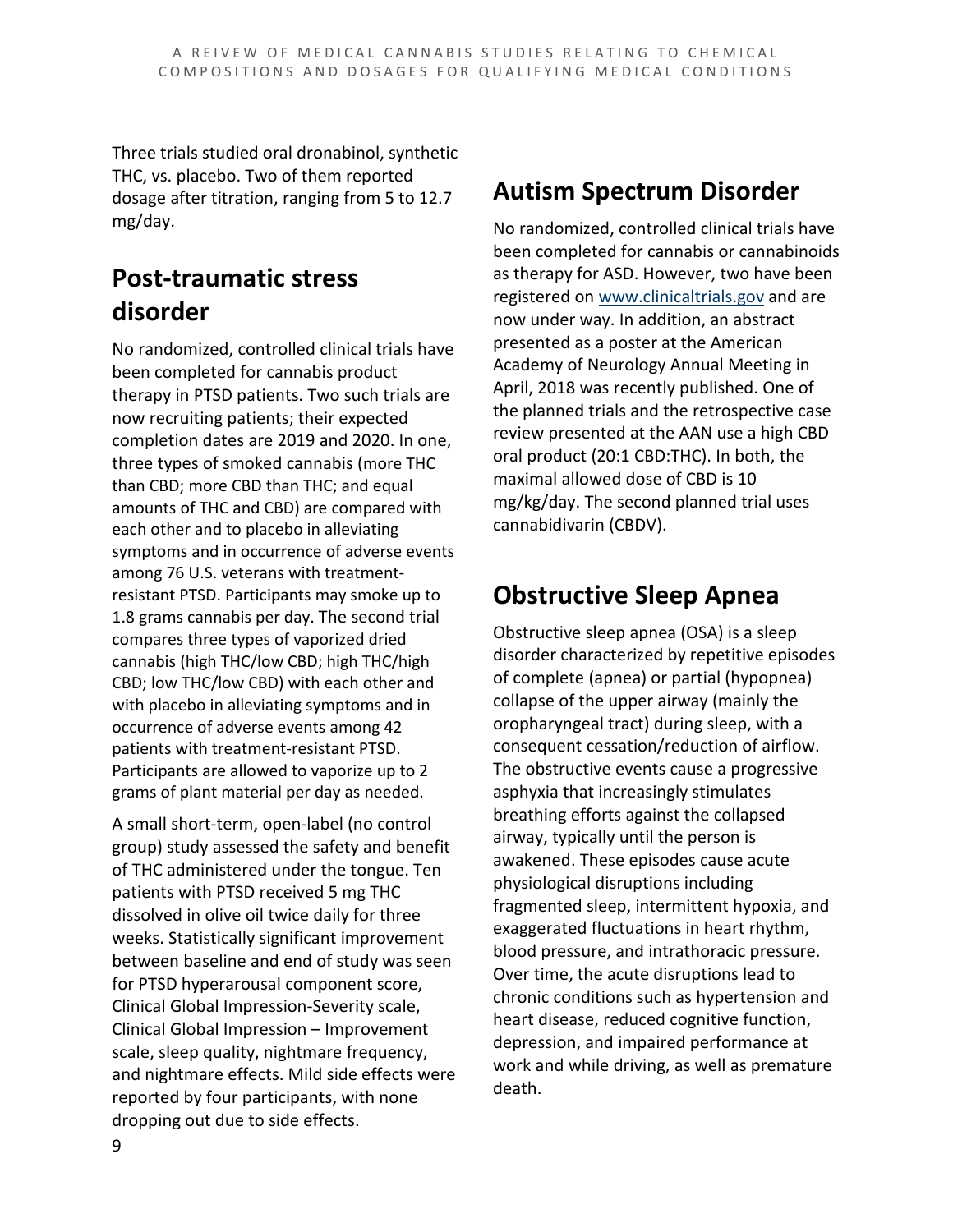Three trials studied oral dronabinol, synthetic THC, vs. placebo. Two of them reported dosage after titration, ranging from 5 to 12.7 mg/day.

## Post-traumatic stress disorder

No randomized, controlled clinical trials have been completed for cannabis product therapy in PTSD patients. Two such trials are now recruiting patients; their expected completion dates are 2019 and 2020. In one, three types of smoked cannabis (more THC than CBD; more CBD than THC; and equal amounts of THC and CBD) are compared with each other and to placebo in alleviating symptoms and in occurrence of adverse events among 76 U.S. veterans with treatment-resistant PTSD. Participants may smoke up to 1.8 grams cannabis per day. The second trial compares three types of vaporized dried cannabis (high THC/low CBD; high THC/high CBD; low THC/low CBD) with each other and with placebo in alleviating symptoms and in occurrence of adverse events among 42 patients with treatment-resistant PTSD. Participants are allowed to vaporize up to 2 grams of plant material per day as needed.

A small short-term, open-label (no control group) study assessed the safety and benefit of THC administered under the tongue. Ten patients with PTSD received 5 mg THC dissolved in olive oil twice daily for three weeks. Statistically significant improvement between baseline and end of study was seen for PTSD hyperarousal component score, Clinical Global Impression-Severity scale, Clinical Global Impression – Improvement scale, sleep quality, nightmare frequency, and nightmare effects. Mild side effects were reported by four participants, with none dropping out due to side effects.

## Autism Spectrum Disorder

No randomized, controlled clinical trials have been completed for cannabis or cannabinoids as therapy for ASD. However, two have been registered on www.clinicaltrials.gov and are now under way. In addition, an abstract presented as a poster at the American Academy of Neurology Annual Meeting in April, 2018 was recently published. One of the planned trials and the retrospective case review presented at the AAN use a high CBD oral product (20:1 CBD:THC). In both, the maximal allowed dose of CBD is 10 mg/kg/day. The second planned trial uses cannabidivarin (CBDV).

## Obstructive Sleep Apnea

Obstructive sleep apnea (OSA) is a sleep disorder characterized by repetitive episodes of complete (apnea) or partial (hypopnea) collapse of the upper airway (mainly the oropharyngeal tract) during sleep, with a consequent cessation/reduction of airflow. The obstructive events cause a progressive asphyxia that increasingly stimulates breathing efforts against the collapsed airway, typically until the person is awakened. These episodes cause acute physiological disruptions including fragmented sleep, intermittent hypoxia, and exaggerated fluctuations in heart rhythm, blood pressure, and intrathoracic pressure. Over time, the acute disruptions lead to chronic conditions such as hypertension and heart disease, reduced cognitive function, depression, and impaired performance at work and while driving, as well as premature death.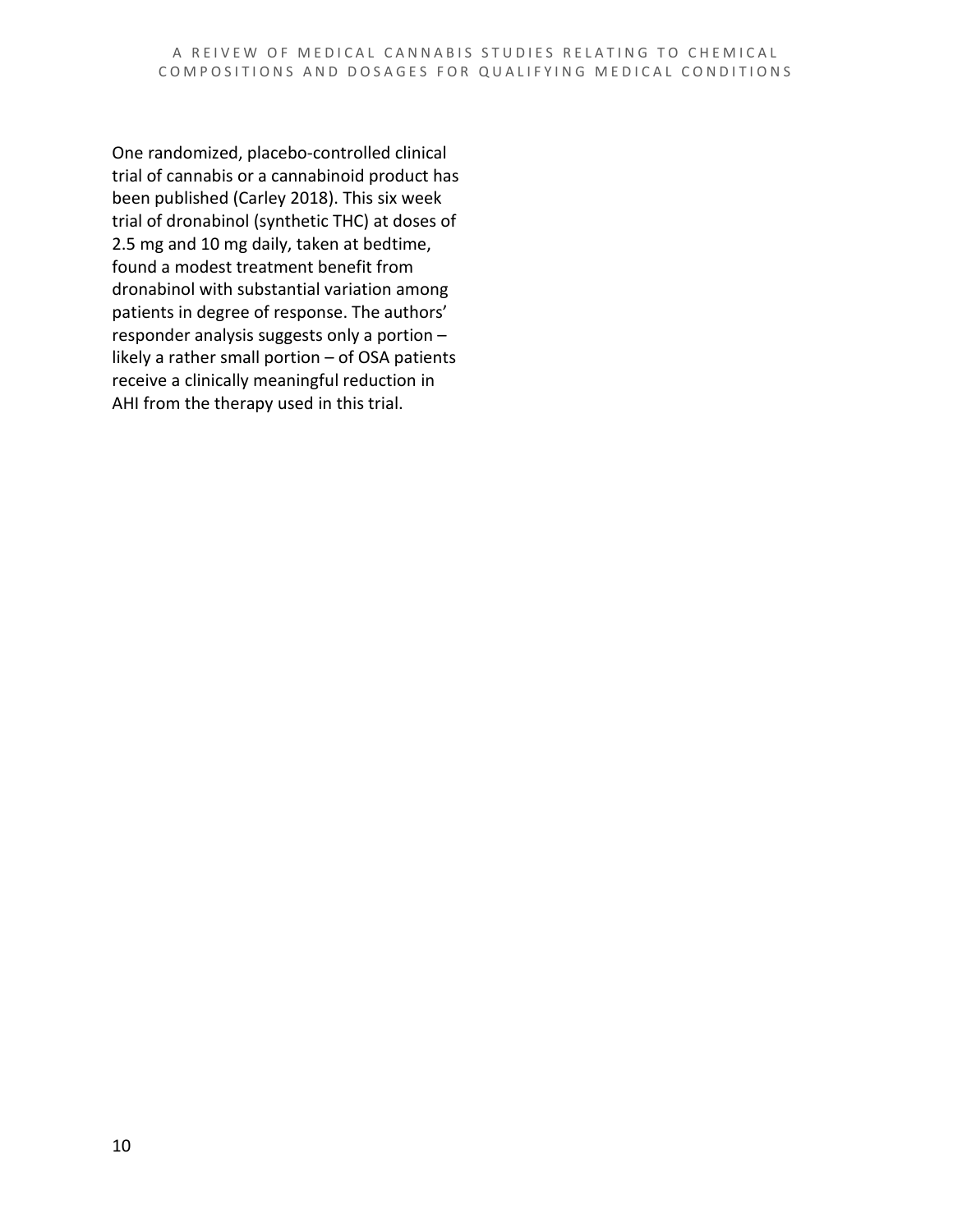One randomized, placebo-controlled clinical trial of cannabis or a cannabinoid product has been published (Carley 2018). This six week trial of dronabinol (synthetic THC) at doses of 2.5 mg and 10 mg daily, taken at bedtime, found a modest treatment benefit from dronabinol with substantial variation among patients in degree of response. The authors' responder analysis suggests only a portion – likely a rather small portion – of OSA patients receive a clinically meaningful reduction in AHI from the therapy used in this trial.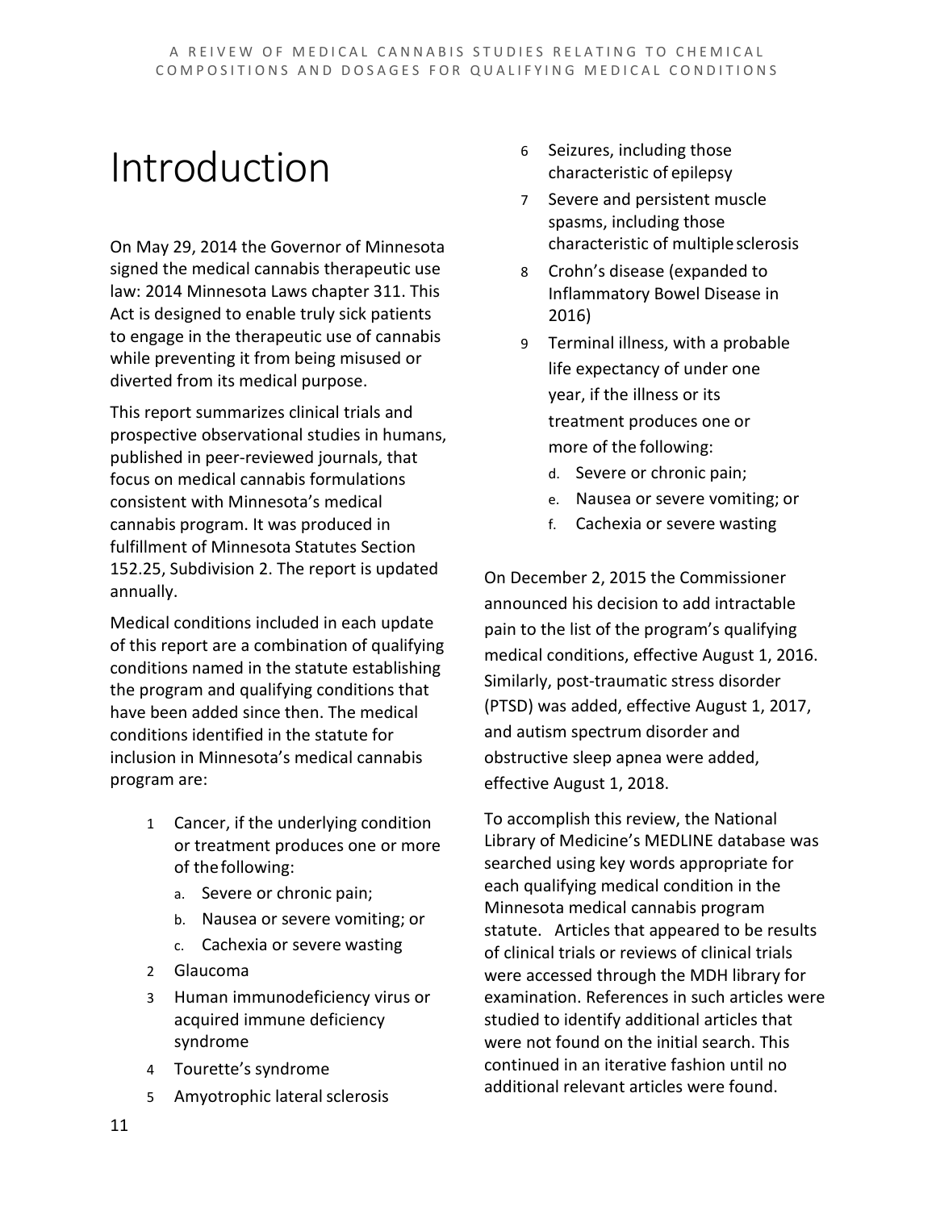# Introduction

On May 29, 2014 the Governor of Minnesota signed the medical cannabis therapeutic use law: 2014 Minnesota Laws chapter 311. This Act is designed to enable truly sick patients to engage in the therapeutic use of cannabis while preventing it from being misused or diverted from its medical purpose.

This report summarizes clinical trials and prospective observational studies in humans, published in peer-reviewed journals, that focus on medical cannabis formulations consistent with Minnesota's medical cannabis program. It was produced in fulfillment of Minnesota Statutes Section 152.25, Subdivision 2. The report is updated annually.

Medical conditions included in each update of this report are a combination of qualifying conditions named in the statute establishing the program and qualifying conditions that have been added since then. The medical conditions identified in the statute for inclusion in Minnesota's medical cannabis program are:

1. Cancer, if the underlying condition or treatment produces one or more of the following:
   a. Severe or chronic pain;
   b. Nausea or severe vomiting; or
   c. Cachexia or severe wasting
2. Glaucoma
3. Human immunodeficiency virus or acquired immune deficiency syndrome
4. Tourette's syndrome
5. Amyotrophic lateral sclerosis
6. Seizures, including those characteristic of epilepsy
7. Severe and persistent muscle spasms, including those characteristic of multiple sclerosis
8. Crohn's disease (expanded to Inflammatory Bowel Disease in 2016)
9. Terminal illness, with a probable life expectancy of under one year, if the illness or its treatment produces one or more of the following:
   d. Severe or chronic pain;
   e. Nausea or severe vomiting; or
   f. Cachexia or severe wasting

On December 2, 2015 the Commissioner announced his decision to add intractable pain to the list of the program's qualifying medical conditions, effective August 1, 2016. Similarly, post-traumatic stress disorder (PTSD) was added, effective August 1, 2017, and autism spectrum disorder and obstructive sleep apnea were added, effective August 1, 2018.

To accomplish this review, the National Library of Medicine's MEDLINE database was searched using key words appropriate for each qualifying medical condition in the Minnesota medical cannabis program statute. Articles that appeared to be results of clinical trials or reviews of clinical trials were accessed through the MDH library for examination. References in such articles were studied to identify additional articles that were not found on the initial search. This continued in an iterative fashion until no additional relevant articles were found.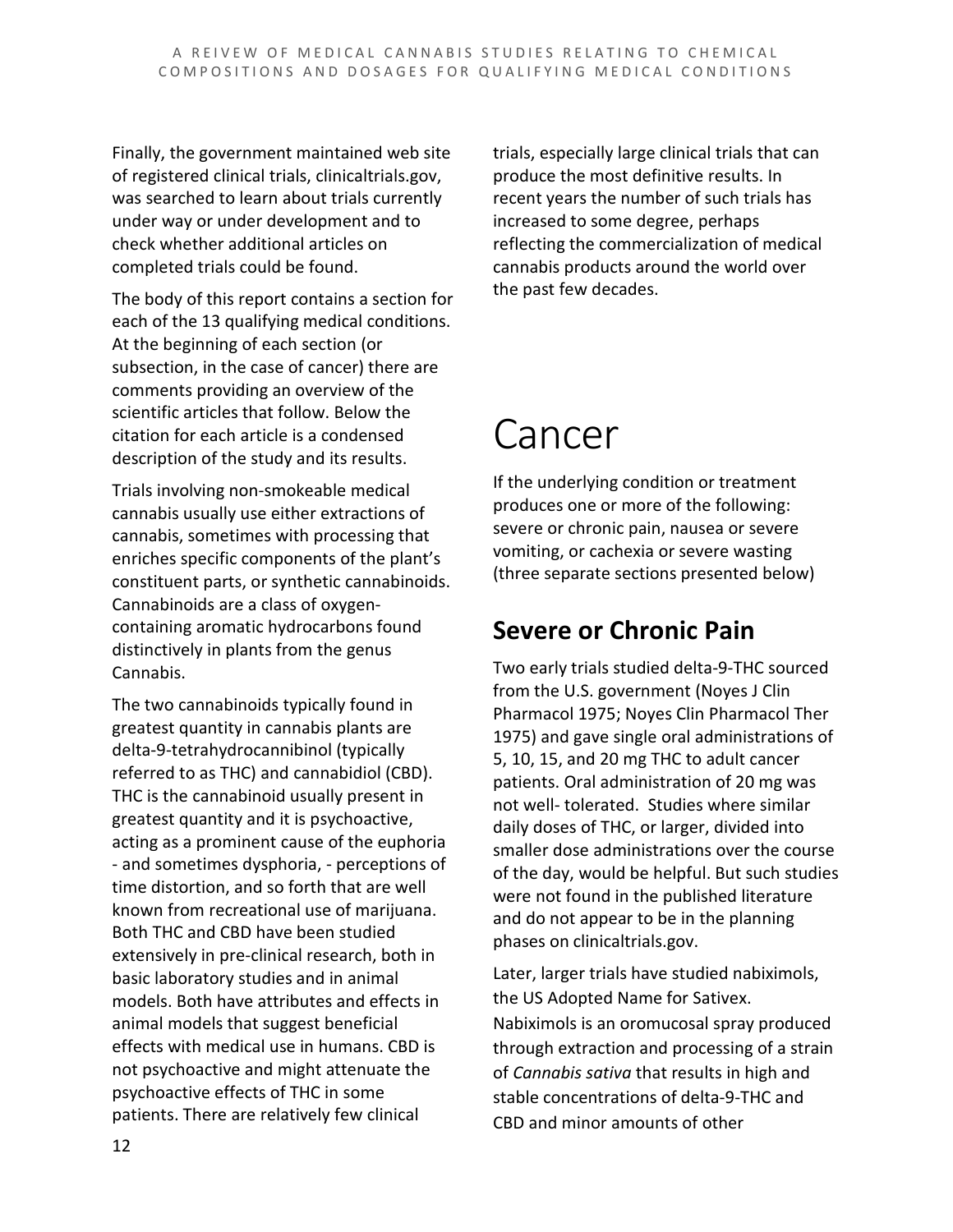Finally, the government maintained web site of registered clinical trials, clinicaltrials.gov, was searched to learn about trials currently under way or under development and to check whether additional articles on completed trials could be found.

The body of this report contains a section for each of the 13 qualifying medical conditions. At the beginning of each section (or subsection, in the case of cancer) there are comments providing an overview of the scientific articles that follow. Below the citation for each article is a condensed description of the study and its results.

Trials involving non-smokeable medical cannabis usually use either extractions of cannabis, sometimes with processing that enriches specific components of the plant's constituent parts, or synthetic cannabinoids. Cannabinoids are a class of oxygen-containing aromatic hydrocarbons found distinctively in plants from the genus Cannabis.

The two cannabinoids typically found in greatest quantity in cannabis plants are delta-9-tetrahydrocannibinol (typically referred to as THC) and cannabidiol (CBD). THC is the cannabinoid usually present in greatest quantity and it is psychoactive, acting as a prominent cause of the euphoria - and sometimes dysphoria, - perceptions of time distortion, and so forth that are well known from recreational use of marijuana. Both THC and CBD have been studied extensively in pre-clinical research, both in basic laboratory studies and in animal models. Both have attributes and effects in animal models that suggest beneficial effects with medical use in humans. CBD is not psychoactive and might attenuate the psychoactive effects of THC in some patients. There are relatively few clinical trials, especially large clinical trials that can produce the most definitive results. In recent years the number of such trials has increased to some degree, perhaps reflecting the commercialization of medical cannabis products around the world over the past few decades.

# Cancer

If the underlying condition or treatment produces one or more of the following: severe or chronic pain, nausea or severe vomiting, or cachexia or severe wasting (three separate sections presented below)

## Severe or Chronic Pain

Two early trials studied delta-9-THC sourced from the U.S. government (Noyes J Clin Pharmacol 1975; Noyes Clin Pharmacol Ther 1975) and gave single oral administrations of 5, 10, 15, and 20 mg THC to adult cancer patients. Oral administration of 20 mg was not well- tolerated. Studies where similar daily doses of THC, or larger, divided into smaller dose administrations over the course of the day, would be helpful. But such studies were not found in the published literature and do not appear to be in the planning phases on clinicaltrials.gov.

Later, larger trials have studied nabiximols, the US Adopted Name for Sativex. Nabiximols is an oromucosal spray produced through extraction and processing of a strain of *Cannabis sativa* that results in high and stable concentrations of delta-9-THC and CBD and minor amounts of other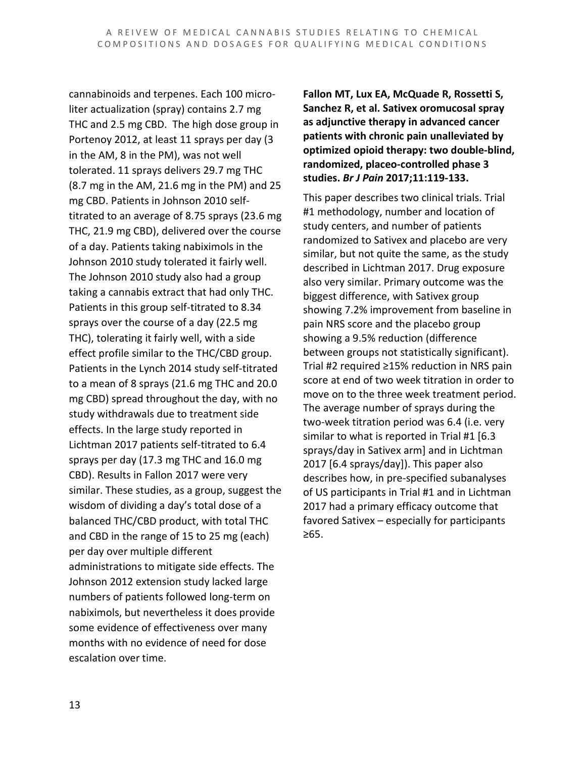cannabinoids and terpenes. Each 100 micro-liter actualization (spray) contains 2.7 mg THC and 2.5 mg CBD. The high dose group in Portenoy 2012, at least 11 sprays per day (3 in the AM, 8 in the PM), was not well tolerated. 11 sprays delivers 29.7 mg THC (8.7 mg in the AM, 21.6 mg in the PM) and 25 mg CBD. Patients in Johnson 2010 self-titrated to an average of 8.75 sprays (23.6 mg THC, 21.9 mg CBD), delivered over the course of a day. Patients taking nabiximols in the Johnson 2010 study tolerated it fairly well. The Johnson 2010 study also had a group taking a cannabis extract that had only THC. Patients in this group self-titrated to 8.34 sprays over the course of a day (22.5 mg THC), tolerating it fairly well, with a side effect profile similar to the THC/CBD group. Patients in the Lynch 2014 study self-titrated to a mean of 8 sprays (21.6 mg THC and 20.0 mg CBD) spread throughout the day, with no study withdrawals due to treatment side effects. In the large study reported in Lichtman 2017 patients self-titrated to 6.4 sprays per day (17.3 mg THC and 16.0 mg CBD). Results in Fallon 2017 were very similar. These studies, as a group, suggest the wisdom of dividing a day's total dose of a balanced THC/CBD product, with total THC and CBD in the range of 15 to 25 mg (each) per day over multiple different administrations to mitigate side effects. The Johnson 2012 extension study lacked large numbers of patients followed long-term on nabiximols, but nevertheless it does provide some evidence of effectiveness over many months with no evidence of need for dose escalation over time.

**Fallon MT, Lux EA, McQuade R, Rossetti S, Sanchez R, et al. Sativex oromucosal spray as adjunctive therapy in advanced cancer patients with chronic pain unalleviated by optimized opioid therapy: two double-blind, randomized, placeo-controlled phase 3 studies. *Br J Pain* 2017;11:119-133.**

This paper describes two clinical trials. Trial #1 methodology, number and location of study centers, and number of patients randomized to Sativex and placebo are very similar, but not quite the same, as the study described in Lichtman 2017. Drug exposure also very similar. Primary outcome was the biggest difference, with Sativex group showing 7.2% improvement from baseline in pain NRS score and the placebo group showing a 9.5% reduction (difference between groups not statistically significant). Trial #2 required ≥15% reduction in NRS pain score at end of two week titration in order to move on to the three week treatment period. The average number of sprays during the two-week titration period was 6.4 (i.e. very similar to what is reported in Trial #1 [6.3 sprays/day in Sativex arm] and in Lichtman 2017 [6.4 sprays/day]). This paper also describes how, in pre-specified subanalyses of US participants in Trial #1 and in Lichtman 2017 had a primary efficacy outcome that favored Sativex – especially for participants ≥65.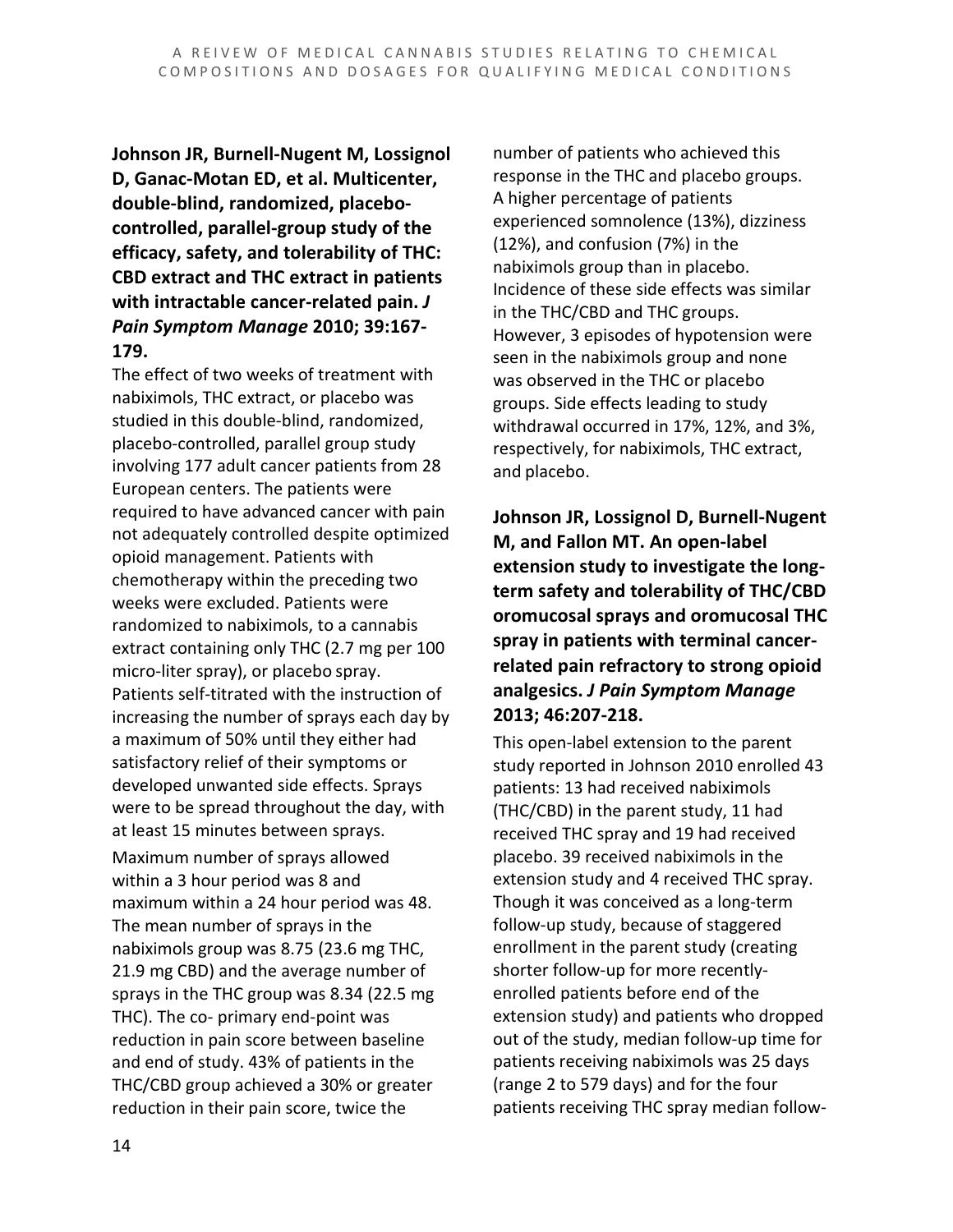**Johnson JR, Burnell-Nugent M, Lossignol D, Ganac-Motan ED, et al. Multicenter, double-blind, randomized, placebo-controlled, parallel-group study of the efficacy, safety, and tolerability of THC: CBD extract and THC extract in patients with intractable cancer-related pain. *J Pain Symptom Manage* 2010; 39:167-179.**

The effect of two weeks of treatment with nabiximols, THC extract, or placebo was studied in this double-blind, randomized, placebo-controlled, parallel group study involving 177 adult cancer patients from 28 European centers. The patients were required to have advanced cancer with pain not adequately controlled despite optimized opioid management. Patients with chemotherapy within the preceding two weeks were excluded. Patients were randomized to nabiximols, to a cannabis extract containing only THC (2.7 mg per 100 micro-liter spray), or placebo spray. Patients self-titrated with the instruction of increasing the number of sprays each day by a maximum of 50% until they either had satisfactory relief of their symptoms or developed unwanted side effects. Sprays were to be spread throughout the day, with at least 15 minutes between sprays.

Maximum number of sprays allowed within a 3 hour period was 8 and maximum within a 24 hour period was 48. The mean number of sprays in the nabiximols group was 8.75 (23.6 mg THC, 21.9 mg CBD) and the average number of sprays in the THC group was 8.34 (22.5 mg THC). The co- primary end-point was reduction in pain score between baseline and end of study. 43% of patients in the THC/CBD group achieved a 30% or greater reduction in their pain score, twice the number of patients who achieved this response in the THC and placebo groups. A higher percentage of patients experienced somnolence (13%), dizziness (12%), and confusion (7%) in the nabiximols group than in placebo. Incidence of these side effects was similar in the THC/CBD and THC groups. However, 3 episodes of hypotension were seen in the nabiximols group and none was observed in the THC or placebo groups. Side effects leading to study withdrawal occurred in 17%, 12%, and 3%, respectively, for nabiximols, THC extract, and placebo.

**Johnson JR, Lossignol D, Burnell-Nugent M, and Fallon MT. An open-label extension study to investigate the long-term safety and tolerability of THC/CBD oromucosal sprays and oromucosal THC spray in patients with terminal cancer-related pain refractory to strong opioid analgesics. *J Pain Symptom Manage* 2013; 46:207-218.**

This open-label extension to the parent study reported in Johnson 2010 enrolled 43 patients: 13 had received nabiximols (THC/CBD) in the parent study, 11 had received THC spray and 19 had received placebo. 39 received nabiximols in the extension study and 4 received THC spray. Though it was conceived as a long-term follow-up study, because of staggered enrollment in the parent study (creating shorter follow-up for more recently-enrolled patients before end of the extension study) and patients who dropped out of the study, median follow-up time for patients receiving nabiximols was 25 days (range 2 to 579 days) and for the four patients receiving THC spray median follow-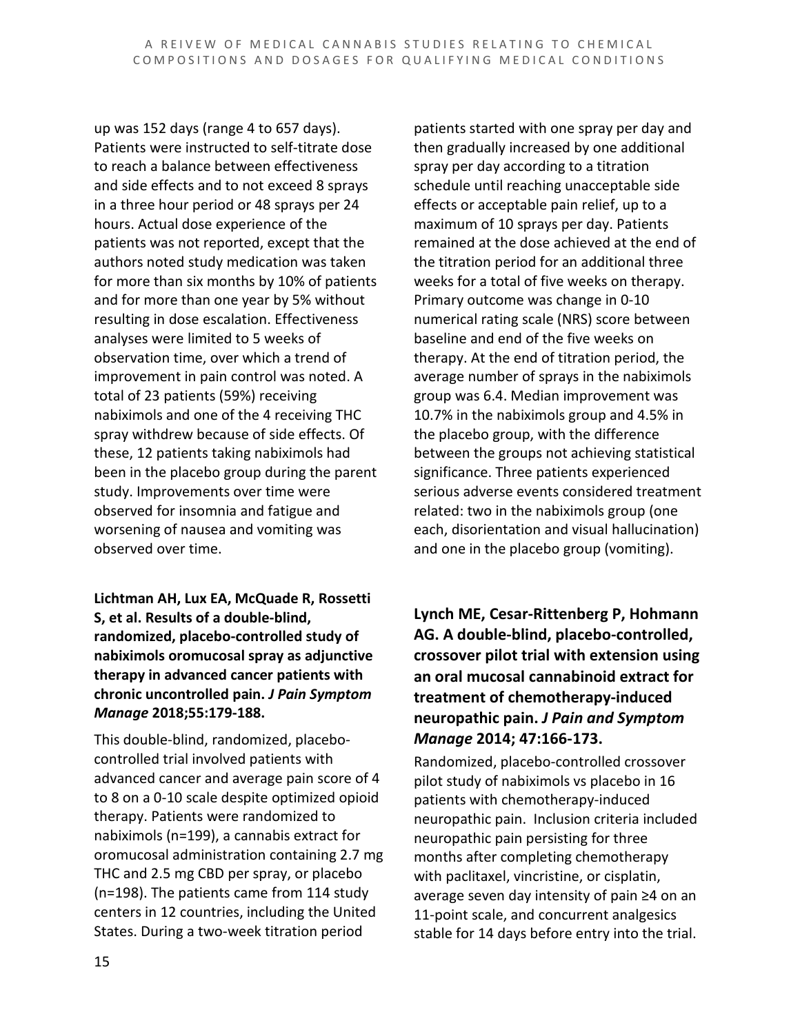up was 152 days (range 4 to 657 days). Patients were instructed to self-titrate dose to reach a balance between effectiveness and side effects and to not exceed 8 sprays in a three hour period or 48 sprays per 24 hours. Actual dose experience of the patients was not reported, except that the authors noted study medication was taken for more than six months by 10% of patients and for more than one year by 5% without resulting in dose escalation. Effectiveness analyses were limited to 5 weeks of observation time, over which a trend of improvement in pain control was noted. A total of 23 patients (59%) receiving nabiximols and one of the 4 receiving THC spray withdrew because of side effects. Of these, 12 patients taking nabiximols had been in the placebo group during the parent study. Improvements over time were observed for insomnia and fatigue and worsening of nausea and vomiting was observed over time.

**Lichtman AH, Lux EA, McQuade R, Rossetti S, et al. Results of a double-blind, randomized, placebo-controlled study of nabiximols oromucosal spray as adjunctive therapy in advanced cancer patients with chronic uncontrolled pain. *J Pain Symptom Manage* 2018;55:179-188.**

This double-blind, randomized, placebo-controlled trial involved patients with advanced cancer and average pain score of 4 to 8 on a 0-10 scale despite optimized opioid therapy. Patients were randomized to nabiximols (n=199), a cannabis extract for oromucosal administration containing 2.7 mg THC and 2.5 mg CBD per spray, or placebo (n=198). The patients came from 114 study centers in 12 countries, including the United States. During a two-week titration period patients started with one spray per day and then gradually increased by one additional spray per day according to a titration schedule until reaching unacceptable side effects or acceptable pain relief, up to a maximum of 10 sprays per day. Patients remained at the dose achieved at the end of the titration period for an additional three weeks for a total of five weeks on therapy. Primary outcome was change in 0-10 numerical rating scale (NRS) score between baseline and end of the five weeks on therapy. At the end of titration period, the average number of sprays in the nabiximols group was 6.4. Median improvement was 10.7% in the nabiximols group and 4.5% in the placebo group, with the difference between the groups not achieving statistical significance. Three patients experienced serious adverse events considered treatment related: two in the nabiximols group (one each, disorientation and visual hallucination) and one in the placebo group (vomiting).

**Lynch ME, Cesar-Rittenberg P, Hohmann AG. A double-blind, placebo-controlled, crossover pilot trial with extension using an oral mucosal cannabinoid extract for treatment of chemotherapy-induced neuropathic pain. *J Pain and Symptom Manage* 2014; 47:166-173.**

Randomized, placebo-controlled crossover pilot study of nabiximols vs placebo in 16 patients with chemotherapy-induced neuropathic pain. Inclusion criteria included neuropathic pain persisting for three months after completing chemotherapy with paclitaxel, vincristine, or cisplatin, average seven day intensity of pain ≥4 on an 11-point scale, and concurrent analgesics stable for 14 days before entry into the trial.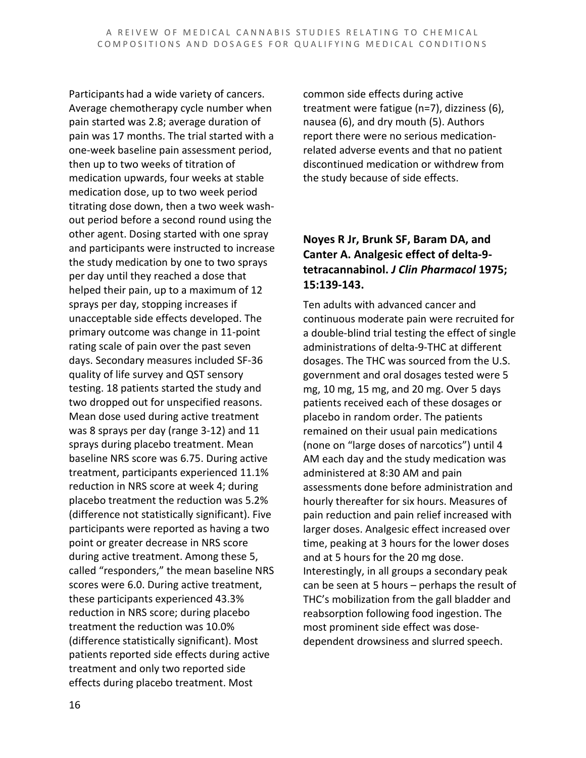Participants had a wide variety of cancers. Average chemotherapy cycle number when pain started was 2.8; average duration of pain was 17 months. The trial started with a one-week baseline pain assessment period, then up to two weeks of titration of medication upwards, four weeks at stable medication dose, up to two week period titrating dose down, then a two week wash-out period before a second round using the other agent. Dosing started with one spray and participants were instructed to increase the study medication by one to two sprays per day until they reached a dose that helped their pain, up to a maximum of 12 sprays per day, stopping increases if unacceptable side effects developed. The primary outcome was change in 11-point rating scale of pain over the past seven days. Secondary measures included SF-36 quality of life survey and QST sensory testing. 18 patients started the study and two dropped out for unspecified reasons. Mean dose used during active treatment was 8 sprays per day (range 3-12) and 11 sprays during placebo treatment. Mean baseline NRS score was 6.75. During active treatment, participants experienced 11.1% reduction in NRS score at week 4; during placebo treatment the reduction was 5.2% (difference not statistically significant). Five participants were reported as having a two point or greater decrease in NRS score during active treatment. Among these 5, called "responders," the mean baseline NRS scores were 6.0. During active treatment, these participants experienced 43.3% reduction in NRS score; during placebo treatment the reduction was 10.0% (difference statistically significant). Most patients reported side effects during active treatment and only two reported side effects during placebo treatment. Most common side effects during active treatment were fatigue (n=7), dizziness (6), nausea (6), and dry mouth (5). Authors report there were no serious medication-related adverse events and that no patient discontinued medication or withdrew from the study because of side effects.

### Noyes R Jr, Brunk SF, Baram DA, and Canter A. Analgesic effect of delta-9-tetracannabinol. *J Clin Pharmacol* 1975; 15:139-143.

Ten adults with advanced cancer and continuous moderate pain were recruited for a double-blind trial testing the effect of single administrations of delta-9-THC at different dosages. The THC was sourced from the U.S. government and oral dosages tested were 5 mg, 10 mg, 15 mg, and 20 mg. Over 5 days patients received each of these dosages or placebo in random order. The patients remained on their usual pain medications (none on "large doses of narcotics") until 4 AM each day and the study medication was administered at 8:30 AM and pain assessments done before administration and hourly thereafter for six hours. Measures of pain reduction and pain relief increased with larger doses. Analgesic effect increased over time, peaking at 3 hours for the lower doses and at 5 hours for the 20 mg dose. Interestingly, in all groups a secondary peak can be seen at 5 hours – perhaps the result of THC's mobilization from the gall bladder and reabsorption following food ingestion. The most prominent side effect was dose-dependent drowsiness and slurred speech.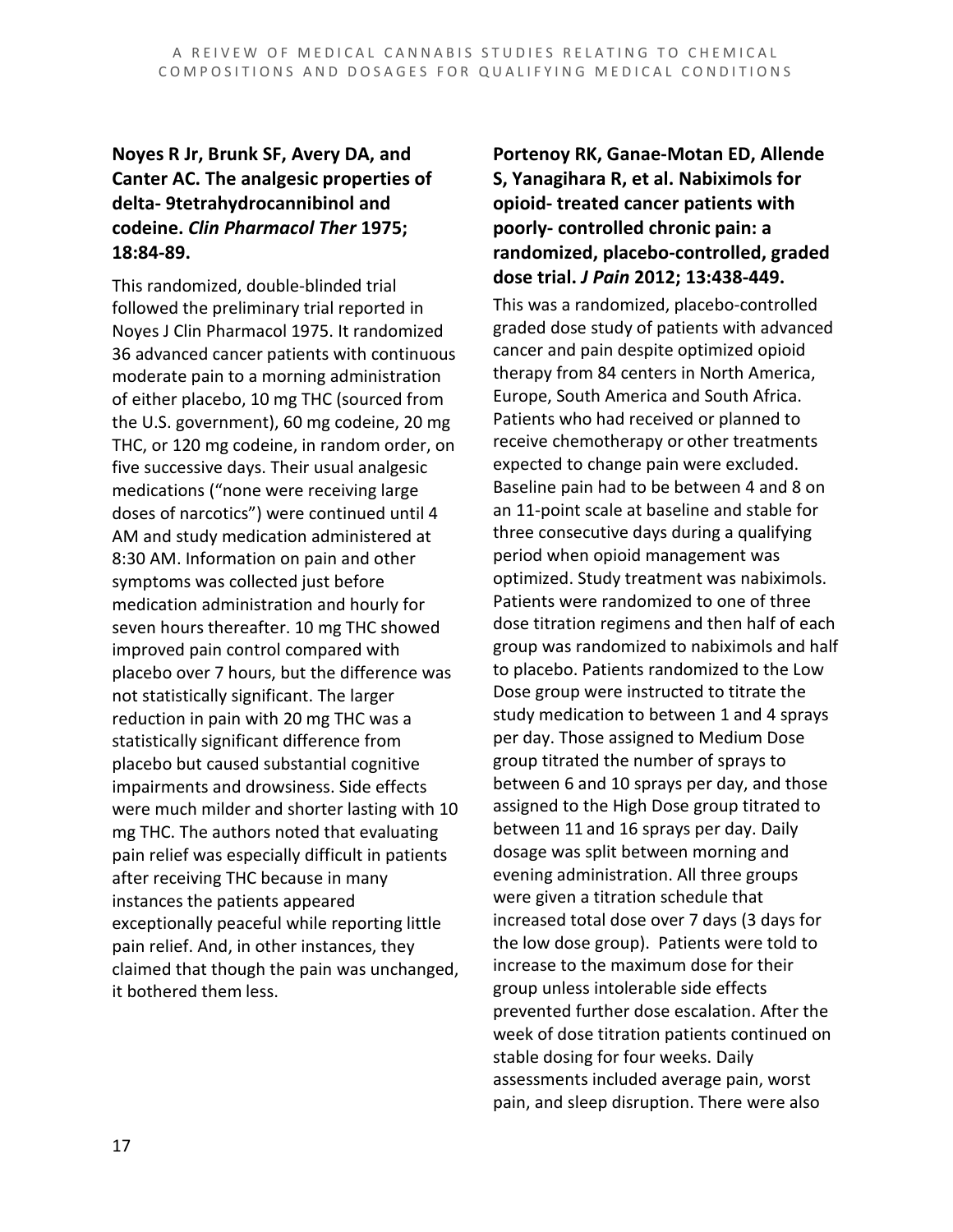**Noyes R Jr, Brunk SF, Avery DA, and Canter AC. The analgesic properties of delta- 9tetrahydrocannibinol and codeine. *Clin Pharmacol Ther* 1975; 18:84-89.**

This randomized, double-blinded trial followed the preliminary trial reported in Noyes J Clin Pharmacol 1975. It randomized 36 advanced cancer patients with continuous moderate pain to a morning administration of either placebo, 10 mg THC (sourced from the U.S. government), 60 mg codeine, 20 mg THC, or 120 mg codeine, in random order, on five successive days. Their usual analgesic medications ("none were receiving large doses of narcotics") were continued until 4 AM and study medication administered at 8:30 AM. Information on pain and other symptoms was collected just before medication administration and hourly for seven hours thereafter. 10 mg THC showed improved pain control compared with placebo over 7 hours, but the difference was not statistically significant. The larger reduction in pain with 20 mg THC was a statistically significant difference from placebo but caused substantial cognitive impairments and drowsiness. Side effects were much milder and shorter lasting with 10 mg THC. The authors noted that evaluating pain relief was especially difficult in patients after receiving THC because in many instances the patients appeared exceptionally peaceful while reporting little pain relief. And, in other instances, they claimed that though the pain was unchanged, it bothered them less.

**Portenoy RK, Ganae-Motan ED, Allende S, Yanagihara R, et al. Nabiximols for opioid- treated cancer patients with poorly- controlled chronic pain: a randomized, placebo-controlled, graded dose trial. *J Pain* 2012; 13:438-449.**

This was a randomized, placebo-controlled graded dose study of patients with advanced cancer and pain despite optimized opioid therapy from 84 centers in North America, Europe, South America and South Africa. Patients who had received or planned to receive chemotherapy or other treatments expected to change pain were excluded. Baseline pain had to be between 4 and 8 on an 11-point scale at baseline and stable for three consecutive days during a qualifying period when opioid management was optimized. Study treatment was nabiximols. Patients were randomized to one of three dose titration regimens and then half of each group was randomized to nabiximols and half to placebo. Patients randomized to the Low Dose group were instructed to titrate the study medication to between 1 and 4 sprays per day. Those assigned to Medium Dose group titrated the number of sprays to between 6 and 10 sprays per day, and those assigned to the High Dose group titrated to between 11 and 16 sprays per day. Daily dosage was split between morning and evening administration. All three groups were given a titration schedule that increased total dose over 7 days (3 days for the low dose group). Patients were told to increase to the maximum dose for their group unless intolerable side effects prevented further dose escalation. After the week of dose titration patients continued on stable dosing for four weeks. Daily assessments included average pain, worst pain, and sleep disruption. There were also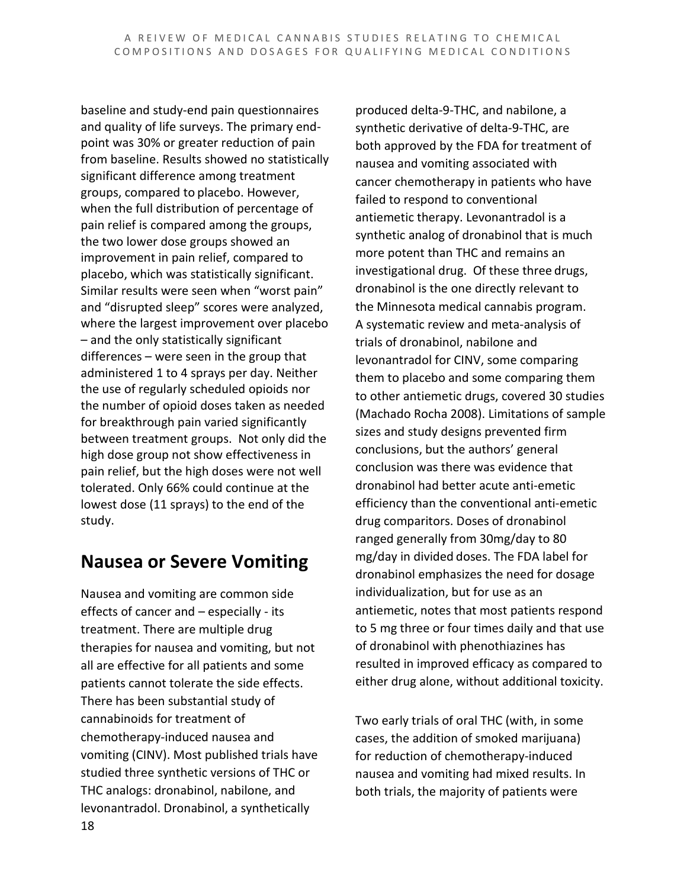baseline and study-end pain questionnaires and quality of life surveys. The primary end-point was 30% or greater reduction of pain from baseline. Results showed no statistically significant difference among treatment groups, compared to placebo. However, when the full distribution of percentage of pain relief is compared among the groups, the two lower dose groups showed an improvement in pain relief, compared to placebo, which was statistically significant. Similar results were seen when "worst pain" and "disrupted sleep" scores were analyzed, where the largest improvement over placebo – and the only statistically significant differences – were seen in the group that administered 1 to 4 sprays per day. Neither the use of regularly scheduled opioids nor the number of opioid doses taken as needed for breakthrough pain varied significantly between treatment groups. Not only did the high dose group not show effectiveness in pain relief, but the high doses were not well tolerated. Only 66% could continue at the lowest dose (11 sprays) to the end of the study.

## Nausea or Severe Vomiting

Nausea and vomiting are common side effects of cancer and – especially - its treatment. There are multiple drug therapies for nausea and vomiting, but not all are effective for all patients and some patients cannot tolerate the side effects. There has been substantial study of cannabinoids for treatment of chemotherapy-induced nausea and vomiting (CINV). Most published trials have studied three synthetic versions of THC or THC analogs: dronabinol, nabilone, and levonantradol. Dronabinol, a synthetically produced delta-9-THC, and nabilone, a synthetic derivative of delta-9-THC, are both approved by the FDA for treatment of nausea and vomiting associated with cancer chemotherapy in patients who have failed to respond to conventional antiemetic therapy. Levonantradol is a synthetic analog of dronabinol that is much more potent than THC and remains an investigational drug. Of these three drugs, dronabinol is the one directly relevant to the Minnesota medical cannabis program. A systematic review and meta-analysis of trials of dronabinol, nabilone and levonantradol for CINV, some comparing them to placebo and some comparing them to other antiemetic drugs, covered 30 studies (Machado Rocha 2008). Limitations of sample sizes and study designs prevented firm conclusions, but the authors' general conclusion was there was evidence that dronabinol had better acute anti-emetic efficiency than the conventional anti-emetic drug comparitors. Doses of dronabinol ranged generally from 30mg/day to 80 mg/day in divided doses. The FDA label for dronabinol emphasizes the need for dosage individualization, but for use as an antiemetic, notes that most patients respond to 5 mg three or four times daily and that use of dronabinol with phenothiazines has resulted in improved efficacy as compared to either drug alone, without additional toxicity.

Two early trials of oral THC (with, in some cases, the addition of smoked marijuana) for reduction of chemotherapy-induced nausea and vomiting had mixed results. In both trials, the majority of patients were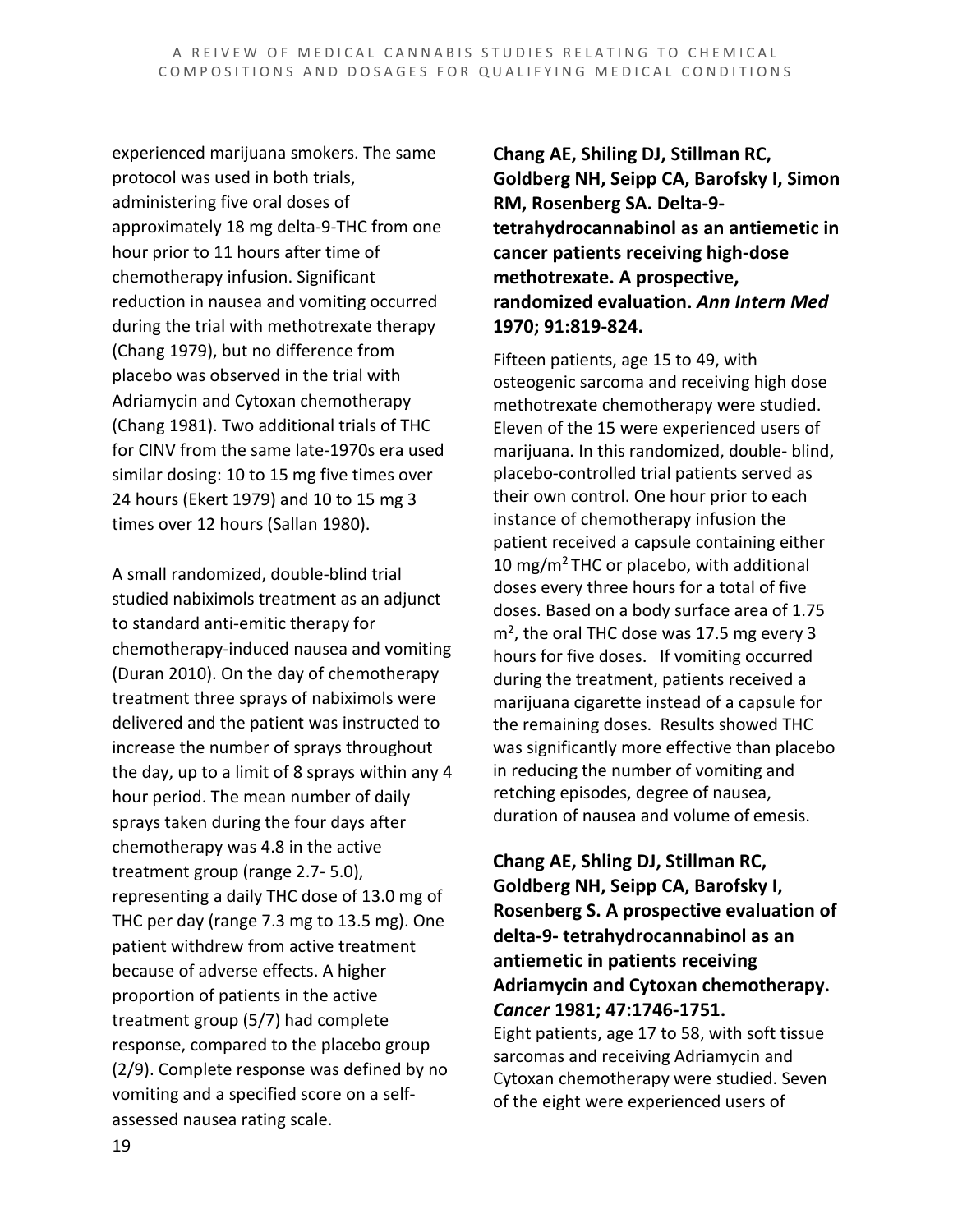experienced marijuana smokers. The same protocol was used in both trials, administering five oral doses of approximately 18 mg delta-9-THC from one hour prior to 11 hours after time of chemotherapy infusion. Significant reduction in nausea and vomiting occurred during the trial with methotrexate therapy (Chang 1979), but no difference from placebo was observed in the trial with Adriamycin and Cytoxan chemotherapy (Chang 1981). Two additional trials of THC for CINV from the same late-1970s era used similar dosing: 10 to 15 mg five times over 24 hours (Ekert 1979) and 10 to 15 mg 3 times over 12 hours (Sallan 1980).

A small randomized, double-blind trial studied nabiximols treatment as an adjunct to standard anti-emitic therapy for chemotherapy-induced nausea and vomiting (Duran 2010). On the day of chemotherapy treatment three sprays of nabiximols were delivered and the patient was instructed to increase the number of sprays throughout the day, up to a limit of 8 sprays within any 4 hour period. The mean number of daily sprays taken during the four days after chemotherapy was 4.8 in the active treatment group (range 2.7- 5.0), representing a daily THC dose of 13.0 mg of THC per day (range 7.3 mg to 13.5 mg). One patient withdrew from active treatment because of adverse effects. A higher proportion of patients in the active treatment group (5/7) had complete response, compared to the placebo group (2/9). Complete response was defined by no vomiting and a specified score on a self-assessed nausea rating scale.

**Chang AE, Shiling DJ, Stillman RC, Goldberg NH, Seipp CA, Barofsky I, Simon RM, Rosenberg SA. Delta-9-tetrahydrocannabinol as an antiemetic in cancer patients receiving high-dose methotrexate. A prospective, randomized evaluation. *Ann Intern Med* 1970; 91:819-824.**

Fifteen patients, age 15 to 49, with osteogenic sarcoma and receiving high dose methotrexate chemotherapy were studied. Eleven of the 15 were experienced users of marijuana. In this randomized, double- blind, placebo-controlled trial patients served as their own control. One hour prior to each instance of chemotherapy infusion the patient received a capsule containing either 10 mg/m$^2$ THC or placebo, with additional doses every three hours for a total of five doses. Based on a body surface area of 1.75 m$^2$, the oral THC dose was 17.5 mg every 3 hours for five doses. If vomiting occurred during the treatment, patients received a marijuana cigarette instead of a capsule for the remaining doses. Results showed THC was significantly more effective than placebo in reducing the number of vomiting and retching episodes, degree of nausea, duration of nausea and volume of emesis.

**Chang AE, Shling DJ, Stillman RC, Goldberg NH, Seipp CA, Barofsky I, Rosenberg S. A prospective evaluation of delta-9- tetrahydrocannabinol as an antiemetic in patients receiving Adriamycin and Cytoxan chemotherapy. *Cancer* 1981; 47:1746-1751.**

Eight patients, age 17 to 58, with soft tissue sarcomas and receiving Adriamycin and Cytoxan chemotherapy were studied. Seven of the eight were experienced users of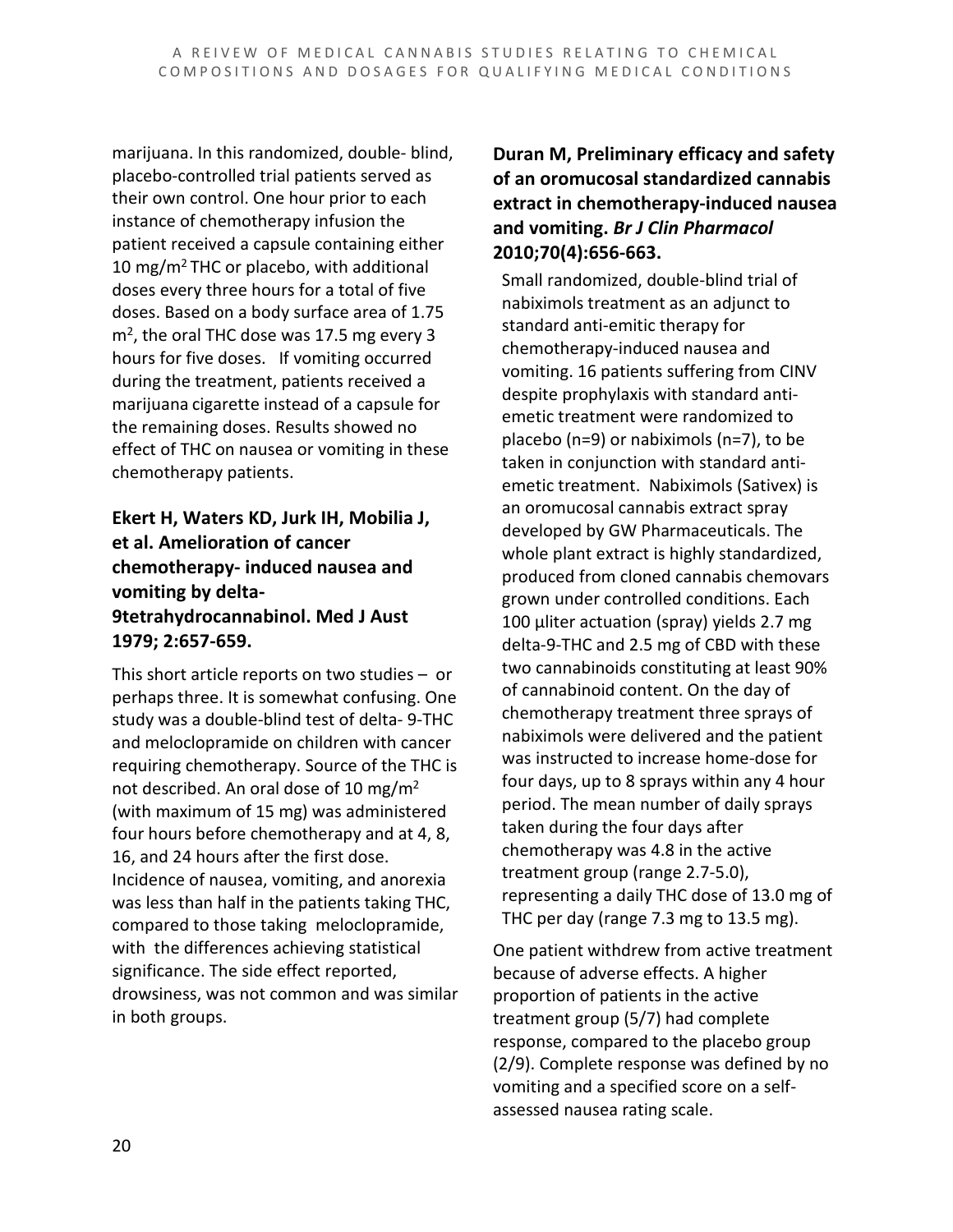marijuana. In this randomized, double- blind, placebo-controlled trial patients served as their own control. One hour prior to each instance of chemotherapy infusion the patient received a capsule containing either 10 $mg/m^2$ THC or placebo, with additional doses every three hours for a total of five doses. Based on a body surface area of 1.75 $m^2$, the oral THC dose was 17.5 mg every 3 hours for five doses. If vomiting occurred during the treatment, patients received a marijuana cigarette instead of a capsule for the remaining doses. Results showed no effect of THC on nausea or vomiting in these chemotherapy patients.

### Ekert H, Waters KD, Jurk IH, Mobilia J, et al. Amelioration of cancer chemotherapy- induced nausea and vomiting by delta-9tetrahydrocannabinol. Med J Aust 1979; 2:657-659.

This short article reports on two studies – or perhaps three. It is somewhat confusing. One study was a double-blind test of delta- 9-THC and meloclopramide on children with cancer requiring chemotherapy. Source of the THC is not described. An oral dose of 10 $mg/m^2$ (with maximum of 15 mg) was administered four hours before chemotherapy and at 4, 8, 16, and 24 hours after the first dose. Incidence of nausea, vomiting, and anorexia was less than half in the patients taking THC, compared to those taking meloclopramide, with the differences achieving statistical significance. The side effect reported, drowsiness, was not common and was similar in both groups.

### Duran M, Preliminary efficacy and safety of an oromucosal standardized cannabis extract in chemotherapy-induced nausea and vomiting. *Br J Clin Pharmacol* 2010;70(4):656-663.

Small randomized, double-blind trial of nabiximols treatment as an adjunct to standard anti-emitic therapy for chemotherapy-induced nausea and vomiting. 16 patients suffering from CINV despite prophylaxis with standard anti-emetic treatment were randomized to placebo (n=9) or nabiximols (n=7), to be taken in conjunction with standard anti-emetic treatment. Nabiximols (Sativex) is an oromucosal cannabis extract spray developed by GW Pharmaceuticals. The whole plant extract is highly standardized, produced from cloned cannabis chemovars grown under controlled conditions. Each 100 µliter actuation (spray) yields 2.7 mg delta-9-THC and 2.5 mg of CBD with these two cannabinoids constituting at least 90% of cannabinoid content. On the day of chemotherapy treatment three sprays of nabiximols were delivered and the patient was instructed to increase home-dose for four days, up to 8 sprays within any 4 hour period. The mean number of daily sprays taken during the four days after chemotherapy was 4.8 in the active treatment group (range 2.7-5.0), representing a daily THC dose of 13.0 mg of THC per day (range 7.3 mg to 13.5 mg).

One patient withdrew from active treatment because of adverse effects. A higher proportion of patients in the active treatment group (5/7) had complete response, compared to the placebo group (2/9). Complete response was defined by no vomiting and a specified score on a self-assessed nausea rating scale.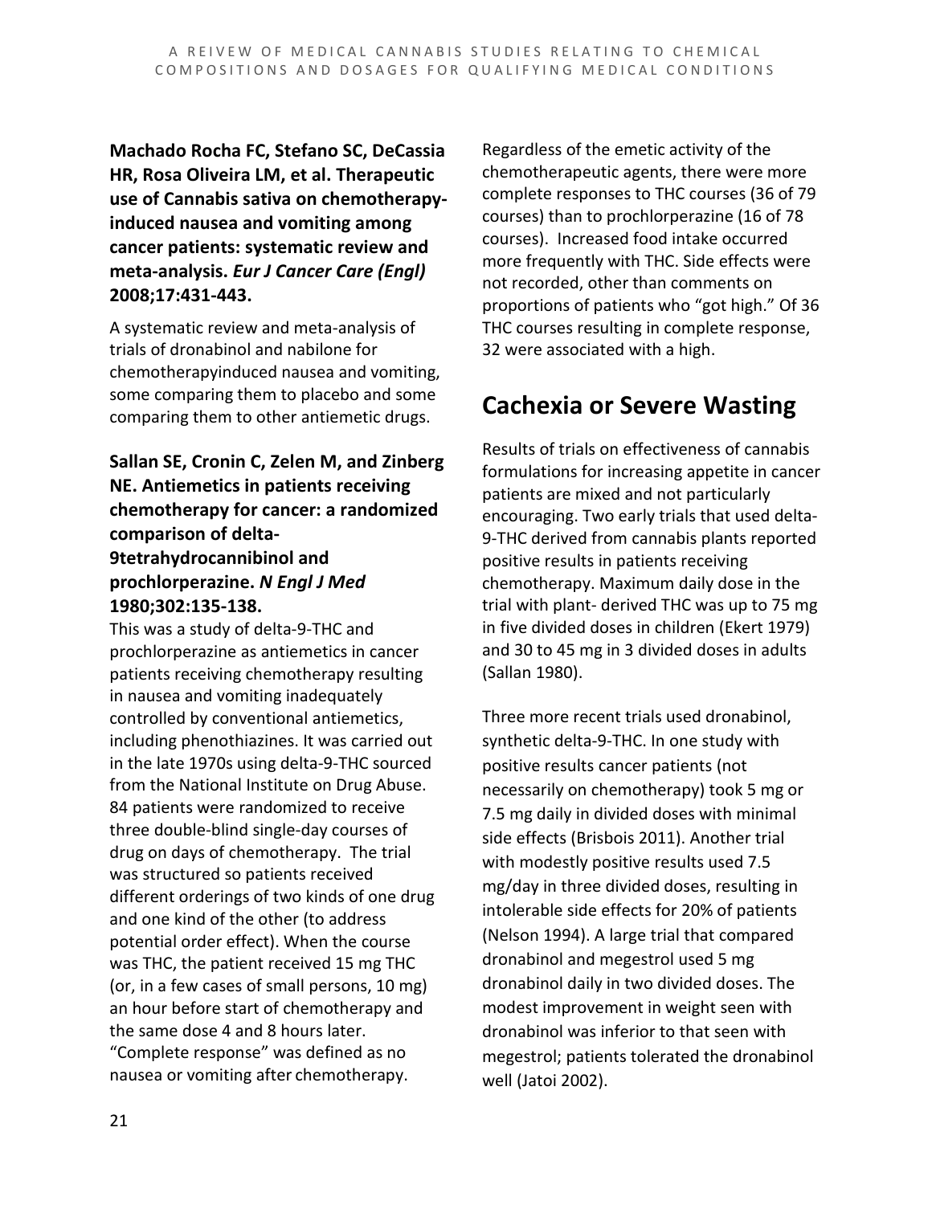**Machado Rocha FC, Stefano SC, DeCassia HR, Rosa Oliveira LM, et al. Therapeutic use of Cannabis sativa on chemotherapy-induced nausea and vomiting among cancer patients: systematic review and meta-analysis. *Eur J Cancer Care (Engl)* 2008;17:431-443.**

A systematic review and meta-analysis of trials of dronabinol and nabilone for chemotherapyinduced nausea and vomiting, some comparing them to placebo and some comparing them to other antiemetic drugs.

**Sallan SE, Cronin C, Zelen M, and Zinberg NE. Antiemetics in patients receiving chemotherapy for cancer: a randomized comparison of delta-9tetrahydrocannibinol and prochlorperazine. *N Engl J Med* 1980;302:135-138.**

This was a study of delta-9-THC and prochlorperazine as antiemetics in cancer patients receiving chemotherapy resulting in nausea and vomiting inadequately controlled by conventional antiemetics, including phenothiazines. It was carried out in the late 1970s using delta-9-THC sourced from the National Institute on Drug Abuse. 84 patients were randomized to receive three double-blind single-day courses of drug on days of chemotherapy. The trial was structured so patients received different orderings of two kinds of one drug and one kind of the other (to address potential order effect). When the course was THC, the patient received 15 mg THC (or, in a few cases of small persons, 10 mg) an hour before start of chemotherapy and the same dose 4 and 8 hours later. "Complete response" was defined as no nausea or vomiting after chemotherapy. Regardless of the emetic activity of the chemotherapeutic agents, there were more complete responses to THC courses (36 of 79 courses) than to prochlorperazine (16 of 78 courses). Increased food intake occurred more frequently with THC. Side effects were not recorded, other than comments on proportions of patients who "got high." Of 36 THC courses resulting in complete response, 32 were associated with a high.

## Cachexia or Severe Wasting

Results of trials on effectiveness of cannabis formulations for increasing appetite in cancer patients are mixed and not particularly encouraging. Two early trials that used delta-9-THC derived from cannabis plants reported positive results in patients receiving chemotherapy. Maximum daily dose in the trial with plant- derived THC was up to 75 mg in five divided doses in children (Ekert 1979) and 30 to 45 mg in 3 divided doses in adults (Sallan 1980).

Three more recent trials used dronabinol, synthetic delta-9-THC. In one study with positive results cancer patients (not necessarily on chemotherapy) took 5 mg or 7.5 mg daily in divided doses with minimal side effects (Brisbois 2011). Another trial with modestly positive results used 7.5 mg/day in three divided doses, resulting in intolerable side effects for 20% of patients (Nelson 1994). A large trial that compared dronabinol and megestrol used 5 mg dronabinol daily in two divided doses. The modest improvement in weight seen with dronabinol was inferior to that seen with megestrol; patients tolerated the dronabinol well (Jatoi 2002).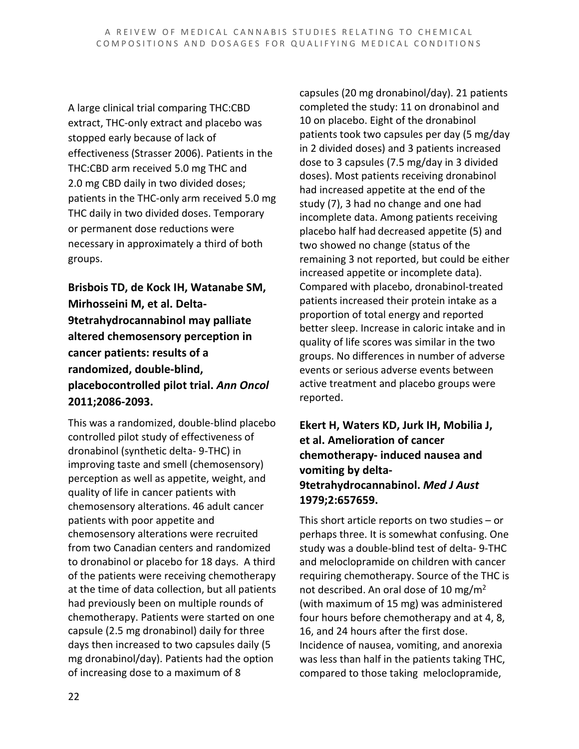A large clinical trial comparing THC:CBD extract, THC-only extract and placebo was stopped early because of lack of effectiveness (Strasser 2006). Patients in the THC:CBD arm received 5.0 mg THC and 2.0 mg CBD daily in two divided doses; patients in the THC-only arm received 5.0 mg THC daily in two divided doses. Temporary or permanent dose reductions were necessary in approximately a third of both groups.

### Brisbois TD, de Kock IH, Watanabe SM, Mirhosseini M, et al. Delta-9tetrahydrocannabinol may palliate altered chemosensory perception in cancer patients: results of a randomized, double-blind, placebocontrolled pilot trial. *Ann Oncol* 2011;2086-2093.

This was a randomized, double-blind placebo controlled pilot study of effectiveness of dronabinol (synthetic delta- 9-THC) in improving taste and smell (chemosensory) perception as well as appetite, weight, and quality of life in cancer patients with chemosensory alterations. 46 adult cancer patients with poor appetite and chemosensory alterations were recruited from two Canadian centers and randomized to dronabinol or placebo for 18 days. A third of the patients were receiving chemotherapy at the time of data collection, but all patients had previously been on multiple rounds of chemotherapy. Patients were started on one capsule (2.5 mg dronabinol) daily for three days then increased to two capsules daily (5 mg dronabinol/day). Patients had the option of increasing dose to a maximum of 8 capsules (20 mg dronabinol/day). 21 patients completed the study: 11 on dronabinol and 10 on placebo. Eight of the dronabinol patients took two capsules per day (5 mg/day in 2 divided doses) and 3 patients increased dose to 3 capsules (7.5 mg/day in 3 divided doses). Most patients receiving dronabinol had increased appetite at the end of the study (7), 3 had no change and one had incomplete data. Among patients receiving placebo half had decreased appetite (5) and two showed no change (status of the remaining 3 not reported, but could be either increased appetite or incomplete data). Compared with placebo, dronabinol-treated patients increased their protein intake as a proportion of total energy and reported better sleep. Increase in caloric intake and in quality of life scores was similar in the two groups. No differences in number of adverse events or serious adverse events between active treatment and placebo groups were reported.

### Ekert H, Waters KD, Jurk IH, Mobilia J, et al. Amelioration of cancer chemotherapy- induced nausea and vomiting by delta-9tetrahydrocannabinol. *Med J Aust* 1979;2:657659.

This short article reports on two studies – or perhaps three. It is somewhat confusing. One study was a double-blind test of delta- 9-THC and meloclopramide on children with cancer requiring chemotherapy. Source of the THC is not described. An oral dose of 10 mg/m$^2$ (with maximum of 15 mg) was administered four hours before chemotherapy and at 4, 8, 16, and 24 hours after the first dose. Incidence of nausea, vomiting, and anorexia was less than half in the patients taking THC, compared to those taking meloclopramide,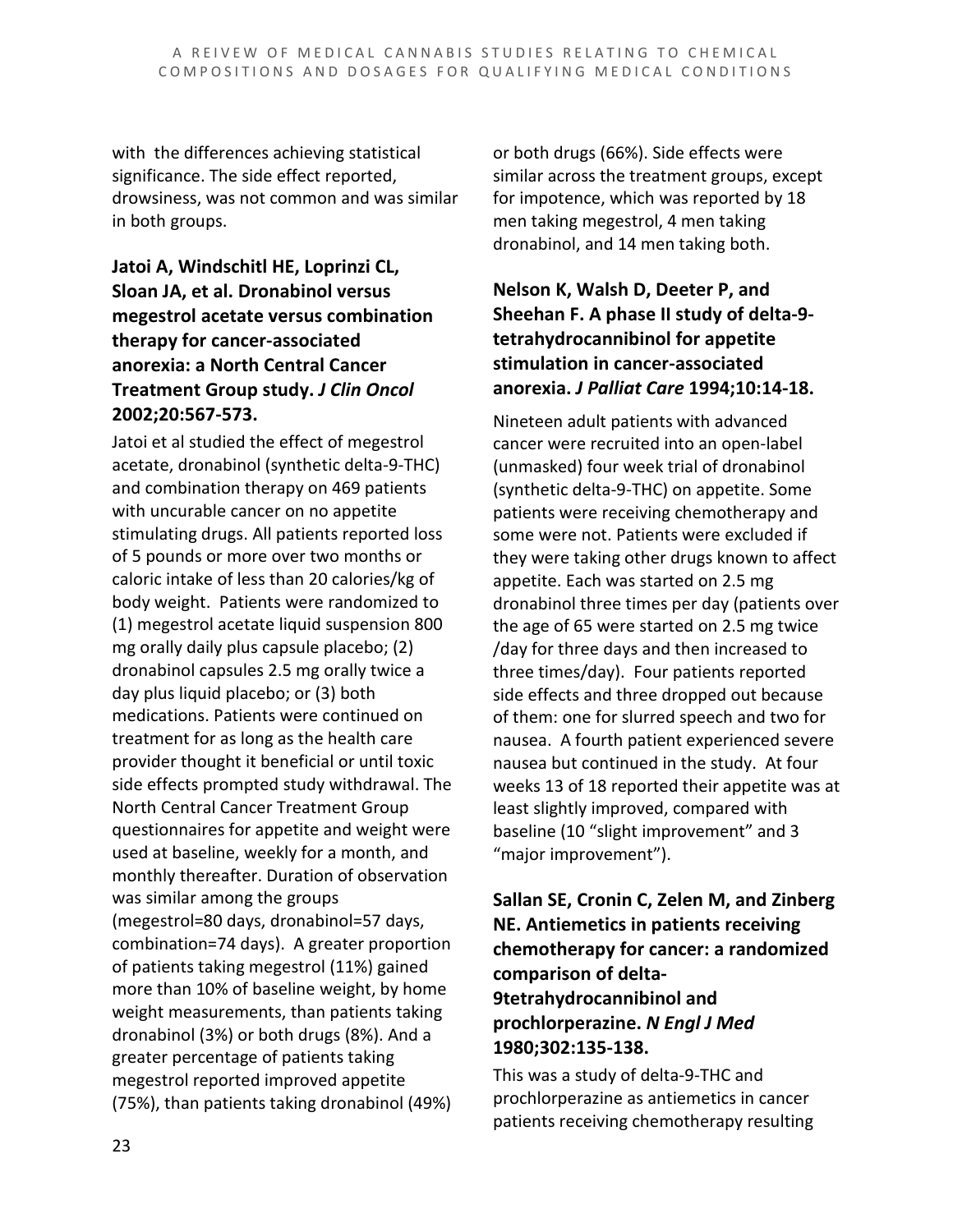with the differences achieving statistical significance. The side effect reported, drowsiness, was not common and was similar in both groups.

### Jatoi A, Windschitl HE, Loprinzi CL, Sloan JA, et al. Dronabinol versus megestrol acetate versus combination therapy for cancer-associated anorexia: a North Central Cancer Treatment Group study. *J Clin Oncol* 2002;20:567-573.

Jatoi et al studied the effect of megestrol acetate, dronabinol (synthetic delta-9-THC) and combination therapy on 469 patients with uncurable cancer on no appetite stimulating drugs. All patients reported loss of 5 pounds or more over two months or caloric intake of less than 20 calories/kg of body weight. Patients were randomized to (1) megestrol acetate liquid suspension 800 mg orally daily plus capsule placebo; (2) dronabinol capsules 2.5 mg orally twice a day plus liquid placebo; or (3) both medications. Patients were continued on treatment for as long as the health care provider thought it beneficial or until toxic side effects prompted study withdrawal. The North Central Cancer Treatment Group questionnaires for appetite and weight were used at baseline, weekly for a month, and monthly thereafter. Duration of observation was similar among the groups (megestrol=80 days, dronabinol=57 days, combination=74 days). A greater proportion of patients taking megestrol (11%) gained more than 10% of baseline weight, by home weight measurements, than patients taking dronabinol (3%) or both drugs (8%). And a greater percentage of patients taking megestrol reported improved appetite (75%), than patients taking dronabinol (49%) or both drugs (66%). Side effects were similar across the treatment groups, except for impotence, which was reported by 18 men taking megestrol, 4 men taking dronabinol, and 14 men taking both.

### Nelson K, Walsh D, Deeter P, and Sheehan F. A phase II study of delta-9-tetrahydrocannibinol for appetite stimulation in cancer-associated anorexia. *J Palliat Care* 1994;10:14-18.

Nineteen adult patients with advanced cancer were recruited into an open-label (unmasked) four week trial of dronabinol (synthetic delta-9-THC) on appetite. Some patients were receiving chemotherapy and some were not. Patients were excluded if they were taking other drugs known to affect appetite. Each was started on 2.5 mg dronabinol three times per day (patients over the age of 65 were started on 2.5 mg twice /day for three days and then increased to three times/day). Four patients reported side effects and three dropped out because of them: one for slurred speech and two for nausea. A fourth patient experienced severe nausea but continued in the study. At four weeks 13 of 18 reported their appetite was at least slightly improved, compared with baseline (10 "slight improvement" and 3 "major improvement").

### Sallan SE, Cronin C, Zelen M, and Zinberg NE. Antiemetics in patients receiving chemotherapy for cancer: a randomized comparison of delta-9tetrahydrocannibinol and prochlorperazine. *N Engl J Med* 1980;302:135-138.

This was a study of delta-9-THC and prochlorperazine as antiemetics in cancer patients receiving chemotherapy resulting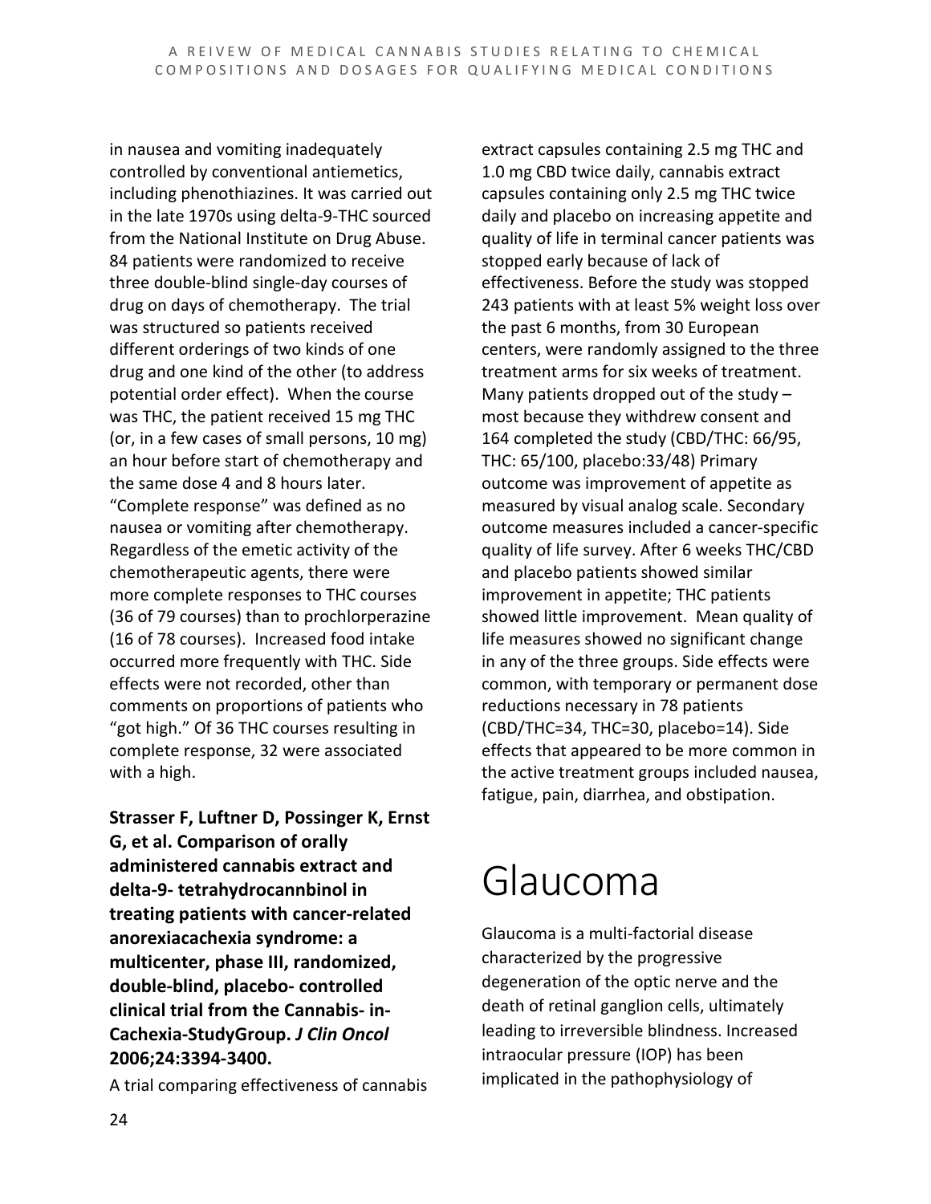in nausea and vomiting inadequately controlled by conventional antiemetics, including phenothiazines. It was carried out in the late 1970s using delta-9-THC sourced from the National Institute on Drug Abuse. 84 patients were randomized to receive three double-blind single-day courses of drug on days of chemotherapy. The trial was structured so patients received different orderings of two kinds of one drug and one kind of the other (to address potential order effect). When the course was THC, the patient received 15 mg THC (or, in a few cases of small persons, 10 mg) an hour before start of chemotherapy and the same dose 4 and 8 hours later. "Complete response" was defined as no nausea or vomiting after chemotherapy. Regardless of the emetic activity of the chemotherapeutic agents, there were more complete responses to THC courses (36 of 79 courses) than to prochlorperazine (16 of 78 courses). Increased food intake occurred more frequently with THC. Side effects were not recorded, other than comments on proportions of patients who "got high." Of 36 THC courses resulting in complete response, 32 were associated with a high.

**Strasser F, Luftner D, Possinger K, Ernst G, et al. Comparison of orally administered cannabis extract and delta-9- tetrahydrocannbinol in treating patients with cancer-related anorexiacachexia syndrome: a multicenter, phase III, randomized, double-blind, placebo- controlled clinical trial from the Cannabis- in-Cachexia-StudyGroup. *J Clin Oncol* 2006;24:3394-3400.**

A trial comparing effectiveness of cannabis extract capsules containing 2.5 mg THC and 1.0 mg CBD twice daily, cannabis extract capsules containing only 2.5 mg THC twice daily and placebo on increasing appetite and quality of life in terminal cancer patients was stopped early because of lack of effectiveness. Before the study was stopped 243 patients with at least 5% weight loss over the past 6 months, from 30 European centers, were randomly assigned to the three treatment arms for six weeks of treatment. Many patients dropped out of the study – most because they withdrew consent and 164 completed the study (CBD/THC: 66/95, THC: 65/100, placebo:33/48) Primary outcome was improvement of appetite as measured by visual analog scale. Secondary outcome measures included a cancer-specific quality of life survey. After 6 weeks THC/CBD and placebo patients showed similar improvement in appetite; THC patients showed little improvement. Mean quality of life measures showed no significant change in any of the three groups. Side effects were common, with temporary or permanent dose reductions necessary in 78 patients (CBD/THC=34, THC=30, placebo=14). Side effects that appeared to be more common in the active treatment groups included nausea, fatigue, pain, diarrhea, and obstipation.

# Glaucoma

Glaucoma is a multi-factorial disease characterized by the progressive degeneration of the optic nerve and the death of retinal ganglion cells, ultimately leading to irreversible blindness. Increased intraocular pressure (IOP) has been implicated in the pathophysiology of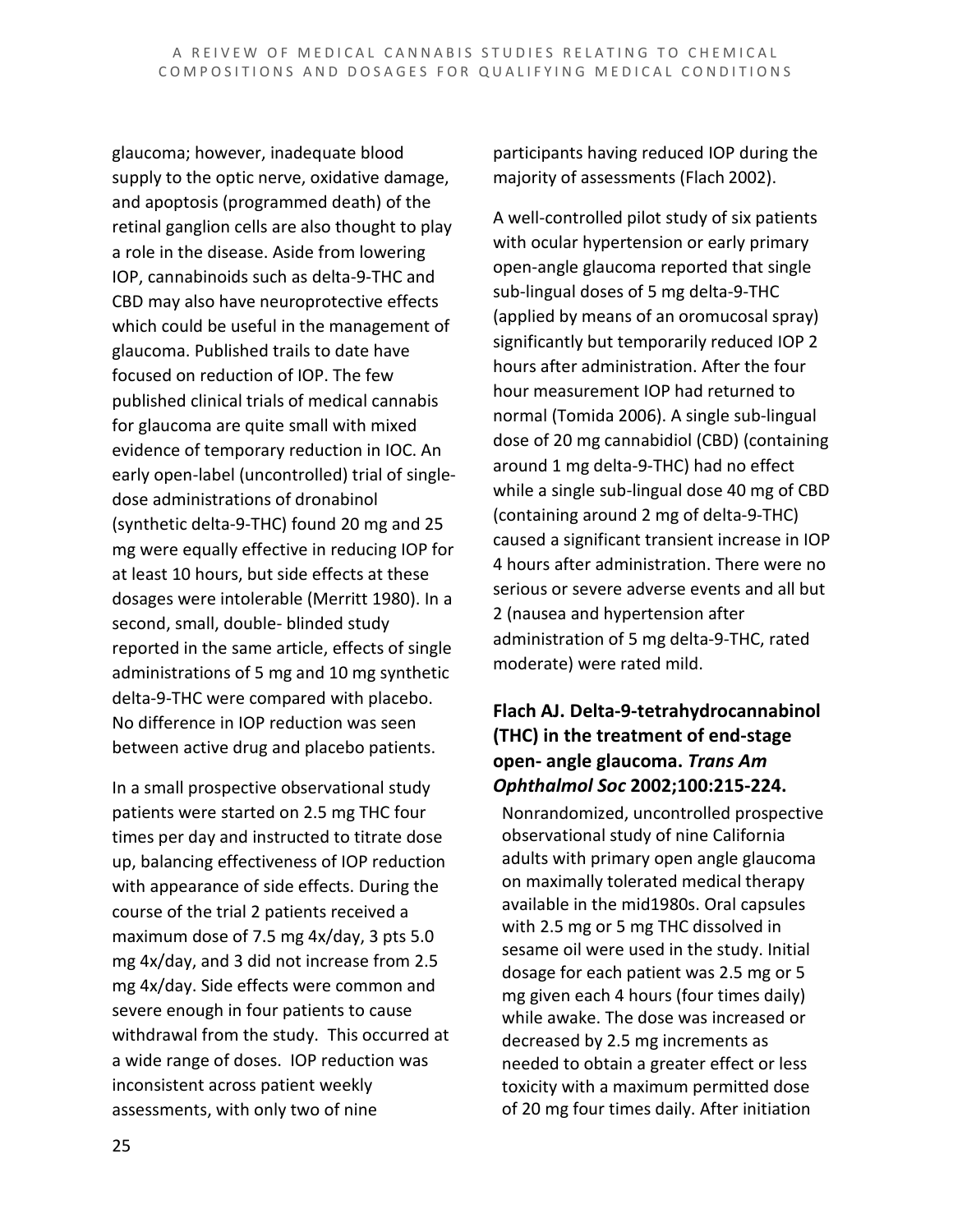glaucoma; however, inadequate blood supply to the optic nerve, oxidative damage, and apoptosis (programmed death) of the retinal ganglion cells are also thought to play a role in the disease. Aside from lowering IOP, cannabinoids such as delta-9-THC and CBD may also have neuroprotective effects which could be useful in the management of glaucoma. Published trails to date have focused on reduction of IOP. The few published clinical trials of medical cannabis for glaucoma are quite small with mixed evidence of temporary reduction in IOC. An early open-label (uncontrolled) trial of single-dose administrations of dronabinol (synthetic delta-9-THC) found 20 mg and 25 mg were equally effective in reducing IOP for at least 10 hours, but side effects at these dosages were intolerable (Merritt 1980). In a second, small, double- blinded study reported in the same article, effects of single administrations of 5 mg and 10 mg synthetic delta-9-THC were compared with placebo. No difference in IOP reduction was seen between active drug and placebo patients.

In a small prospective observational study patients were started on 2.5 mg THC four times per day and instructed to titrate dose up, balancing effectiveness of IOP reduction with appearance of side effects. During the course of the trial 2 patients received a maximum dose of 7.5 mg 4x/day, 3 pts 5.0 mg 4x/day, and 3 did not increase from 2.5 mg 4x/day. Side effects were common and severe enough in four patients to cause withdrawal from the study. This occurred at a wide range of doses. IOP reduction was inconsistent across patient weekly assessments, with only two of nine participants having reduced IOP during the majority of assessments (Flach 2002).

A well-controlled pilot study of six patients with ocular hypertension or early primary open-angle glaucoma reported that single sub-lingual doses of 5 mg delta-9-THC (applied by means of an oromucosal spray) significantly but temporarily reduced IOP 2 hours after administration. After the four hour measurement IOP had returned to normal (Tomida 2006). A single sub-lingual dose of 20 mg cannabidiol (CBD) (containing around 1 mg delta-9-THC) had no effect while a single sub-lingual dose 40 mg of CBD (containing around 2 mg of delta-9-THC) caused a significant transient increase in IOP 4 hours after administration. There were no serious or severe adverse events and all but 2 (nausea and hypertension after administration of 5 mg delta-9-THC, rated moderate) were rated mild.

### Flach AJ. Delta-9-tetrahydrocannabinol (THC) in the treatment of end-stage open- angle glaucoma. *Trans Am Ophthalmol Soc* 2002;100:215-224.

Nonrandomized, uncontrolled prospective observational study of nine California adults with primary open angle glaucoma on maximally tolerated medical therapy available in the mid1980s. Oral capsules with 2.5 mg or 5 mg THC dissolved in sesame oil were used in the study. Initial dosage for each patient was 2.5 mg or 5 mg given each 4 hours (four times daily) while awake. The dose was increased or decreased by 2.5 mg increments as needed to obtain a greater effect or less toxicity with a maximum permitted dose of 20 mg four times daily. After initiation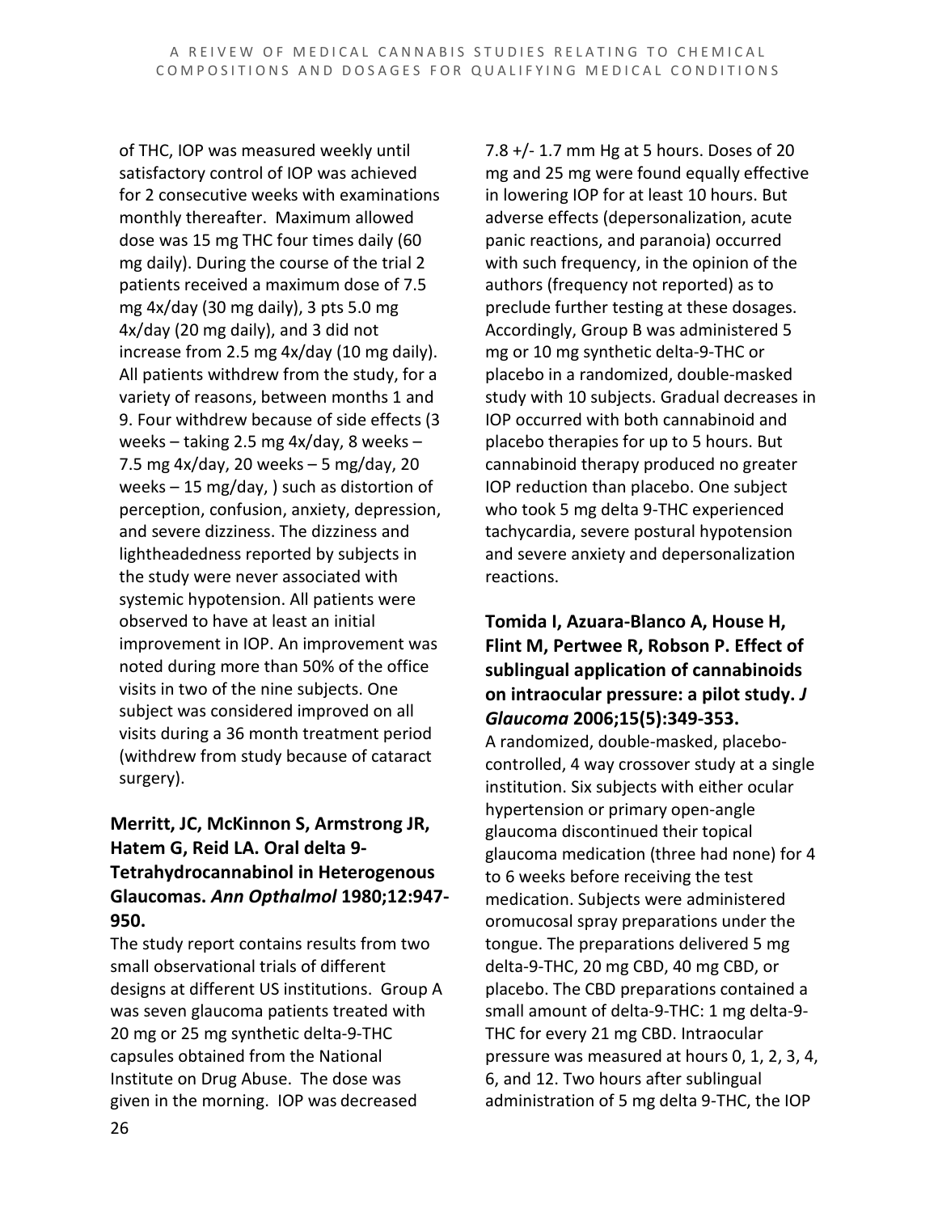of THC, IOP was measured weekly until satisfactory control of IOP was achieved for 2 consecutive weeks with examinations monthly thereafter. Maximum allowed dose was 15 mg THC four times daily (60 mg daily). During the course of the trial 2 patients received a maximum dose of 7.5 mg 4x/day (30 mg daily), 3 pts 5.0 mg 4x/day (20 mg daily), and 3 did not increase from 2.5 mg 4x/day (10 mg daily). All patients withdrew from the study, for a variety of reasons, between months 1 and 9. Four withdrew because of side effects (3 weeks – taking 2.5 mg 4x/day, 8 weeks – 7.5 mg 4x/day, 20 weeks – 5 mg/day, 20 weeks – 15 mg/day, ) such as distortion of perception, confusion, anxiety, depression, and severe dizziness. The dizziness and lightheadedness reported by subjects in the study were never associated with systemic hypotension. All patients were observed to have at least an initial improvement in IOP. An improvement was noted during more than 50% of the office visits in two of the nine subjects. One subject was considered improved on all visits during a 36 month treatment period (withdrew from study because of cataract surgery).

**Merritt, JC, McKinnon S, Armstrong JR, Hatem G, Reid LA. Oral delta 9-Tetrahydrocannabinol in Heterogenous Glaucomas. *Ann Opthalmol* 1980;12:947-950.**

The study report contains results from two small observational trials of different designs at different US institutions. Group A was seven glaucoma patients treated with 20 mg or 25 mg synthetic delta-9-THC capsules obtained from the National Institute on Drug Abuse. The dose was given in the morning. IOP was decreased 7.8 +/- 1.7 mm Hg at 5 hours. Doses of 20 mg and 25 mg were found equally effective in lowering IOP for at least 10 hours. But adverse effects (depersonalization, acute panic reactions, and paranoia) occurred with such frequency, in the opinion of the authors (frequency not reported) as to preclude further testing at these dosages. Accordingly, Group B was administered 5 mg or 10 mg synthetic delta-9-THC or placebo in a randomized, double-masked study with 10 subjects. Gradual decreases in IOP occurred with both cannabinoid and placebo therapies for up to 5 hours. But cannabinoid therapy produced no greater IOP reduction than placebo. One subject who took 5 mg delta 9-THC experienced tachycardia, severe postural hypotension and severe anxiety and depersonalization reactions.

**Tomida I, Azuara-Blanco A, House H, Flint M, Pertwee R, Robson P. Effect of sublingual application of cannabinoids on intraocular pressure: a pilot study. *J Glaucoma* 2006;15(5):349-353.**

A randomized, double-masked, placebo-controlled, 4 way crossover study at a single institution. Six subjects with either ocular hypertension or primary open-angle glaucoma discontinued their topical glaucoma medication (three had none) for 4 to 6 weeks before receiving the test medication. Subjects were administered oromucosal spray preparations under the tongue. The preparations delivered 5 mg delta-9-THC, 20 mg CBD, 40 mg CBD, or placebo. The CBD preparations contained a small amount of delta-9-THC: 1 mg delta-9-THC for every 21 mg CBD. Intraocular pressure was measured at hours 0, 1, 2, 3, 4, 6, and 12. Two hours after sublingual administration of 5 mg delta 9-THC, the IOP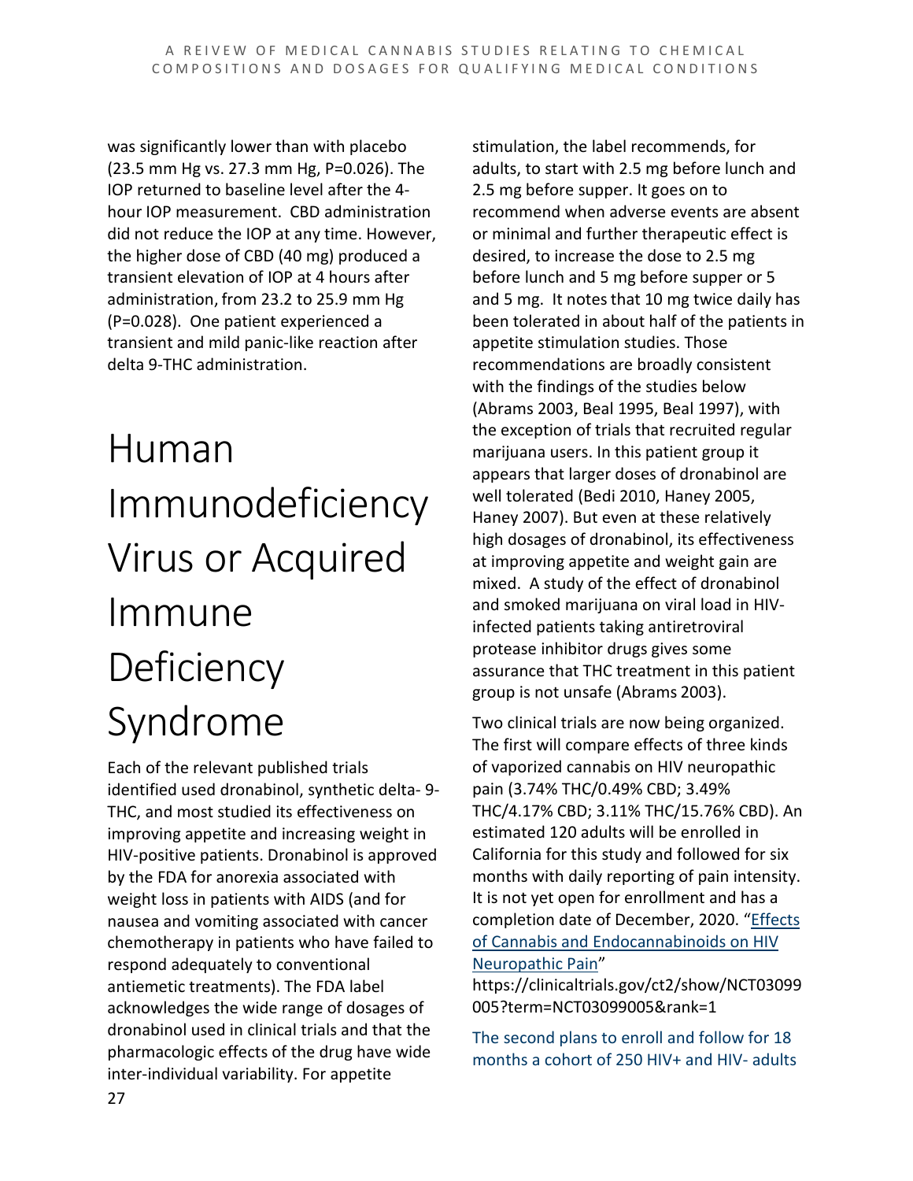was significantly lower than with placebo (23.5 mm Hg vs. 27.3 mm Hg, P=0.026). The IOP returned to baseline level after the 4-hour IOP measurement. CBD administration did not reduce the IOP at any time. However, the higher dose of CBD (40 mg) produced a transient elevation of IOP at 4 hours after administration, from 23.2 to 25.9 mm Hg (P=0.028). One patient experienced a transient and mild panic-like reaction after delta 9-THC administration.

# Human Immunodeficiency Virus or Acquired Immune Deficiency Syndrome

Each of the relevant published trials identified used dronabinol, synthetic delta- 9-THC, and most studied its effectiveness on improving appetite and increasing weight in HIV-positive patients. Dronabinol is approved by the FDA for anorexia associated with weight loss in patients with AIDS (and for nausea and vomiting associated with cancer chemotherapy in patients who have failed to respond adequately to conventional antiemetic treatments). The FDA label acknowledges the wide range of dosages of dronabinol used in clinical trials and that the pharmacologic effects of the drug have wide inter-individual variability. For appetite stimulation, the label recommends, for adults, to start with 2.5 mg before lunch and 2.5 mg before supper. It goes on to recommend when adverse events are absent or minimal and further therapeutic effect is desired, to increase the dose to 2.5 mg before lunch and 5 mg before supper or 5 and 5 mg. It notes that 10 mg twice daily has been tolerated in about half of the patients in appetite stimulation studies. Those recommendations are broadly consistent with the findings of the studies below (Abrams 2003, Beal 1995, Beal 1997), with the exception of trials that recruited regular marijuana users. In this patient group it appears that larger doses of dronabinol are well tolerated (Bedi 2010, Haney 2005, Haney 2007). But even at these relatively high dosages of dronabinol, its effectiveness at improving appetite and weight gain are mixed. A study of the effect of dronabinol and smoked marijuana on viral load in HIV-infected patients taking antiretroviral protease inhibitor drugs gives some assurance that THC treatment in this patient group is not unsafe (Abrams 2003).

Two clinical trials are now being organized. The first will compare effects of three kinds of vaporized cannabis on HIV neuropathic pain (3.74% THC/0.49% CBD; 3.49% THC/4.17% CBD; 3.11% THC/15.76% CBD). An estimated 120 adults will be enrolled in California for this study and followed for six months with daily reporting of pain intensity. It is not yet open for enrollment and has a completion date of December, 2020. "Effects of Cannabis and Endocannabinoids on HIV Neuropathic Pain" https://clinicaltrials.gov/ct2/show/NCT03099005?term=NCT03099005&rank=1

The second plans to enroll and follow for 18 months a cohort of 250 HIV+ and HIV- adults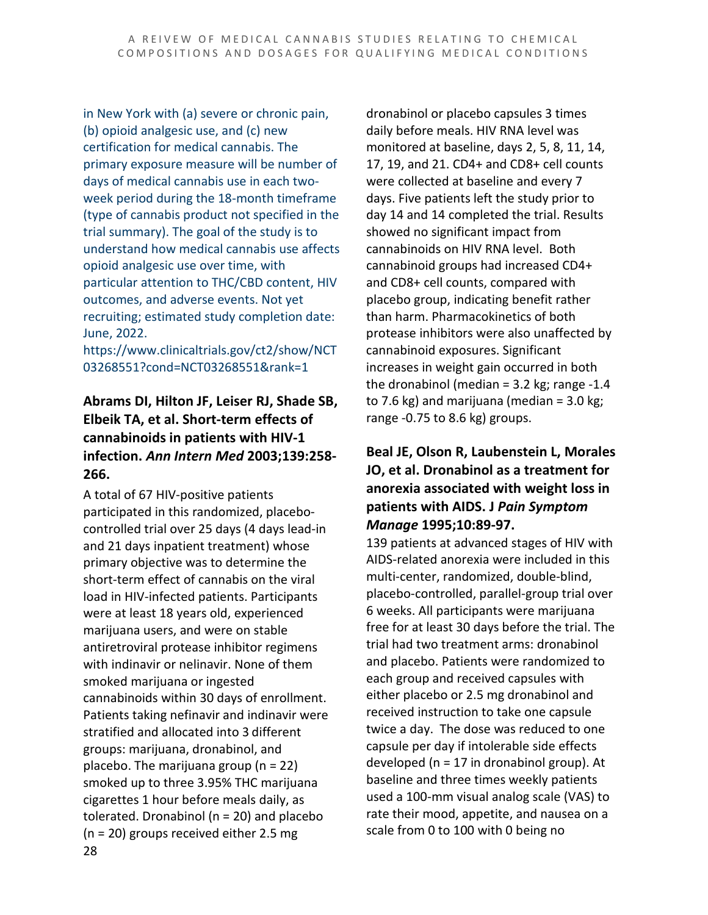in New York with (a) severe or chronic pain, (b) opioid analgesic use, and (c) new certification for medical cannabis. The primary exposure measure will be number of days of medical cannabis use in each two-week period during the 18-month timeframe (type of cannabis product not specified in the trial summary). The goal of the study is to understand how medical cannabis use affects opioid analgesic use over time, with particular attention to THC/CBD content, HIV outcomes, and adverse events. Not yet recruiting; estimated study completion date: June, 2022.
https://www.clinicaltrials.gov/ct2/show/NCT03268551?cond=NCT03268551&rank=1

### Abrams DI, Hilton JF, Leiser RJ, Shade SB, Elbeik TA, et al. Short-term effects of cannabinoids in patients with HIV-1 infection. *Ann Intern Med* 2003;139:258-266.

A total of 67 HIV-positive patients participated in this randomized, placebo-controlled trial over 25 days (4 days lead-in and 21 days inpatient treatment) whose primary objective was to determine the short-term effect of cannabis on the viral load in HIV-infected patients. Participants were at least 18 years old, experienced marijuana users, and were on stable antiretroviral protease inhibitor regimens with indinavir or nelinavir. None of them smoked marijuana or ingested cannabinoids within 30 days of enrollment. Patients taking nefinavir and indinavir were stratified and allocated into 3 different groups: marijuana, dronabinol, and placebo. The marijuana group (n = 22) smoked up to three 3.95% THC marijuana cigarettes 1 hour before meals daily, as tolerated. Dronabinol (n = 20) and placebo (n = 20) groups received either 2.5 mg dronabinol or placebo capsules 3 times daily before meals. HIV RNA level was monitored at baseline, days 2, 5, 8, 11, 14, 17, 19, and 21. CD4+ and CD8+ cell counts were collected at baseline and every 7 days. Five patients left the study prior to day 14 and 14 completed the trial. Results showed no significant impact from cannabinoids on HIV RNA level. Both cannabinoid groups had increased CD4+ and CD8+ cell counts, compared with placebo group, indicating benefit rather than harm. Pharmacokinetics of both protease inhibitors were also unaffected by cannabinoid exposures. Significant increases in weight gain occurred in both the dronabinol (median = 3.2 kg; range -1.4 to 7.6 kg) and marijuana (median = 3.0 kg; range -0.75 to 8.6 kg) groups.

### Beal JE, Olson R, Laubenstein L, Morales JO, et al. Dronabinol as a treatment for anorexia associated with weight loss in patients with AIDS. J *Pain Symptom Manage* 1995;10:89-97.

139 patients at advanced stages of HIV with AIDS-related anorexia were included in this multi-center, randomized, double-blind, placebo-controlled, parallel-group trial over 6 weeks. All participants were marijuana free for at least 30 days before the trial. The trial had two treatment arms: dronabinol and placebo. Patients were randomized to each group and received capsules with either placebo or 2.5 mg dronabinol and received instruction to take one capsule twice a day. The dose was reduced to one capsule per day if intolerable side effects developed (n = 17 in dronabinol group). At baseline and three times weekly patients used a 100-mm visual analog scale (VAS) to rate their mood, appetite, and nausea on a scale from 0 to 100 with 0 being no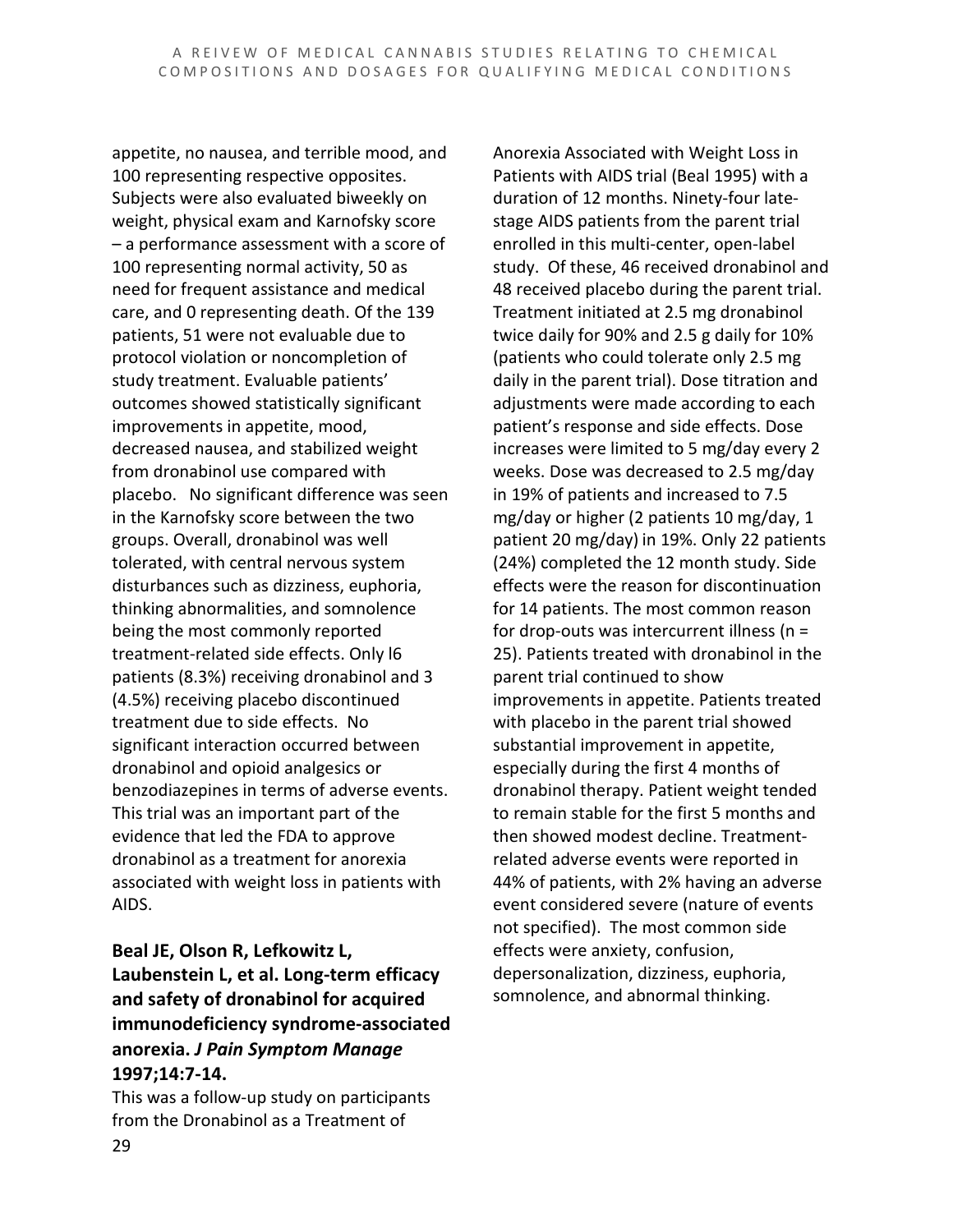appetite, no nausea, and terrible mood, and 100 representing respective opposites. Subjects were also evaluated biweekly on weight, physical exam and Karnofsky score – a performance assessment with a score of 100 representing normal activity, 50 as need for frequent assistance and medical care, and 0 representing death. Of the 139 patients, 51 were not evaluable due to protocol violation or noncompletion of study treatment. Evaluable patients' outcomes showed statistically significant improvements in appetite, mood, decreased nausea, and stabilized weight from dronabinol use compared with placebo. No significant difference was seen in the Karnofsky score between the two groups. Overall, dronabinol was well tolerated, with central nervous system disturbances such as dizziness, euphoria, thinking abnormalities, and somnolence being the most commonly reported treatment-related side effects. Only l6 patients (8.3%) receiving dronabinol and 3 (4.5%) receiving placebo discontinued treatment due to side effects. No significant interaction occurred between dronabinol and opioid analgesics or benzodiazepines in terms of adverse events. This trial was an important part of the evidence that led the FDA to approve dronabinol as a treatment for anorexia associated with weight loss in patients with AIDS.

**Beal JE, Olson R, Lefkowitz L, Laubenstein L, et al. Long-term efficacy and safety of dronabinol for acquired immunodeficiency syndrome-associated anorexia. *J Pain Symptom Manage* 1997;14:7-14.**

This was a follow-up study on participants from the Dronabinol as a Treatment of Anorexia Associated with Weight Loss in Patients with AIDS trial (Beal 1995) with a duration of 12 months. Ninety-four late-stage AIDS patients from the parent trial enrolled in this multi-center, open-label study. Of these, 46 received dronabinol and 48 received placebo during the parent trial. Treatment initiated at 2.5 mg dronabinol twice daily for 90% and 2.5 g daily for 10% (patients who could tolerate only 2.5 mg daily in the parent trial). Dose titration and adjustments were made according to each patient's response and side effects. Dose increases were limited to 5 mg/day every 2 weeks. Dose was decreased to 2.5 mg/day in 19% of patients and increased to 7.5 mg/day or higher (2 patients 10 mg/day, 1 patient 20 mg/day) in 19%. Only 22 patients (24%) completed the 12 month study. Side effects were the reason for discontinuation for 14 patients. The most common reason for drop-outs was intercurrent illness (n = 25). Patients treated with dronabinol in the parent trial continued to show improvements in appetite. Patients treated with placebo in the parent trial showed substantial improvement in appetite, especially during the first 4 months of dronabinol therapy. Patient weight tended to remain stable for the first 5 months and then showed modest decline. Treatment-related adverse events were reported in 44% of patients, with 2% having an adverse event considered severe (nature of events not specified). The most common side effects were anxiety, confusion, depersonalization, dizziness, euphoria, somnolence, and abnormal thinking.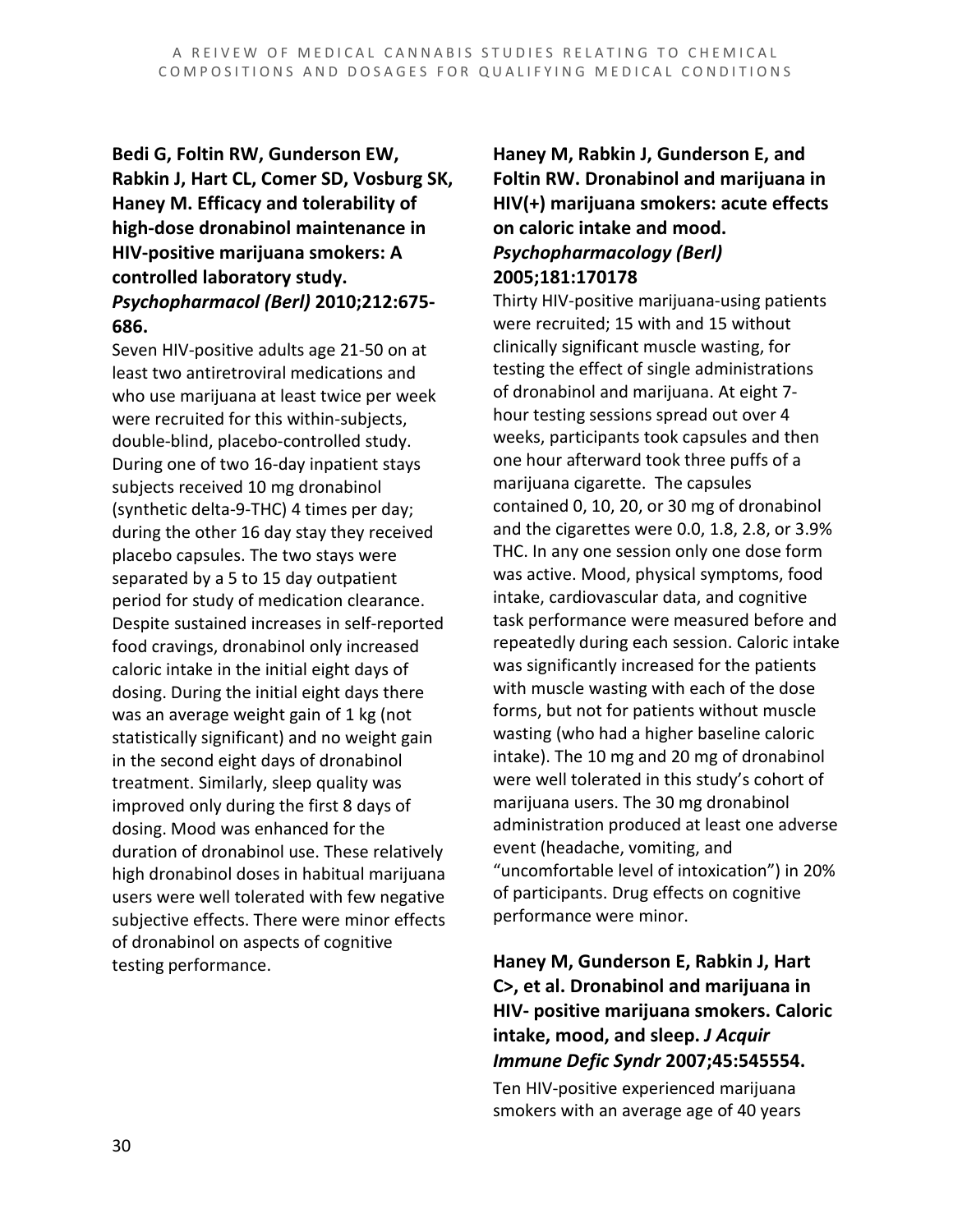**Bedi G, Foltin RW, Gunderson EW, Rabkin J, Hart CL, Comer SD, Vosburg SK, Haney M. Efficacy and tolerability of high-dose dronabinol maintenance in HIV-positive marijuana smokers: A controlled laboratory study. *Psychopharmacol (Berl)* 2010;212:675-686.**

Seven HIV-positive adults age 21-50 on at least two antiretroviral medications and who use marijuana at least twice per week were recruited for this within-subjects, double-blind, placebo-controlled study. During one of two 16-day inpatient stays subjects received 10 mg dronabinol (synthetic delta-9-THC) 4 times per day; during the other 16 day stay they received placebo capsules. The two stays were separated by a 5 to 15 day outpatient period for study of medication clearance. Despite sustained increases in self-reported food cravings, dronabinol only increased caloric intake in the initial eight days of dosing. During the initial eight days there was an average weight gain of 1 kg (not statistically significant) and no weight gain in the second eight days of dronabinol treatment. Similarly, sleep quality was improved only during the first 8 days of dosing. Mood was enhanced for the duration of dronabinol use. These relatively high dronabinol doses in habitual marijuana users were well tolerated with few negative subjective effects. There were minor effects of dronabinol on aspects of cognitive testing performance.

**Haney M, Rabkin J, Gunderson E, and Foltin RW. Dronabinol and marijuana in HIV(+) marijuana smokers: acute effects on caloric intake and mood. *Psychopharmacology (Berl)* 2005;181:170178**

Thirty HIV-positive marijuana-using patients were recruited; 15 with and 15 without clinically significant muscle wasting, for testing the effect of single administrations of dronabinol and marijuana. At eight 7-hour testing sessions spread out over 4 weeks, participants took capsules and then one hour afterward took three puffs of a marijuana cigarette. The capsules contained 0, 10, 20, or 30 mg of dronabinol and the cigarettes were 0.0, 1.8, 2.8, or 3.9% THC. In any one session only one dose form was active. Mood, physical symptoms, food intake, cardiovascular data, and cognitive task performance were measured before and repeatedly during each session. Caloric intake was significantly increased for the patients with muscle wasting with each of the dose forms, but not for patients without muscle wasting (who had a higher baseline caloric intake). The 10 mg and 20 mg of dronabinol were well tolerated in this study's cohort of marijuana users. The 30 mg dronabinol administration produced at least one adverse event (headache, vomiting, and "uncomfortable level of intoxication") in 20% of participants. Drug effects on cognitive performance were minor.

**Haney M, Gunderson E, Rabkin J, Hart C>, et al. Dronabinol and marijuana in HIV- positive marijuana smokers. Caloric intake, mood, and sleep. *J Acquir Immune Defic Syndr* 2007;45:545554.**

Ten HIV-positive experienced marijuana smokers with an average age of 40 years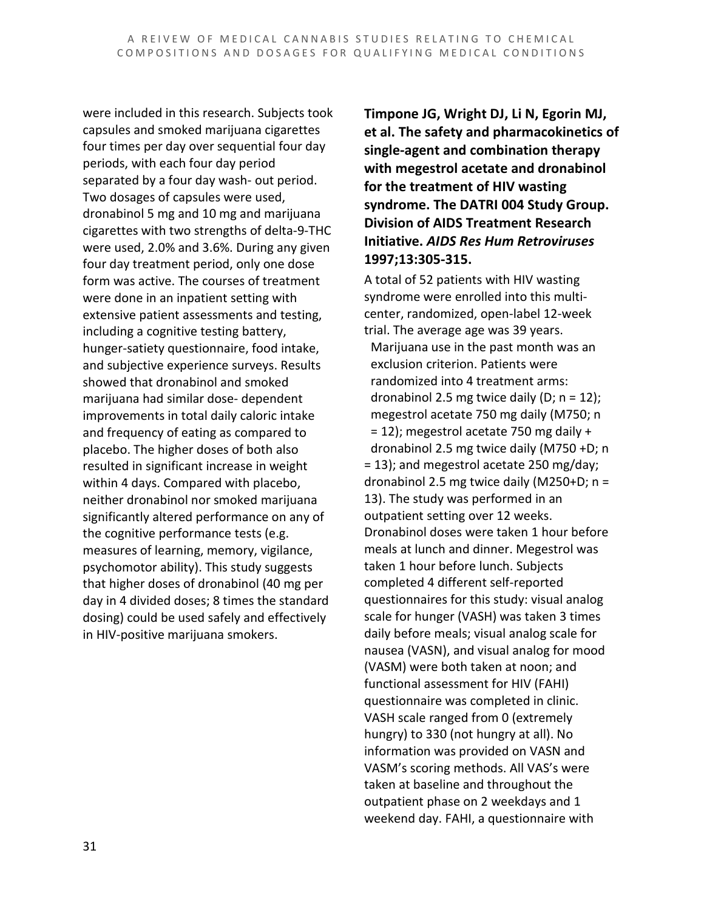were included in this research. Subjects took capsules and smoked marijuana cigarettes four times per day over sequential four day periods, with each four day period separated by a four day wash- out period. Two dosages of capsules were used, dronabinol 5 mg and 10 mg and marijuana cigarettes with two strengths of delta-9-THC were used, 2.0% and 3.6%. During any given four day treatment period, only one dose form was active. The courses of treatment were done in an inpatient setting with extensive patient assessments and testing, including a cognitive testing battery, hunger-satiety questionnaire, food intake, and subjective experience surveys. Results showed that dronabinol and smoked marijuana had similar dose- dependent improvements in total daily caloric intake and frequency of eating as compared to placebo. The higher doses of both also resulted in significant increase in weight within 4 days. Compared with placebo, neither dronabinol nor smoked marijuana significantly altered performance on any of the cognitive performance tests (e.g. measures of learning, memory, vigilance, psychomotor ability). This study suggests that higher doses of dronabinol (40 mg per day in 4 divided doses; 8 times the standard dosing) could be used safely and effectively in HIV-positive marijuana smokers.

**Timpone JG, Wright DJ, Li N, Egorin MJ, et al. The safety and pharmacokinetics of single-agent and combination therapy with megestrol acetate and dronabinol for the treatment of HIV wasting syndrome. The DATRI 004 Study Group. Division of AIDS Treatment Research Initiative.** ***AIDS Res Hum Retroviruses*** **1997;13:305-315.**

A total of 52 patients with HIV wasting syndrome were enrolled into this multi-center, randomized, open-label 12-week trial. The average age was 39 years. Marijuana use in the past month was an exclusion criterion. Patients were randomized into 4 treatment arms: dronabinol 2.5 mg twice daily (D; n = 12); megestrol acetate 750 mg daily (M750; n = 12); megestrol acetate 750 mg daily + dronabinol 2.5 mg twice daily (M750 +D; n = 13); and megestrol acetate 250 mg/day; dronabinol 2.5 mg twice daily (M250+D; n = 13). The study was performed in an outpatient setting over 12 weeks. Dronabinol doses were taken 1 hour before meals at lunch and dinner. Megestrol was taken 1 hour before lunch. Subjects completed 4 different self-reported questionnaires for this study: visual analog scale for hunger (VASH) was taken 3 times daily before meals; visual analog scale for nausea (VASN), and visual analog for mood (VASM) were both taken at noon; and functional assessment for HIV (FAHI) questionnaire was completed in clinic. VASH scale ranged from 0 (extremely hungry) to 330 (not hungry at all). No information was provided on VASN and VASM's scoring methods. All VAS's were taken at baseline and throughout the outpatient phase on 2 weekdays and 1 weekend day. FAHI, a questionnaire with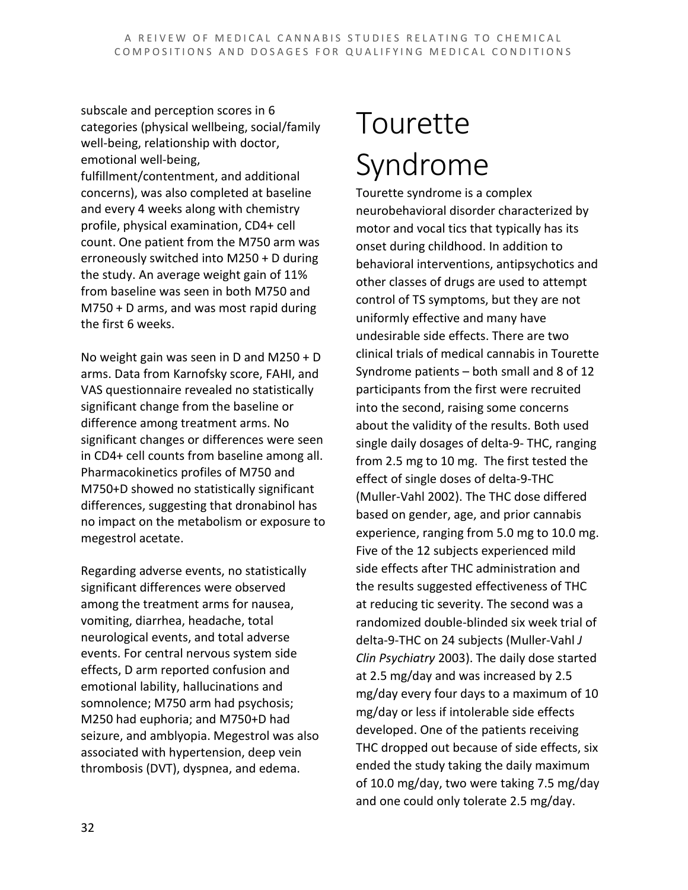subscale and perception scores in 6 categories (physical wellbeing, social/family well-being, relationship with doctor, emotional well-being, fulfillment/contentment, and additional concerns), was also completed at baseline and every 4 weeks along with chemistry profile, physical examination, CD4+ cell count. One patient from the M750 arm was erroneously switched into M250 + D during the study. An average weight gain of 11% from baseline was seen in both M750 and M750 + D arms, and was most rapid during the first 6 weeks.

No weight gain was seen in D and M250 + D arms. Data from Karnofsky score, FAHI, and VAS questionnaire revealed no statistically significant change from the baseline or difference among treatment arms. No significant changes or differences were seen in CD4+ cell counts from baseline among all. Pharmacokinetics profiles of M750 and M750+D showed no statistically significant differences, suggesting that dronabinol has no impact on the metabolism or exposure to megestrol acetate.

Regarding adverse events, no statistically significant differences were observed among the treatment arms for nausea, vomiting, diarrhea, headache, total neurological events, and total adverse events. For central nervous system side effects, D arm reported confusion and emotional lability, hallucinations and somnolence; M750 arm had psychosis; M250 had euphoria; and M750+D had seizure, and amblyopia. Megestrol was also associated with hypertension, deep vein thrombosis (DVT), dyspnea, and edema.

# Tourette Syndrome

Tourette syndrome is a complex neurobehavioral disorder characterized by motor and vocal tics that typically has its onset during childhood. In addition to behavioral interventions, antipsychotics and other classes of drugs are used to attempt control of TS symptoms, but they are not uniformly effective and many have undesirable side effects. There are two clinical trials of medical cannabis in Tourette Syndrome patients – both small and 8 of 12 participants from the first were recruited into the second, raising some concerns about the validity of the results. Both used single daily dosages of delta-9- THC, ranging from 2.5 mg to 10 mg. The first tested the effect of single doses of delta-9-THC (Muller-Vahl 2002). The THC dose differed based on gender, age, and prior cannabis experience, ranging from 5.0 mg to 10.0 mg. Five of the 12 subjects experienced mild side effects after THC administration and the results suggested effectiveness of THC at reducing tic severity. The second was a randomized double-blinded six week trial of delta-9-THC on 24 subjects (Muller-Vahl *J Clin Psychiatry* 2003). The daily dose started at 2.5 mg/day and was increased by 2.5 mg/day every four days to a maximum of 10 mg/day or less if intolerable side effects developed. One of the patients receiving THC dropped out because of side effects, six ended the study taking the daily maximum of 10.0 mg/day, two were taking 7.5 mg/day and one could only tolerate 2.5 mg/day.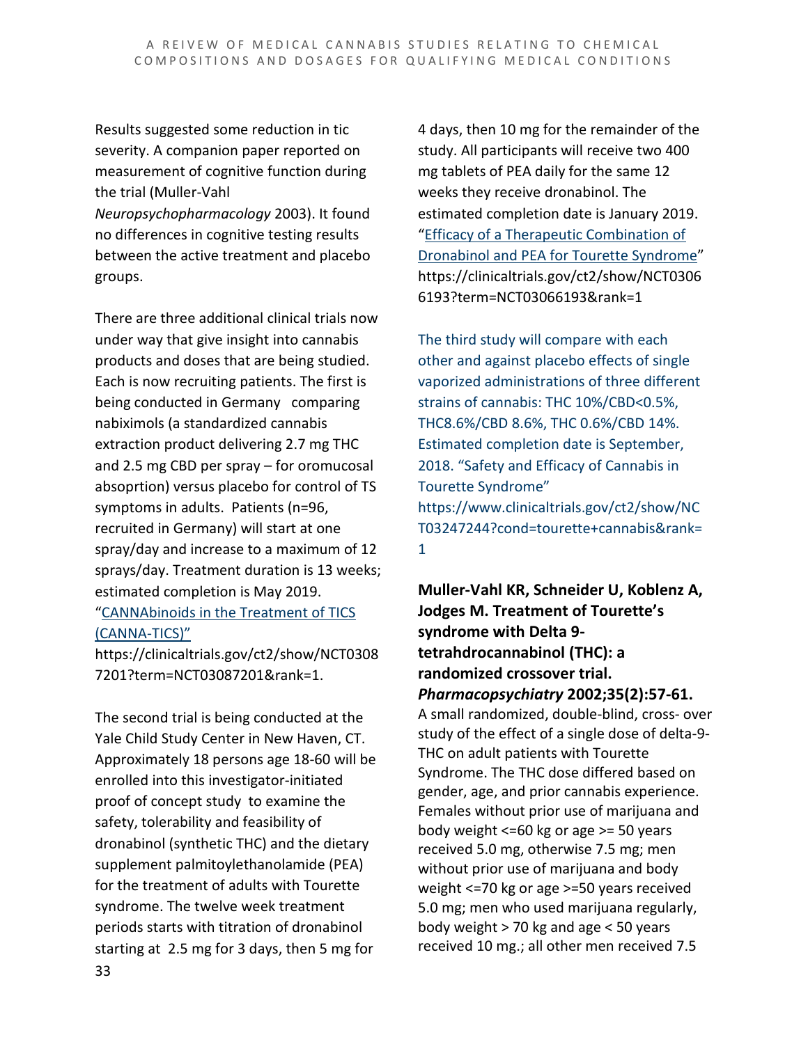Results suggested some reduction in tic severity. A companion paper reported on measurement of cognitive function during the trial (Muller-Vahl *Neuropsychopharmacology* 2003). It found no differences in cognitive testing results between the active treatment and placebo groups.

There are three additional clinical trials now under way that give insight into cannabis products and doses that are being studied. Each is now recruiting patients. The first is being conducted in Germany comparing nabiximols (a standardized cannabis extraction product delivering 2.7 mg THC and 2.5 mg CBD per spray – for oromucosal absoprtion) versus placebo for control of TS symptoms in adults. Patients (n=96, recruited in Germany) will start at one spray/day and increase to a maximum of 12 sprays/day. Treatment duration is 13 weeks; estimated completion is May 2019. "CANNAbinoids in the Treatment of TICS (CANNA-TICS)" https://clinicaltrials.gov/ct2/show/NCT03087201?term=NCT03087201&rank=1.

The second trial is being conducted at the Yale Child Study Center in New Haven, CT. Approximately 18 persons age 18-60 will be enrolled into this investigator-initiated proof of concept study to examine the safety, tolerability and feasibility of dronabinol (synthetic THC) and the dietary supplement palmitoylethanolamide (PEA) for the treatment of adults with Tourette syndrome. The twelve week treatment periods starts with titration of dronabinol starting at 2.5 mg for 3 days, then 5 mg for 4 days, then 10 mg for the remainder of the study. All participants will receive two 400 mg tablets of PEA daily for the same 12 weeks they receive dronabinol. The estimated completion date is January 2019. "Efficacy of a Therapeutic Combination of Dronabinol and PEA for Tourette Syndrome" https://clinicaltrials.gov/ct2/show/NCT03066193?term=NCT03066193&rank=1

The third study will compare with each other and against placebo effects of single vaporized administrations of three different strains of cannabis: THC 10%/CBD<0.5%, THC8.6%/CBD 8.6%, THC 0.6%/CBD 14%. Estimated completion date is September, 2018. "Safety and Efficacy of Cannabis in Tourette Syndrome" https://www.clinicaltrials.gov/ct2/show/NCT03247244?cond=tourette+cannabis&rank=1

**Muller-Vahl KR, Schneider U, Koblenz A, Jodges M. Treatment of Tourette's syndrome with Delta 9-tetrahdrocannabinol (THC): a randomized crossover trial. *Pharmacopsychiatry* 2002;35(2):57-61.**
A small randomized, double-blind, cross- over study of the effect of a single dose of delta-9-THC on adult patients with Tourette Syndrome. The THC dose differed based on gender, age, and prior cannabis experience. Females without prior use of marijuana and body weight <=60 kg or age >= 50 years received 5.0 mg, otherwise 7.5 mg; men without prior use of marijuana and body weight <=70 kg or age >=50 years received 5.0 mg; men who used marijuana regularly, body weight > 70 kg and age < 50 years received 10 mg.; all other men received 7.5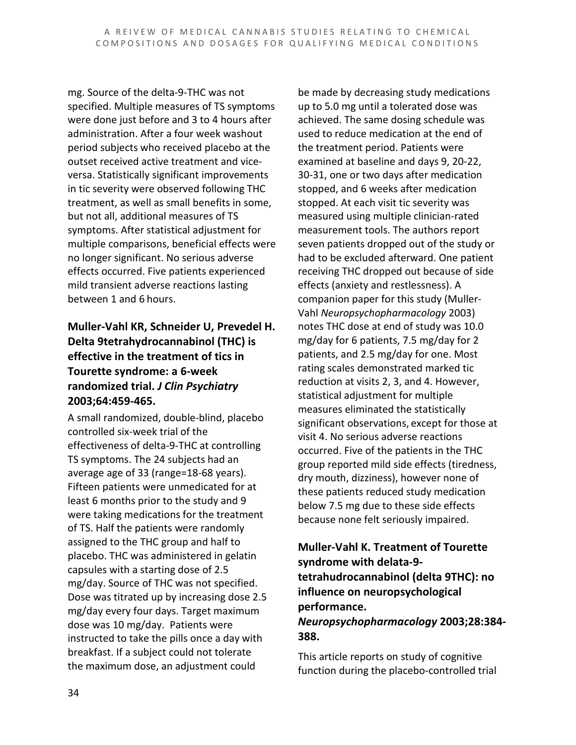mg. Source of the delta-9-THC was not specified. Multiple measures of TS symptoms were done just before and 3 to 4 hours after administration. After a four week washout period subjects who received placebo at the outset received active treatment and vice-versa. Statistically significant improvements in tic severity were observed following THC treatment, as well as small benefits in some, but not all, additional measures of TS symptoms. After statistical adjustment for multiple comparisons, beneficial effects were no longer significant. No serious adverse effects occurred. Five patients experienced mild transient adverse reactions lasting between 1 and 6 hours.

### Muller-Vahl KR, Schneider U, Prevedel H. Delta 9tetrahydrocannabinol (THC) is effective in the treatment of tics in Tourette syndrome: a 6-week randomized trial. *J Clin Psychiatry* 2003;64:459-465.

A small randomized, double-blind, placebo controlled six-week trial of the effectiveness of delta-9-THC at controlling TS symptoms. The 24 subjects had an average age of 33 (range=18-68 years). Fifteen patients were unmedicated for at least 6 months prior to the study and 9 were taking medications for the treatment of TS. Half the patients were randomly assigned to the THC group and half to placebo. THC was administered in gelatin capsules with a starting dose of 2.5 mg/day. Source of THC was not specified. Dose was titrated up by increasing dose 2.5 mg/day every four days. Target maximum dose was 10 mg/day. Patients were instructed to take the pills once a day with breakfast. If a subject could not tolerate the maximum dose, an adjustment could be made by decreasing study medications up to 5.0 mg until a tolerated dose was achieved. The same dosing schedule was used to reduce medication at the end of the treatment period. Patients were examined at baseline and days 9, 20-22, 30-31, one or two days after medication stopped, and 6 weeks after medication stopped. At each visit tic severity was measured using multiple clinician-rated measurement tools. The authors report seven patients dropped out of the study or had to be excluded afterward. One patient receiving THC dropped out because of side effects (anxiety and restlessness). A companion paper for this study (Muller-Vahl *Neuropsychopharmacology* 2003) notes THC dose at end of study was 10.0 mg/day for 6 patients, 7.5 mg/day for 2 patients, and 2.5 mg/day for one. Most rating scales demonstrated marked tic reduction at visits 2, 3, and 4. However, statistical adjustment for multiple measures eliminated the statistically significant observations, except for those at visit 4. No serious adverse reactions occurred. Five of the patients in the THC group reported mild side effects (tiredness, dry mouth, dizziness), however none of these patients reduced study medication below 7.5 mg due to these side effects because none felt seriously impaired.

### Muller-Vahl K. Treatment of Tourette syndrome with delata-9-tetrahudrocannabinol (delta 9THC): no influence on neuropsychological performance. *Neuropsychopharmacology* 2003;28:384-388.

This article reports on study of cognitive function during the placebo-controlled trial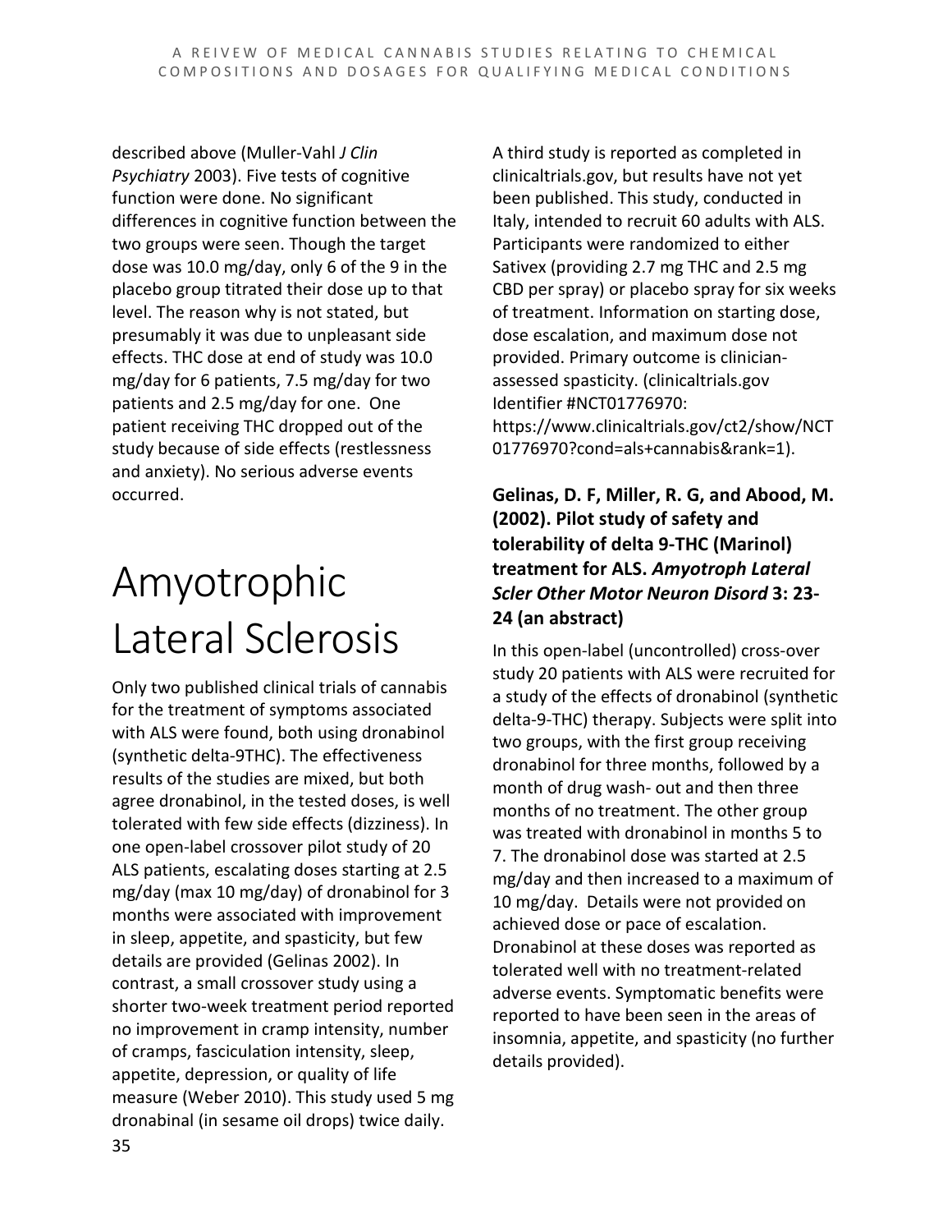described above (Muller-Vahl *J Clin Psychiatry* 2003). Five tests of cognitive function were done. No significant differences in cognitive function between the two groups were seen. Though the target dose was 10.0 mg/day, only 6 of the 9 in the placebo group titrated their dose up to that level. The reason why is not stated, but presumably it was due to unpleasant side effects. THC dose at end of study was 10.0 mg/day for 6 patients, 7.5 mg/day for two patients and 2.5 mg/day for one. One patient receiving THC dropped out of the study because of side effects (restlessness and anxiety). No serious adverse events occurred.

# Amyotrophic Lateral Sclerosis

Only two published clinical trials of cannabis for the treatment of symptoms associated with ALS were found, both using dronabinol (synthetic delta-9THC). The effectiveness results of the studies are mixed, but both agree dronabinol, in the tested doses, is well tolerated with few side effects (dizziness). In one open-label crossover pilot study of 20 ALS patients, escalating doses starting at 2.5 mg/day (max 10 mg/day) of dronabinol for 3 months were associated with improvement in sleep, appetite, and spasticity, but few details are provided (Gelinas 2002). In contrast, a small crossover study using a shorter two-week treatment period reported no improvement in cramp intensity, number of cramps, fasciculation intensity, sleep, appetite, depression, or quality of life measure (Weber 2010). This study used 5 mg dronabinal (in sesame oil drops) twice daily.

A third study is reported as completed in clinicaltrials.gov, but results have not yet been published. This study, conducted in Italy, intended to recruit 60 adults with ALS. Participants were randomized to either Sativex (providing 2.7 mg THC and 2.5 mg CBD per spray) or placebo spray for six weeks of treatment. Information on starting dose, dose escalation, and maximum dose not provided. Primary outcome is clinician-assessed spasticity. (clinicaltrials.gov Identifier #NCT01776970: https://www.clinicaltrials.gov/ct2/show/NCT01776970?cond=als+cannabis&rank=1).

### Gelinas, D. F, Miller, R. G, and Abood, M. (2002). Pilot study of safety and tolerability of delta 9-THC (Marinol) treatment for ALS. *Amyotroph Lateral Scler Other Motor Neuron Disord* 3: 23-24 (an abstract)

In this open-label (uncontrolled) cross-over study 20 patients with ALS were recruited for a study of the effects of dronabinol (synthetic delta-9-THC) therapy. Subjects were split into two groups, with the first group receiving dronabinol for three months, followed by a month of drug wash- out and then three months of no treatment. The other group was treated with dronabinol in months 5 to 7. The dronabinol dose was started at 2.5 mg/day and then increased to a maximum of 10 mg/day. Details were not provided on achieved dose or pace of escalation. Dronabinol at these doses was reported as tolerated well with no treatment-related adverse events. Symptomatic benefits were reported to have been seen in the areas of insomnia, appetite, and spasticity (no further details provided).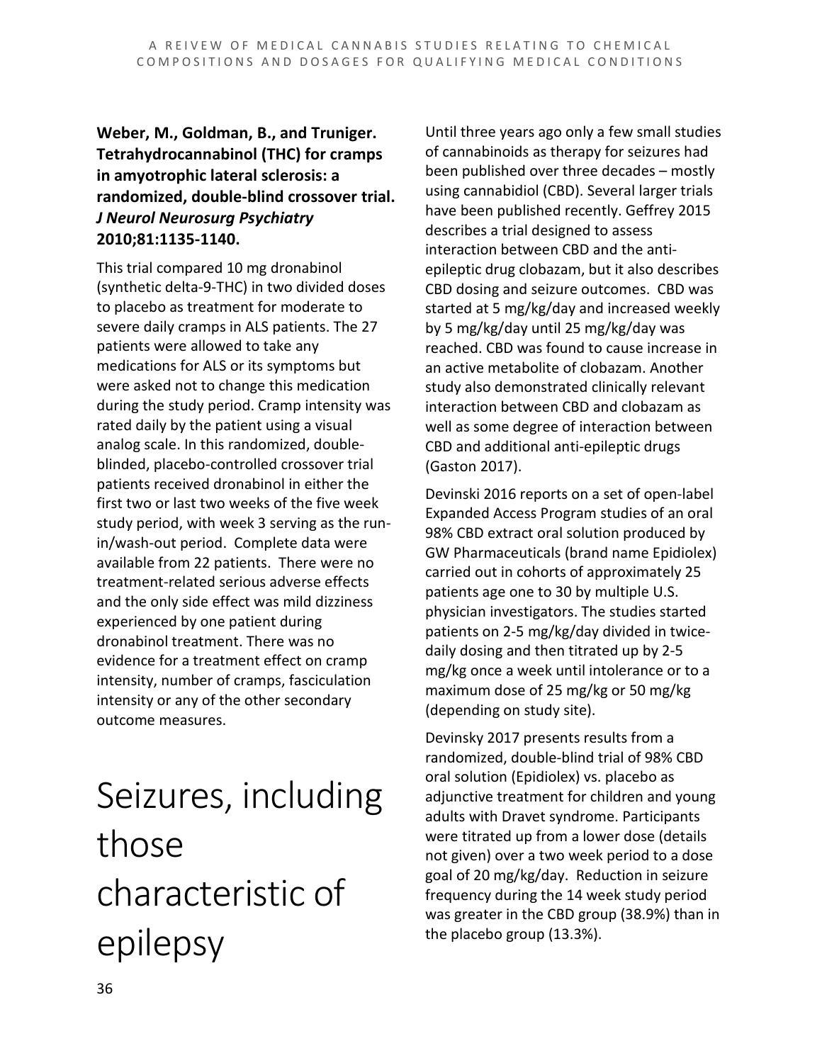**Weber, M., Goldman, B., and Truniger. Tetrahydrocannabinol (THC) for cramps in amyotrophic lateral sclerosis: a randomized, double-blind crossover trial. *J Neurol Neurosurg Psychiatry* 2010;81:1135-1140.**

This trial compared 10 mg dronabinol (synthetic delta-9-THC) in two divided doses to placebo as treatment for moderate to severe daily cramps in ALS patients. The 27 patients were allowed to take any medications for ALS or its symptoms but were asked not to change this medication during the study period. Cramp intensity was rated daily by the patient using a visual analog scale. In this randomized, double-blinded, placebo-controlled crossover trial patients received dronabinol in either the first two or last two weeks of the five week study period, with week 3 serving as the run-in/wash-out period. Complete data were available from 22 patients. There were no treatment-related serious adverse effects and the only side effect was mild dizziness experienced by one patient during dronabinol treatment. There was no evidence for a treatment effect on cramp intensity, number of cramps, fasciculation intensity or any of the other secondary outcome measures.

# Seizures, including those characteristic of epilepsy

Until three years ago only a few small studies of cannabinoids as therapy for seizures had been published over three decades – mostly using cannabidiol (CBD). Several larger trials have been published recently. Geffrey 2015 describes a trial designed to assess interaction between CBD and the anti-epileptic drug clobazam, but it also describes CBD dosing and seizure outcomes. CBD was started at 5 mg/kg/day and increased weekly by 5 mg/kg/day until 25 mg/kg/day was reached. CBD was found to cause increase in an active metabolite of clobazam. Another study also demonstrated clinically relevant interaction between CBD and clobazam as well as some degree of interaction between CBD and additional anti-epileptic drugs (Gaston 2017).

Devinski 2016 reports on a set of open-label Expanded Access Program studies of an oral 98% CBD extract oral solution produced by GW Pharmaceuticals (brand name Epidiolex) carried out in cohorts of approximately 25 patients age one to 30 by multiple U.S. physician investigators. The studies started patients on 2-5 mg/kg/day divided in twice-daily dosing and then titrated up by 2-5 mg/kg once a week until intolerance or to a maximum dose of 25 mg/kg or 50 mg/kg (depending on study site).

Devinsky 2017 presents results from a randomized, double-blind trial of 98% CBD oral solution (Epidiolex) vs. placebo as adjunctive treatment for children and young adults with Dravet syndrome. Participants were titrated up from a lower dose (details not given) over a two week period to a dose goal of 20 mg/kg/day. Reduction in seizure frequency during the 14 week study period was greater in the CBD group (38.9%) than in the placebo group (13.3%).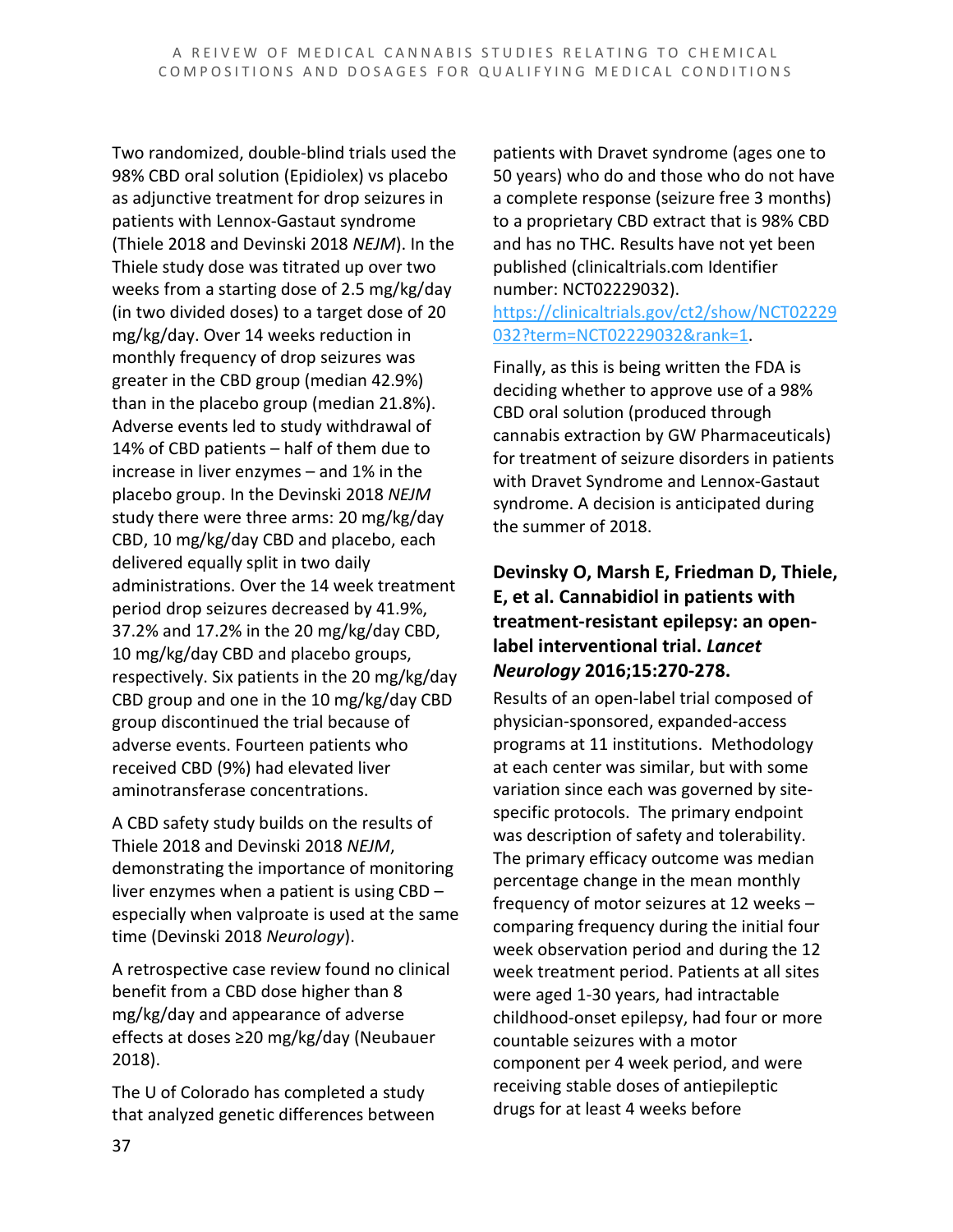Two randomized, double-blind trials used the 98% CBD oral solution (Epidiolex) vs placebo as adjunctive treatment for drop seizures in patients with Lennox-Gastaut syndrome (Thiele 2018 and Devinski 2018 *NEJM*). In the Thiele study dose was titrated up over two weeks from a starting dose of 2.5 mg/kg/day (in two divided doses) to a target dose of 20 mg/kg/day. Over 14 weeks reduction in monthly frequency of drop seizures was greater in the CBD group (median 42.9%) than in the placebo group (median 21.8%). Adverse events led to study withdrawal of 14% of CBD patients – half of them due to increase in liver enzymes – and 1% in the placebo group. In the Devinski 2018 *NEJM* study there were three arms: 20 mg/kg/day CBD, 10 mg/kg/day CBD and placebo, each delivered equally split in two daily administrations. Over the 14 week treatment period drop seizures decreased by 41.9%, 37.2% and 17.2% in the 20 mg/kg/day CBD, 10 mg/kg/day CBD and placebo groups, respectively. Six patients in the 20 mg/kg/day CBD group and one in the 10 mg/kg/day CBD group discontinued the trial because of adverse events. Fourteen patients who received CBD (9%) had elevated liver aminotransferase concentrations.

A CBD safety study builds on the results of Thiele 2018 and Devinski 2018 *NEJM*, demonstrating the importance of monitoring liver enzymes when a patient is using CBD – especially when valproate is used at the same time (Devinski 2018 *Neurology*).

A retrospective case review found no clinical benefit from a CBD dose higher than 8 mg/kg/day and appearance of adverse effects at doses ≥20 mg/kg/day (Neubauer 2018).

The U of Colorado has completed a study that analyzed genetic differences between patients with Dravet syndrome (ages one to 50 years) who do and those who do not have a complete response (seizure free 3 months) to a proprietary CBD extract that is 98% CBD and has no THC. Results have not yet been published (clinicaltrials.com Identifier number: NCT02229032). https://clinicaltrials.gov/ct2/show/NCT02229032?term=NCT02229032&rank=1.

Finally, as this is being written the FDA is deciding whether to approve use of a 98% CBD oral solution (produced through cannabis extraction by GW Pharmaceuticals) for treatment of seizure disorders in patients with Dravet Syndrome and Lennox-Gastaut syndrome. A decision is anticipated during the summer of 2018.

**Devinsky O, Marsh E, Friedman D, Thiele, E, et al. Cannabidiol in patients with treatment-resistant epilepsy: an open-label interventional trial. *Lancet Neurology* 2016;15:270-278.**

Results of an open-label trial composed of physician-sponsored, expanded-access programs at 11 institutions. Methodology at each center was similar, but with some variation since each was governed by site-specific protocols. The primary endpoint was description of safety and tolerability. The primary efficacy outcome was median percentage change in the mean monthly frequency of motor seizures at 12 weeks – comparing frequency during the initial four week observation period and during the 12 week treatment period. Patients at all sites were aged 1-30 years, had intractable childhood-onset epilepsy, had four or more countable seizures with a motor component per 4 week period, and were receiving stable doses of antiepileptic drugs for at least 4 weeks before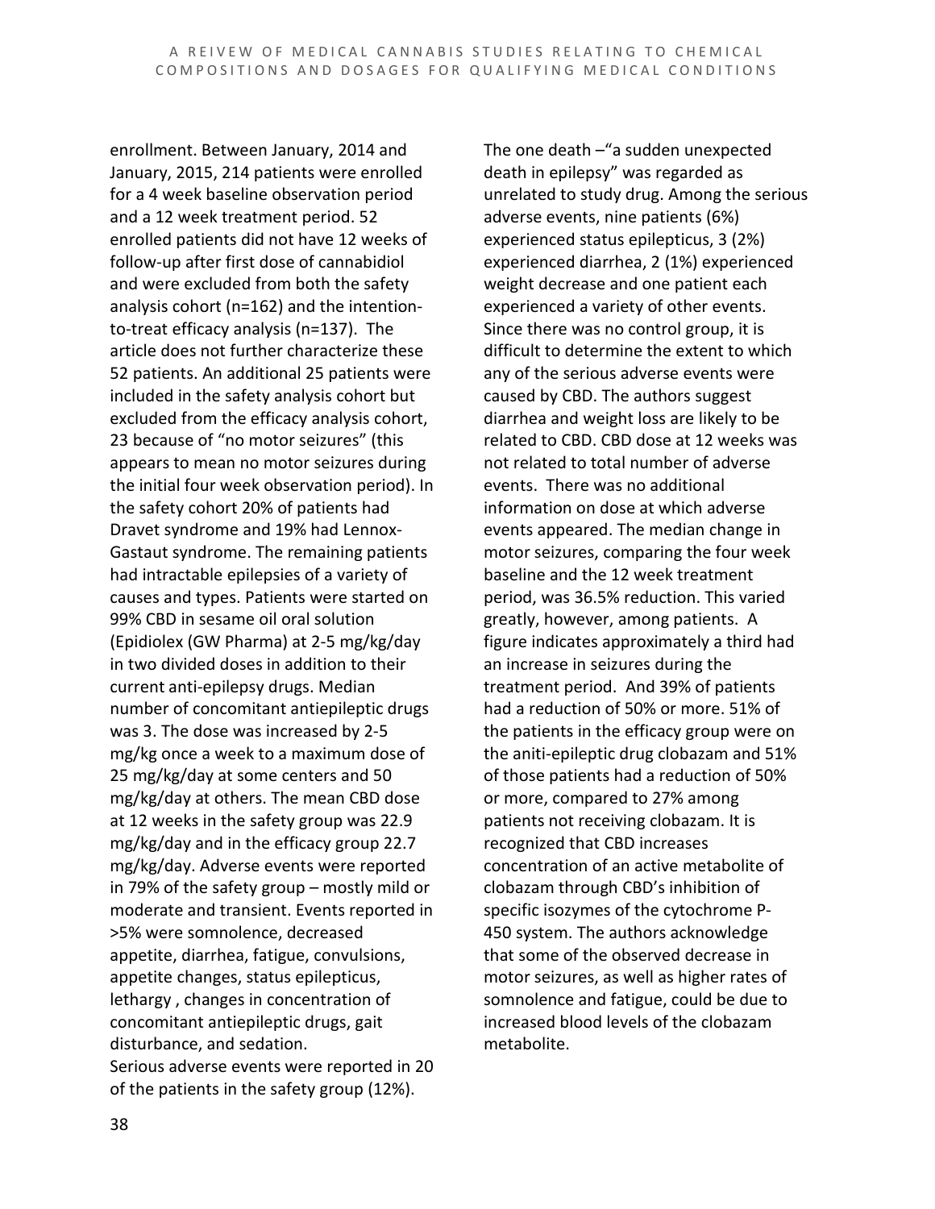enrollment. Between January, 2014 and January, 2015, 214 patients were enrolled for a 4 week baseline observation period and a 12 week treatment period. 52 enrolled patients did not have 12 weeks of follow-up after first dose of cannabidiol and were excluded from both the safety analysis cohort (n=162) and the intention-to-treat efficacy analysis (n=137). The article does not further characterize these 52 patients. An additional 25 patients were included in the safety analysis cohort but excluded from the efficacy analysis cohort, 23 because of "no motor seizures" (this appears to mean no motor seizures during the initial four week observation period). In the safety cohort 20% of patients had Dravet syndrome and 19% had Lennox-Gastaut syndrome. The remaining patients had intractable epilepsies of a variety of causes and types. Patients were started on 99% CBD in sesame oil oral solution (Epidiolex (GW Pharma) at 2-5 mg/kg/day in two divided doses in addition to their current anti-epilepsy drugs. Median number of concomitant antiepileptic drugs was 3. The dose was increased by 2-5 mg/kg once a week to a maximum dose of 25 mg/kg/day at some centers and 50 mg/kg/day at others. The mean CBD dose at 12 weeks in the safety group was 22.9 mg/kg/day and in the efficacy group 22.7 mg/kg/day. Adverse events were reported in 79% of the safety group – mostly mild or moderate and transient. Events reported in >5% were somnolence, decreased appetite, diarrhea, fatigue, convulsions, appetite changes, status epilepticus, lethargy , changes in concentration of concomitant antiepileptic drugs, gait disturbance, and sedation.

Serious adverse events were reported in 20 of the patients in the safety group (12%). The one death –"a sudden unexpected death in epilepsy" was regarded as unrelated to study drug. Among the serious adverse events, nine patients (6%) experienced status epilepticus, 3 (2%) experienced diarrhea, 2 (1%) experienced weight decrease and one patient each experienced a variety of other events. Since there was no control group, it is difficult to determine the extent to which any of the serious adverse events were caused by CBD. The authors suggest diarrhea and weight loss are likely to be related to CBD. CBD dose at 12 weeks was not related to total number of adverse events. There was no additional information on dose at which adverse events appeared. The median change in motor seizures, comparing the four week baseline and the 12 week treatment period, was 36.5% reduction. This varied greatly, however, among patients. A figure indicates approximately a third had an increase in seizures during the treatment period. And 39% of patients had a reduction of 50% or more. 51% of the patients in the efficacy group were on the aniti-epileptic drug clobazam and 51% of those patients had a reduction of 50% or more, compared to 27% among patients not receiving clobazam. It is recognized that CBD increases concentration of an active metabolite of clobazam through CBD's inhibition of specific isozymes of the cytochrome P-450 system. The authors acknowledge that some of the observed decrease in motor seizures, as well as higher rates of somnolence and fatigue, could be due to increased blood levels of the clobazam metabolite.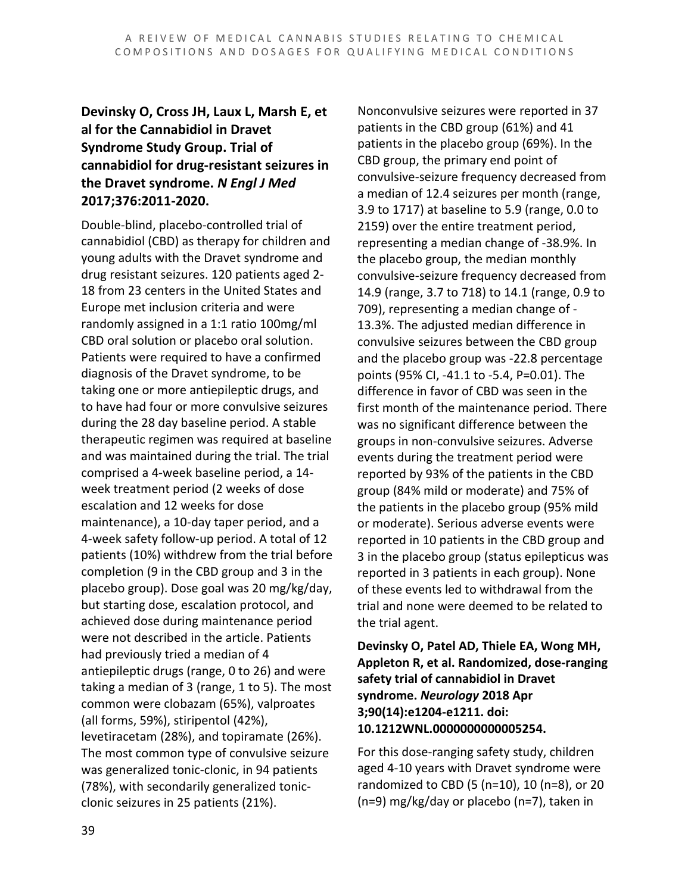**Devinsky O, Cross JH, Laux L, Marsh E, et al for the Cannabidiol in Dravet Syndrome Study Group. Trial of cannabidiol for drug-resistant seizures in the Dravet syndrome. *N Engl J Med* 2017;376:2011-2020.**

Double-blind, placebo-controlled trial of cannabidiol (CBD) as therapy for children and young adults with the Dravet syndrome and drug resistant seizures. 120 patients aged 2-18 from 23 centers in the United States and Europe met inclusion criteria and were randomly assigned in a 1:1 ratio 100mg/ml CBD oral solution or placebo oral solution. Patients were required to have a confirmed diagnosis of the Dravet syndrome, to be taking one or more antiepileptic drugs, and to have had four or more convulsive seizures during the 28 day baseline period. A stable therapeutic regimen was required at baseline and was maintained during the trial. The trial comprised a 4-week baseline period, a 14-week treatment period (2 weeks of dose escalation and 12 weeks for dose maintenance), a 10-day taper period, and a 4-week safety follow-up period. A total of 12 patients (10%) withdrew from the trial before completion (9 in the CBD group and 3 in the placebo group). Dose goal was 20 mg/kg/day, but starting dose, escalation protocol, and achieved dose during maintenance period were not described in the article. Patients had previously tried a median of 4 antiepileptic drugs (range, 0 to 26) and were taking a median of 3 (range, 1 to 5). The most common were clobazam (65%), valproates (all forms, 59%), stiripentol (42%), levetiracetam (28%), and topiramate (26%). The most common type of convulsive seizure was generalized tonic-clonic, in 94 patients (78%), with secondarily generalized tonic-clonic seizures in 25 patients (21%). Nonconvulsive seizures were reported in 37 patients in the CBD group (61%) and 41 patients in the placebo group (69%). In the CBD group, the primary end point of convulsive-seizure frequency decreased from a median of 12.4 seizures per month (range, 3.9 to 1717) at baseline to 5.9 (range, 0.0 to 2159) over the entire treatment period, representing a median change of -38.9%. In the placebo group, the median monthly convulsive-seizure frequency decreased from 14.9 (range, 3.7 to 718) to 14.1 (range, 0.9 to 709), representing a median change of -13.3%. The adjusted median difference in convulsive seizures between the CBD group and the placebo group was -22.8 percentage points (95% CI, -41.1 to -5.4, P=0.01). The difference in favor of CBD was seen in the first month of the maintenance period. There was no significant difference between the groups in non-convulsive seizures. Adverse events during the treatment period were reported by 93% of the patients in the CBD group (84% mild or moderate) and 75% of the patients in the placebo group (95% mild or moderate). Serious adverse events were reported in 10 patients in the CBD group and 3 in the placebo group (status epilepticus was reported in 3 patients in each group). None of these events led to withdrawal from the trial and none were deemed to be related to the trial agent.

**Devinsky O, Patel AD, Thiele EA, Wong MH, Appleton R, et al. Randomized, dose-ranging safety trial of cannabidiol in Dravet syndrome. *Neurology* 2018 Apr 3;90(14):e1204-e1211. doi: 10.1212WNL.0000000000005254.**

For this dose-ranging safety study, children aged 4-10 years with Dravet syndrome were randomized to CBD (5 (n=10), 10 (n=8), or 20 (n=9) mg/kg/day or placebo (n=7), taken in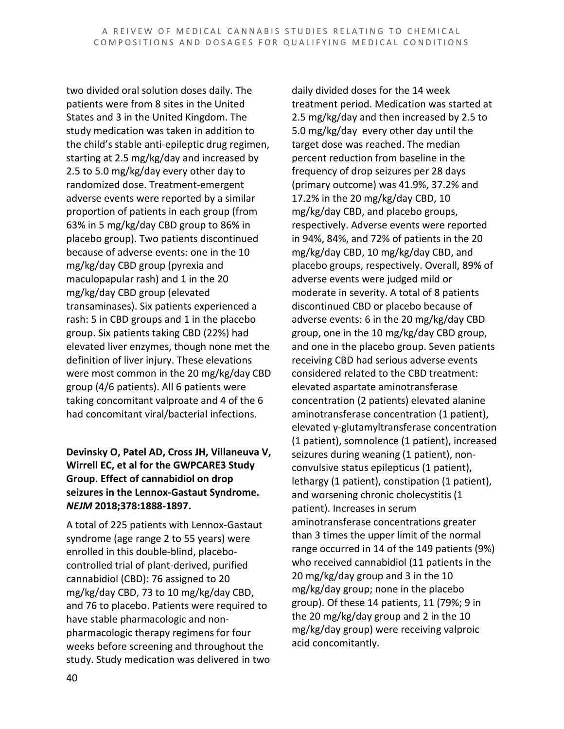two divided oral solution doses daily. The patients were from 8 sites in the United States and 3 in the United Kingdom. The study medication was taken in addition to the child's stable anti-epileptic drug regimen, starting at 2.5 mg/kg/day and increased by 2.5 to 5.0 mg/kg/day every other day to randomized dose. Treatment-emergent adverse events were reported by a similar proportion of patients in each group (from 63% in 5 mg/kg/day CBD group to 86% in placebo group). Two patients discontinued because of adverse events: one in the 10 mg/kg/day CBD group (pyrexia and maculopapular rash) and 1 in the 20 mg/kg/day CBD group (elevated transaminases). Six patients experienced a rash: 5 in CBD groups and 1 in the placebo group. Six patients taking CBD (22%) had elevated liver enzymes, though none met the definition of liver injury. These elevations were most common in the 20 mg/kg/day CBD group (4/6 patients). All 6 patients were taking concomitant valproate and 4 of the 6 had concomitant viral/bacterial infections.

**Devinsky O, Patel AD, Cross JH, Villaneuva V, Wirrell EC, et al for the GWPCARE3 Study Group. Effect of cannabidiol on drop seizures in the Lennox-Gastaut Syndrome. *NEJM* 2018;378:1888-1897.**

A total of 225 patients with Lennox-Gastaut syndrome (age range 2 to 55 years) were enrolled in this double-blind, placebo-controlled trial of plant-derived, purified cannabidiol (CBD): 76 assigned to 20 mg/kg/day CBD, 73 to 10 mg/kg/day CBD, and 76 to placebo. Patients were required to have stable pharmacologic and non-pharmacologic therapy regimens for four weeks before screening and throughout the study. Study medication was delivered in two daily divided doses for the 14 week treatment period. Medication was started at 2.5 mg/kg/day and then increased by 2.5 to 5.0 mg/kg/day every other day until the target dose was reached. The median percent reduction from baseline in the frequency of drop seizures per 28 days (primary outcome) was 41.9%, 37.2% and 17.2% in the 20 mg/kg/day CBD, 10 mg/kg/day CBD, and placebo groups, respectively. Adverse events were reported in 94%, 84%, and 72% of patients in the 20 mg/kg/day CBD, 10 mg/kg/day CBD, and placebo groups, respectively. Overall, 89% of adverse events were judged mild or moderate in severity. A total of 8 patients discontinued CBD or placebo because of adverse events: 6 in the 20 mg/kg/day CBD group, one in the 10 mg/kg/day CBD group, and one in the placebo group. Seven patients receiving CBD had serious adverse events considered related to the CBD treatment: elevated aspartate aminotransferase concentration (2 patients) elevated alanine aminotransferase concentration (1 patient), elevated γ-glutamyltransferase concentration (1 patient), somnolence (1 patient), increased seizures during weaning (1 patient), non-convulsive status epilepticus (1 patient), lethargy (1 patient), constipation (1 patient), and worsening chronic cholecystitis (1 patient). Increases in serum aminotransferase concentrations greater than 3 times the upper limit of the normal range occurred in 14 of the 149 patients (9%) who received cannabidiol (11 patients in the 20 mg/kg/day group and 3 in the 10 mg/kg/day group; none in the placebo group). Of these 14 patients, 11 (79%; 9 in the 20 mg/kg/day group and 2 in the 10 mg/kg/day group) were receiving valproic acid concomitantly.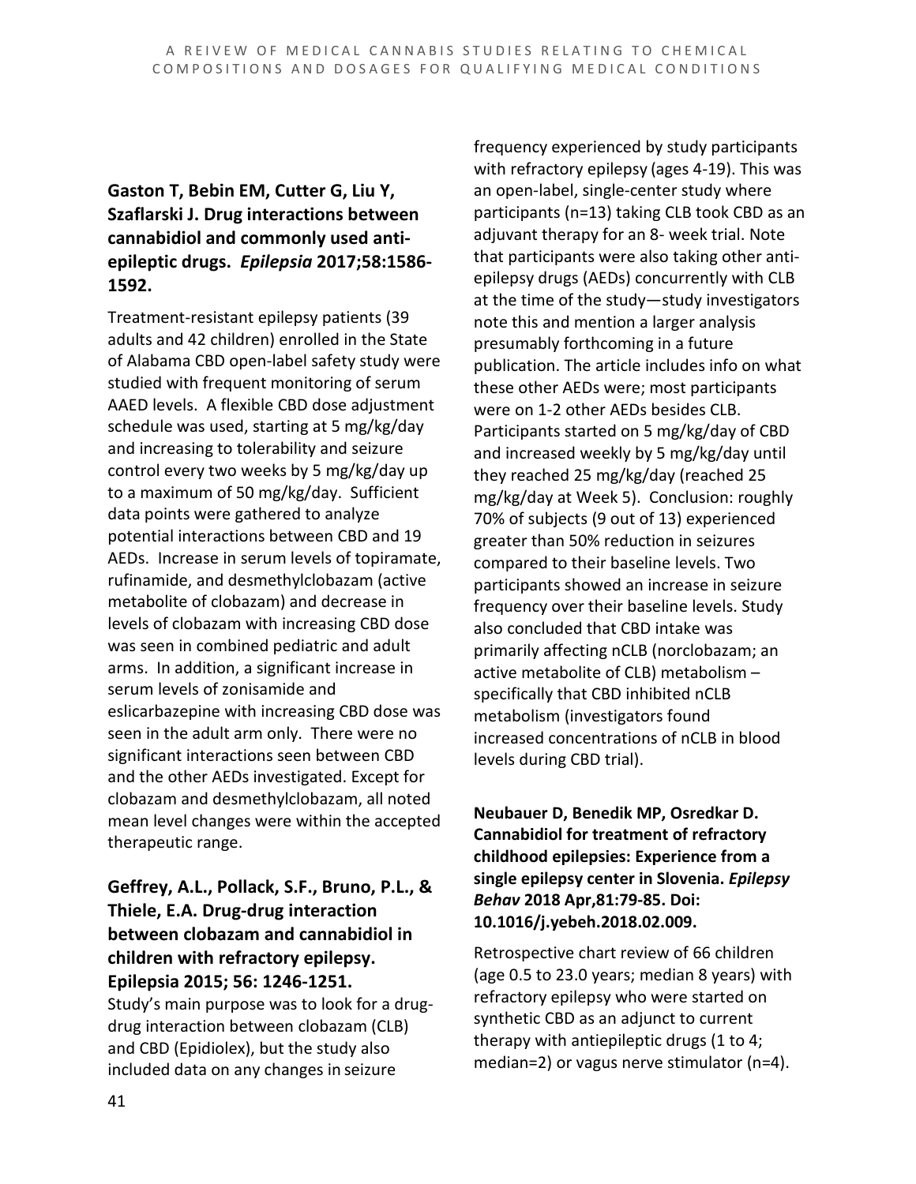### Gaston T, Bebin EM, Cutter G, Liu Y, Szaflarski J. Drug interactions between cannabidiol and commonly used anti-epileptic drugs. *Epilepsia* 2017;58:1586-1592.

Treatment-resistant epilepsy patients (39 adults and 42 children) enrolled in the State of Alabama CBD open-label safety study were studied with frequent monitoring of serum AAED levels. A flexible CBD dose adjustment schedule was used, starting at 5 mg/kg/day and increasing to tolerability and seizure control every two weeks by 5 mg/kg/day up to a maximum of 50 mg/kg/day. Sufficient data points were gathered to analyze potential interactions between CBD and 19 AEDs. Increase in serum levels of topiramate, rufinamide, and desmethylclobazam (active metabolite of clobazam) and decrease in levels of clobazam with increasing CBD dose was seen in combined pediatric and adult arms. In addition, a significant increase in serum levels of zonisamide and eslicarbazepine with increasing CBD dose was seen in the adult arm only. There were no significant interactions seen between CBD and the other AEDs investigated. Except for clobazam and desmethylclobazam, all noted mean level changes were within the accepted therapeutic range.

### Geffrey, A.L., Pollack, S.F., Bruno, P.L., & Thiele, E.A. Drug-drug interaction between clobazam and cannabidiol in children with refractory epilepsy. Epilepsia 2015; 56: 1246-1251.

Study's main purpose was to look for a drug-drug interaction between clobazam (CLB) and CBD (Epidiolex), but the study also included data on any changes in seizure frequency experienced by study participants with refractory epilepsy (ages 4-19). This was an open-label, single-center study where participants (n=13) taking CLB took CBD as an adjuvant therapy for an 8- week trial. Note that participants were also taking other anti-epilepsy drugs (AEDs) concurrently with CLB at the time of the study—study investigators note this and mention a larger analysis presumably forthcoming in a future publication. The article includes info on what these other AEDs were; most participants were on 1-2 other AEDs besides CLB. Participants started on 5 mg/kg/day of CBD and increased weekly by 5 mg/kg/day until they reached 25 mg/kg/day (reached 25 mg/kg/day at Week 5). Conclusion: roughly 70% of subjects (9 out of 13) experienced greater than 50% reduction in seizures compared to their baseline levels. Two participants showed an increase in seizure frequency over their baseline levels. Study also concluded that CBD intake was primarily affecting nCLB (norclobazam; an active metabolite of CLB) metabolism – specifically that CBD inhibited nCLB metabolism (investigators found increased concentrations of nCLB in blood levels during CBD trial).

### Neubauer D, Benedik MP, Osredkar D. Cannabidiol for treatment of refractory childhood epilepsies: Experience from a single epilepsy center in Slovenia. *Epilepsy Behav* 2018 Apr,81:79-85. Doi: 10.1016/j.yebeh.2018.02.009.

Retrospective chart review of 66 children (age 0.5 to 23.0 years; median 8 years) with refractory epilepsy who were started on synthetic CBD as an adjunct to current therapy with antiepileptic drugs (1 to 4; median=2) or vagus nerve stimulator (n=4).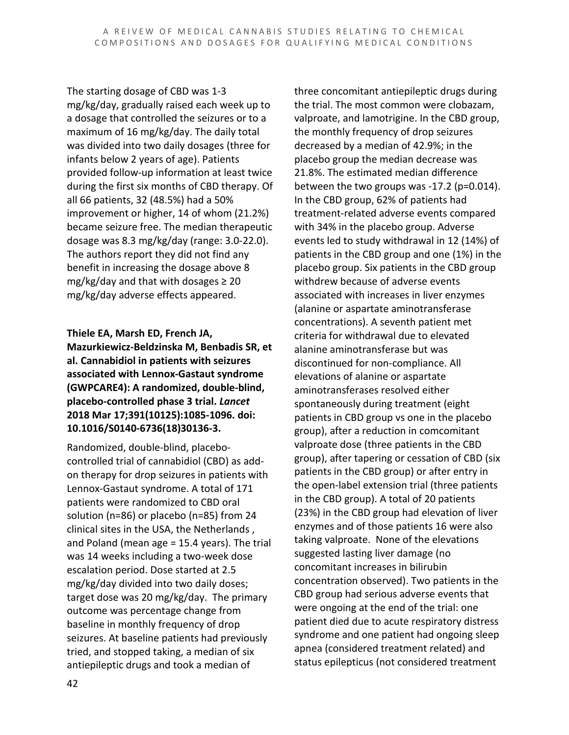The starting dosage of CBD was 1-3 mg/kg/day, gradually raised each week up to a dosage that controlled the seizures or to a maximum of 16 mg/kg/day. The daily total was divided into two daily dosages (three for infants below 2 years of age). Patients provided follow-up information at least twice during the first six months of CBD therapy. Of all 66 patients, 32 (48.5%) had a 50% improvement or higher, 14 of whom (21.2%) became seizure free. The median therapeutic dosage was 8.3 mg/kg/day (range: 3.0-22.0). The authors report they did not find any benefit in increasing the dosage above 8 mg/kg/day and that with dosages ≥ 20 mg/kg/day adverse effects appeared.

**Thiele EA, Marsh ED, French JA, Mazurkiewicz-Beldzinska M, Benbadis SR, et al. Cannabidiol in patients with seizures associated with Lennox-Gastaut syndrome (GWPCARE4): A randomized, double-blind, placebo-controlled phase 3 trial. *Lancet* 2018 Mar 17;391(10125):1085-1096. doi: 10.1016/S0140-6736(18)30136-3.**

Randomized, double-blind, placebo-controlled trial of cannabidiol (CBD) as add-on therapy for drop seizures in patients with Lennox-Gastaut syndrome. A total of 171 patients were randomized to CBD oral solution (n=86) or placebo (n=85) from 24 clinical sites in the USA, the Netherlands , and Poland (mean age = 15.4 years). The trial was 14 weeks including a two-week dose escalation period. Dose started at 2.5 mg/kg/day divided into two daily doses; target dose was 20 mg/kg/day. The primary outcome was percentage change from baseline in monthly frequency of drop seizures. At baseline patients had previously tried, and stopped taking, a median of six antiepileptic drugs and took a median of three concomitant antiepileptic drugs during the trial. The most common were clobazam, valproate, and lamotrigine. In the CBD group, the monthly frequency of drop seizures decreased by a median of 42.9%; in the placebo group the median decrease was 21.8%. The estimated median difference between the two groups was -17.2 (p=0.014). In the CBD group, 62% of patients had treatment-related adverse events compared with 34% in the placebo group. Adverse events led to study withdrawal in 12 (14%) of patients in the CBD group and one (1%) in the placebo group. Six patients in the CBD group withdrew because of adverse events associated with increases in liver enzymes (alanine or aspartate aminotransferase concentrations). A seventh patient met criteria for withdrawal due to elevated alanine aminotransferase but was discontinued for non-compliance. All elevations of alanine or aspartate aminotransferases resolved either spontaneously during treatment (eight patients in CBD group vs one in the placebo group), after a reduction in comcomitant valproate dose (three patients in the CBD group), after tapering or cessation of CBD (six patients in the CBD group) or after entry in the open-label extension trial (three patients in the CBD group). A total of 20 patients (23%) in the CBD group had elevation of liver enzymes and of those patients 16 were also taking valproate. None of the elevations suggested lasting liver damage (no concomitant increases in bilirubin concentration observed). Two patients in the CBD group had serious adverse events that were ongoing at the end of the trial: one patient died due to acute respiratory distress syndrome and one patient had ongoing sleep apnea (considered treatment related) and status epilepticus (not considered treatment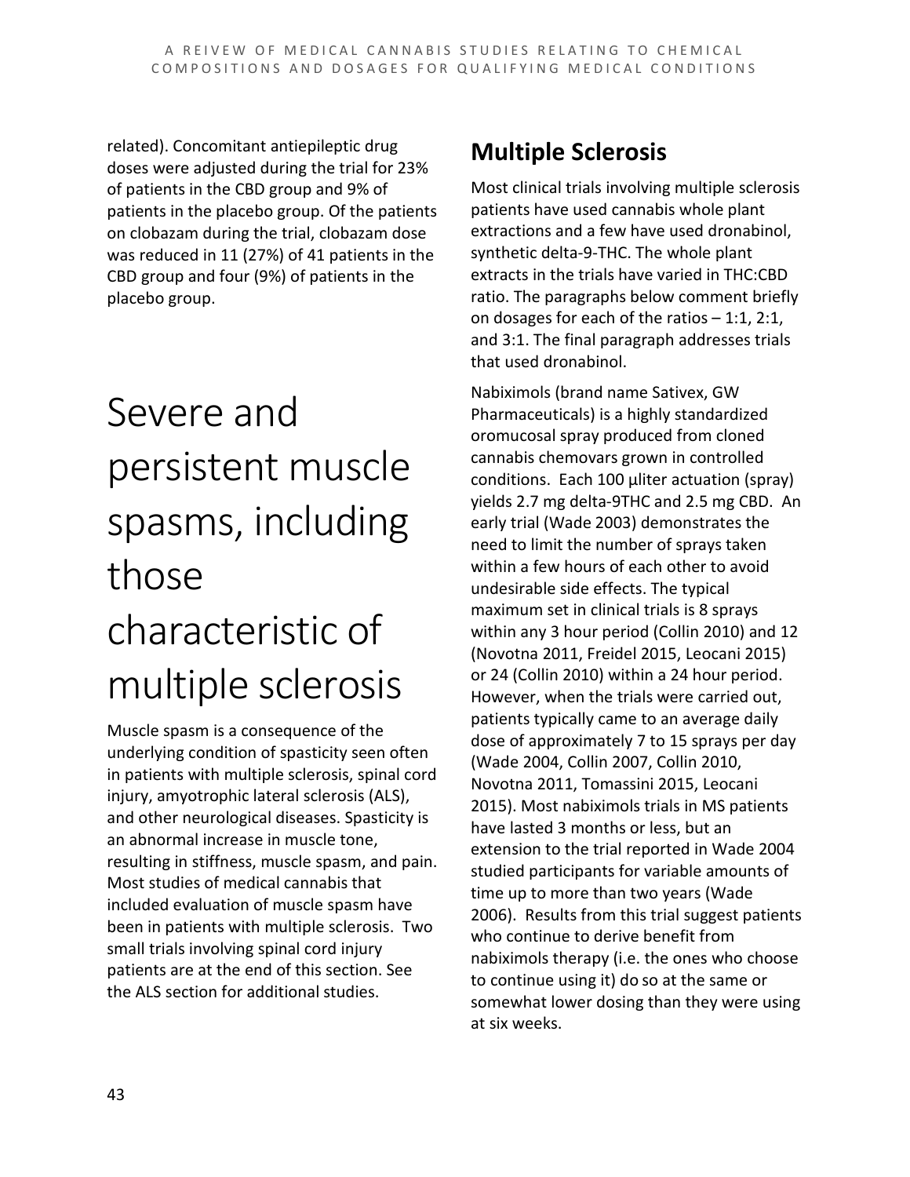related). Concomitant antiepileptic drug doses were adjusted during the trial for 23% of patients in the CBD group and 9% of patients in the placebo group. Of the patients on clobazam during the trial, clobazam dose was reduced in 11 (27%) of 41 patients in the CBD group and four (9%) of patients in the placebo group.

# Severe and persistent muscle spasms, including those characteristic of multiple sclerosis

Muscle spasm is a consequence of the underlying condition of spasticity seen often in patients with multiple sclerosis, spinal cord injury, amyotrophic lateral sclerosis (ALS), and other neurological diseases. Spasticity is an abnormal increase in muscle tone, resulting in stiffness, muscle spasm, and pain. Most studies of medical cannabis that included evaluation of muscle spasm have been in patients with multiple sclerosis. Two small trials involving spinal cord injury patients are at the end of this section. See the ALS section for additional studies.

## Multiple Sclerosis

Most clinical trials involving multiple sclerosis patients have used cannabis whole plant extractions and a few have used dronabinol, synthetic delta-9-THC. The whole plant extracts in the trials have varied in THC:CBD ratio. The paragraphs below comment briefly on dosages for each of the ratios – 1:1, 2:1, and 3:1. The final paragraph addresses trials that used dronabinol.

Nabiximols (brand name Sativex, GW Pharmaceuticals) is a highly standardized oromucosal spray produced from cloned cannabis chemovars grown in controlled conditions. Each 100 µliter actuation (spray) yields 2.7 mg delta-9THC and 2.5 mg CBD. An early trial (Wade 2003) demonstrates the need to limit the number of sprays taken within a few hours of each other to avoid undesirable side effects. The typical maximum set in clinical trials is 8 sprays within any 3 hour period (Collin 2010) and 12 (Novotna 2011, Freidel 2015, Leocani 2015) or 24 (Collin 2010) within a 24 hour period. However, when the trials were carried out, patients typically came to an average daily dose of approximately 7 to 15 sprays per day (Wade 2004, Collin 2007, Collin 2010, Novotna 2011, Tomassini 2015, Leocani 2015). Most nabiximols trials in MS patients have lasted 3 months or less, but an extension to the trial reported in Wade 2004 studied participants for variable amounts of time up to more than two years (Wade 2006). Results from this trial suggest patients who continue to derive benefit from nabiximols therapy (i.e. the ones who choose to continue using it) do so at the same or somewhat lower dosing than they were using at six weeks.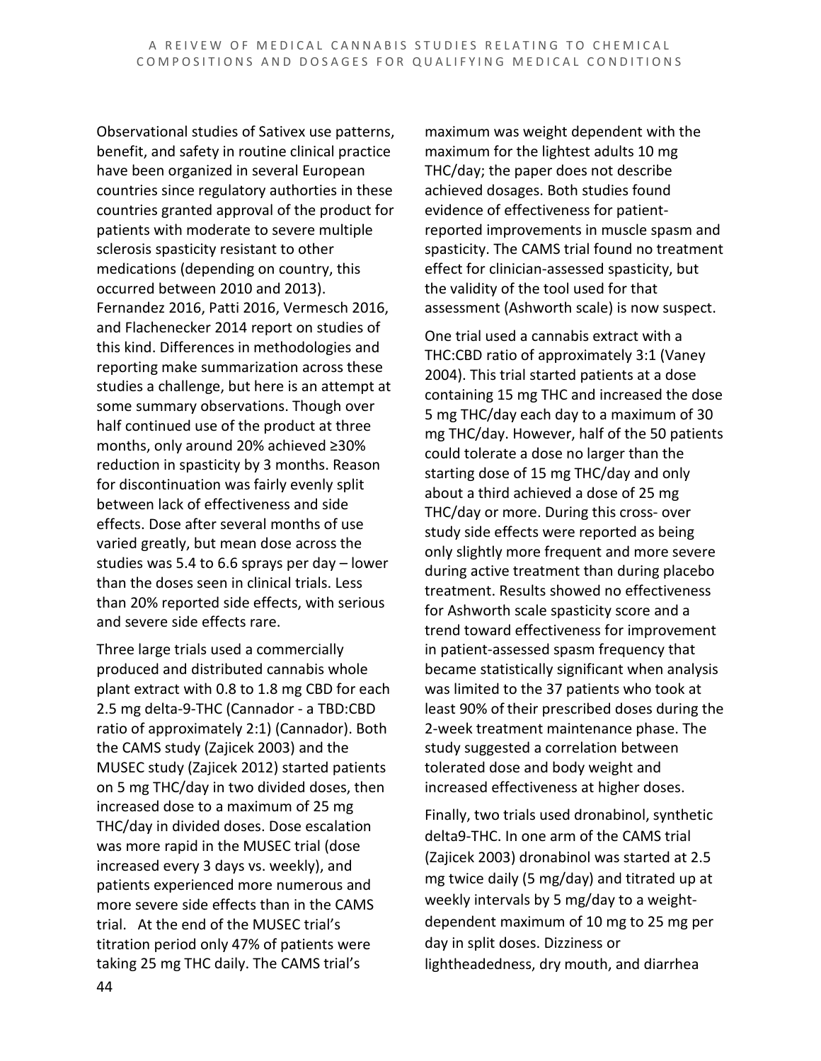Observational studies of Sativex use patterns, benefit, and safety in routine clinical practice have been organized in several European countries since regulatory authorities in these countries granted approval of the product for patients with moderate to severe multiple sclerosis spasticity resistant to other medications (depending on country, this occurred between 2010 and 2013). Fernandez 2016, Patti 2016, Vermesch 2016, and Flachenecker 2014 report on studies of this kind. Differences in methodologies and reporting make summarization across these studies a challenge, but here is an attempt at some summary observations. Though over half continued use of the product at three months, only around 20% achieved ≥30% reduction in spasticity by 3 months. Reason for discontinuation was fairly evenly split between lack of effectiveness and side effects. Dose after several months of use varied greatly, but mean dose across the studies was 5.4 to 6.6 sprays per day – lower than the doses seen in clinical trials. Less than 20% reported side effects, with serious and severe side effects rare.

Three large trials used a commercially produced and distributed cannabis whole plant extract with 0.8 to 1.8 mg CBD for each 2.5 mg delta-9-THC (Cannador - a TBD:CBD ratio of approximately 2:1) (Cannador). Both the CAMS study (Zajicek 2003) and the MUSEC study (Zajicek 2012) started patients on 5 mg THC/day in two divided doses, then increased dose to a maximum of 25 mg THC/day in divided doses. Dose escalation was more rapid in the MUSEC trial (dose increased every 3 days vs. weekly), and patients experienced more numerous and more severe side effects than in the CAMS trial. At the end of the MUSEC trial's titration period only 47% of patients were taking 25 mg THC daily. The CAMS trial's maximum was weight dependent with the maximum for the lightest adults 10 mg THC/day; the paper does not describe achieved dosages. Both studies found evidence of effectiveness for patient-reported improvements in muscle spasm and spasticity. The CAMS trial found no treatment effect for clinician-assessed spasticity, but the validity of the tool used for that assessment (Ashworth scale) is now suspect.

One trial used a cannabis extract with a THC:CBD ratio of approximately 3:1 (Vaney 2004). This trial started patients at a dose containing 15 mg THC and increased the dose 5 mg THC/day each day to a maximum of 30 mg THC/day. However, half of the 50 patients could tolerate a dose no larger than the starting dose of 15 mg THC/day and only about a third achieved a dose of 25 mg THC/day or more. During this cross- over study side effects were reported as being only slightly more frequent and more severe during active treatment than during placebo treatment. Results showed no effectiveness for Ashworth scale spasticity score and a trend toward effectiveness for improvement in patient-assessed spasm frequency that became statistically significant when analysis was limited to the 37 patients who took at least 90% of their prescribed doses during the 2-week treatment maintenance phase. The study suggested a correlation between tolerated dose and body weight and increased effectiveness at higher doses.

Finally, two trials used dronabinol, synthetic delta9-THC. In one arm of the CAMS trial (Zajicek 2003) dronabinol was started at 2.5 mg twice daily (5 mg/day) and titrated up at weekly intervals by 5 mg/day to a weight-dependent maximum of 10 mg to 25 mg per day in split doses. Dizziness or lightheadedness, dry mouth, and diarrhea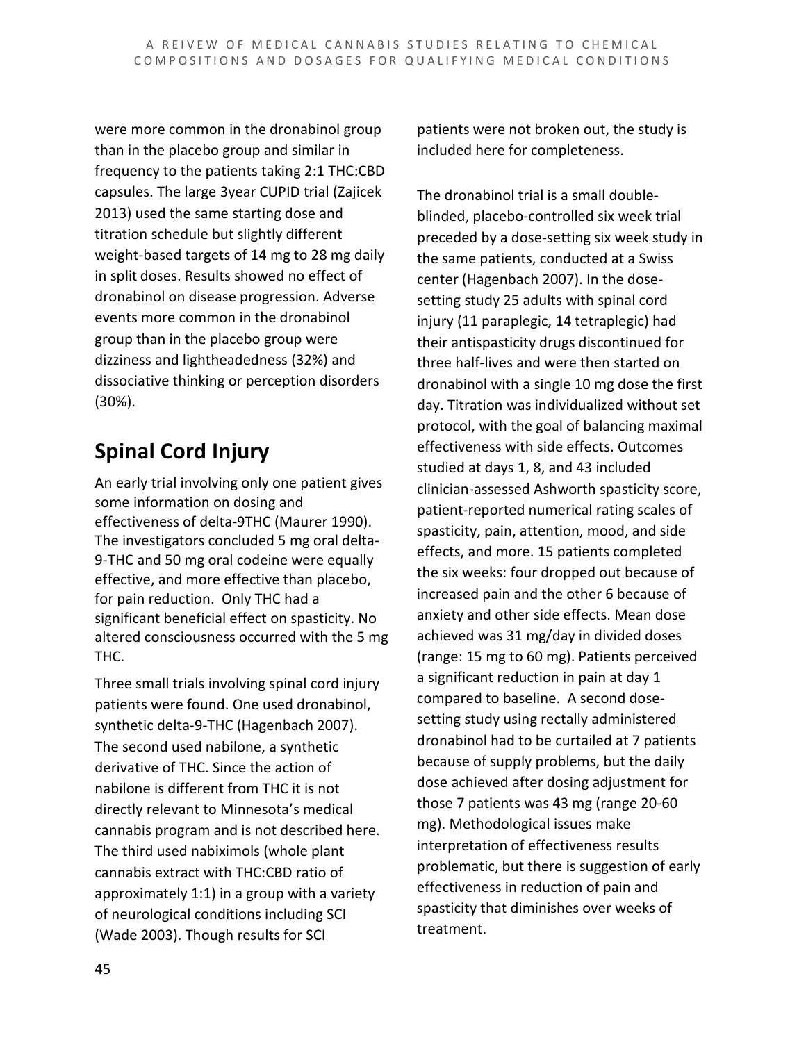were more common in the dronabinol group than in the placebo group and similar in frequency to the patients taking 2:1 THC:CBD capsules. The large 3year CUPID trial (Zajicek 2013) used the same starting dose and titration schedule but slightly different weight-based targets of 14 mg to 28 mg daily in split doses. Results showed no effect of dronabinol on disease progression. Adverse events more common in the dronabinol group than in the placebo group were dizziness and lightheadedness (32%) and dissociative thinking or perception disorders (30%).

## Spinal Cord Injury

An early trial involving only one patient gives some information on dosing and effectiveness of delta-9THC (Maurer 1990). The investigators concluded 5 mg oral delta-9-THC and 50 mg oral codeine were equally effective, and more effective than placebo, for pain reduction. Only THC had a significant beneficial effect on spasticity. No altered consciousness occurred with the 5 mg THC.

Three small trials involving spinal cord injury patients were found. One used dronabinol, synthetic delta-9-THC (Hagenbach 2007). The second used nabilone, a synthetic derivative of THC. Since the action of nabilone is different from THC it is not directly relevant to Minnesota's medical cannabis program and is not described here. The third used nabiximols (whole plant cannabis extract with THC:CBD ratio of approximately 1:1) in a group with a variety of neurological conditions including SCI (Wade 2003). Though results for SCI patients were not broken out, the study is included here for completeness.

The dronabinol trial is a small double-blinded, placebo-controlled six week trial preceded by a dose-setting six week study in the same patients, conducted at a Swiss center (Hagenbach 2007). In the dose-setting study 25 adults with spinal cord injury (11 paraplegic, 14 tetraplegic) had their antispasticity drugs discontinued for three half-lives and were then started on dronabinol with a single 10 mg dose the first day. Titration was individualized without set protocol, with the goal of balancing maximal effectiveness with side effects. Outcomes studied at days 1, 8, and 43 included clinician-assessed Ashworth spasticity score, patient-reported numerical rating scales of spasticity, pain, attention, mood, and side effects, and more. 15 patients completed the six weeks: four dropped out because of increased pain and the other 6 because of anxiety and other side effects. Mean dose achieved was 31 mg/day in divided doses (range: 15 mg to 60 mg). Patients perceived a significant reduction in pain at day 1 compared to baseline. A second dose-setting study using rectally administered dronabinol had to be curtailed at 7 patients because of supply problems, but the daily dose achieved after dosing adjustment for those 7 patients was 43 mg (range 20-60 mg). Methodological issues make interpretation of effectiveness results problematic, but there is suggestion of early effectiveness in reduction of pain and spasticity that diminishes over weeks of treatment.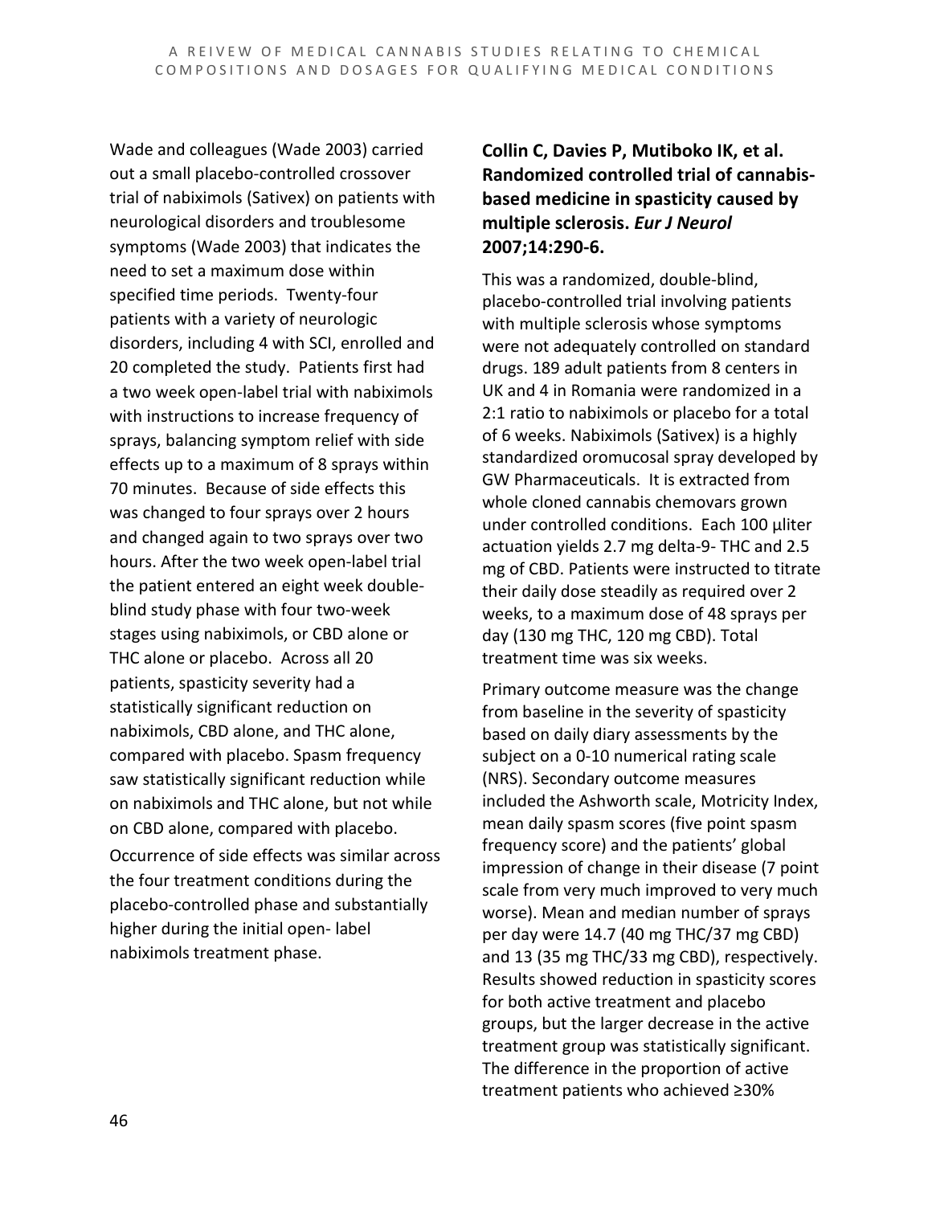Wade and colleagues (Wade 2003) carried out a small placebo-controlled crossover trial of nabiximols (Sativex) on patients with neurological disorders and troublesome symptoms (Wade 2003) that indicates the need to set a maximum dose within specified time periods. Twenty-four patients with a variety of neurologic disorders, including 4 with SCI, enrolled and 20 completed the study. Patients first had a two week open-label trial with nabiximols with instructions to increase frequency of sprays, balancing symptom relief with side effects up to a maximum of 8 sprays within 70 minutes. Because of side effects this was changed to four sprays over 2 hours and changed again to two sprays over two hours. After the two week open-label trial the patient entered an eight week double-blind study phase with four two-week stages using nabiximols, or CBD alone or THC alone or placebo. Across all 20 patients, spasticity severity had a statistically significant reduction on nabiximols, CBD alone, and THC alone, compared with placebo. Spasm frequency saw statistically significant reduction while on nabiximols and THC alone, but not while on CBD alone, compared with placebo. Occurrence of side effects was similar across the four treatment conditions during the placebo-controlled phase and substantially higher during the initial open- label nabiximols treatment phase.

**Collin C, Davies P, Mutiboko IK, et al. Randomized controlled trial of cannabis-based medicine in spasticity caused by multiple sclerosis. *Eur J Neurol* 2007;14:290-6.**

This was a randomized, double-blind, placebo-controlled trial involving patients with multiple sclerosis whose symptoms were not adequately controlled on standard drugs. 189 adult patients from 8 centers in UK and 4 in Romania were randomized in a 2:1 ratio to nabiximols or placebo for a total of 6 weeks. Nabiximols (Sativex) is a highly standardized oromucosal spray developed by GW Pharmaceuticals. It is extracted from whole cloned cannabis chemovars grown under controlled conditions. Each 100 µliter actuation yields 2.7 mg delta-9- THC and 2.5 mg of CBD. Patients were instructed to titrate their daily dose steadily as required over 2 weeks, to a maximum dose of 48 sprays per day (130 mg THC, 120 mg CBD). Total treatment time was six weeks.

Primary outcome measure was the change from baseline in the severity of spasticity based on daily diary assessments by the subject on a 0-10 numerical rating scale (NRS). Secondary outcome measures included the Ashworth scale, Motricity Index, mean daily spasm scores (five point spasm frequency score) and the patients' global impression of change in their disease (7 point scale from very much improved to very much worse). Mean and median number of sprays per day were 14.7 (40 mg THC/37 mg CBD) and 13 (35 mg THC/33 mg CBD), respectively. Results showed reduction in spasticity scores for both active treatment and placebo groups, but the larger decrease in the active treatment group was statistically significant. The difference in the proportion of active treatment patients who achieved ≥30%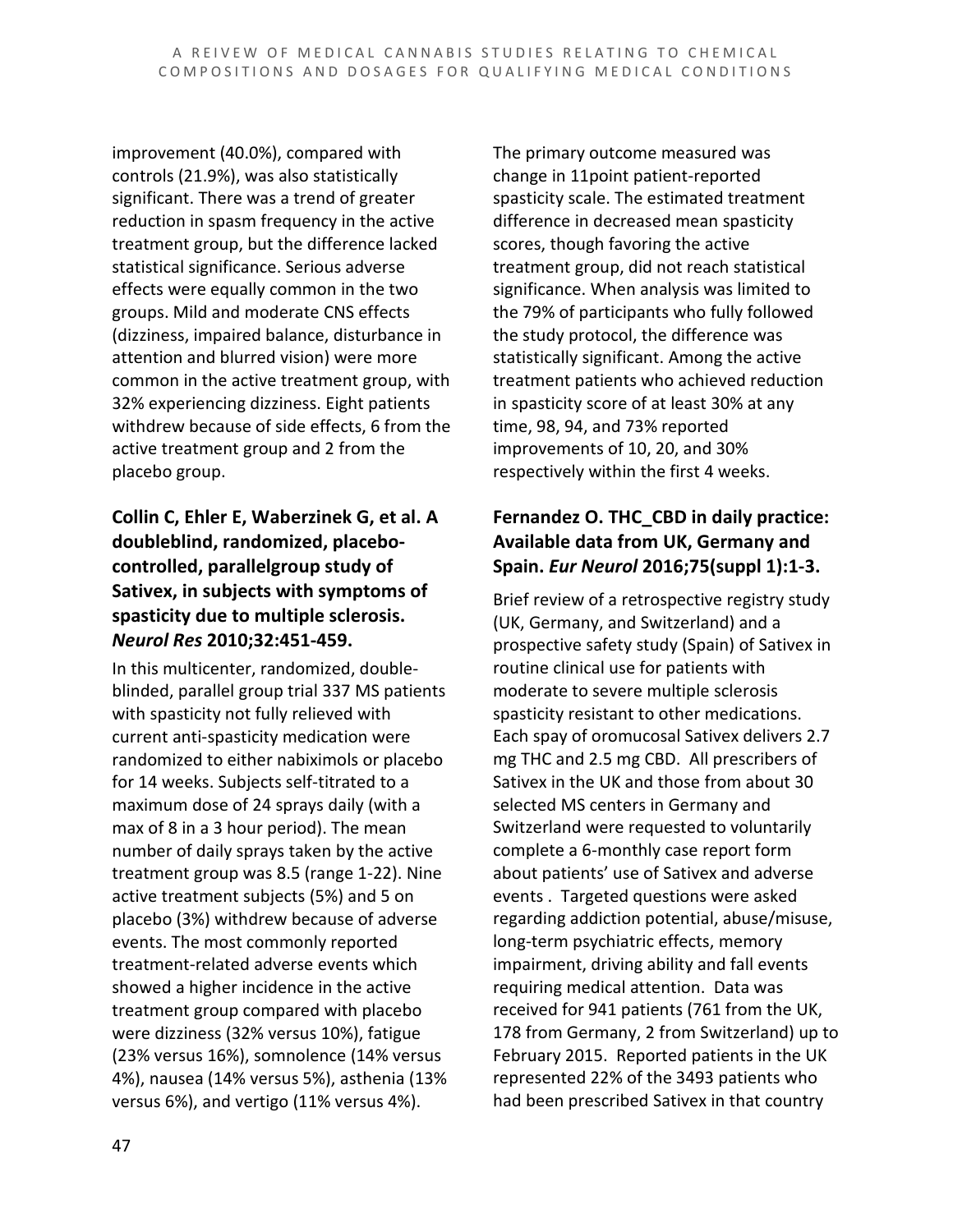improvement (40.0%), compared with controls (21.9%), was also statistically significant. There was a trend of greater reduction in spasm frequency in the active treatment group, but the difference lacked statistical significance. Serious adverse effects were equally common in the two groups. Mild and moderate CNS effects (dizziness, impaired balance, disturbance in attention and blurred vision) were more common in the active treatment group, with 32% experiencing dizziness. Eight patients withdrew because of side effects, 6 from the active treatment group and 2 from the placebo group.

### Collin C, Ehler E, Waberzinek G, et al. A doubleblind, randomized, placebo-controlled, parallelgroup study of Sativex, in subjects with symptoms of spasticity due to multiple sclerosis. *Neurol Res* 2010;32:451-459.

In this multicenter, randomized, double-blinded, parallel group trial 337 MS patients with spasticity not fully relieved with current anti-spasticity medication were randomized to either nabiximols or placebo for 14 weeks. Subjects self-titrated to a maximum dose of 24 sprays daily (with a max of 8 in a 3 hour period). The mean number of daily sprays taken by the active treatment group was 8.5 (range 1-22). Nine active treatment subjects (5%) and 5 on placebo (3%) withdrew because of adverse events. The most commonly reported treatment-related adverse events which showed a higher incidence in the active treatment group compared with placebo were dizziness (32% versus 10%), fatigue (23% versus 16%), somnolence (14% versus 4%), nausea (14% versus 5%), asthenia (13% versus 6%), and vertigo (11% versus 4%).

The primary outcome measured was change in 11point patient-reported spasticity scale. The estimated treatment difference in decreased mean spasticity scores, though favoring the active treatment group, did not reach statistical significance. When analysis was limited to the 79% of participants who fully followed the study protocol, the difference was statistically significant. Among the active treatment patients who achieved reduction in spasticity score of at least 30% at any time, 98, 94, and 73% reported improvements of 10, 20, and 30% respectively within the first 4 weeks.

### Fernandez O. THC_CBD in daily practice: Available data from UK, Germany and Spain. *Eur Neurol* 2016;75(suppl 1):1-3.

Brief review of a retrospective registry study (UK, Germany, and Switzerland) and a prospective safety study (Spain) of Sativex in routine clinical use for patients with moderate to severe multiple sclerosis spasticity resistant to other medications. Each spay of oromucosal Sativex delivers 2.7 mg THC and 2.5 mg CBD. All prescribers of Sativex in the UK and those from about 30 selected MS centers in Germany and Switzerland were requested to voluntarily complete a 6-monthly case report form about patients' use of Sativex and adverse events . Targeted questions were asked regarding addiction potential, abuse/misuse, long-term psychiatric effects, memory impairment, driving ability and fall events requiring medical attention. Data was received for 941 patients (761 from the UK, 178 from Germany, 2 from Switzerland) up to February 2015. Reported patients in the UK represented 22% of the 3493 patients who had been prescribed Sativex in that country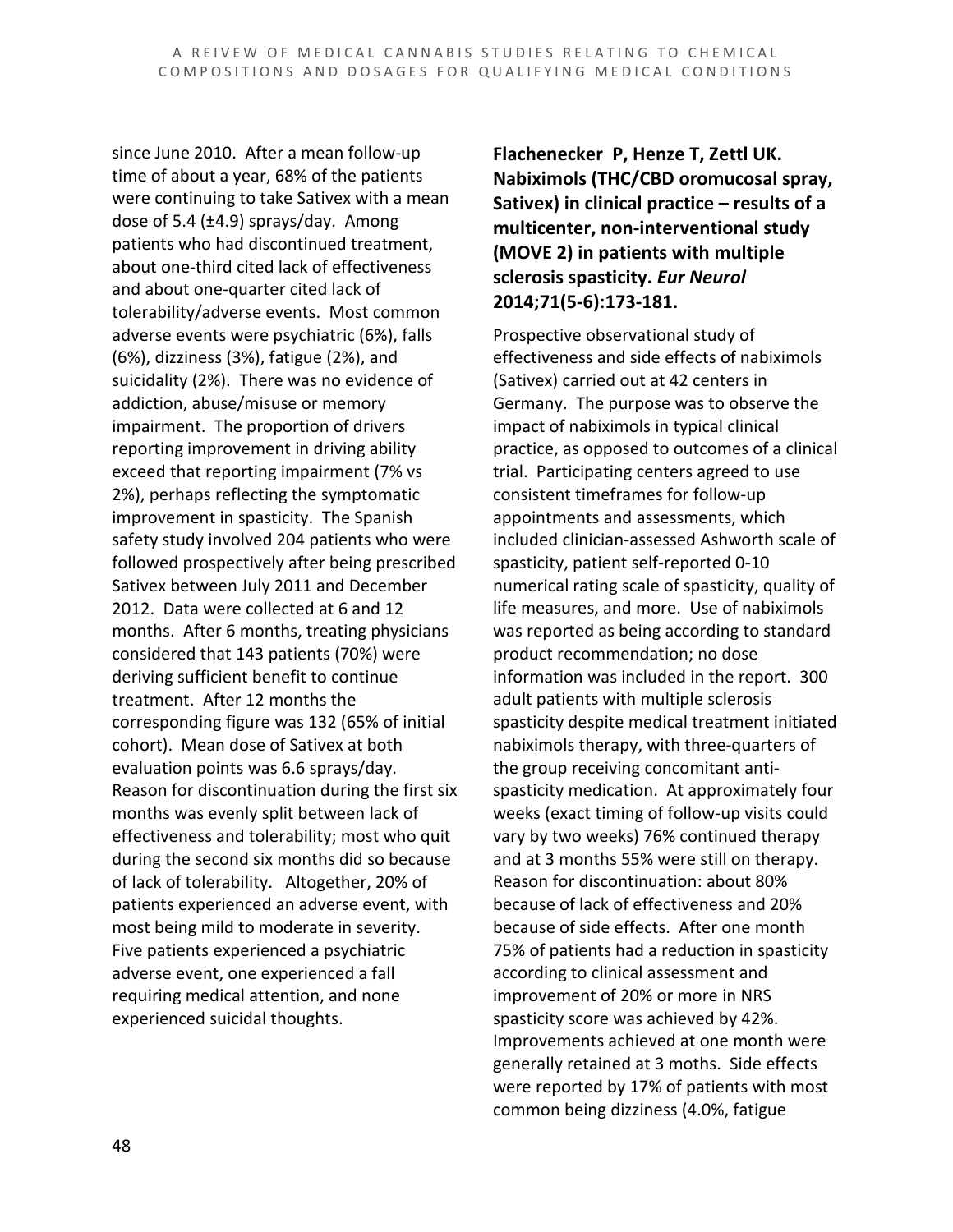since June 2010. After a mean follow-up time of about a year, 68% of the patients were continuing to take Sativex with a mean dose of 5.4 (±4.9) sprays/day. Among patients who had discontinued treatment, about one-third cited lack of effectiveness and about one-quarter cited lack of tolerability/adverse events. Most common adverse events were psychiatric (6%), falls (6%), dizziness (3%), fatigue (2%), and suicidality (2%). There was no evidence of addiction, abuse/misuse or memory impairment. The proportion of drivers reporting improvement in driving ability exceed that reporting impairment (7% vs 2%), perhaps reflecting the symptomatic improvement in spasticity. The Spanish safety study involved 204 patients who were followed prospectively after being prescribed Sativex between July 2011 and December 2012. Data were collected at 6 and 12 months. After 6 months, treating physicians considered that 143 patients (70%) were deriving sufficient benefit to continue treatment. After 12 months the corresponding figure was 132 (65% of initial cohort). Mean dose of Sativex at both evaluation points was 6.6 sprays/day. Reason for discontinuation during the first six months was evenly split between lack of effectiveness and tolerability; most who quit during the second six months did so because of lack of tolerability. Altogether, 20% of patients experienced an adverse event, with most being mild to moderate in severity. Five patients experienced a psychiatric adverse event, one experienced a fall requiring medical attention, and none experienced suicidal thoughts.

**Flachenecker P, Henze T, Zettl UK. Nabiximols (THC/CBD oromucosal spray, Sativex) in clinical practice – results of a multicenter, non-interventional study (MOVE 2) in patients with multiple sclerosis spasticity. *Eur Neurol* 2014;71(5-6):173-181.**

Prospective observational study of effectiveness and side effects of nabiximols (Sativex) carried out at 42 centers in Germany. The purpose was to observe the impact of nabiximols in typical clinical practice, as opposed to outcomes of a clinical trial. Participating centers agreed to use consistent timeframes for follow-up appointments and assessments, which included clinician-assessed Ashworth scale of spasticity, patient self-reported 0-10 numerical rating scale of spasticity, quality of life measures, and more. Use of nabiximols was reported as being according to standard product recommendation; no dose information was included in the report. 300 adult patients with multiple sclerosis spasticity despite medical treatment initiated nabiximols therapy, with three-quarters of the group receiving concomitant anti-spasticity medication. At approximately four weeks (exact timing of follow-up visits could vary by two weeks) 76% continued therapy and at 3 months 55% were still on therapy. Reason for discontinuation: about 80% because of lack of effectiveness and 20% because of side effects. After one month 75% of patients had a reduction in spasticity according to clinical assessment and improvement of 20% or more in NRS spasticity score was achieved by 42%. Improvements achieved at one month were generally retained at 3 moths. Side effects were reported by 17% of patients with most common being dizziness (4.0%, fatigue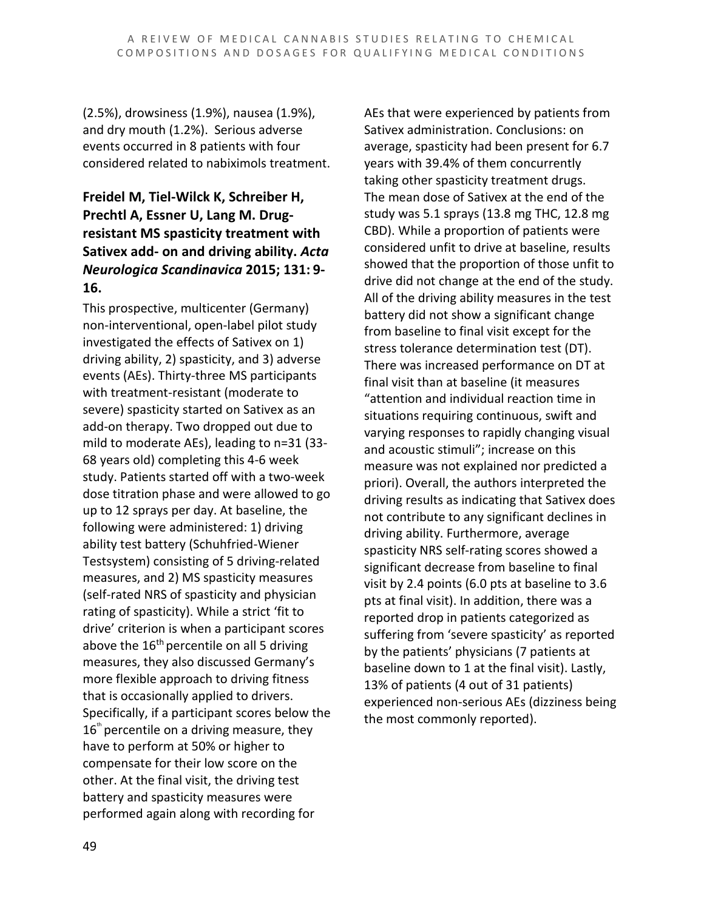(2.5%), drowsiness (1.9%), nausea (1.9%), and dry mouth (1.2%). Serious adverse events occurred in 8 patients with four considered related to nabiximols treatment.

**Freidel M, Tiel-Wilck K, Schreiber H, Prechtl A, Essner U, Lang M. Drug-resistant MS spasticity treatment with Sativex add- on and driving ability. *Acta Neurologica Scandinavica* 2015; 131: 9-16.**

This prospective, multicenter (Germany) non-interventional, open-label pilot study investigated the effects of Sativex on 1) driving ability, 2) spasticity, and 3) adverse events (AEs). Thirty-three MS participants with treatment-resistant (moderate to severe) spasticity started on Sativex as an add-on therapy. Two dropped out due to mild to moderate AEs), leading to n=31 (33-68 years old) completing this 4-6 week study. Patients started off with a two-week dose titration phase and were allowed to go up to 12 sprays per day. At baseline, the following were administered: 1) driving ability test battery (Schuhfried-Wiener Testsystem) consisting of 5 driving-related measures, and 2) MS spasticity measures (self-rated NRS of spasticity and physician rating of spasticity). While a strict 'fit to drive' criterion is when a participant scores above the 16th percentile on all 5 driving measures, they also discussed Germany's more flexible approach to driving fitness that is occasionally applied to drivers. Specifically, if a participant scores below the 16th percentile on a driving measure, they have to perform at 50% or higher to compensate for their low score on the other. At the final visit, the driving test battery and spasticity measures were performed again along with recording for AEs that were experienced by patients from Sativex administration. Conclusions: on average, spasticity had been present for 6.7 years with 39.4% of them concurrently taking other spasticity treatment drugs. The mean dose of Sativex at the end of the study was 5.1 sprays (13.8 mg THC, 12.8 mg CBD). While a proportion of patients were considered unfit to drive at baseline, results showed that the proportion of those unfit to drive did not change at the end of the study. All of the driving ability measures in the test battery did not show a significant change from baseline to final visit except for the stress tolerance determination test (DT). There was increased performance on DT at final visit than at baseline (it measures "attention and individual reaction time in situations requiring continuous, swift and varying responses to rapidly changing visual and acoustic stimuli"; increase on this measure was not explained nor predicted a priori). Overall, the authors interpreted the driving results as indicating that Sativex does not contribute to any significant declines in driving ability. Furthermore, average spasticity NRS self-rating scores showed a significant decrease from baseline to final visit by 2.4 points (6.0 pts at baseline to 3.6 pts at final visit). In addition, there was a reported drop in patients categorized as suffering from 'severe spasticity' as reported by the patients' physicians (7 patients at baseline down to 1 at the final visit). Lastly, 13% of patients (4 out of 31 patients) experienced non-serious AEs (dizziness being the most commonly reported).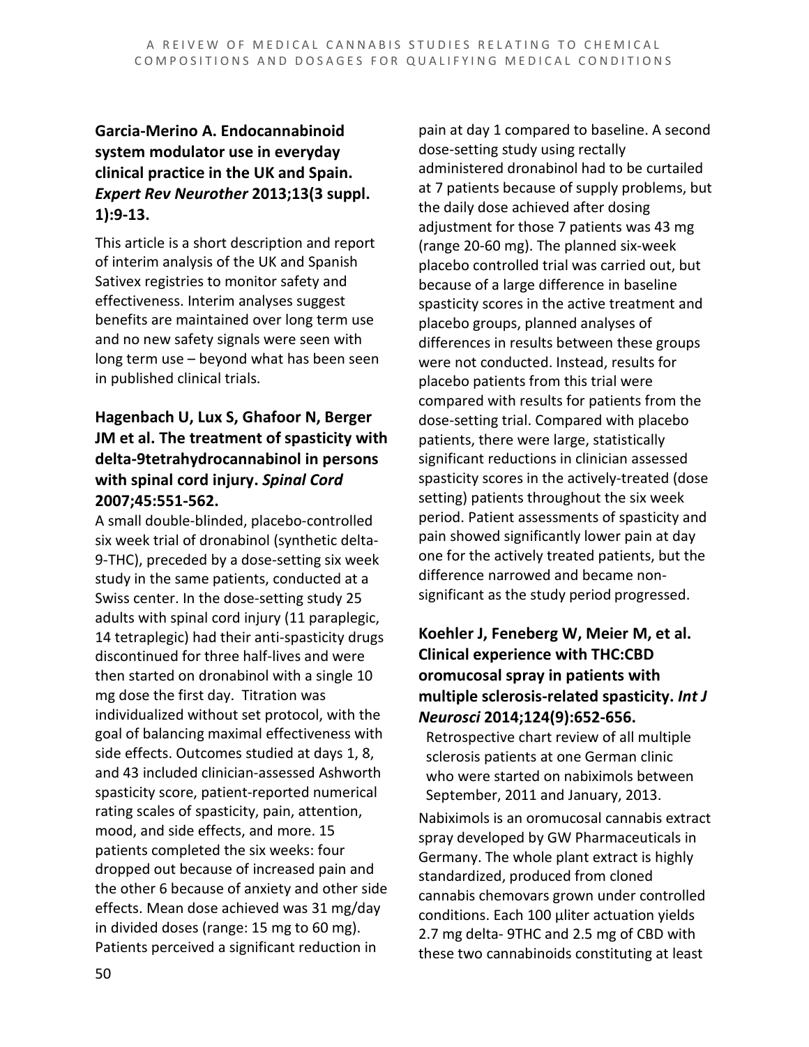### Garcia-Merino A. Endocannabinoid system modulator use in everyday clinical practice in the UK and Spain. *Expert Rev Neurother* 2013;13(3 suppl. 1):9-13.

This article is a short description and report of interim analysis of the UK and Spanish Sativex registries to monitor safety and effectiveness. Interim analyses suggest benefits are maintained over long term use and no new safety signals were seen with long term use – beyond what has been seen in published clinical trials.

### Hagenbach U, Lux S, Ghafoor N, Berger JM et al. The treatment of spasticity with delta-9tetrahydrocannabinol in persons with spinal cord injury. *Spinal Cord* 2007;45:551-562.

A small double-blinded, placebo-controlled six week trial of dronabinol (synthetic delta-9-THC), preceded by a dose-setting six week study in the same patients, conducted at a Swiss center. In the dose-setting study 25 adults with spinal cord injury (11 paraplegic, 14 tetraplegic) had their anti-spasticity drugs discontinued for three half-lives and were then started on dronabinol with a single 10 mg dose the first day. Titration was individualized without set protocol, with the goal of balancing maximal effectiveness with side effects. Outcomes studied at days 1, 8, and 43 included clinician-assessed Ashworth spasticity score, patient-reported numerical rating scales of spasticity, pain, attention, mood, and side effects, and more. 15 patients completed the six weeks: four dropped out because of increased pain and the other 6 because of anxiety and other side effects. Mean dose achieved was 31 mg/day in divided doses (range: 15 mg to 60 mg). Patients perceived a significant reduction in pain at day 1 compared to baseline. A second dose-setting study using rectally administered dronabinol had to be curtailed at 7 patients because of supply problems, but the daily dose achieved after dosing adjustment for those 7 patients was 43 mg (range 20-60 mg). The planned six-week placebo controlled trial was carried out, but because of a large difference in baseline spasticity scores in the active treatment and placebo groups, planned analyses of differences in results between these groups were not conducted. Instead, results for placebo patients from this trial were compared with results for patients from the dose-setting trial. Compared with placebo patients, there were large, statistically significant reductions in clinician assessed spasticity scores in the actively-treated (dose setting) patients throughout the six week period. Patient assessments of spasticity and pain showed significantly lower pain at day one for the actively treated patients, but the difference narrowed and became non-significant as the study period progressed.

### Koehler J, Feneberg W, Meier M, et al. Clinical experience with THC:CBD oromucosal spray in patients with multiple sclerosis-related spasticity. *Int J Neurosci* 2014;124(9):652-656.

Retrospective chart review of all multiple sclerosis patients at one German clinic who were started on nabiximols between September, 2011 and January, 2013.

Nabiximols is an oromucosal cannabis extract spray developed by GW Pharmaceuticals in Germany. The whole plant extract is highly standardized, produced from cloned cannabis chemovars grown under controlled conditions. Each 100 µliter actuation yields 2.7 mg delta- 9THC and 2.5 mg of CBD with these two cannabinoids constituting at least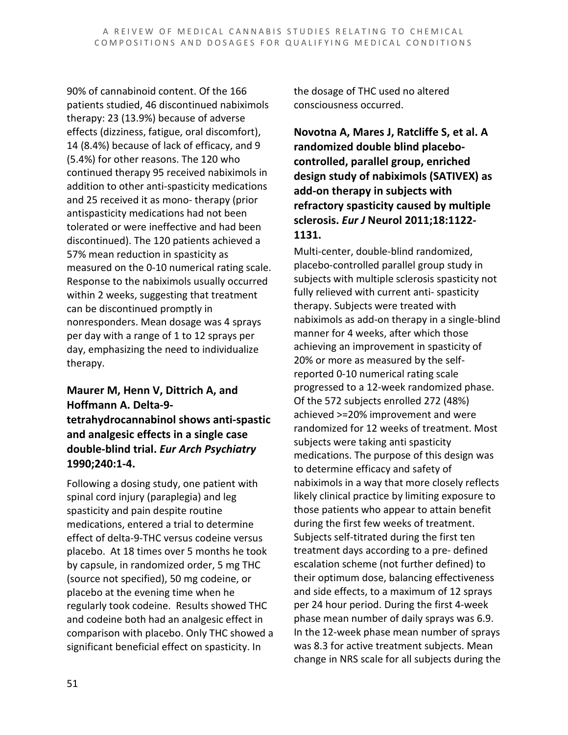90% of cannabinoid content. Of the 166 patients studied, 46 discontinued nabiximols therapy: 23 (13.9%) because of adverse effects (dizziness, fatigue, oral discomfort), 14 (8.4%) because of lack of efficacy, and 9 (5.4%) for other reasons. The 120 who continued therapy 95 received nabiximols in addition to other anti-spasticity medications and 25 received it as mono- therapy (prior antispasticity medications had not been tolerated or were ineffective and had been discontinued). The 120 patients achieved a 57% mean reduction in spasticity as measured on the 0-10 numerical rating scale. Response to the nabiximols usually occurred within 2 weeks, suggesting that treatment can be discontinued promptly in nonresponders. Mean dosage was 4 sprays per day with a range of 1 to 12 sprays per day, emphasizing the need to individualize therapy.

### Maurer M, Henn V, Dittrich A, and Hoffmann A. Delta-9-tetrahydrocannabinol shows anti-spastic and analgesic effects in a single case double-blind trial. *Eur Arch Psychiatry* 1990;240:1-4.

Following a dosing study, one patient with spinal cord injury (paraplegia) and leg spasticity and pain despite routine medications, entered a trial to determine effect of delta-9-THC versus codeine versus placebo. At 18 times over 5 months he took by capsule, in randomized order, 5 mg THC (source not specified), 50 mg codeine, or placebo at the evening time when he regularly took codeine. Results showed THC and codeine both had an analgesic effect in comparison with placebo. Only THC showed a significant beneficial effect on spasticity. In the dosage of THC used no altered consciousness occurred.

### Novotna A, Mares J, Ratcliffe S, et al. A randomized double blind placebo-controlled, parallel group, enriched design study of nabiximols (SATIVEX) as add-on therapy in subjects with refractory spasticity caused by multiple sclerosis. *Eur J* Neurol 2011;18:1122-1131.

Multi-center, double-blind randomized, placebo-controlled parallel group study in subjects with multiple sclerosis spasticity not fully relieved with current anti- spasticity therapy. Subjects were treated with nabiximols as add-on therapy in a single-blind manner for 4 weeks, after which those achieving an improvement in spasticity of 20% or more as measured by the self-reported 0-10 numerical rating scale progressed to a 12-week randomized phase. Of the 572 subjects enrolled 272 (48%) achieved >=20% improvement and were randomized for 12 weeks of treatment. Most subjects were taking anti spasticity medications. The purpose of this design was to determine efficacy and safety of nabiximols in a way that more closely reflects likely clinical practice by limiting exposure to those patients who appear to attain benefit during the first few weeks of treatment. Subjects self-titrated during the first ten treatment days according to a pre- defined escalation scheme (not further defined) to their optimum dose, balancing effectiveness and side effects, to a maximum of 12 sprays per 24 hour period. During the first 4-week phase mean number of daily sprays was 6.9. In the 12-week phase mean number of sprays was 8.3 for active treatment subjects. Mean change in NRS scale for all subjects during the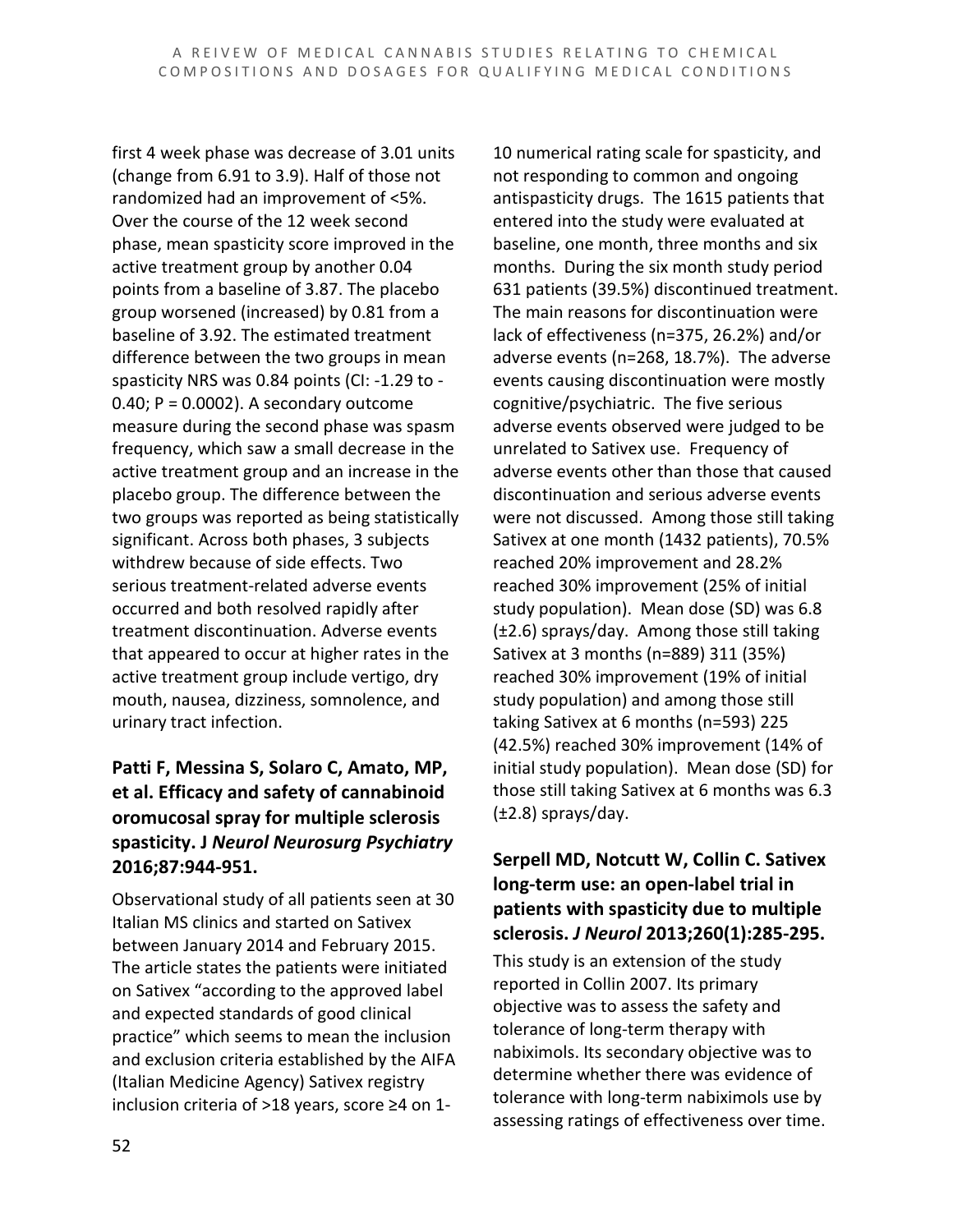first 4 week phase was decrease of 3.01 units (change from 6.91 to 3.9). Half of those not randomized had an improvement of <5%. Over the course of the 12 week second phase, mean spasticity score improved in the active treatment group by another 0.04 points from a baseline of 3.87. The placebo group worsened (increased) by 0.81 from a baseline of 3.92. The estimated treatment difference between the two groups in mean spasticity NRS was 0.84 points (CI: -1.29 to -0.40; P = 0.0002). A secondary outcome measure during the second phase was spasm frequency, which saw a small decrease in the active treatment group and an increase in the placebo group. The difference between the two groups was reported as being statistically significant. Across both phases, 3 subjects withdrew because of side effects. Two serious treatment-related adverse events occurred and both resolved rapidly after treatment discontinuation. Adverse events that appeared to occur at higher rates in the active treatment group include vertigo, dry mouth, nausea, dizziness, somnolence, and urinary tract infection.

### Patti F, Messina S, Solaro C, Amato, MP, et al. Efficacy and safety of cannabinoid oromucosal spray for multiple sclerosis spasticity. J *Neurol Neurosurg Psychiatry* 2016;87:944-951.

Observational study of all patients seen at 30 Italian MS clinics and started on Sativex between January 2014 and February 2015. The article states the patients were initiated on Sativex "according to the approved label and expected standards of good clinical practice" which seems to mean the inclusion and exclusion criteria established by the AIFA (Italian Medicine Agency) Sativex registry inclusion criteria of >18 years, score ≥4 on 1-10 numerical rating scale for spasticity, and not responding to common and ongoing antispasticity drugs. The 1615 patients that entered into the study were evaluated at baseline, one month, three months and six months. During the six month study period 631 patients (39.5%) discontinued treatment. The main reasons for discontinuation were lack of effectiveness (n=375, 26.2%) and/or adverse events (n=268, 18.7%). The adverse events causing discontinuation were mostly cognitive/psychiatric. The five serious adverse events observed were judged to be unrelated to Sativex use. Frequency of adverse events other than those that caused discontinuation and serious adverse events were not discussed. Among those still taking Sativex at one month (1432 patients), 70.5% reached 20% improvement and 28.2% reached 30% improvement (25% of initial study population). Mean dose (SD) was 6.8 (±2.6) sprays/day. Among those still taking Sativex at 3 months (n=889) 311 (35%) reached 30% improvement (19% of initial study population) and among those still taking Sativex at 6 months (n=593) 225 (42.5%) reached 30% improvement (14% of initial study population). Mean dose (SD) for those still taking Sativex at 6 months was 6.3 (±2.8) sprays/day.

### Serpell MD, Notcutt W, Collin C. Sativex long-term use: an open-label trial in patients with spasticity due to multiple sclerosis. *J Neurol* 2013;260(1):285-295.

This study is an extension of the study reported in Collin 2007. Its primary objective was to assess the safety and tolerance of long-term therapy with nabiximols. Its secondary objective was to determine whether there was evidence of tolerance with long-term nabiximols use by assessing ratings of effectiveness over time.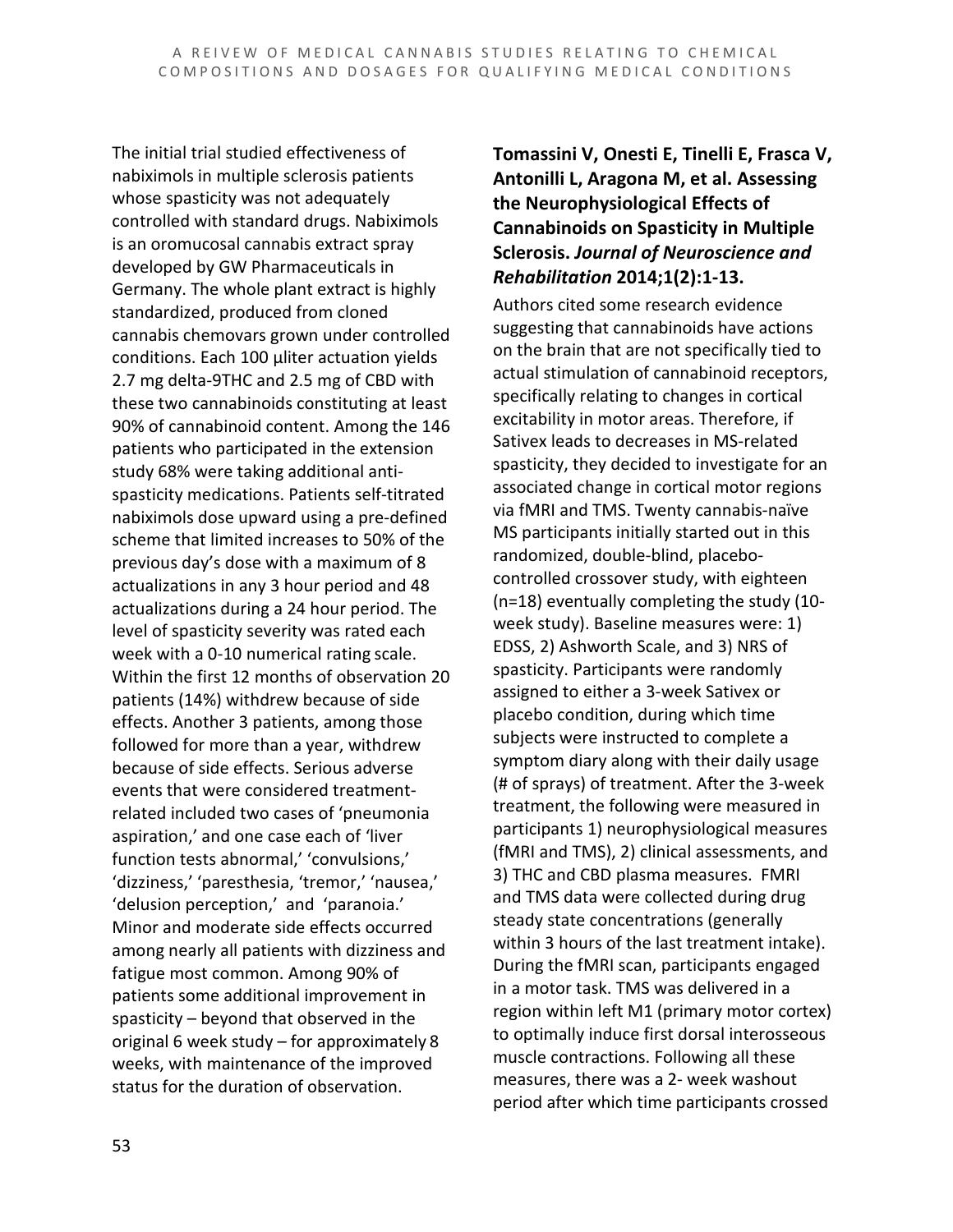The initial trial studied effectiveness of nabiximols in multiple sclerosis patients whose spasticity was not adequately controlled with standard drugs. Nabiximols is an oromucosal cannabis extract spray developed by GW Pharmaceuticals in Germany. The whole plant extract is highly standardized, produced from cloned cannabis chemovars grown under controlled conditions. Each 100 µliter actuation yields 2.7 mg delta-9THC and 2.5 mg of CBD with these two cannabinoids constituting at least 90% of cannabinoid content. Among the 146 patients who participated in the extension study 68% were taking additional anti-spasticity medications. Patients self-titrated nabiximols dose upward using a pre-defined scheme that limited increases to 50% of the previous day's dose with a maximum of 8 actualizations in any 3 hour period and 48 actualizations during a 24 hour period. The level of spasticity severity was rated each week with a 0-10 numerical rating scale. Within the first 12 months of observation 20 patients (14%) withdrew because of side effects. Another 3 patients, among those followed for more than a year, withdrew because of side effects. Serious adverse events that were considered treatment-related included two cases of 'pneumonia aspiration,' and one case each of 'liver function tests abnormal,' 'convulsions,' 'dizziness,' 'paresthesia, 'tremor,' 'nausea,' 'delusion perception,' and 'paranoia.' Minor and moderate side effects occurred among nearly all patients with dizziness and fatigue most common. Among 90% of patients some additional improvement in spasticity – beyond that observed in the original 6 week study – for approximately 8 weeks, with maintenance of the improved status for the duration of observation.

**Tomassini V, Onesti E, Tinelli E, Frasca V, Antonilli L, Aragona M, et al. Assessing the Neurophysiological Effects of Cannabinoids on Spasticity in Multiple Sclerosis. *Journal of Neuroscience and Rehabilitation* 2014;1(2):1-13.**

Authors cited some research evidence suggesting that cannabinoids have actions on the brain that are not specifically tied to actual stimulation of cannabinoid receptors, specifically relating to changes in cortical excitability in motor areas. Therefore, if Sativex leads to decreases in MS-related spasticity, they decided to investigate for an associated change in cortical motor regions via fMRI and TMS. Twenty cannabis-naïve MS participants initially started out in this randomized, double-blind, placebo-controlled crossover study, with eighteen (n=18) eventually completing the study (10-week study). Baseline measures were: 1) EDSS, 2) Ashworth Scale, and 3) NRS of spasticity. Participants were randomly assigned to either a 3-week Sativex or placebo condition, during which time subjects were instructed to complete a symptom diary along with their daily usage (# of sprays) of treatment. After the 3-week treatment, the following were measured in participants 1) neurophysiological measures (fMRI and TMS), 2) clinical assessments, and 3) THC and CBD plasma measures. FMRI and TMS data were collected during drug steady state concentrations (generally within 3 hours of the last treatment intake). During the fMRI scan, participants engaged in a motor task. TMS was delivered in a region within left M1 (primary motor cortex) to optimally induce first dorsal interosseous muscle contractions. Following all these measures, there was a 2- week washout period after which time participants crossed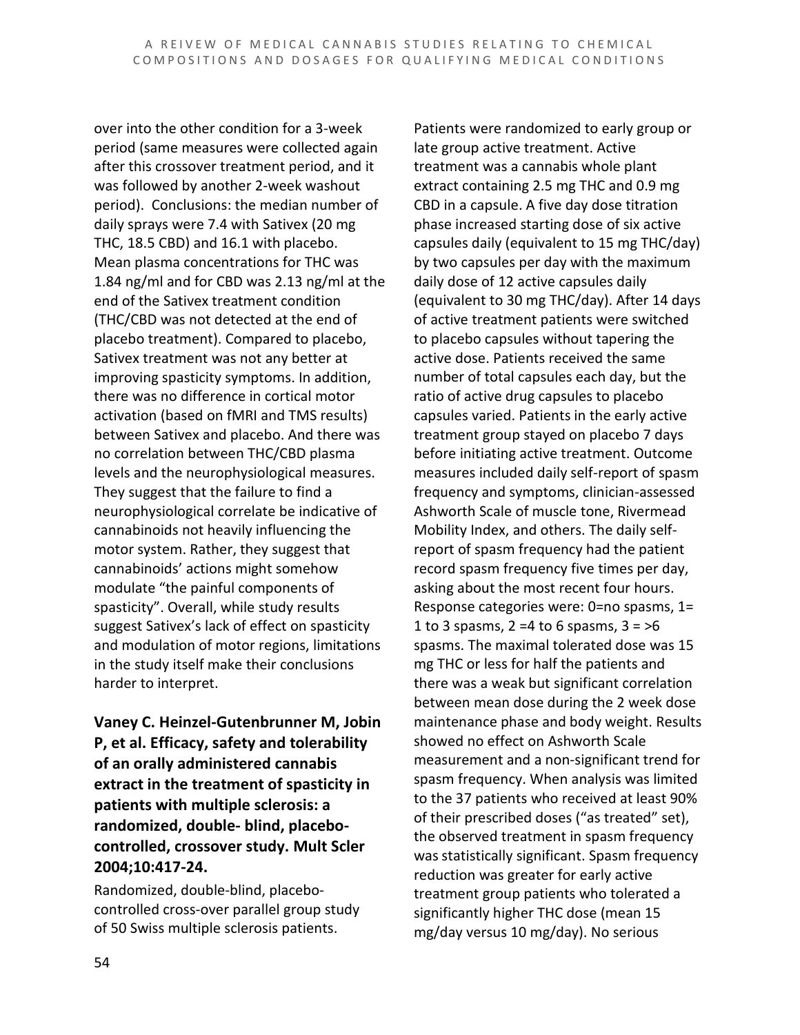over into the other condition for a 3-week period (same measures were collected again after this crossover treatment period, and it was followed by another 2-week washout period). Conclusions: the median number of daily sprays were 7.4 with Sativex (20 mg THC, 18.5 CBD) and 16.1 with placebo. Mean plasma concentrations for THC was 1.84 ng/ml and for CBD was 2.13 ng/ml at the end of the Sativex treatment condition (THC/CBD was not detected at the end of placebo treatment). Compared to placebo, Sativex treatment was not any better at improving spasticity symptoms. In addition, there was no difference in cortical motor activation (based on fMRI and TMS results) between Sativex and placebo. And there was no correlation between THC/CBD plasma levels and the neurophysiological measures. They suggest that the failure to find a neurophysiological correlate be indicative of cannabinoids not heavily influencing the motor system. Rather, they suggest that cannabinoids' actions might somehow modulate "the painful components of spasticity". Overall, while study results suggest Sativex's lack of effect on spasticity and modulation of motor regions, limitations in the study itself make their conclusions harder to interpret.

**Vaney C. Heinzel-Gutenbrunner M, Jobin P, et al. Efficacy, safety and tolerability of an orally administered cannabis extract in the treatment of spasticity in patients with multiple sclerosis: a randomized, double- blind, placebo-controlled, crossover study. Mult Scler 2004;10:417-24.**

Randomized, double-blind, placebo-controlled cross-over parallel group study of 50 Swiss multiple sclerosis patients. Patients were randomized to early group or late group active treatment. Active treatment was a cannabis whole plant extract containing 2.5 mg THC and 0.9 mg CBD in a capsule. A five day dose titration phase increased starting dose of six active capsules daily (equivalent to 15 mg THC/day) by two capsules per day with the maximum daily dose of 12 active capsules daily (equivalent to 30 mg THC/day). After 14 days of active treatment patients were switched to placebo capsules without tapering the active dose. Patients received the same number of total capsules each day, but the ratio of active drug capsules to placebo capsules varied. Patients in the early active treatment group stayed on placebo 7 days before initiating active treatment. Outcome measures included daily self-report of spasm frequency and symptoms, clinician-assessed Ashworth Scale of muscle tone, Rivermead Mobility Index, and others. The daily self-report of spasm frequency had the patient record spasm frequency five times per day, asking about the most recent four hours. Response categories were: 0=no spasms, 1= 1 to 3 spasms, 2 =4 to 6 spasms, 3 = >6 spasms. The maximal tolerated dose was 15 mg THC or less for half the patients and there was a weak but significant correlation between mean dose during the 2 week dose maintenance phase and body weight. Results showed no effect on Ashworth Scale measurement and a non-significant trend for spasm frequency. When analysis was limited to the 37 patients who received at least 90% of their prescribed doses ("as treated" set), the observed treatment in spasm frequency was statistically significant. Spasm frequency reduction was greater for early active treatment group patients who tolerated a significantly higher THC dose (mean 15 mg/day versus 10 mg/day). No serious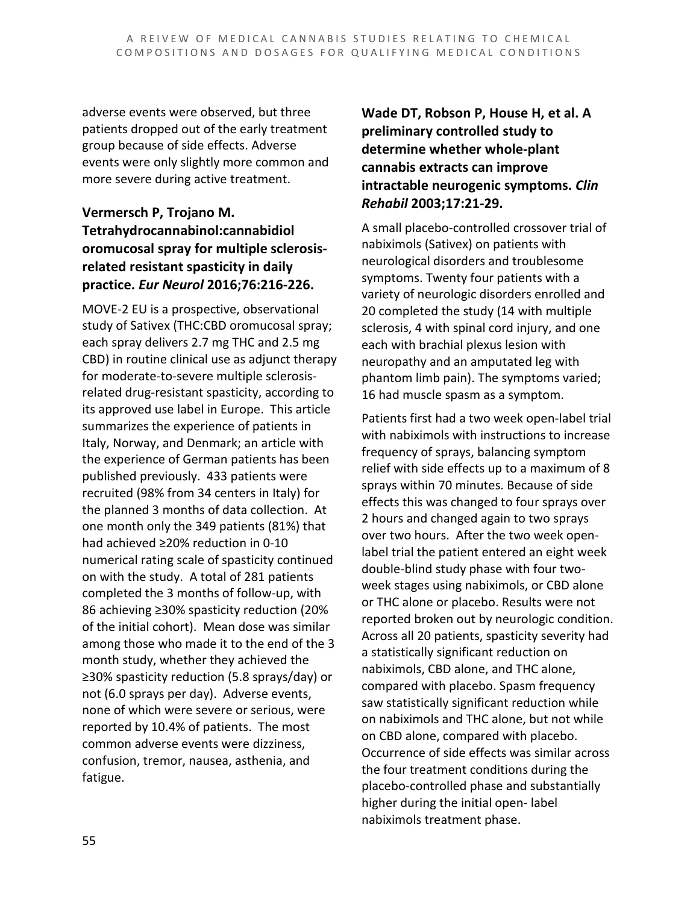adverse events were observed, but three patients dropped out of the early treatment group because of side effects. Adverse events were only slightly more common and more severe during active treatment.

### Vermersch P, Trojano M. Tetrahydrocannabinol:cannabidiol oromucosal spray for multiple sclerosis-related resistant spasticity in daily practice. *Eur Neurol* 2016;76:216-226.

MOVE-2 EU is a prospective, observational study of Sativex (THC:CBD oromucosal spray; each spray delivers 2.7 mg THC and 2.5 mg CBD) in routine clinical use as adjunct therapy for moderate-to-severe multiple sclerosis-related drug-resistant spasticity, according to its approved use label in Europe. This article summarizes the experience of patients in Italy, Norway, and Denmark; an article with the experience of German patients has been published previously. 433 patients were recruited (98% from 34 centers in Italy) for the planned 3 months of data collection. At one month only the 349 patients (81%) that had achieved ≥20% reduction in 0-10 numerical rating scale of spasticity continued on with the study. A total of 281 patients completed the 3 months of follow-up, with 86 achieving ≥30% spasticity reduction (20% of the initial cohort). Mean dose was similar among those who made it to the end of the 3 month study, whether they achieved the ≥30% spasticity reduction (5.8 sprays/day) or not (6.0 sprays per day). Adverse events, none of which were severe or serious, were reported by 10.4% of patients. The most common adverse events were dizziness, confusion, tremor, nausea, asthenia, and fatigue.

### Wade DT, Robson P, House H, et al. A preliminary controlled study to determine whether whole-plant cannabis extracts can improve intractable neurogenic symptoms. *Clin Rehabil* 2003;17:21-29.

A small placebo-controlled crossover trial of nabiximols (Sativex) on patients with neurological disorders and troublesome symptoms. Twenty four patients with a variety of neurologic disorders enrolled and 20 completed the study (14 with multiple sclerosis, 4 with spinal cord injury, and one each with brachial plexus lesion with neuropathy and an amputated leg with phantom limb pain). The symptoms varied; 16 had muscle spasm as a symptom.

Patients first had a two week open-label trial with nabiximols with instructions to increase frequency of sprays, balancing symptom relief with side effects up to a maximum of 8 sprays within 70 minutes. Because of side effects this was changed to four sprays over 2 hours and changed again to two sprays over two hours. After the two week open-label trial the patient entered an eight week double-blind study phase with four two-week stages using nabiximols, or CBD alone or THC alone or placebo. Results were not reported broken out by neurologic condition. Across all 20 patients, spasticity severity had a statistically significant reduction on nabiximols, CBD alone, and THC alone, compared with placebo. Spasm frequency saw statistically significant reduction while on nabiximols and THC alone, but not while on CBD alone, compared with placebo. Occurrence of side effects was similar across the four treatment conditions during the placebo-controlled phase and substantially higher during the initial open- label nabiximols treatment phase.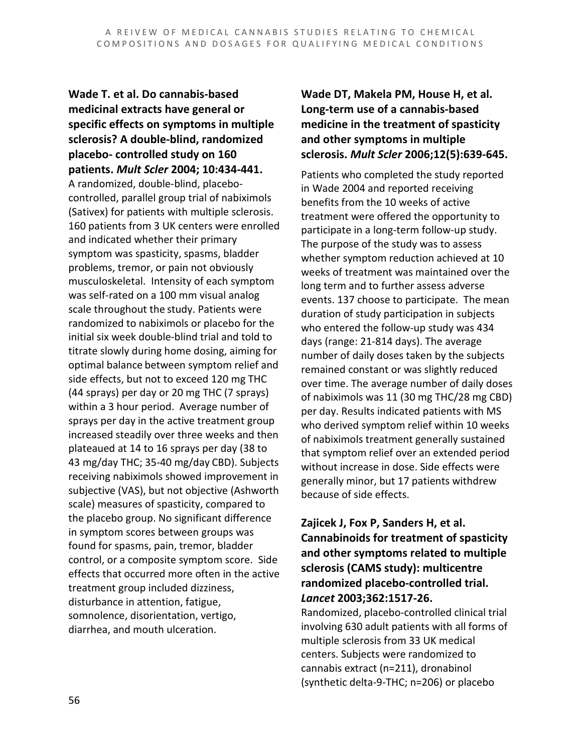**Wade T. et al. Do cannabis-based medicinal extracts have general or specific effects on symptoms in multiple sclerosis? A double-blind, randomized placebo- controlled study on 160 patients. *Mult Scler* 2004; 10:434-441.**

A randomized, double-blind, placebo-controlled, parallel group trial of nabiximols (Sativex) for patients with multiple sclerosis. 160 patients from 3 UK centers were enrolled and indicated whether their primary symptom was spasticity, spasms, bladder problems, tremor, or pain not obviously musculoskeletal. Intensity of each symptom was self-rated on a 100 mm visual analog scale throughout the study. Patients were randomized to nabiximols or placebo for the initial six week double-blind trial and told to titrate slowly during home dosing, aiming for optimal balance between symptom relief and side effects, but not to exceed 120 mg THC (44 sprays) per day or 20 mg THC (7 sprays) within a 3 hour period. Average number of sprays per day in the active treatment group increased steadily over three weeks and then plateaued at 14 to 16 sprays per day (38 to 43 mg/day THC; 35-40 mg/day CBD). Subjects receiving nabiximols showed improvement in subjective (VAS), but not objective (Ashworth scale) measures of spasticity, compared to the placebo group. No significant difference in symptom scores between groups was found for spasms, pain, tremor, bladder control, or a composite symptom score. Side effects that occurred more often in the active treatment group included dizziness, disturbance in attention, fatigue, somnolence, disorientation, vertigo, diarrhea, and mouth ulceration.

**Wade DT, Makela PM, House H, et al. Long-term use of a cannabis-based medicine in the treatment of spasticity and other symptoms in multiple sclerosis. *Mult Scler* 2006;12(5):639-645.**

Patients who completed the study reported in Wade 2004 and reported receiving benefits from the 10 weeks of active treatment were offered the opportunity to participate in a long-term follow-up study. The purpose of the study was to assess whether symptom reduction achieved at 10 weeks of treatment was maintained over the long term and to further assess adverse events. 137 choose to participate. The mean duration of study participation in subjects who entered the follow-up study was 434 days (range: 21-814 days). The average number of daily doses taken by the subjects remained constant or was slightly reduced over time. The average number of daily doses of nabiximols was 11 (30 mg THC/28 mg CBD) per day. Results indicated patients with MS who derived symptom relief within 10 weeks of nabiximols treatment generally sustained that symptom relief over an extended period without increase in dose. Side effects were generally minor, but 17 patients withdrew because of side effects.

**Zajicek J, Fox P, Sanders H, et al. Cannabinoids for treatment of spasticity and other symptoms related to multiple sclerosis (CAMS study): multicentre randomized placebo-controlled trial. *Lancet* 2003;362:1517-26.**

Randomized, placebo-controlled clinical trial involving 630 adult patients with all forms of multiple sclerosis from 33 UK medical centers. Subjects were randomized to cannabis extract (n=211), dronabinol (synthetic delta-9-THC; n=206) or placebo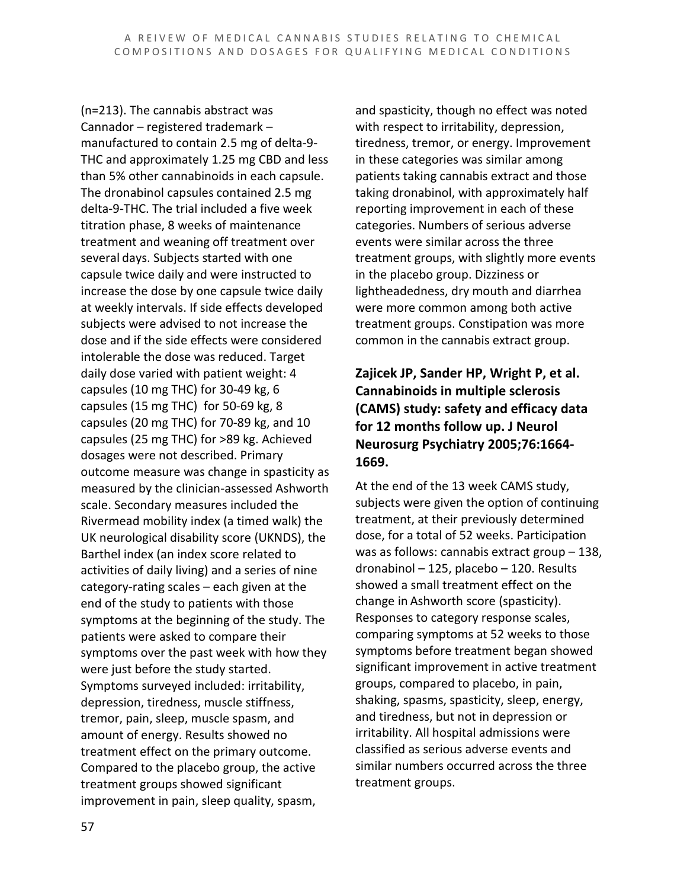(n=213). The cannabis abstract was Cannador – registered trademark – manufactured to contain 2.5 mg of delta-9-THC and approximately 1.25 mg CBD and less than 5% other cannabinoids in each capsule. The dronabinol capsules contained 2.5 mg delta-9-THC. The trial included a five week titration phase, 8 weeks of maintenance treatment and weaning off treatment over several days. Subjects started with one capsule twice daily and were instructed to increase the dose by one capsule twice daily at weekly intervals. If side effects developed subjects were advised to not increase the dose and if the side effects were considered intolerable the dose was reduced. Target daily dose varied with patient weight: 4 capsules (10 mg THC) for 30-49 kg, 6 capsules (15 mg THC) for 50-69 kg, 8 capsules (20 mg THC) for 70-89 kg, and 10 capsules (25 mg THC) for >89 kg. Achieved dosages were not described. Primary outcome measure was change in spasticity as measured by the clinician-assessed Ashworth scale. Secondary measures included the Rivermead mobility index (a timed walk) the UK neurological disability score (UKNDS), the Barthel index (an index score related to activities of daily living) and a series of nine category-rating scales – each given at the end of the study to patients with those symptoms at the beginning of the study. The patients were asked to compare their symptoms over the past week with how they were just before the study started. Symptoms surveyed included: irritability, depression, tiredness, muscle stiffness, tremor, pain, sleep, muscle spasm, and amount of energy. Results showed no treatment effect on the primary outcome. Compared to the placebo group, the active treatment groups showed significant improvement in pain, sleep quality, spasm, and spasticity, though no effect was noted with respect to irritability, depression, tiredness, tremor, or energy. Improvement in these categories was similar among patients taking cannabis extract and those taking dronabinol, with approximately half reporting improvement in each of these categories. Numbers of serious adverse events were similar across the three treatment groups, with slightly more events in the placebo group. Dizziness or lightheadedness, dry mouth and diarrhea were more common among both active treatment groups. Constipation was more common in the cannabis extract group.

### Zajicek JP, Sander HP, Wright P, et al. Cannabinoids in multiple sclerosis (CAMS) study: safety and efficacy data for 12 months follow up. J Neurol Neurosurg Psychiatry 2005;76:1664-1669.

At the end of the 13 week CAMS study, subjects were given the option of continuing treatment, at their previously determined dose, for a total of 52 weeks. Participation was as follows: cannabis extract group – 138, dronabinol – 125, placebo – 120. Results showed a small treatment effect on the change in Ashworth score (spasticity). Responses to category response scales, comparing symptoms at 52 weeks to those symptoms before treatment began showed significant improvement in active treatment groups, compared to placebo, in pain, shaking, spasms, spasticity, sleep, energy, and tiredness, but not in depression or irritability. All hospital admissions were classified as serious adverse events and similar numbers occurred across the three treatment groups.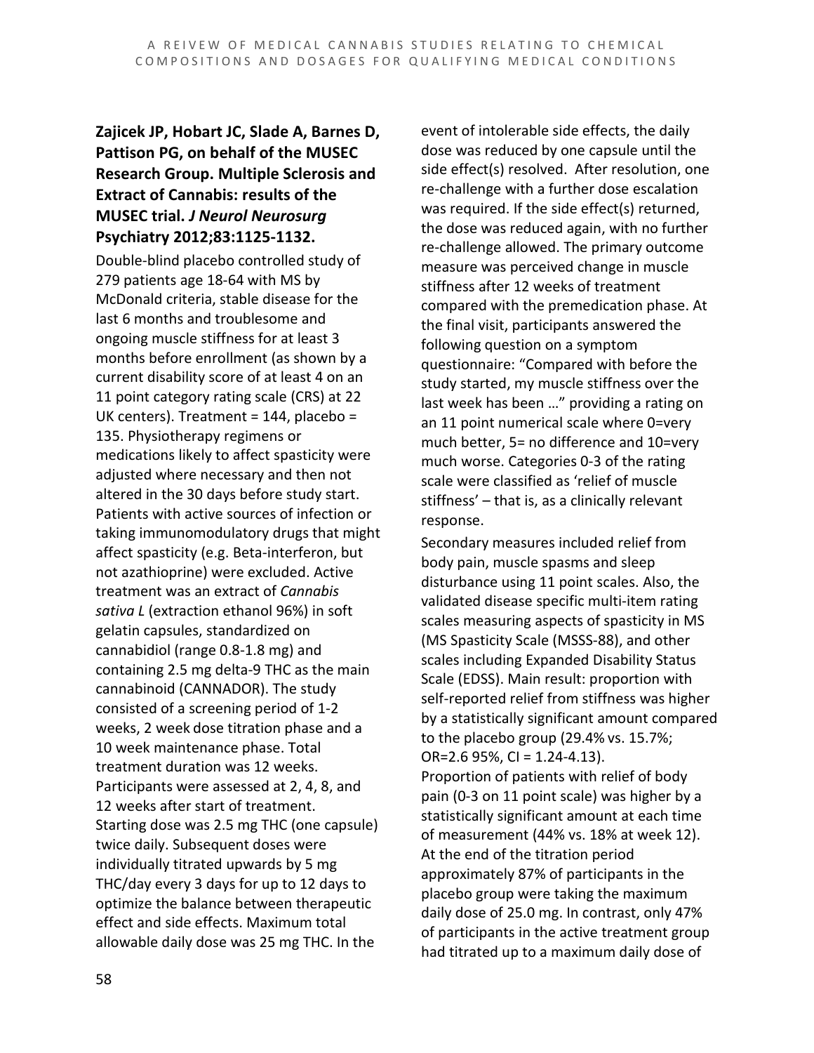**Zajicek JP, Hobart JC, Slade A, Barnes D, Pattison PG, on behalf of the MUSEC Research Group. Multiple Sclerosis and Extract of Cannabis: results of the MUSEC trial. *J Neurol Neurosurg* Psychiatry 2012;83:1125-1132.**

Double-blind placebo controlled study of 279 patients age 18-64 with MS by McDonald criteria, stable disease for the last 6 months and troublesome and ongoing muscle stiffness for at least 3 months before enrollment (as shown by a current disability score of at least 4 on an 11 point category rating scale (CRS) at 22 UK centers). Treatment = 144, placebo = 135. Physiotherapy regimens or medications likely to affect spasticity were adjusted where necessary and then not altered in the 30 days before study start. Patients with active sources of infection or taking immunomodulatory drugs that might affect spasticity (e.g. Beta-interferon, but not azathioprine) were excluded. Active treatment was an extract of *Cannabis sativa L* (extraction ethanol 96%) in soft gelatin capsules, standardized on cannabidiol (range 0.8-1.8 mg) and containing 2.5 mg delta-9 THC as the main cannabinoid (CANNADOR). The study consisted of a screening period of 1-2 weeks, 2 week dose titration phase and a 10 week maintenance phase. Total treatment duration was 12 weeks. Participants were assessed at 2, 4, 8, and 12 weeks after start of treatment. Starting dose was 2.5 mg THC (one capsule) twice daily. Subsequent doses were individually titrated upwards by 5 mg THC/day every 3 days for up to 12 days to optimize the balance between therapeutic effect and side effects. Maximum total allowable daily dose was 25 mg THC. In the event of intolerable side effects, the daily dose was reduced by one capsule until the side effect(s) resolved. After resolution, one re-challenge with a further dose escalation was required. If the side effect(s) returned, the dose was reduced again, with no further re-challenge allowed. The primary outcome measure was perceived change in muscle stiffness after 12 weeks of treatment compared with the premedication phase. At the final visit, participants answered the following question on a symptom questionnaire: "Compared with before the study started, my muscle stiffness over the last week has been …" providing a rating on an 11 point numerical scale where 0=very much better, 5= no difference and 10=very much worse. Categories 0-3 of the rating scale were classified as 'relief of muscle stiffness' – that is, as a clinically relevant response.

Secondary measures included relief from body pain, muscle spasms and sleep disturbance using 11 point scales. Also, the validated disease specific multi-item rating scales measuring aspects of spasticity in MS (MS Spasticity Scale (MSSS-88), and other scales including Expanded Disability Status Scale (EDSS). Main result: proportion with self-reported relief from stiffness was higher by a statistically significant amount compared to the placebo group (29.4% vs. 15.7%; OR=2.6 95%, CI = 1.24-4.13).

Proportion of patients with relief of body pain (0-3 on 11 point scale) was higher by a statistically significant amount at each time of measurement (44% vs. 18% at week 12). At the end of the titration period approximately 87% of participants in the placebo group were taking the maximum daily dose of 25.0 mg. In contrast, only 47% of participants in the active treatment group had titrated up to a maximum daily dose of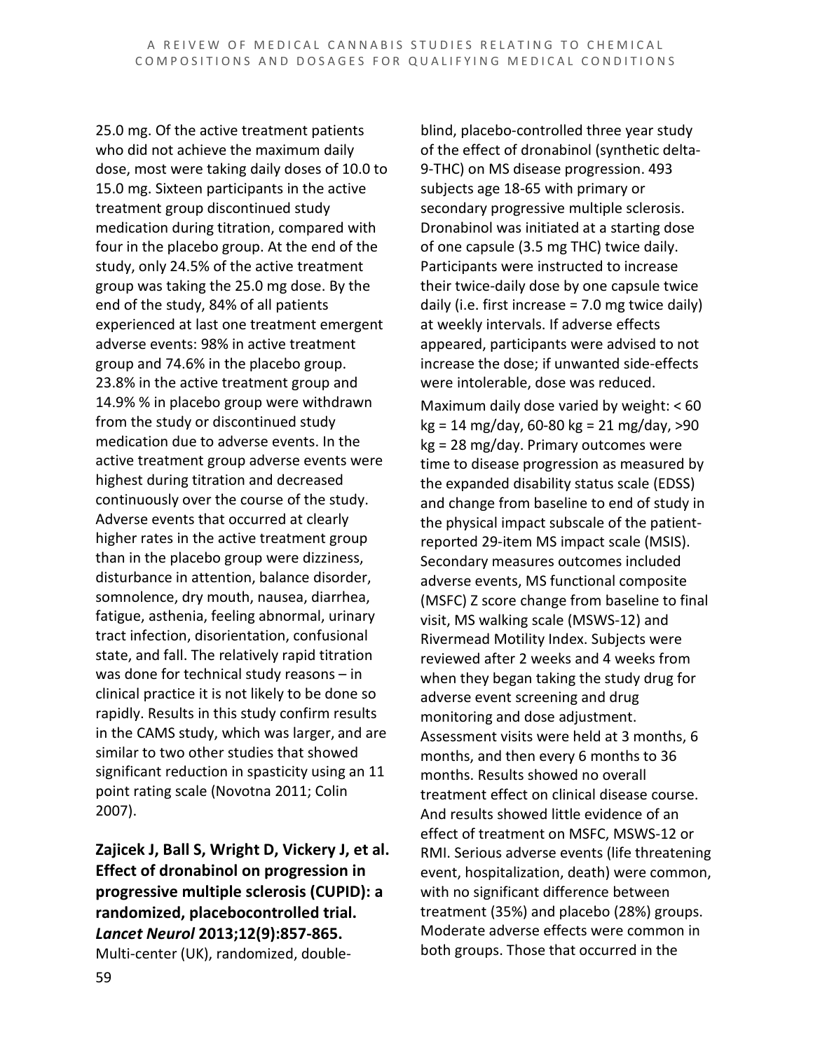25.0 mg. Of the active treatment patients who did not achieve the maximum daily dose, most were taking daily doses of 10.0 to 15.0 mg. Sixteen participants in the active treatment group discontinued study medication during titration, compared with four in the placebo group. At the end of the study, only 24.5% of the active treatment group was taking the 25.0 mg dose. By the end of the study, 84% of all patients experienced at last one treatment emergent adverse events: 98% in active treatment group and 74.6% in the placebo group. 23.8% in the active treatment group and 14.9% % in placebo group were withdrawn from the study or discontinued study medication due to adverse events. In the active treatment group adverse events were highest during titration and decreased continuously over the course of the study. Adverse events that occurred at clearly higher rates in the active treatment group than in the placebo group were dizziness, disturbance in attention, balance disorder, somnolence, dry mouth, nausea, diarrhea, fatigue, asthenia, feeling abnormal, urinary tract infection, disorientation, confusional state, and fall. The relatively rapid titration was done for technical study reasons – in clinical practice it is not likely to be done so rapidly. Results in this study confirm results in the CAMS study, which was larger, and are similar to two other studies that showed significant reduction in spasticity using an 11 point rating scale (Novotna 2011; Colin 2007).

**Zajicek J, Ball S, Wright D, Vickery J, et al. Effect of dronabinol on progression in progressive multiple sclerosis (CUPID): a randomized, placebocontrolled trial. *Lancet Neurol* 2013;12(9):857-865.**

Multi-center (UK), randomized, double-blind, placebo-controlled three year study of the effect of dronabinol (synthetic delta-9-THC) on MS disease progression. 493 subjects age 18-65 with primary or secondary progressive multiple sclerosis. Dronabinol was initiated at a starting dose of one capsule (3.5 mg THC) twice daily. Participants were instructed to increase their twice-daily dose by one capsule twice daily (i.e. first increase = 7.0 mg twice daily) at weekly intervals. If adverse effects appeared, participants were advised to not increase the dose; if unwanted side-effects were intolerable, dose was reduced.

Maximum daily dose varied by weight: < 60 kg = 14 mg/day, 60-80 kg = 21 mg/day, >90 kg = 28 mg/day. Primary outcomes were time to disease progression as measured by the expanded disability status scale (EDSS) and change from baseline to end of study in the physical impact subscale of the patient-reported 29-item MS impact scale (MSIS). Secondary measures outcomes included adverse events, MS functional composite (MSFC) Z score change from baseline to final visit, MS walking scale (MSWS-12) and Rivermead Motility Index. Subjects were reviewed after 2 weeks and 4 weeks from when they began taking the study drug for adverse event screening and drug monitoring and dose adjustment. Assessment visits were held at 3 months, 6 months, and then every 6 months to 36 months. Results showed no overall treatment effect on clinical disease course. And results showed little evidence of an effect of treatment on MSFC, MSWS-12 or RMI. Serious adverse events (life threatening event, hospitalization, death) were common, with no significant difference between treatment (35%) and placebo (28%) groups. Moderate adverse effects were common in both groups. Those that occurred in the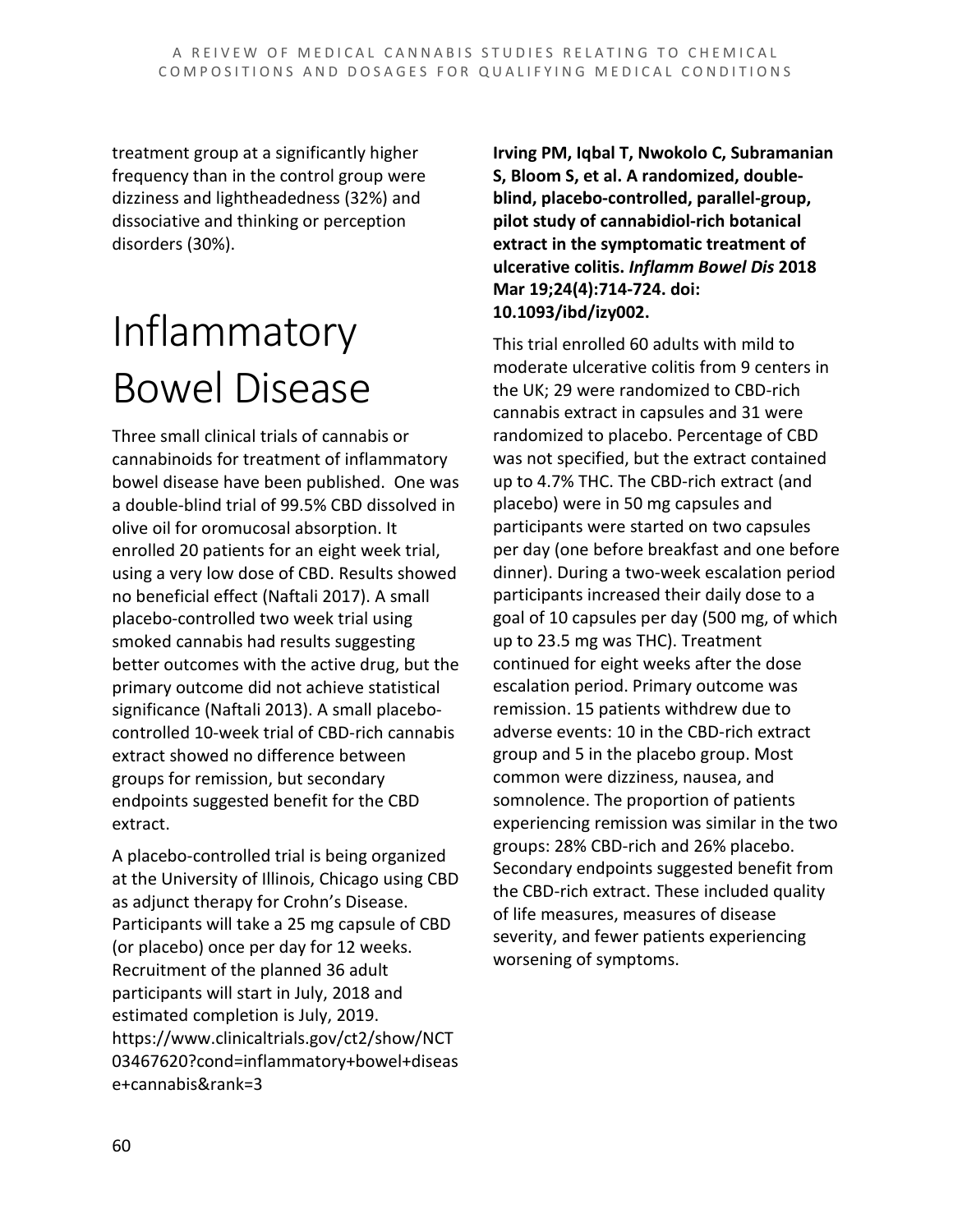treatment group at a significantly higher frequency than in the control group were dizziness and lightheadedness (32%) and dissociative and thinking or perception disorders (30%).

# Inflammatory Bowel Disease

Three small clinical trials of cannabis or cannabinoids for treatment of inflammatory bowel disease have been published. One was a double-blind trial of 99.5% CBD dissolved in olive oil for oromucosal absorption. It enrolled 20 patients for an eight week trial, using a very low dose of CBD. Results showed no beneficial effect (Naftali 2017). A small placebo-controlled two week trial using smoked cannabis had results suggesting better outcomes with the active drug, but the primary outcome did not achieve statistical significance (Naftali 2013). A small placebo-controlled 10-week trial of CBD-rich cannabis extract showed no difference between groups for remission, but secondary endpoints suggested benefit for the CBD extract.

A placebo-controlled trial is being organized at the University of Illinois, Chicago using CBD as adjunct therapy for Crohn's Disease. Participants will take a 25 mg capsule of CBD (or placebo) once per day for 12 weeks. Recruitment of the planned 36 adult participants will start in July, 2018 and estimated completion is July, 2019. https://www.clinicaltrials.gov/ct2/show/NCT03467620?cond=inflammatory+bowel+disease+cannabis&rank=3

**Irving PM, Iqbal T, Nwokolo C, Subramanian S, Bloom S, et al. A randomized, double-blind, placebo-controlled, parallel-group, pilot study of cannabidiol-rich botanical extract in the symptomatic treatment of ulcerative colitis. *Inflamm Bowel Dis* 2018 Mar 19;24(4):714-724. doi: 10.1093/ibd/izy002.**

This trial enrolled 60 adults with mild to moderate ulcerative colitis from 9 centers in the UK; 29 were randomized to CBD-rich cannabis extract in capsules and 31 were randomized to placebo. Percentage of CBD was not specified, but the extract contained up to 4.7% THC. The CBD-rich extract (and placebo) were in 50 mg capsules and participants were started on two capsules per day (one before breakfast and one before dinner). During a two-week escalation period participants increased their daily dose to a goal of 10 capsules per day (500 mg, of which up to 23.5 mg was THC). Treatment continued for eight weeks after the dose escalation period. Primary outcome was remission. 15 patients withdrew due to adverse events: 10 in the CBD-rich extract group and 5 in the placebo group. Most common were dizziness, nausea, and somnolence. The proportion of patients experiencing remission was similar in the two groups: 28% CBD-rich and 26% placebo. Secondary endpoints suggested benefit from the CBD-rich extract. These included quality of life measures, measures of disease severity, and fewer patients experiencing worsening of symptoms.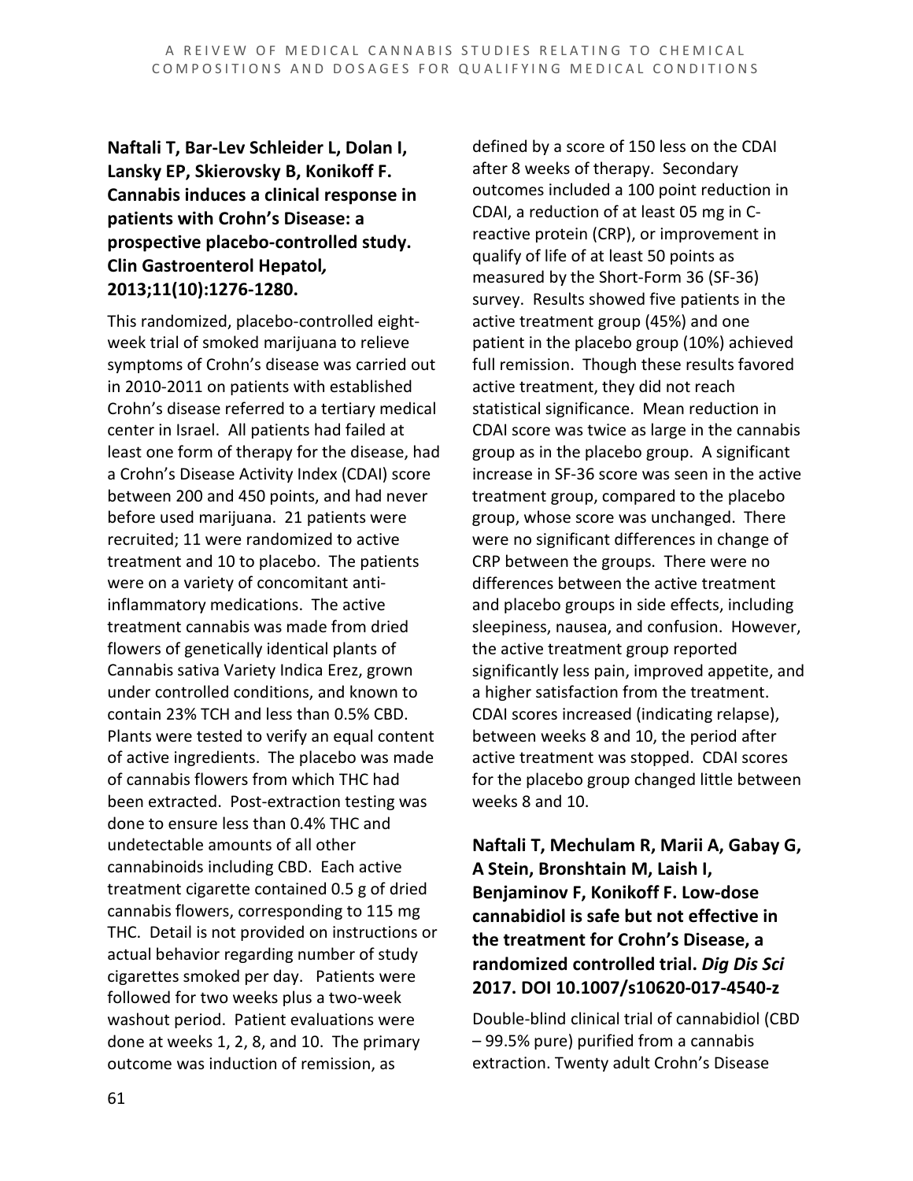**Naftali T, Bar-Lev Schleider L, Dolan I, Lansky EP, Skierovsky B, Konikoff F. Cannabis induces a clinical response in patients with Crohn's Disease: a prospective placebo-controlled study. Clin Gastroenterol Hepatol, 2013;11(10):1276-1280.**

This randomized, placebo-controlled eight-week trial of smoked marijuana to relieve symptoms of Crohn's disease was carried out in 2010-2011 on patients with established Crohn's disease referred to a tertiary medical center in Israel. All patients had failed at least one form of therapy for the disease, had a Crohn's Disease Activity Index (CDAI) score between 200 and 450 points, and had never before used marijuana. 21 patients were recruited; 11 were randomized to active treatment and 10 to placebo. The patients were on a variety of concomitant anti-inflammatory medications. The active treatment cannabis was made from dried flowers of genetically identical plants of Cannabis sativa Variety Indica Erez, grown under controlled conditions, and known to contain 23% TCH and less than 0.5% CBD. Plants were tested to verify an equal content of active ingredients. The placebo was made of cannabis flowers from which THC had been extracted. Post-extraction testing was done to ensure less than 0.4% THC and undetectable amounts of all other cannabinoids including CBD. Each active treatment cigarette contained 0.5 g of dried cannabis flowers, corresponding to 115 mg THC. Detail is not provided on instructions or actual behavior regarding number of study cigarettes smoked per day. Patients were followed for two weeks plus a two-week washout period. Patient evaluations were done at weeks 1, 2, 8, and 10. The primary outcome was induction of remission, as defined by a score of 150 less on the CDAI after 8 weeks of therapy. Secondary outcomes included a 100 point reduction in CDAI, a reduction of at least 05 mg in C-reactive protein (CRP), or improvement in qualify of life of at least 50 points as measured by the Short-Form 36 (SF-36) survey. Results showed five patients in the active treatment group (45%) and one patient in the placebo group (10%) achieved full remission. Though these results favored active treatment, they did not reach statistical significance. Mean reduction in CDAI score was twice as large in the cannabis group as in the placebo group. A significant increase in SF-36 score was seen in the active treatment group, compared to the placebo group, whose score was unchanged. There were no significant differences in change of CRP between the groups. There were no differences between the active treatment and placebo groups in side effects, including sleepiness, nausea, and confusion. However, the active treatment group reported significantly less pain, improved appetite, and a higher satisfaction from the treatment. CDAI scores increased (indicating relapse), between weeks 8 and 10, the period after active treatment was stopped. CDAI scores for the placebo group changed little between weeks 8 and 10.

**Naftali T, Mechulam R, Marii A, Gabay G, A Stein, Bronshtain M, Laish I, Benjaminov F, Konikoff F. Low-dose cannabidiol is safe but not effective in the treatment for Crohn's Disease, a randomized controlled trial. *Dig Dis Sci* 2017. DOI 10.1007/s10620-017-4540-z**

Double-blind clinical trial of cannabidiol (CBD – 99.5% pure) purified from a cannabis extraction. Twenty adult Crohn's Disease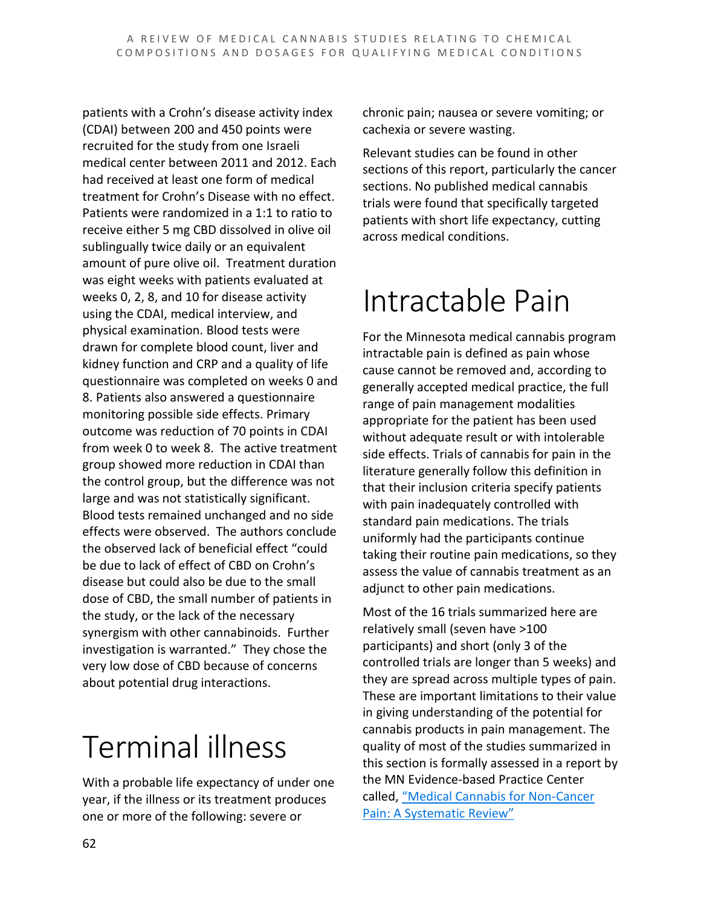patients with a Crohn's disease activity index (CDAI) between 200 and 450 points were recruited for the study from one Israeli medical center between 2011 and 2012. Each had received at least one form of medical treatment for Crohn's Disease with no effect. Patients were randomized in a 1:1 to ratio to receive either 5 mg CBD dissolved in olive oil sublingually twice daily or an equivalent amount of pure olive oil. Treatment duration was eight weeks with patients evaluated at weeks 0, 2, 8, and 10 for disease activity using the CDAI, medical interview, and physical examination. Blood tests were drawn for complete blood count, liver and kidney function and CRP and a quality of life questionnaire was completed on weeks 0 and 8. Patients also answered a questionnaire monitoring possible side effects. Primary outcome was reduction of 70 points in CDAI from week 0 to week 8. The active treatment group showed more reduction in CDAI than the control group, but the difference was not large and was not statistically significant. Blood tests remained unchanged and no side effects were observed. The authors conclude the observed lack of beneficial effect "could be due to lack of effect of CBD on Crohn's disease but could also be due to the small dose of CBD, the small number of patients in the study, or the lack of the necessary synergism with other cannabinoids. Further investigation is warranted." They chose the very low dose of CBD because of concerns about potential drug interactions.

# Terminal illness

With a probable life expectancy of under one year, if the illness or its treatment produces one or more of the following: severe or chronic pain; nausea or severe vomiting; or cachexia or severe wasting.

Relevant studies can be found in other sections of this report, particularly the cancer sections. No published medical cannabis trials were found that specifically targeted patients with short life expectancy, cutting across medical conditions.

# Intractable Pain

For the Minnesota medical cannabis program intractable pain is defined as pain whose cause cannot be removed and, according to generally accepted medical practice, the full range of pain management modalities appropriate for the patient has been used without adequate result or with intolerable side effects. Trials of cannabis for pain in the literature generally follow this definition in that their inclusion criteria specify patients with pain inadequately controlled with standard pain medications. The trials uniformly had the participants continue taking their routine pain medications, so they assess the value of cannabis treatment as an adjunct to other pain medications.

Most of the 16 trials summarized here are relatively small (seven have >100 participants) and short (only 3 of the controlled trials are longer than 5 weeks) and they are spread across multiple types of pain. These are important limitations to their value in giving understanding of the potential for cannabis products in pain management. The quality of most of the studies summarized in this section is formally assessed in a report by the MN Evidence-based Practice Center called, "Medical Cannabis for Non-Cancer Pain: A Systematic Review"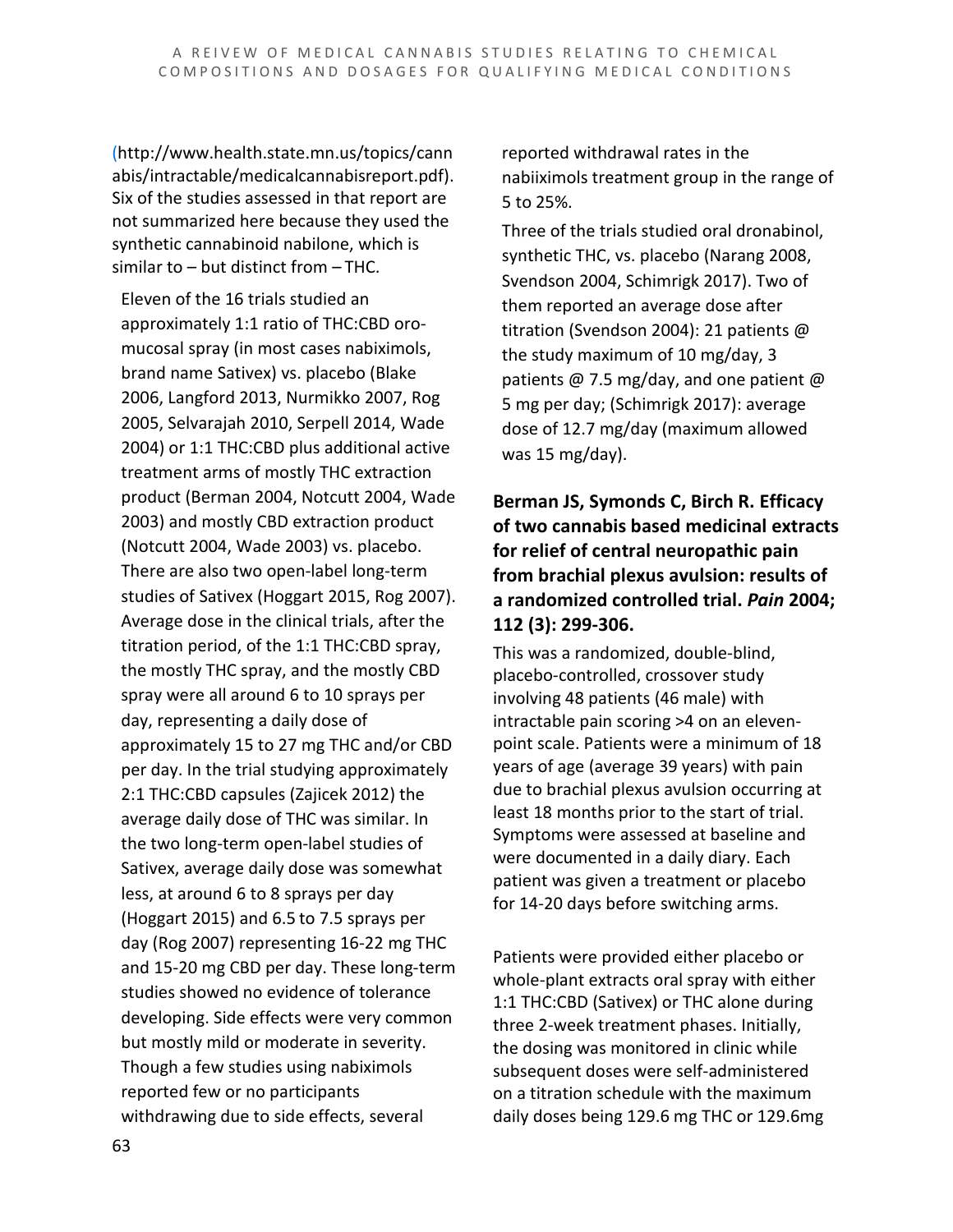(http://www.health.state.mn.us/topics/cannabis/intractable/medicalcannabisreport.pdf). Six of the studies assessed in that report are not summarized here because they used the synthetic cannabinoid nabilone, which is similar to – but distinct from – THC.

Eleven of the 16 trials studied an approximately 1:1 ratio of THC:CBD oro-mucosal spray (in most cases nabiximols, brand name Sativex) vs. placebo (Blake 2006, Langford 2013, Nurmikko 2007, Rog 2005, Selvarajah 2010, Serpell 2014, Wade 2004) or 1:1 THC:CBD plus additional active treatment arms of mostly THC extraction product (Berman 2004, Notcutt 2004, Wade 2003) and mostly CBD extraction product (Notcutt 2004, Wade 2003) vs. placebo. There are also two open-label long-term studies of Sativex (Hoggart 2015, Rog 2007). Average dose in the clinical trials, after the titration period, of the 1:1 THC:CBD spray, the mostly THC spray, and the mostly CBD spray were all around 6 to 10 sprays per day, representing a daily dose of approximately 15 to 27 mg THC and/or CBD per day. In the trial studying approximately 2:1 THC:CBD capsules (Zajicek 2012) the average daily dose of THC was similar. In the two long-term open-label studies of Sativex, average daily dose was somewhat less, at around 6 to 8 sprays per day (Hoggart 2015) and 6.5 to 7.5 sprays per day (Rog 2007) representing 16-22 mg THC and 15-20 mg CBD per day. These long-term studies showed no evidence of tolerance developing. Side effects were very common but mostly mild or moderate in severity. Though a few studies using nabiximols reported few or no participants withdrawing due to side effects, several reported withdrawal rates in the nabiiximols treatment group in the range of 5 to 25%.

Three of the trials studied oral dronabinol, synthetic THC, vs. placebo (Narang 2008, Svendson 2004, Schimrigk 2017). Two of them reported an average dose after titration (Svendson 2004): 21 patients @ the study maximum of 10 mg/day, 3 patients @ 7.5 mg/day, and one patient @ 5 mg per day; (Schimrigk 2017): average dose of 12.7 mg/day (maximum allowed was 15 mg/day).

### Berman JS, Symonds C, Birch R. Efficacy of two cannabis based medicinal extracts for relief of central neuropathic pain from brachial plexus avulsion: results of a randomized controlled trial. *Pain* 2004; 112 (3): 299-306.

This was a randomized, double-blind, placebo-controlled, crossover study involving 48 patients (46 male) with intractable pain scoring >4 on an eleven-point scale. Patients were a minimum of 18 years of age (average 39 years) with pain due to brachial plexus avulsion occurring at least 18 months prior to the start of trial. Symptoms were assessed at baseline and were documented in a daily diary. Each patient was given a treatment or placebo for 14-20 days before switching arms.

Patients were provided either placebo or whole-plant extracts oral spray with either 1:1 THC:CBD (Sativex) or THC alone during three 2-week treatment phases. Initially, the dosing was monitored in clinic while subsequent doses were self-administered on a titration schedule with the maximum daily doses being 129.6 mg THC or 129.6mg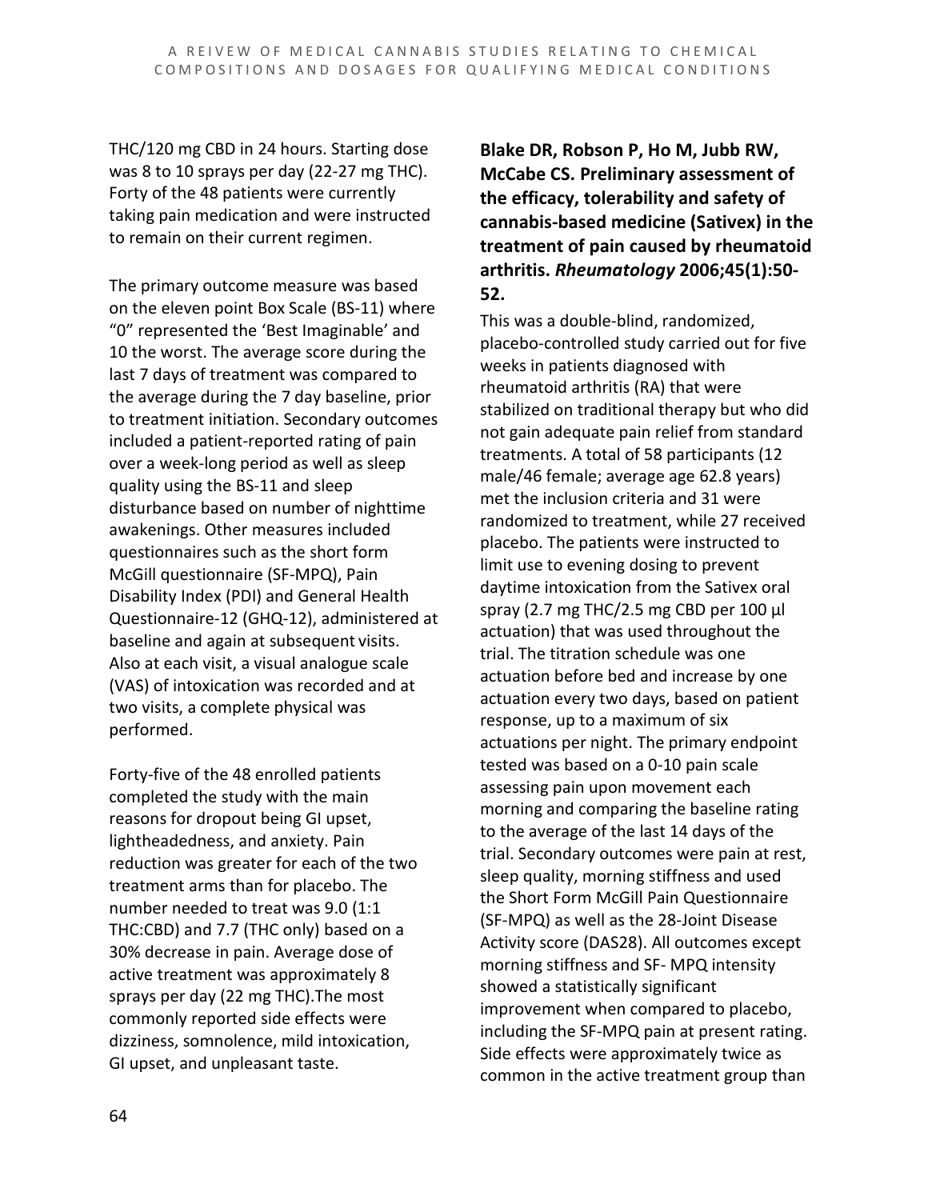THC/120 mg CBD in 24 hours. Starting dose was 8 to 10 sprays per day (22-27 mg THC). Forty of the 48 patients were currently taking pain medication and were instructed to remain on their current regimen.

The primary outcome measure was based on the eleven point Box Scale (BS-11) where "0" represented the 'Best Imaginable' and 10 the worst. The average score during the last 7 days of treatment was compared to the average during the 7 day baseline, prior to treatment initiation. Secondary outcomes included a patient-reported rating of pain over a week-long period as well as sleep quality using the BS-11 and sleep disturbance based on number of nighttime awakenings. Other measures included questionnaires such as the short form McGill questionnaire (SF-MPQ), Pain Disability Index (PDI) and General Health Questionnaire-12 (GHQ-12), administered at baseline and again at subsequent visits. Also at each visit, a visual analogue scale (VAS) of intoxication was recorded and at two visits, a complete physical was performed.

Forty-five of the 48 enrolled patients completed the study with the main reasons for dropout being GI upset, lightheadedness, and anxiety. Pain reduction was greater for each of the two treatment arms than for placebo. The number needed to treat was 9.0 (1:1 THC:CBD) and 7.7 (THC only) based on a 30% decrease in pain. Average dose of active treatment was approximately 8 sprays per day (22 mg THC).The most commonly reported side effects were dizziness, somnolence, mild intoxication, GI upset, and unpleasant taste.

**Blake DR, Robson P, Ho M, Jubb RW, McCabe CS. Preliminary assessment of the efficacy, tolerability and safety of cannabis-based medicine (Sativex) in the treatment of pain caused by rheumatoid arthritis. *Rheumatology* 2006;45(1):50-52.**

This was a double-blind, randomized, placebo-controlled study carried out for five weeks in patients diagnosed with rheumatoid arthritis (RA) that were stabilized on traditional therapy but who did not gain adequate pain relief from standard treatments. A total of 58 participants (12 male/46 female; average age 62.8 years) met the inclusion criteria and 31 were randomized to treatment, while 27 received placebo. The patients were instructed to limit use to evening dosing to prevent daytime intoxication from the Sativex oral spray (2.7 mg THC/2.5 mg CBD per 100 µl actuation) that was used throughout the trial. The titration schedule was one actuation before bed and increase by one actuation every two days, based on patient response, up to a maximum of six actuations per night. The primary endpoint tested was based on a 0-10 pain scale assessing pain upon movement each morning and comparing the baseline rating to the average of the last 14 days of the trial. Secondary outcomes were pain at rest, sleep quality, morning stiffness and used the Short Form McGill Pain Questionnaire (SF-MPQ) as well as the 28-Joint Disease Activity score (DAS28). All outcomes except morning stiffness and SF- MPQ intensity showed a statistically significant improvement when compared to placebo, including the SF-MPQ pain at present rating. Side effects were approximately twice as common in the active treatment group than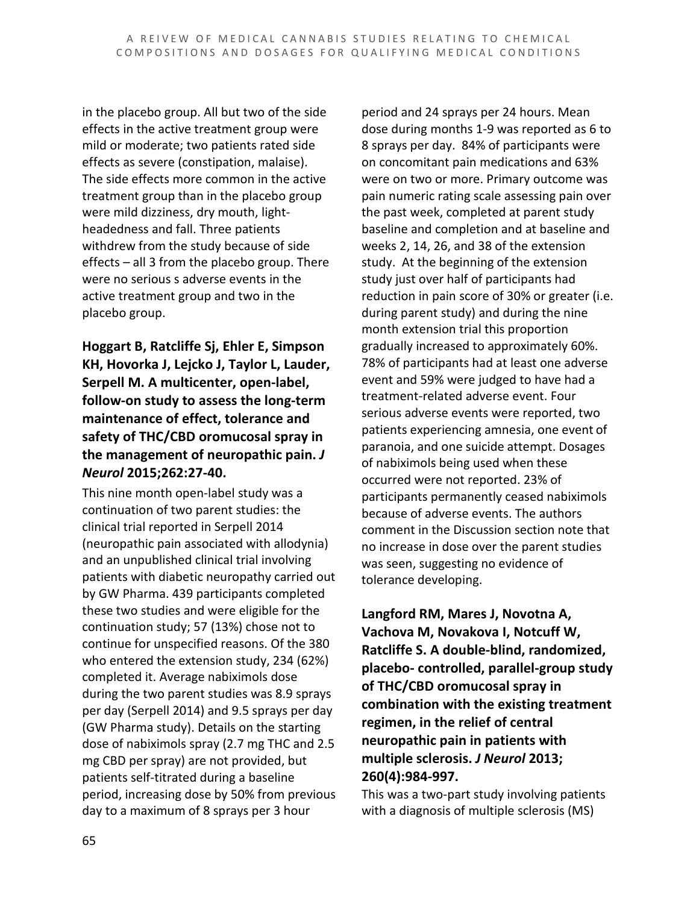in the placebo group. All but two of the side effects in the active treatment group were mild or moderate; two patients rated side effects as severe (constipation, malaise). The side effects more common in the active treatment group than in the placebo group were mild dizziness, dry mouth, light-headedness and fall. Three patients withdrew from the study because of side effects – all 3 from the placebo group. There were no serious s adverse events in the active treatment group and two in the placebo group.

**Hoggart B, Ratcliffe Sj, Ehler E, Simpson KH, Hovorka J, Lejcko J, Taylor L, Lauder, Serpell M. A multicenter, open-label, follow-on study to assess the long-term maintenance of effect, tolerance and safety of THC/CBD oromucosal spray in the management of neuropathic pain. *J Neurol* 2015;262:27-40.**

This nine month open-label study was a continuation of two parent studies: the clinical trial reported in Serpell 2014 (neuropathic pain associated with allodynia) and an unpublished clinical trial involving patients with diabetic neuropathy carried out by GW Pharma. 439 participants completed these two studies and were eligible for the continuation study; 57 (13%) chose not to continue for unspecified reasons. Of the 380 who entered the extension study, 234 (62%) completed it. Average nabiximols dose during the two parent studies was 8.9 sprays per day (Serpell 2014) and 9.5 sprays per day (GW Pharma study). Details on the starting dose of nabiximols spray (2.7 mg THC and 2.5 mg CBD per spray) are not provided, but patients self-titrated during a baseline period, increasing dose by 50% from previous day to a maximum of 8 sprays per 3 hour period and 24 sprays per 24 hours. Mean dose during months 1-9 was reported as 6 to 8 sprays per day. 84% of participants were on concomitant pain medications and 63% were on two or more. Primary outcome was pain numeric rating scale assessing pain over the past week, completed at parent study baseline and completion and at baseline and weeks 2, 14, 26, and 38 of the extension study. At the beginning of the extension study just over half of participants had reduction in pain score of 30% or greater (i.e. during parent study) and during the nine month extension trial this proportion gradually increased to approximately 60%. 78% of participants had at least one adverse event and 59% were judged to have had a treatment-related adverse event. Four serious adverse events were reported, two patients experiencing amnesia, one event of paranoia, and one suicide attempt. Dosages of nabiximols being used when these occurred were not reported. 23% of participants permanently ceased nabiximols because of adverse events. The authors comment in the Discussion section note that no increase in dose over the parent studies was seen, suggesting no evidence of tolerance developing.

**Langford RM, Mares J, Novotna A, Vachova M, Novakova I, Notcuff W, Ratcliffe S. A double-blind, randomized, placebo- controlled, parallel-group study of THC/CBD oromucosal spray in combination with the existing treatment regimen, in the relief of central neuropathic pain in patients with multiple sclerosis. *J Neurol* 2013; 260(4):984-997.**

This was a two-part study involving patients with a diagnosis of multiple sclerosis (MS)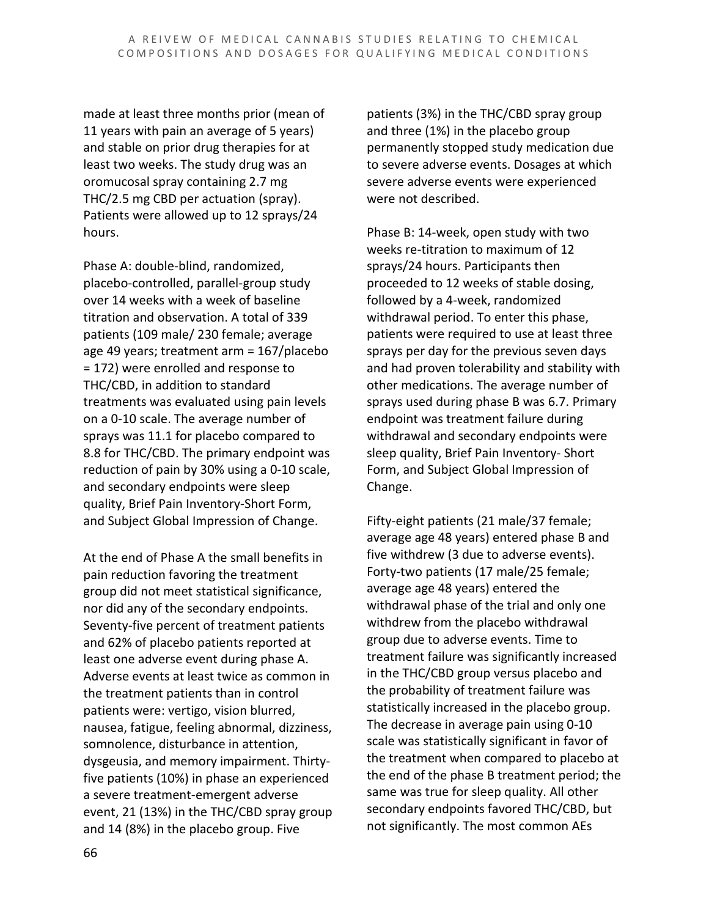made at least three months prior (mean of 11 years with pain an average of 5 years) and stable on prior drug therapies for at least two weeks. The study drug was an oromucosal spray containing 2.7 mg THC/2.5 mg CBD per actuation (spray). Patients were allowed up to 12 sprays/24 hours.

Phase A: double-blind, randomized, placebo-controlled, parallel-group study over 14 weeks with a week of baseline titration and observation. A total of 339 patients (109 male/ 230 female; average age 49 years; treatment arm = 167/placebo = 172) were enrolled and response to THC/CBD, in addition to standard treatments was evaluated using pain levels on a 0-10 scale. The average number of sprays was 11.1 for placebo compared to 8.8 for THC/CBD. The primary endpoint was reduction of pain by 30% using a 0-10 scale, and secondary endpoints were sleep quality, Brief Pain Inventory-Short Form, and Subject Global Impression of Change.

At the end of Phase A the small benefits in pain reduction favoring the treatment group did not meet statistical significance, nor did any of the secondary endpoints. Seventy-five percent of treatment patients and 62% of placebo patients reported at least one adverse event during phase A. Adverse events at least twice as common in the treatment patients than in control patients were: vertigo, vision blurred, nausea, fatigue, feeling abnormal, dizziness, somnolence, disturbance in attention, dysgeusia, and memory impairment. Thirty-five patients (10%) in phase an experienced a severe treatment-emergent adverse event, 21 (13%) in the THC/CBD spray group and 14 (8%) in the placebo group. Five patients (3%) in the THC/CBD spray group and three (1%) in the placebo group permanently stopped study medication due to severe adverse events. Dosages at which severe adverse events were experienced were not described.

Phase B: 14-week, open study with two weeks re-titration to maximum of 12 sprays/24 hours. Participants then proceeded to 12 weeks of stable dosing, followed by a 4-week, randomized withdrawal period. To enter this phase, patients were required to use at least three sprays per day for the previous seven days and had proven tolerability and stability with other medications. The average number of sprays used during phase B was 6.7. Primary endpoint was treatment failure during withdrawal and secondary endpoints were sleep quality, Brief Pain Inventory- Short Form, and Subject Global Impression of Change.

Fifty-eight patients (21 male/37 female; average age 48 years) entered phase B and five withdrew (3 due to adverse events). Forty-two patients (17 male/25 female; average age 48 years) entered the withdrawal phase of the trial and only one withdrew from the placebo withdrawal group due to adverse events. Time to treatment failure was significantly increased in the THC/CBD group versus placebo and the probability of treatment failure was statistically increased in the placebo group. The decrease in average pain using 0-10 scale was statistically significant in favor of the treatment when compared to placebo at the end of the phase B treatment period; the same was true for sleep quality. All other secondary endpoints favored THC/CBD, but not significantly. The most common AEs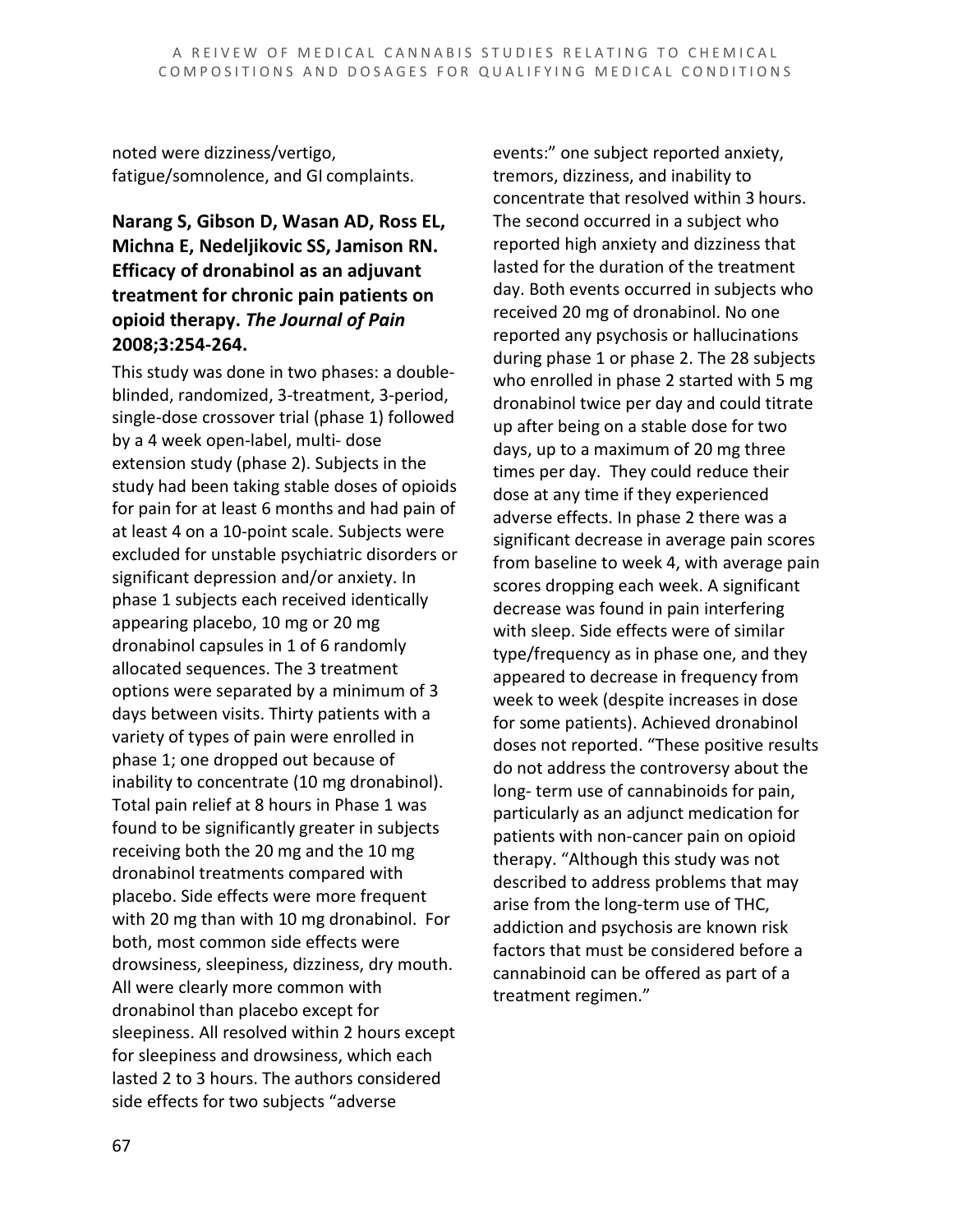noted were dizziness/vertigo, fatigue/somnolence, and GI complaints.

### Narang S, Gibson D, Wasan AD, Ross EL, Michna E, Nedeljikovic SS, Jamison RN. Efficacy of dronabinol as an adjuvant treatment for chronic pain patients on opioid therapy. *The Journal of Pain* 2008;3:254-264.

This study was done in two phases: a double-blinded, randomized, 3-treatment, 3-period, single-dose crossover trial (phase 1) followed by a 4 week open-label, multi- dose extension study (phase 2). Subjects in the study had been taking stable doses of opioids for pain for at least 6 months and had pain of at least 4 on a 10-point scale. Subjects were excluded for unstable psychiatric disorders or significant depression and/or anxiety. In phase 1 subjects each received identically appearing placebo, 10 mg or 20 mg dronabinol capsules in 1 of 6 randomly allocated sequences. The 3 treatment options were separated by a minimum of 3 days between visits. Thirty patients with a variety of types of pain were enrolled in phase 1; one dropped out because of inability to concentrate (10 mg dronabinol). Total pain relief at 8 hours in Phase 1 was found to be significantly greater in subjects receiving both the 20 mg and the 10 mg dronabinol treatments compared with placebo. Side effects were more frequent with 20 mg than with 10 mg dronabinol. For both, most common side effects were drowsiness, sleepiness, dizziness, dry mouth. All were clearly more common with dronabinol than placebo except for sleepiness. All resolved within 2 hours except for sleepiness and drowsiness, which each lasted 2 to 3 hours. The authors considered side effects for two subjects "adverse events:" one subject reported anxiety, tremors, dizziness, and inability to concentrate that resolved within 3 hours. The second occurred in a subject who reported high anxiety and dizziness that lasted for the duration of the treatment day. Both events occurred in subjects who received 20 mg of dronabinol. No one reported any psychosis or hallucinations during phase 1 or phase 2. The 28 subjects who enrolled in phase 2 started with 5 mg dronabinol twice per day and could titrate up after being on a stable dose for two days, up to a maximum of 20 mg three times per day. They could reduce their dose at any time if they experienced adverse effects. In phase 2 there was a significant decrease in average pain scores from baseline to week 4, with average pain scores dropping each week. A significant decrease was found in pain interfering with sleep. Side effects were of similar type/frequency as in phase one, and they appeared to decrease in frequency from week to week (despite increases in dose for some patients). Achieved dronabinol doses not reported. "These positive results do not address the controversy about the long- term use of cannabinoids for pain, particularly as an adjunct medication for patients with non-cancer pain on opioid therapy. "Although this study was not described to address problems that may arise from the long-term use of THC, addiction and psychosis are known risk factors that must be considered before a cannabinoid can be offered as part of a treatment regimen."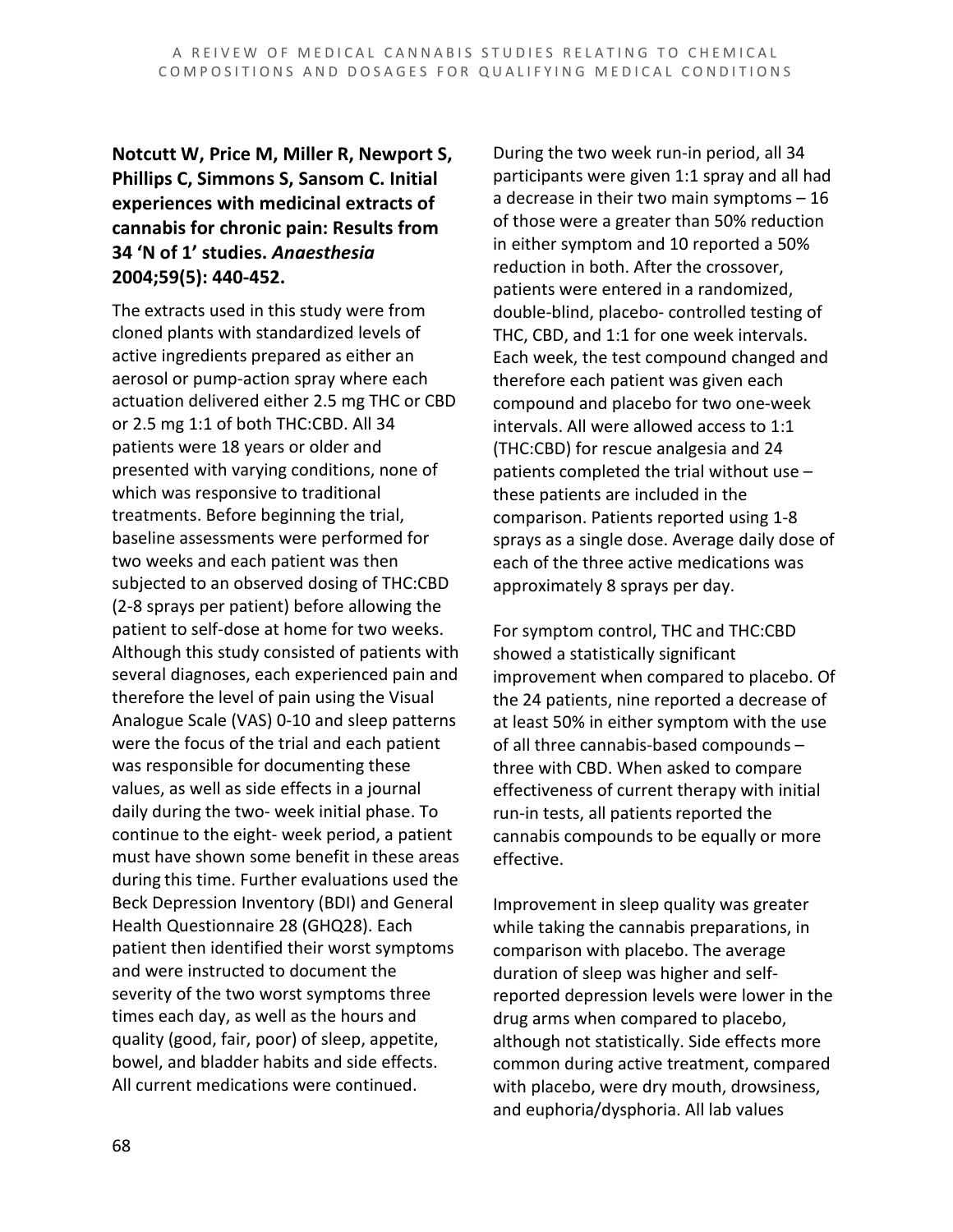**Notcutt W, Price M, Miller R, Newport S, Phillips C, Simmons S, Sansom C. Initial experiences with medicinal extracts of cannabis for chronic pain: Results from 34 'N of 1' studies. *Anaesthesia* 2004;59(5): 440-452.**

The extracts used in this study were from cloned plants with standardized levels of active ingredients prepared as either an aerosol or pump-action spray where each actuation delivered either 2.5 mg THC or CBD or 2.5 mg 1:1 of both THC:CBD. All 34 patients were 18 years or older and presented with varying conditions, none of which was responsive to traditional treatments. Before beginning the trial, baseline assessments were performed for two weeks and each patient was then subjected to an observed dosing of THC:CBD (2-8 sprays per patient) before allowing the patient to self-dose at home for two weeks. Although this study consisted of patients with several diagnoses, each experienced pain and therefore the level of pain using the Visual Analogue Scale (VAS) 0-10 and sleep patterns were the focus of the trial and each patient was responsible for documenting these values, as well as side effects in a journal daily during the two- week initial phase. To continue to the eight- week period, a patient must have shown some benefit in these areas during this time. Further evaluations used the Beck Depression Inventory (BDI) and General Health Questionnaire 28 (GHQ28). Each patient then identified their worst symptoms and were instructed to document the severity of the two worst symptoms three times each day, as well as the hours and quality (good, fair, poor) of sleep, appetite, bowel, and bladder habits and side effects. All current medications were continued.

During the two week run-in period, all 34 participants were given 1:1 spray and all had a decrease in their two main symptoms – 16 of those were a greater than 50% reduction in either symptom and 10 reported a 50% reduction in both. After the crossover, patients were entered in a randomized, double-blind, placebo- controlled testing of THC, CBD, and 1:1 for one week intervals. Each week, the test compound changed and therefore each patient was given each compound and placebo for two one-week intervals. All were allowed access to 1:1 (THC:CBD) for rescue analgesia and 24 patients completed the trial without use – these patients are included in the comparison. Patients reported using 1-8 sprays as a single dose. Average daily dose of each of the three active medications was approximately 8 sprays per day.

For symptom control, THC and THC:CBD showed a statistically significant improvement when compared to placebo. Of the 24 patients, nine reported a decrease of at least 50% in either symptom with the use of all three cannabis-based compounds – three with CBD. When asked to compare effectiveness of current therapy with initial run-in tests, all patients reported the cannabis compounds to be equally or more effective.

Improvement in sleep quality was greater while taking the cannabis preparations, in comparison with placebo. The average duration of sleep was higher and self-reported depression levels were lower in the drug arms when compared to placebo, although not statistically. Side effects more common during active treatment, compared with placebo, were dry mouth, drowsiness, and euphoria/dysphoria. All lab values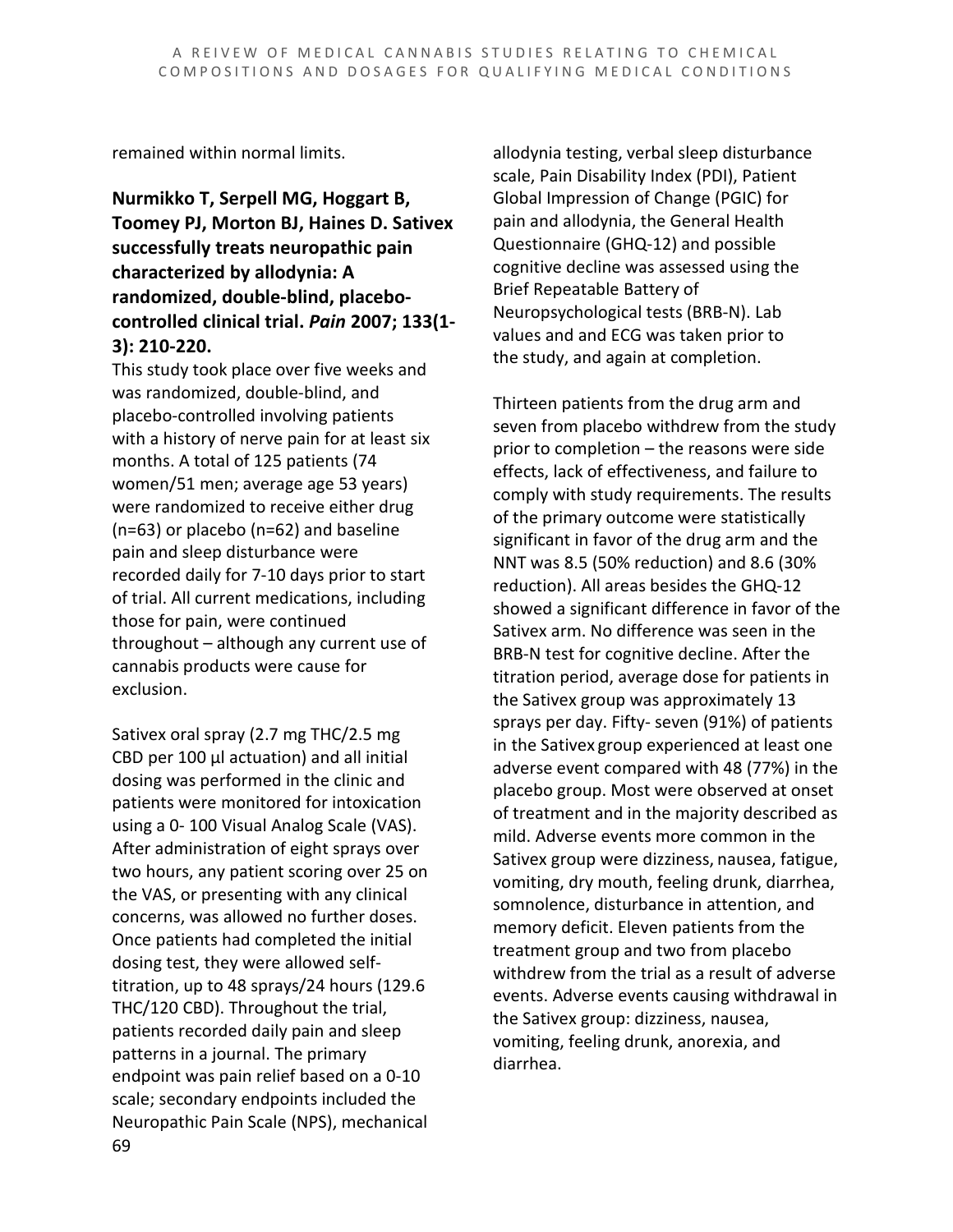remained within normal limits.

**Nurmikko T, Serpell MG, Hoggart B, Toomey PJ, Morton BJ, Haines D. Sativex successfully treats neuropathic pain characterized by allodynia: A randomized, double-blind, placebo-controlled clinical trial. *Pain* 2007; 133(1-3): 210-220.**

This study took place over five weeks and was randomized, double-blind, and placebo-controlled involving patients with a history of nerve pain for at least six months. A total of 125 patients (74 women/51 men; average age 53 years) were randomized to receive either drug (n=63) or placebo (n=62) and baseline pain and sleep disturbance were recorded daily for 7-10 days prior to start of trial. All current medications, including those for pain, were continued throughout – although any current use of cannabis products were cause for exclusion.

Sativex oral spray (2.7 mg THC/2.5 mg CBD per 100 µl actuation) and all initial dosing was performed in the clinic and patients were monitored for intoxication using a 0- 100 Visual Analog Scale (VAS). After administration of eight sprays over two hours, any patient scoring over 25 on the VAS, or presenting with any clinical concerns, was allowed no further doses. Once patients had completed the initial dosing test, they were allowed self-titration, up to 48 sprays/24 hours (129.6 THC/120 CBD). Throughout the trial, patients recorded daily pain and sleep patterns in a journal. The primary endpoint was pain relief based on a 0-10 scale; secondary endpoints included the Neuropathic Pain Scale (NPS), mechanical allodynia testing, verbal sleep disturbance scale, Pain Disability Index (PDI), Patient Global Impression of Change (PGIC) for pain and allodynia, the General Health Questionnaire (GHQ-12) and possible cognitive decline was assessed using the Brief Repeatable Battery of Neuropsychological tests (BRB-N). Lab values and and ECG was taken prior to the study, and again at completion.

Thirteen patients from the drug arm and seven from placebo withdrew from the study prior to completion – the reasons were side effects, lack of effectiveness, and failure to comply with study requirements. The results of the primary outcome were statistically significant in favor of the drug arm and the NNT was 8.5 (50% reduction) and 8.6 (30% reduction). All areas besides the GHQ-12 showed a significant difference in favor of the Sativex arm. No difference was seen in the BRB-N test for cognitive decline. After the titration period, average dose for patients in the Sativex group was approximately 13 sprays per day. Fifty- seven (91%) of patients in the Sativex group experienced at least one adverse event compared with 48 (77%) in the placebo group. Most were observed at onset of treatment and in the majority described as mild. Adverse events more common in the Sativex group were dizziness, nausea, fatigue, vomiting, dry mouth, feeling drunk, diarrhea, somnolence, disturbance in attention, and memory deficit. Eleven patients from the treatment group and two from placebo withdrew from the trial as a result of adverse events. Adverse events causing withdrawal in the Sativex group: dizziness, nausea, vomiting, feeling drunk, anorexia, and diarrhea.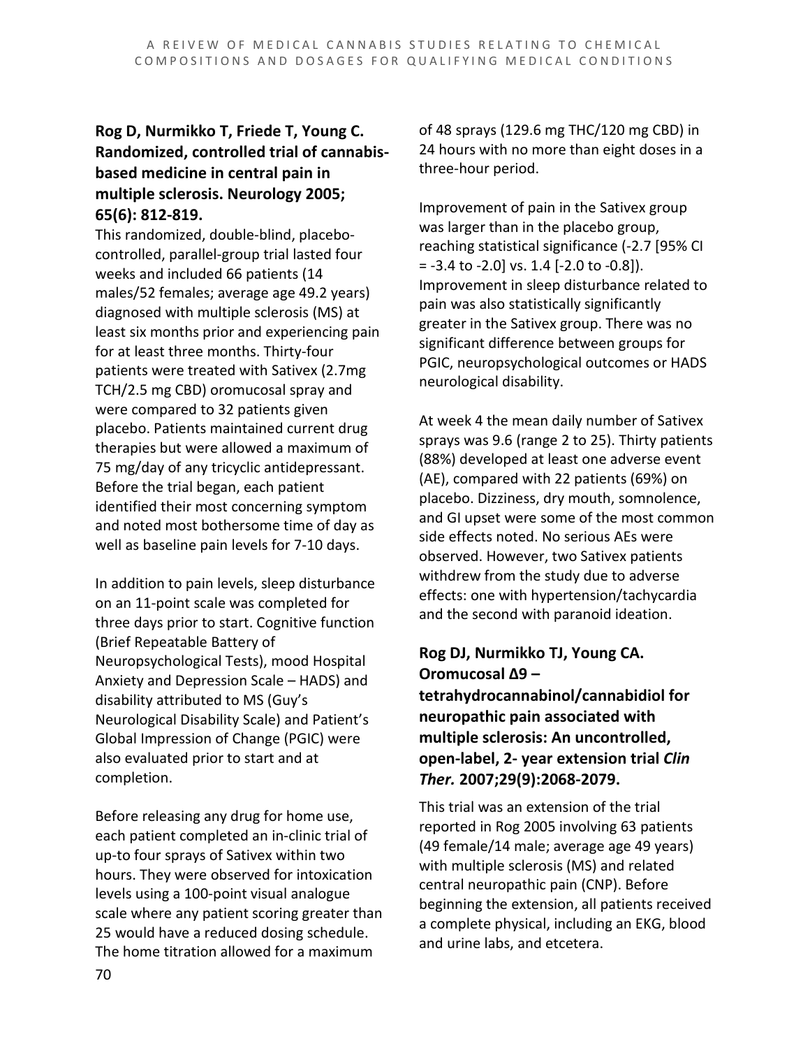### Rog D, Nurmikko T, Friede T, Young C. Randomized, controlled trial of cannabis-based medicine in central pain in multiple sclerosis. Neurology 2005; 65(6): 812-819.

This randomized, double-blind, placebo-controlled, parallel-group trial lasted four weeks and included 66 patients (14 males/52 females; average age 49.2 years) diagnosed with multiple sclerosis (MS) at least six months prior and experiencing pain for at least three months. Thirty-four patients were treated with Sativex (2.7mg TCH/2.5 mg CBD) oromucosal spray and were compared to 32 patients given placebo. Patients maintained current drug therapies but were allowed a maximum of 75 mg/day of any tricyclic antidepressant. Before the trial began, each patient identified their most concerning symptom and noted most bothersome time of day as well as baseline pain levels for 7-10 days.

In addition to pain levels, sleep disturbance on an 11-point scale was completed for three days prior to start. Cognitive function (Brief Repeatable Battery of Neuropsychological Tests), mood Hospital Anxiety and Depression Scale – HADS) and disability attributed to MS (Guy's Neurological Disability Scale) and Patient's Global Impression of Change (PGIC) were also evaluated prior to start and at completion.

Before releasing any drug for home use, each patient completed an in-clinic trial of up-to four sprays of Sativex within two hours. They were observed for intoxication levels using a 100-point visual analogue scale where any patient scoring greater than 25 would have a reduced dosing schedule. The home titration allowed for a maximum of 48 sprays (129.6 mg THC/120 mg CBD) in 24 hours with no more than eight doses in a three-hour period.

Improvement of pain in the Sativex group was larger than in the placebo group, reaching statistical significance (-2.7 [95% CI = -3.4 to -2.0] vs. 1.4 [-2.0 to -0.8]). Improvement in sleep disturbance related to pain was also statistically significantly greater in the Sativex group. There was no significant difference between groups for PGIC, neuropsychological outcomes or HADS neurological disability.

At week 4 the mean daily number of Sativex sprays was 9.6 (range 2 to 25). Thirty patients (88%) developed at least one adverse event (AE), compared with 22 patients (69%) on placebo. Dizziness, dry mouth, somnolence, and GI upset were some of the most common side effects noted. No serious AEs were observed. However, two Sativex patients withdrew from the study due to adverse effects: one with hypertension/tachycardia and the second with paranoid ideation.

### Rog DJ, Nurmikko TJ, Young CA. Oromucosal Δ9 – tetrahydrocannabinol/cannabidiol for neuropathic pain associated with multiple sclerosis: An uncontrolled, open-label, 2- year extension trial *Clin Ther.* 2007;29(9):2068-2079.

This trial was an extension of the trial reported in Rog 2005 involving 63 patients (49 female/14 male; average age 49 years) with multiple sclerosis (MS) and related central neuropathic pain (CNP). Before beginning the extension, all patients received a complete physical, including an EKG, blood and urine labs, and etcetera.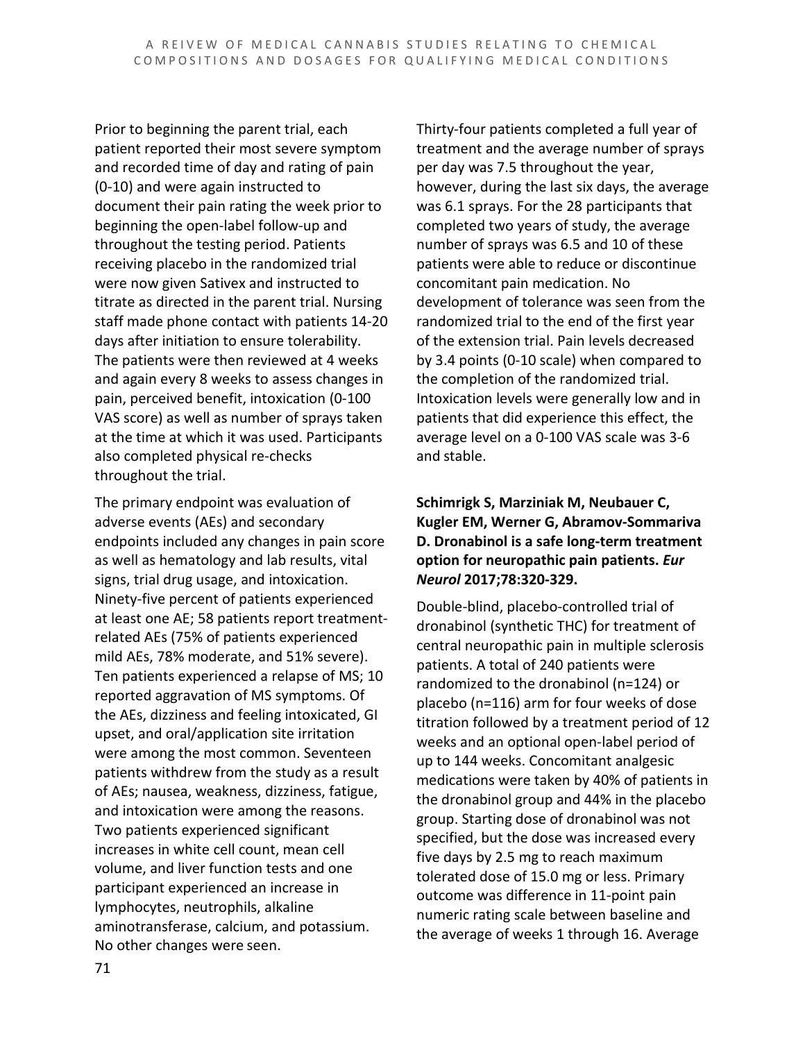Prior to beginning the parent trial, each patient reported their most severe symptom and recorded time of day and rating of pain (0-10) and were again instructed to document their pain rating the week prior to beginning the open-label follow-up and throughout the testing period. Patients receiving placebo in the randomized trial were now given Sativex and instructed to titrate as directed in the parent trial. Nursing staff made phone contact with patients 14-20 days after initiation to ensure tolerability. The patients were then reviewed at 4 weeks and again every 8 weeks to assess changes in pain, perceived benefit, intoxication (0-100 VAS score) as well as number of sprays taken at the time at which it was used. Participants also completed physical re-checks throughout the trial.

The primary endpoint was evaluation of adverse events (AEs) and secondary endpoints included any changes in pain score as well as hematology and lab results, vital signs, trial drug usage, and intoxication. Ninety-five percent of patients experienced at least one AE; 58 patients report treatment-related AEs (75% of patients experienced mild AEs, 78% moderate, and 51% severe). Ten patients experienced a relapse of MS; 10 reported aggravation of MS symptoms. Of the AEs, dizziness and feeling intoxicated, GI upset, and oral/application site irritation were among the most common. Seventeen patients withdrew from the study as a result of AEs; nausea, weakness, dizziness, fatigue, and intoxication were among the reasons. Two patients experienced significant increases in white cell count, mean cell volume, and liver function tests and one participant experienced an increase in lymphocytes, neutrophils, alkaline aminotransferase, calcium, and potassium. No other changes were seen.

Thirty-four patients completed a full year of treatment and the average number of sprays per day was 7.5 throughout the year, however, during the last six days, the average was 6.1 sprays. For the 28 participants that completed two years of study, the average number of sprays was 6.5 and 10 of these patients were able to reduce or discontinue concomitant pain medication. No development of tolerance was seen from the randomized trial to the end of the first year of the extension trial. Pain levels decreased by 3.4 points (0-10 scale) when compared to the completion of the randomized trial. Intoxication levels were generally low and in patients that did experience this effect, the average level on a 0-100 VAS scale was 3-6 and stable.

**Schimrigk S, Marziniak M, Neubauer C, Kugler EM, Werner G, Abramov-Sommariva D. Dronabinol is a safe long-term treatment option for neuropathic pain patients. *Eur Neurol* 2017;78:320-329.**

Double-blind, placebo-controlled trial of dronabinol (synthetic THC) for treatment of central neuropathic pain in multiple sclerosis patients. A total of 240 patients were randomized to the dronabinol (n=124) or placebo (n=116) arm for four weeks of dose titration followed by a treatment period of 12 weeks and an optional open-label period of up to 144 weeks. Concomitant analgesic medications were taken by 40% of patients in the dronabinol group and 44% in the placebo group. Starting dose of dronabinol was not specified, but the dose was increased every five days by 2.5 mg to reach maximum tolerated dose of 15.0 mg or less. Primary outcome was difference in 11-point pain numeric rating scale between baseline and the average of weeks 1 through 16. Average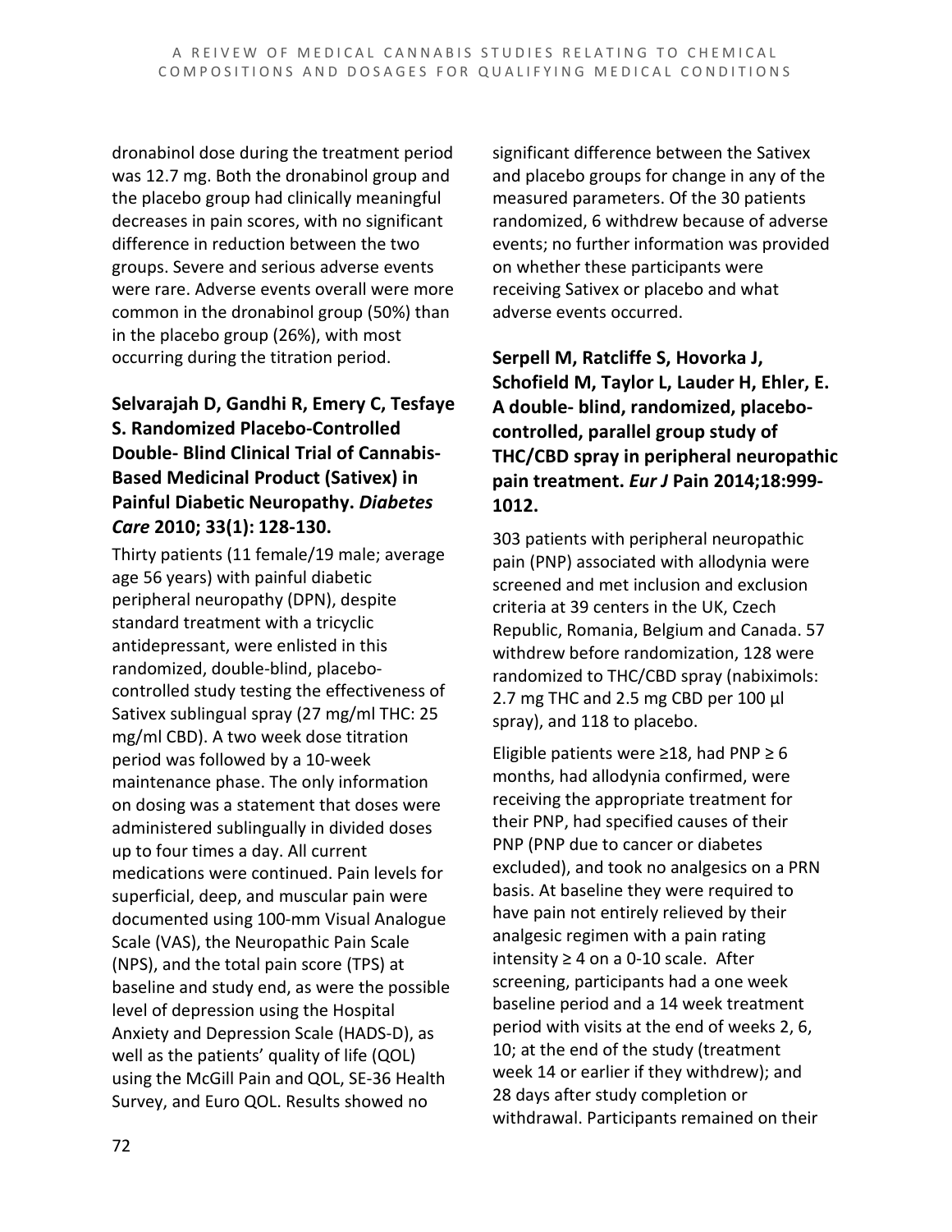dronabinol dose during the treatment period was 12.7 mg. Both the dronabinol group and the placebo group had clinically meaningful decreases in pain scores, with no significant difference in reduction between the two groups. Severe and serious adverse events were rare. Adverse events overall were more common in the dronabinol group (50%) than in the placebo group (26%), with most occurring during the titration period.

### Selvarajah D, Gandhi R, Emery C, Tesfaye S. Randomized Placebo-Controlled Double- Blind Clinical Trial of Cannabis-Based Medicinal Product (Sativex) in Painful Diabetic Neuropathy. *Diabetes Care* 2010; 33(1): 128-130.

Thirty patients (11 female/19 male; average age 56 years) with painful diabetic peripheral neuropathy (DPN), despite standard treatment with a tricyclic antidepressant, were enlisted in this randomized, double-blind, placebo-controlled study testing the effectiveness of Sativex sublingual spray (27 mg/ml THC: 25 mg/ml CBD). A two week dose titration period was followed by a 10-week maintenance phase. The only information on dosing was a statement that doses were administered sublingually in divided doses up to four times a day. All current medications were continued. Pain levels for superficial, deep, and muscular pain were documented using 100-mm Visual Analogue Scale (VAS), the Neuropathic Pain Scale (NPS), and the total pain score (TPS) at baseline and study end, as were the possible level of depression using the Hospital Anxiety and Depression Scale (HADS-D), as well as the patients' quality of life (QOL) using the McGill Pain and QOL, SE-36 Health Survey, and Euro QOL. Results showed no significant difference between the Sativex and placebo groups for change in any of the measured parameters. Of the 30 patients randomized, 6 withdrew because of adverse events; no further information was provided on whether these participants were receiving Sativex or placebo and what adverse events occurred.

### Serpell M, Ratcliffe S, Hovorka J, Schofield M, Taylor L, Lauder H, Ehler, E. A double- blind, randomized, placebo-controlled, parallel group study of THC/CBD spray in peripheral neuropathic pain treatment. *Eur J* Pain 2014;18:999-1012.

303 patients with peripheral neuropathic pain (PNP) associated with allodynia were screened and met inclusion and exclusion criteria at 39 centers in the UK, Czech Republic, Romania, Belgium and Canada. 57 withdrew before randomization, 128 were randomized to THC/CBD spray (nabiximols: 2.7 mg THC and 2.5 mg CBD per 100 µl spray), and 118 to placebo.

Eligible patients were ≥18, had PNP ≥ 6 months, had allodynia confirmed, were receiving the appropriate treatment for their PNP, had specified causes of their PNP (PNP due to cancer or diabetes excluded), and took no analgesics on a PRN basis. At baseline they were required to have pain not entirely relieved by their analgesic regimen with a pain rating intensity ≥ 4 on a 0-10 scale. After screening, participants had a one week baseline period and a 14 week treatment period with visits at the end of weeks 2, 6, 10; at the end of the study (treatment week 14 or earlier if they withdrew); and 28 days after study completion or withdrawal. Participants remained on their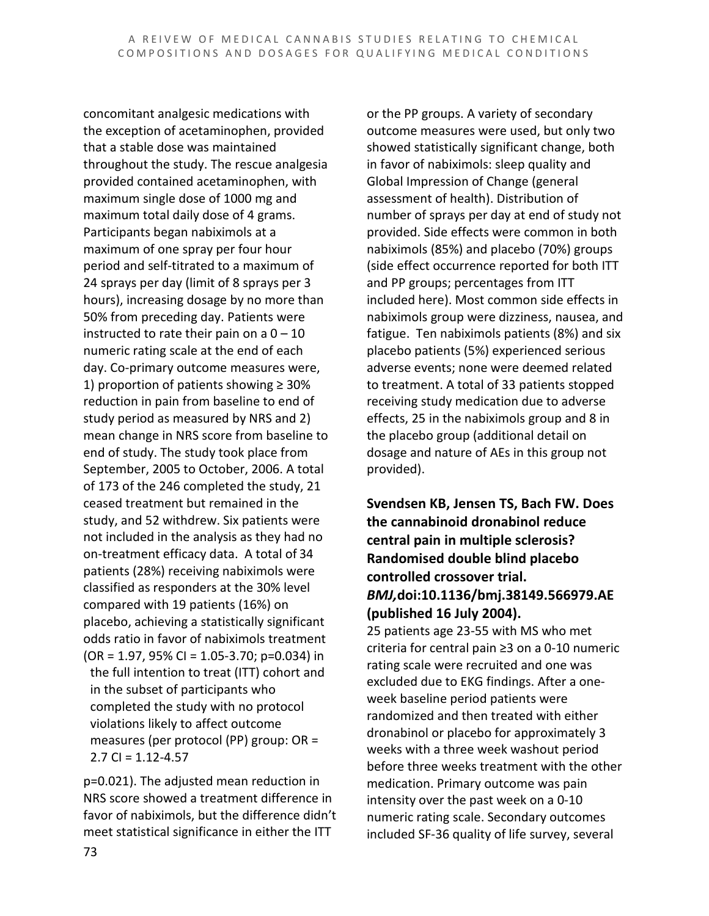concomitant analgesic medications with the exception of acetaminophen, provided that a stable dose was maintained throughout the study. The rescue analgesia provided contained acetaminophen, with maximum single dose of 1000 mg and maximum total daily dose of 4 grams. Participants began nabiximols at a maximum of one spray per four hour period and self-titrated to a maximum of 24 sprays per day (limit of 8 sprays per 3 hours), increasing dosage by no more than 50% from preceding day. Patients were instructed to rate their pain on a 0 – 10 numeric rating scale at the end of each day. Co-primary outcome measures were, 1) proportion of patients showing ≥ 30% reduction in pain from baseline to end of study period as measured by NRS and 2) mean change in NRS score from baseline to end of study. The study took place from September, 2005 to October, 2006. A total of 173 of the 246 completed the study, 21 ceased treatment but remained in the study, and 52 withdrew. Six patients were not included in the analysis as they had no on-treatment efficacy data. A total of 34 patients (28%) receiving nabiximols were classified as responders at the 30% level compared with 19 patients (16%) on placebo, achieving a statistically significant odds ratio in favor of nabiximols treatment (OR = 1.97, 95% CI = 1.05-3.70; p=0.034) in the full intention to treat (ITT) cohort and in the subset of participants who completed the study with no protocol violations likely to affect outcome measures (per protocol (PP) group: OR = 2.7 CI = 1.12-4.57

p=0.021). The adjusted mean reduction in NRS score showed a treatment difference in favor of nabiximols, but the difference didn't meet statistical significance in either the ITT or the PP groups. A variety of secondary outcome measures were used, but only two showed statistically significant change, both in favor of nabiximols: sleep quality and Global Impression of Change (general assessment of health). Distribution of number of sprays per day at end of study not provided. Side effects were common in both nabiximols (85%) and placebo (70%) groups (side effect occurrence reported for both ITT and PP groups; percentages from ITT included here). Most common side effects in nabiximols group were dizziness, nausea, and fatigue. Ten nabiximols patients (8%) and six placebo patients (5%) experienced serious adverse events; none were deemed related to treatment. A total of 33 patients stopped receiving study medication due to adverse effects, 25 in the nabiximols group and 8 in the placebo group (additional detail on dosage and nature of AEs in this group not provided).

**Svendsen KB, Jensen TS, Bach FW. Does the cannabinoid dronabinol reduce central pain in multiple sclerosis? Randomised double blind placebo controlled crossover trial. *BMJ,*doi:10.1136/bmj.38149.566979.AE (published 16 July 2004).**

25 patients age 23-55 with MS who met criteria for central pain ≥3 on a 0-10 numeric rating scale were recruited and one was excluded due to EKG findings. After a one-week baseline period patients were randomized and then treated with either dronabinol or placebo for approximately 3 weeks with a three week washout period before three weeks treatment with the other medication. Primary outcome was pain intensity over the past week on a 0-10 numeric rating scale. Secondary outcomes included SF-36 quality of life survey, several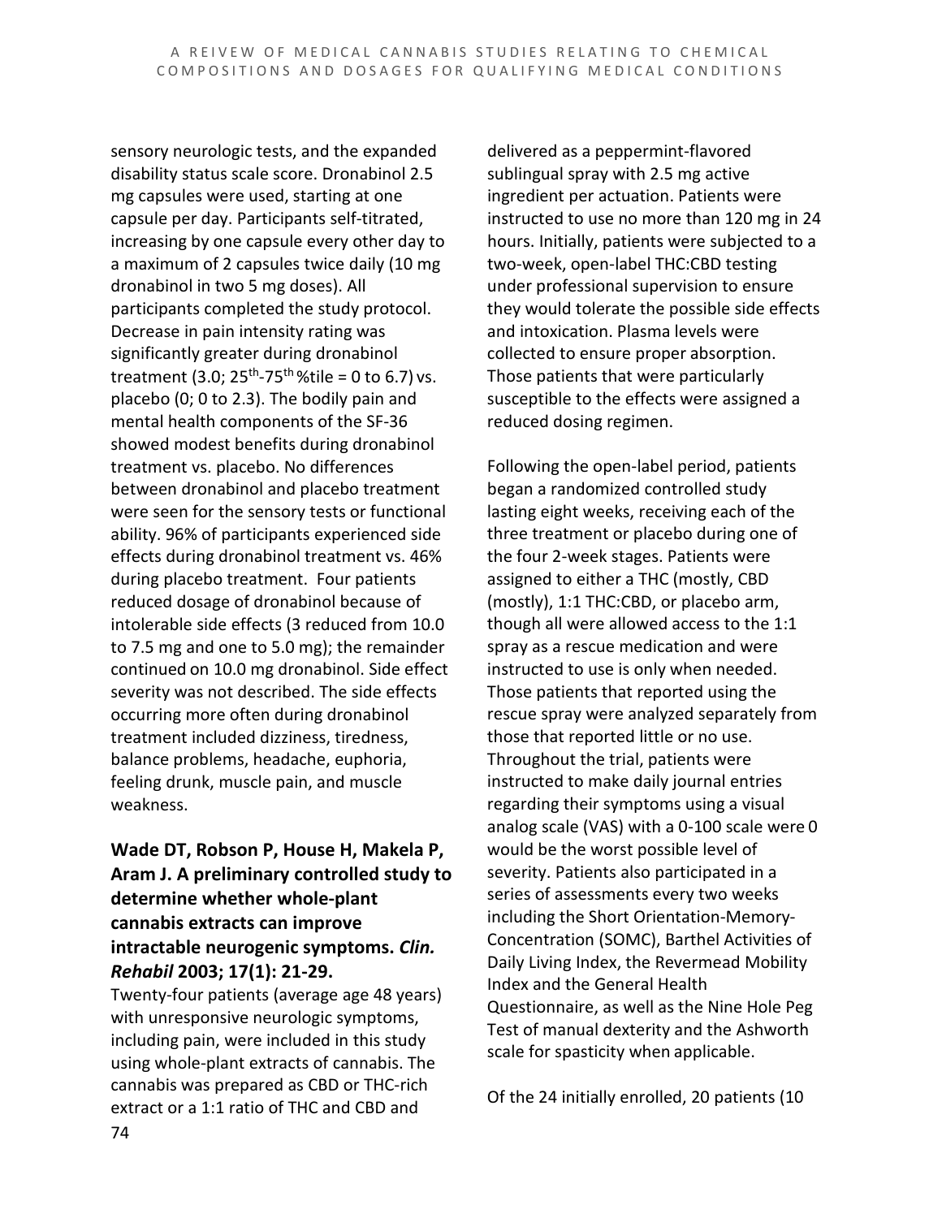sensory neurologic tests, and the expanded disability status scale score. Dronabinol 2.5 mg capsules were used, starting at one capsule per day. Participants self-titrated, increasing by one capsule every other day to a maximum of 2 capsules twice daily (10 mg dronabinol in two 5 mg doses). All participants completed the study protocol. Decrease in pain intensity rating was significantly greater during dronabinol treatment (3.0; $25^{th}$-$75^{th}$ %tile = 0 to 6.7) vs. placebo (0; 0 to 2.3). The bodily pain and mental health components of the SF-36 showed modest benefits during dronabinol treatment vs. placebo. No differences between dronabinol and placebo treatment were seen for the sensory tests or functional ability. 96% of participants experienced side effects during dronabinol treatment vs. 46% during placebo treatment. Four patients reduced dosage of dronabinol because of intolerable side effects (3 reduced from 10.0 to 7.5 mg and one to 5.0 mg); the remainder continued on 10.0 mg dronabinol. Side effect severity was not described. The side effects occurring more often during dronabinol treatment included dizziness, tiredness, balance problems, headache, euphoria, feeling drunk, muscle pain, and muscle weakness.

**Wade DT, Robson P, House H, Makela P, Aram J. A preliminary controlled study to determine whether whole-plant cannabis extracts can improve intractable neurogenic symptoms. *Clin. Rehabil* 2003; 17(1): 21-29.**

Twenty-four patients (average age 48 years) with unresponsive neurologic symptoms, including pain, were included in this study using whole-plant extracts of cannabis. The cannabis was prepared as CBD or THC-rich extract or a 1:1 ratio of THC and CBD and delivered as a peppermint-flavored sublingual spray with 2.5 mg active ingredient per actuation. Patients were instructed to use no more than 120 mg in 24 hours. Initially, patients were subjected to a two-week, open-label THC:CBD testing under professional supervision to ensure they would tolerate the possible side effects and intoxication. Plasma levels were collected to ensure proper absorption. Those patients that were particularly susceptible to the effects were assigned a reduced dosing regimen.

Following the open-label period, patients began a randomized controlled study lasting eight weeks, receiving each of the three treatment or placebo during one of the four 2-week stages. Patients were assigned to either a THC (mostly, CBD (mostly), 1:1 THC:CBD, or placebo arm, though all were allowed access to the 1:1 spray as a rescue medication and were instructed to use is only when needed. Those patients that reported using the rescue spray were analyzed separately from those that reported little or no use. Throughout the trial, patients were instructed to make daily journal entries regarding their symptoms using a visual analog scale (VAS) with a 0-100 scale were 0 would be the worst possible level of severity. Patients also participated in a series of assessments every two weeks including the Short Orientation-Memory-Concentration (SOMC), Barthel Activities of Daily Living Index, the Revermead Mobility Index and the General Health Questionnaire, as well as the Nine Hole Peg Test of manual dexterity and the Ashworth scale for spasticity when applicable.

Of the 24 initially enrolled, 20 patients (10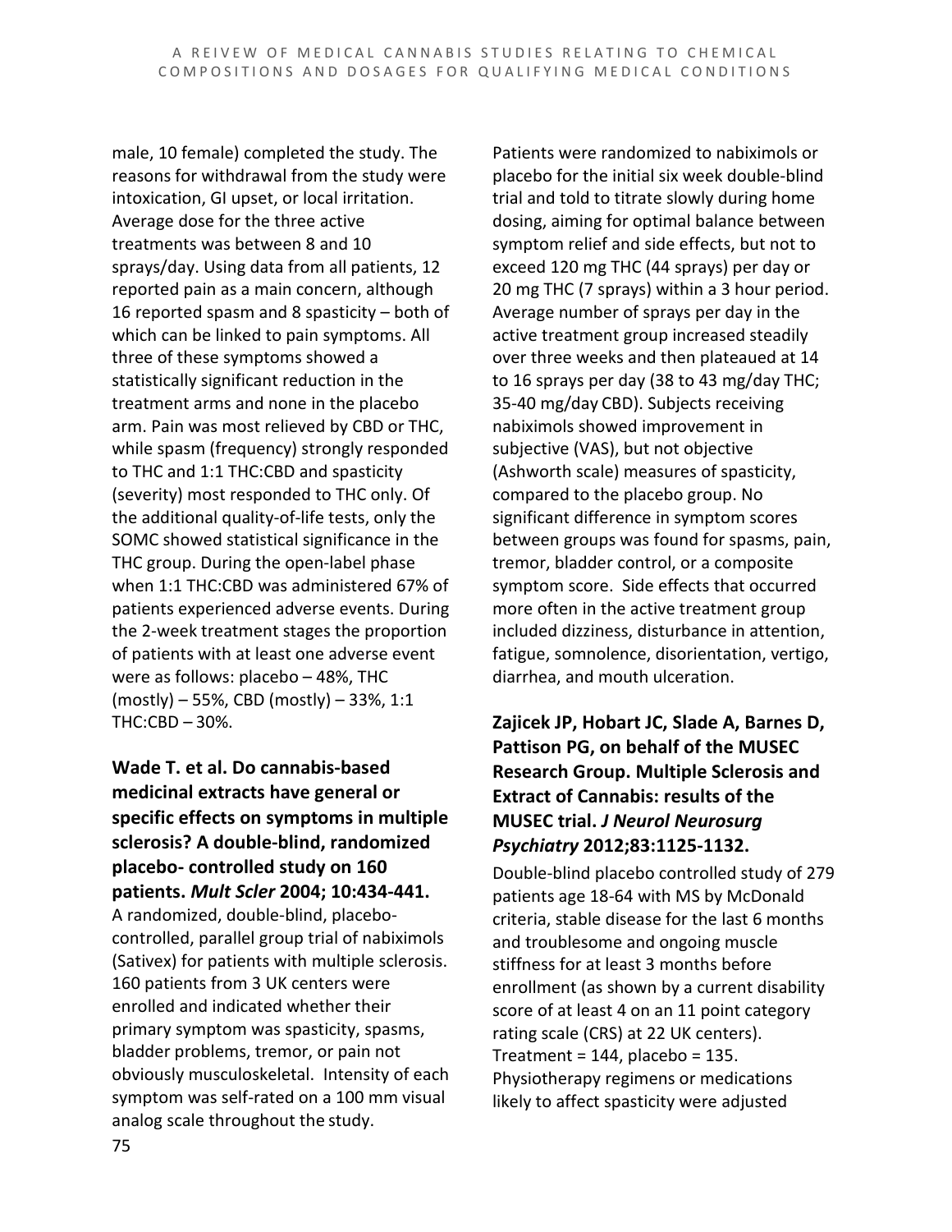male, 10 female) completed the study. The reasons for withdrawal from the study were intoxication, GI upset, or local irritation. Average dose for the three active treatments was between 8 and 10 sprays/day. Using data from all patients, 12 reported pain as a main concern, although 16 reported spasm and 8 spasticity – both of which can be linked to pain symptoms. All three of these symptoms showed a statistically significant reduction in the treatment arms and none in the placebo arm. Pain was most relieved by CBD or THC, while spasm (frequency) strongly responded to THC and 1:1 THC:CBD and spasticity (severity) most responded to THC only. Of the additional quality-of-life tests, only the SOMC showed statistical significance in the THC group. During the open-label phase when 1:1 THC:CBD was administered 67% of patients experienced adverse events. During the 2-week treatment stages the proportion of patients with at least one adverse event were as follows: placebo – 48%, THC (mostly) – 55%, CBD (mostly) – 33%, 1:1 THC:CBD – 30%.

**Wade T. et al. Do cannabis-based medicinal extracts have general or specific effects on symptoms in multiple sclerosis? A double-blind, randomized placebo- controlled study on 160 patients. *Mult Scler* 2004; 10:434-441.**

A randomized, double-blind, placebo-controlled, parallel group trial of nabiximols (Sativex) for patients with multiple sclerosis. 160 patients from 3 UK centers were enrolled and indicated whether their primary symptom was spasticity, spasms, bladder problems, tremor, or pain not obviously musculoskeletal. Intensity of each symptom was self-rated on a 100 mm visual analog scale throughout the study.

Patients were randomized to nabiximols or placebo for the initial six week double-blind trial and told to titrate slowly during home dosing, aiming for optimal balance between symptom relief and side effects, but not to exceed 120 mg THC (44 sprays) per day or 20 mg THC (7 sprays) within a 3 hour period. Average number of sprays per day in the active treatment group increased steadily over three weeks and then plateaued at 14 to 16 sprays per day (38 to 43 mg/day THC; 35-40 mg/day CBD). Subjects receiving nabiximols showed improvement in subjective (VAS), but not objective (Ashworth scale) measures of spasticity, compared to the placebo group. No significant difference in symptom scores between groups was found for spasms, pain, tremor, bladder control, or a composite symptom score. Side effects that occurred more often in the active treatment group included dizziness, disturbance in attention, fatigue, somnolence, disorientation, vertigo, diarrhea, and mouth ulceration.

**Zajicek JP, Hobart JC, Slade A, Barnes D, Pattison PG, on behalf of the MUSEC Research Group. Multiple Sclerosis and Extract of Cannabis: results of the MUSEC trial. *J Neurol Neurosurg Psychiatry* 2012;83:1125-1132.**

Double-blind placebo controlled study of 279 patients age 18-64 with MS by McDonald criteria, stable disease for the last 6 months and troublesome and ongoing muscle stiffness for at least 3 months before enrollment (as shown by a current disability score of at least 4 on an 11 point category rating scale (CRS) at 22 UK centers). Treatment = 144, placebo = 135. Physiotherapy regimens or medications likely to affect spasticity were adjusted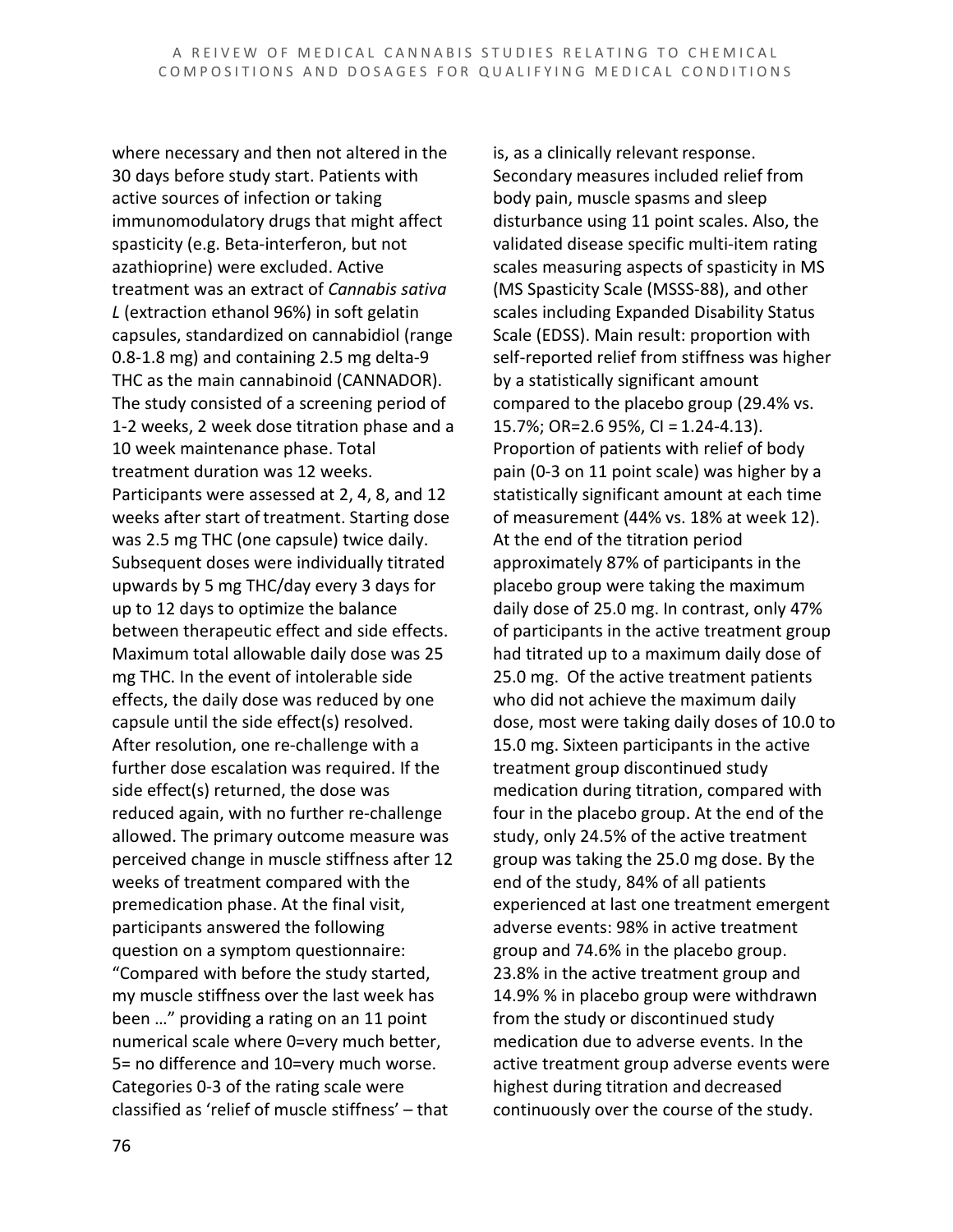where necessary and then not altered in the 30 days before study start. Patients with active sources of infection or taking immunomodulatory drugs that might affect spasticity (e.g. Beta-interferon, but not azathioprine) were excluded. Active treatment was an extract of *Cannabis sativa L* (extraction ethanol 96%) in soft gelatin capsules, standardized on cannabidiol (range 0.8-1.8 mg) and containing 2.5 mg delta-9 THC as the main cannabinoid (CANNADOR). The study consisted of a screening period of 1-2 weeks, 2 week dose titration phase and a 10 week maintenance phase. Total treatment duration was 12 weeks. Participants were assessed at 2, 4, 8, and 12 weeks after start of treatment. Starting dose was 2.5 mg THC (one capsule) twice daily. Subsequent doses were individually titrated upwards by 5 mg THC/day every 3 days for up to 12 days to optimize the balance between therapeutic effect and side effects. Maximum total allowable daily dose was 25 mg THC. In the event of intolerable side effects, the daily dose was reduced by one capsule until the side effect(s) resolved. After resolution, one re-challenge with a further dose escalation was required. If the side effect(s) returned, the dose was reduced again, with no further re-challenge allowed. The primary outcome measure was perceived change in muscle stiffness after 12 weeks of treatment compared with the premedication phase. At the final visit, participants answered the following question on a symptom questionnaire: "Compared with before the study started, my muscle stiffness over the last week has been …" providing a rating on an 11 point numerical scale where 0=very much better, 5= no difference and 10=very much worse. Categories 0-3 of the rating scale were classified as 'relief of muscle stiffness' – that is, as a clinically relevant response. Secondary measures included relief from body pain, muscle spasms and sleep disturbance using 11 point scales. Also, the validated disease specific multi-item rating scales measuring aspects of spasticity in MS (MS Spasticity Scale (MSSS-88), and other scales including Expanded Disability Status Scale (EDSS). Main result: proportion with self-reported relief from stiffness was higher by a statistically significant amount compared to the placebo group (29.4% vs. 15.7%; OR=2.6 95%, CI = 1.24-4.13). Proportion of patients with relief of body pain (0-3 on 11 point scale) was higher by a statistically significant amount at each time of measurement (44% vs. 18% at week 12). At the end of the titration period approximately 87% of participants in the placebo group were taking the maximum daily dose of 25.0 mg. In contrast, only 47% of participants in the active treatment group had titrated up to a maximum daily dose of 25.0 mg. Of the active treatment patients who did not achieve the maximum daily dose, most were taking daily doses of 10.0 to 15.0 mg. Sixteen participants in the active treatment group discontinued study medication during titration, compared with four in the placebo group. At the end of the study, only 24.5% of the active treatment group was taking the 25.0 mg dose. By the end of the study, 84% of all patients experienced at last one treatment emergent adverse events: 98% in active treatment group and 74.6% in the placebo group. 23.8% in the active treatment group and 14.9% % in placebo group were withdrawn from the study or discontinued study medication due to adverse events. In the active treatment group adverse events were highest during titration and decreased continuously over the course of the study.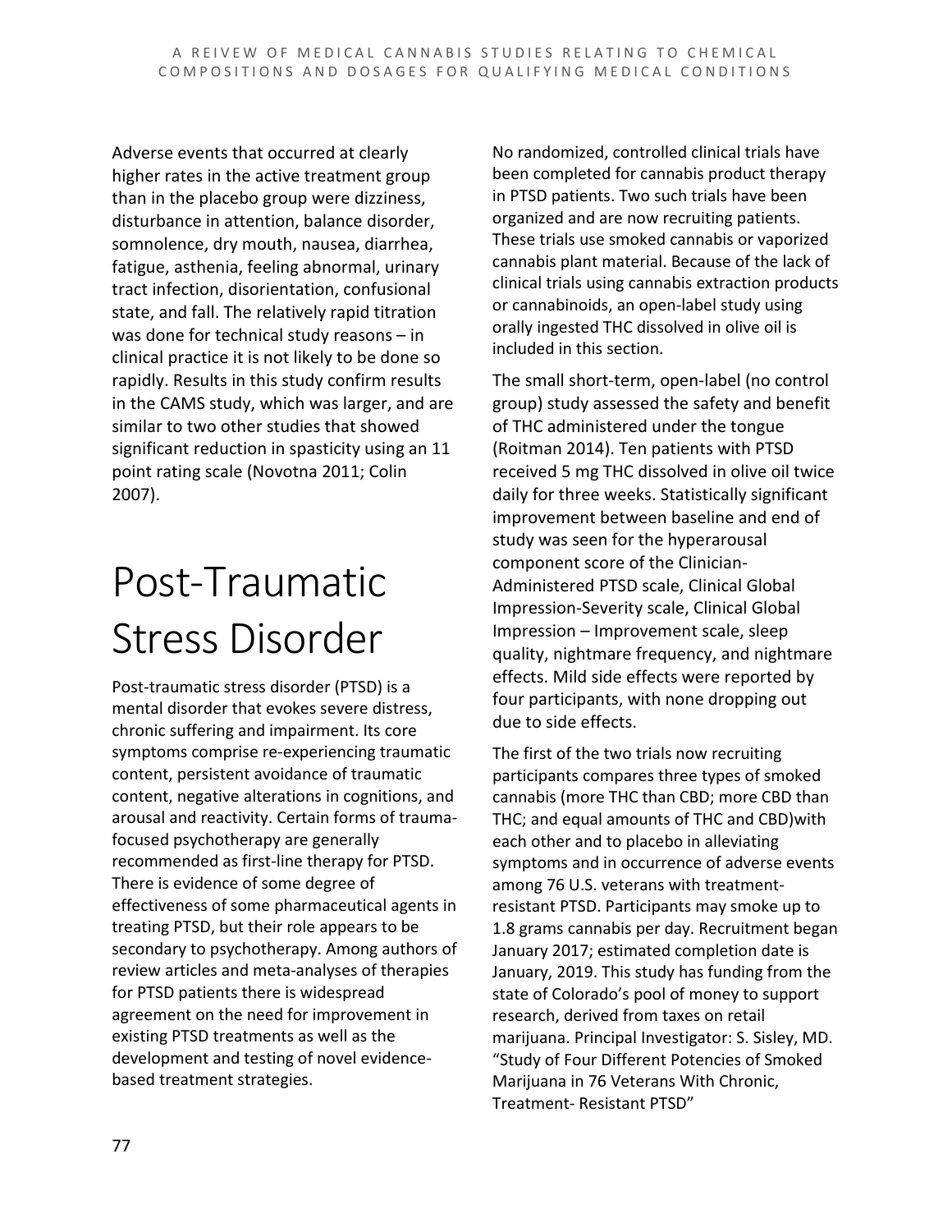Adverse events that occurred at clearly higher rates in the active treatment group than in the placebo group were dizziness, disturbance in attention, balance disorder, somnolence, dry mouth, nausea, diarrhea, fatigue, asthenia, feeling abnormal, urinary tract infection, disorientation, confusional state, and fall. The relatively rapid titration was done for technical study reasons – in clinical practice it is not likely to be done so rapidly. Results in this study confirm results in the CAMS study, which was larger, and are similar to two other studies that showed significant reduction in spasticity using an 11 point rating scale (Novotna 2011; Colin 2007).

# Post-Traumatic Stress Disorder

Post-traumatic stress disorder (PTSD) is a mental disorder that evokes severe distress, chronic suffering and impairment. Its core symptoms comprise re-experiencing traumatic content, persistent avoidance of traumatic content, negative alterations in cognitions, and arousal and reactivity. Certain forms of trauma-focused psychotherapy are generally recommended as first-line therapy for PTSD. There is evidence of some degree of effectiveness of some pharmaceutical agents in treating PTSD, but their role appears to be secondary to psychotherapy. Among authors of review articles and meta-analyses of therapies for PTSD patients there is widespread agreement on the need for improvement in existing PTSD treatments as well as the development and testing of novel evidence-based treatment strategies.

No randomized, controlled clinical trials have been completed for cannabis product therapy in PTSD patients. Two such trials have been organized and are now recruiting patients. These trials use smoked cannabis or vaporized cannabis plant material. Because of the lack of clinical trials using cannabis extraction products or cannabinoids, an open-label study using orally ingested THC dissolved in olive oil is included in this section.

The small short-term, open-label (no control group) study assessed the safety and benefit of THC administered under the tongue (Roitman 2014). Ten patients with PTSD received 5 mg THC dissolved in olive oil twice daily for three weeks. Statistically significant improvement between baseline and end of study was seen for the hyperarousal component score of the Clinician-Administered PTSD scale, Clinical Global Impression-Severity scale, Clinical Global Impression – Improvement scale, sleep quality, nightmare frequency, and nightmare effects. Mild side effects were reported by four participants, with none dropping out due to side effects.

The first of the two trials now recruiting participants compares three types of smoked cannabis (more THC than CBD; more CBD than THC; and equal amounts of THC and CBD)with each other and to placebo in alleviating symptoms and in occurrence of adverse events among 76 U.S. veterans with treatment-resistant PTSD. Participants may smoke up to 1.8 grams cannabis per day. Recruitment began January 2017; estimated completion date is January, 2019. This study has funding from the state of Colorado's pool of money to support research, derived from taxes on retail marijuana. Principal Investigator: S. Sisley, MD. "Study of Four Different Potencies of Smoked Marijuana in 76 Veterans With Chronic, Treatment- Resistant PTSD"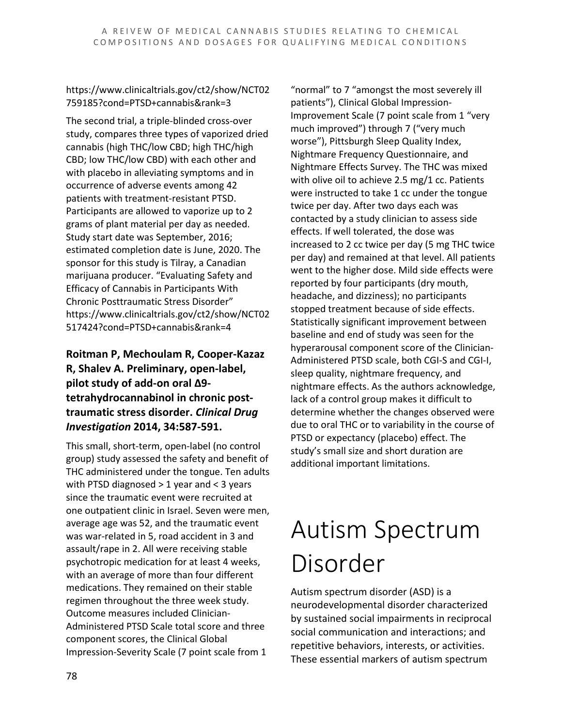https://www.clinicaltrials.gov/ct2/show/NCT02759185?cond=PTSD+cannabis&rank=3

The second trial, a triple-blinded cross-over study, compares three types of vaporized dried cannabis (high THC/low CBD; high THC/high CBD; low THC/low CBD) with each other and with placebo in alleviating symptoms and in occurrence of adverse events among 42 patients with treatment-resistant PTSD. Participants are allowed to vaporize up to 2 grams of plant material per day as needed. Study start date was September, 2016; estimated completion date is June, 2020. The sponsor for this study is Tilray, a Canadian marijuana producer. "Evaluating Safety and Efficacy of Cannabis in Participants With Chronic Posttraumatic Stress Disorder" https://www.clinicaltrials.gov/ct2/show/NCT02517424?cond=PTSD+cannabis&rank=4

### Roitman P, Mechoulam R, Cooper-Kazaz R, Shalev A. Preliminary, open-label, pilot study of add-on oral Δ9-tetrahydrocannabinol in chronic post-traumatic stress disorder. *Clinical Drug Investigation* 2014, 34:587-591.

This small, short-term, open-label (no control group) study assessed the safety and benefit of THC administered under the tongue. Ten adults with PTSD diagnosed > 1 year and < 3 years since the traumatic event were recruited at one outpatient clinic in Israel. Seven were men, average age was 52, and the traumatic event was war-related in 5, road accident in 3 and assault/rape in 2. All were receiving stable psychotropic medication for at least 4 weeks, with an average of more than four different medications. They remained on their stable regimen throughout the three week study. Outcome measures included Clinician-Administered PTSD Scale total score and three component scores, the Clinical Global Impression-Severity Scale (7 point scale from 1 "normal" to 7 "amongst the most severely ill patients"), Clinical Global Impression-Improvement Scale (7 point scale from 1 "very much improved") through 7 ("very much worse"), Pittsburgh Sleep Quality Index, Nightmare Frequency Questionnaire, and Nightmare Effects Survey. The THC was mixed with olive oil to achieve 2.5 mg/1 cc. Patients were instructed to take 1 cc under the tongue twice per day. After two days each was contacted by a study clinician to assess side effects. If well tolerated, the dose was increased to 2 cc twice per day (5 mg THC twice per day) and remained at that level. All patients went to the higher dose. Mild side effects were reported by four participants (dry mouth, headache, and dizziness); no participants stopped treatment because of side effects. Statistically significant improvement between baseline and end of study was seen for the hyperarousal component score of the Clinician-Administered PTSD scale, both CGI-S and CGI-I, sleep quality, nightmare frequency, and nightmare effects. As the authors acknowledge, lack of a control group makes it difficult to determine whether the changes observed were due to oral THC or to variability in the course of PTSD or expectancy (placebo) effect. The study's small size and short duration are additional important limitations.

# Autism Spectrum Disorder

Autism spectrum disorder (ASD) is a neurodevelopmental disorder characterized by sustained social impairments in reciprocal social communication and interactions; and repetitive behaviors, interests, or activities. These essential markers of autism spectrum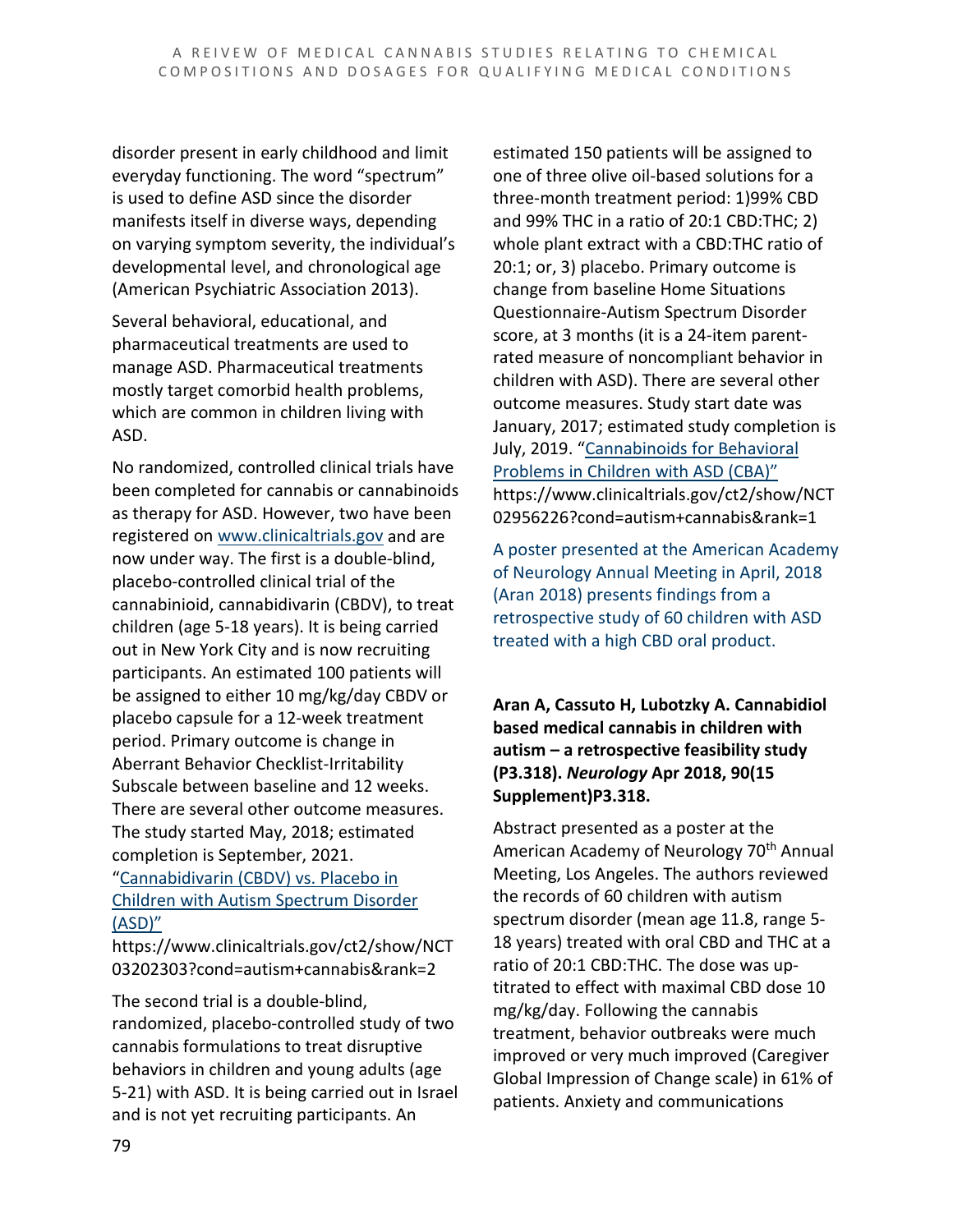disorder present in early childhood and limit everyday functioning. The word "spectrum" is used to define ASD since the disorder manifests itself in diverse ways, depending on varying symptom severity, the individual's developmental level, and chronological age (American Psychiatric Association 2013).

Several behavioral, educational, and pharmaceutical treatments are used to manage ASD. Pharmaceutical treatments mostly target comorbid health problems, which are common in children living with ASD.

No randomized, controlled clinical trials have been completed for cannabis or cannabinoids as therapy for ASD. However, two have been registered on [www.clinicaltrials.gov](www.clinicaltrials.gov) and are now under way. The first is a double-blind, placebo-controlled clinical trial of the cannabinioid, cannabidivarin (CBDV), to treat children (age 5-18 years). It is being carried out in New York City and is now recruiting participants. An estimated 100 patients will be assigned to either 10 mg/kg/day CBDV or placebo capsule for a 12-week treatment period. Primary outcome is change in Aberrant Behavior Checklist-Irritability Subscale between baseline and 12 weeks. There are several other outcome measures. The study started May, 2018; estimated completion is September, 2021. "[Cannabidivarin (CBDV) vs. Placebo in Children with Autism Spectrum Disorder (ASD)](https://www.clinicaltrials.gov/ct2/show/NCT03202303?cond=autism+cannabis&rank=2)" https://www.clinicaltrials.gov/ct2/show/NCT03202303?cond=autism+cannabis&rank=2

The second trial is a double-blind, randomized, placebo-controlled study of two cannabis formulations to treat disruptive behaviors in children and young adults (age 5-21) with ASD. It is being carried out in Israel and is not yet recruiting participants. An estimated 150 patients will be assigned to one of three olive oil-based solutions for a three-month treatment period: 1)99% CBD and 99% THC in a ratio of 20:1 CBD:THC; 2) whole plant extract with a CBD:THC ratio of 20:1; or, 3) placebo. Primary outcome is change from baseline Home Situations Questionnaire-Autism Spectrum Disorder score, at 3 months (it is a 24-item parent-rated measure of noncompliant behavior in children with ASD). There are several other outcome measures. Study start date was January, 2017; estimated study completion is July, 2019. "[Cannabinoids for Behavioral Problems in Children with ASD (CBA)](https://www.clinicaltrials.gov/ct2/show/NCT02956226?cond=autism+cannabis&rank=1)" https://www.clinicaltrials.gov/ct2/show/NCT02956226?cond=autism+cannabis&rank=1

A poster presented at the American Academy of Neurology Annual Meeting in April, 2018 (Aran 2018) presents findings from a retrospective study of 60 children with ASD treated with a high CBD oral product.

**Aran A, Cassuto H, Lubotzky A. Cannabidiol based medical cannabis in children with autism – a retrospective feasibility study (P3.318).** ***Neurology*** **Apr 2018, 90(15 Supplement)P3.318.**

Abstract presented as a poster at the American Academy of Neurology 70th Annual Meeting, Los Angeles. The authors reviewed the records of 60 children with autism spectrum disorder (mean age 11.8, range 5-18 years) treated with oral CBD and THC at a ratio of 20:1 CBD:THC. The dose was up-titrated to effect with maximal CBD dose 10 mg/kg/day. Following the cannabis treatment, behavior outbreaks were much improved or very much improved (Caregiver Global Impression of Change scale) in 61% of patients. Anxiety and communications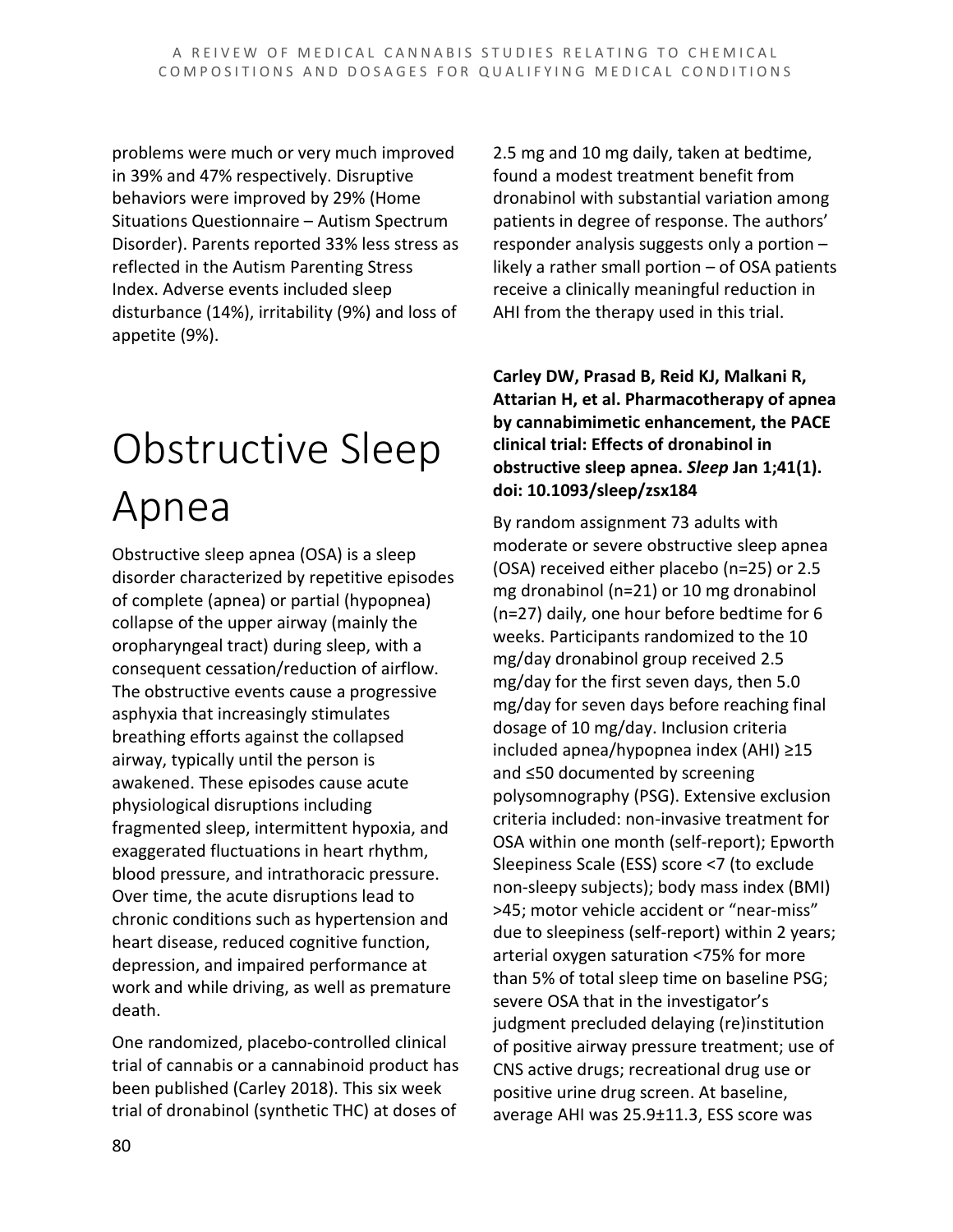problems were much or very much improved in 39% and 47% respectively. Disruptive behaviors were improved by 29% (Home Situations Questionnaire – Autism Spectrum Disorder). Parents reported 33% less stress as reflected in the Autism Parenting Stress Index. Adverse events included sleep disturbance (14%), irritability (9%) and loss of appetite (9%).

# Obstructive Sleep Apnea

Obstructive sleep apnea (OSA) is a sleep disorder characterized by repetitive episodes of complete (apnea) or partial (hypopnea) collapse of the upper airway (mainly the oropharyngeal tract) during sleep, with a consequent cessation/reduction of airflow. The obstructive events cause a progressive asphyxia that increasingly stimulates breathing efforts against the collapsed airway, typically until the person is awakened. These episodes cause acute physiological disruptions including fragmented sleep, intermittent hypoxia, and exaggerated fluctuations in heart rhythm, blood pressure, and intrathoracic pressure. Over time, the acute disruptions lead to chronic conditions such as hypertension and heart disease, reduced cognitive function, depression, and impaired performance at work and while driving, as well as premature death.

One randomized, placebo-controlled clinical trial of cannabis or a cannabinoid product has been published (Carley 2018). This six week trial of dronabinol (synthetic THC) at doses of 2.5 mg and 10 mg daily, taken at bedtime, found a modest treatment benefit from dronabinol with substantial variation among patients in degree of response. The authors' responder analysis suggests only a portion – likely a rather small portion – of OSA patients receive a clinically meaningful reduction in AHI from the therapy used in this trial.

**Carley DW, Prasad B, Reid KJ, Malkani R, Attarian H, et al. Pharmacotherapy of apnea by cannabimimetic enhancement, the PACE clinical trial: Effects of dronabinol in obstructive sleep apnea. *Sleep* Jan 1;41(1). doi: 10.1093/sleep/zsx184**

By random assignment 73 adults with moderate or severe obstructive sleep apnea (OSA) received either placebo (n=25) or 2.5 mg dronabinol (n=21) or 10 mg dronabinol (n=27) daily, one hour before bedtime for 6 weeks. Participants randomized to the 10 mg/day dronabinol group received 2.5 mg/day for the first seven days, then 5.0 mg/day for seven days before reaching final dosage of 10 mg/day. Inclusion criteria included apnea/hypopnea index (AHI) ≥15 and ≤50 documented by screening polysomnography (PSG). Extensive exclusion criteria included: non-invasive treatment for OSA within one month (self-report); Epworth Sleepiness Scale (ESS) score <7 (to exclude non-sleepy subjects); body mass index (BMI) >45; motor vehicle accident or "near-miss" due to sleepiness (self-report) within 2 years; arterial oxygen saturation <75% for more than 5% of total sleep time on baseline PSG; severe OSA that in the investigator's judgment precluded delaying (re)institution of positive airway pressure treatment; use of CNS active drugs; recreational drug use or positive urine drug screen. At baseline, average AHI was 25.9±11.3, ESS score was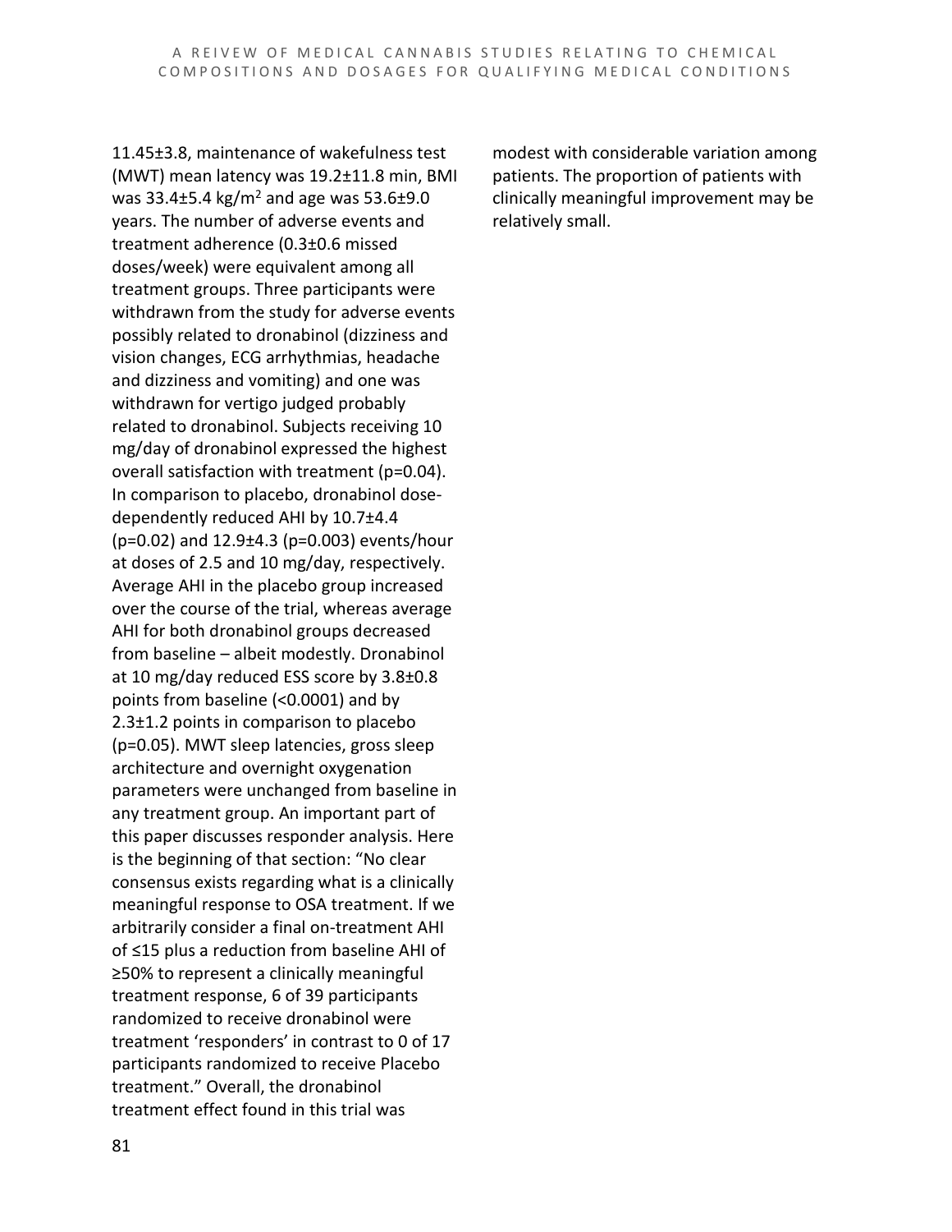11.45±3.8, maintenance of wakefulness test (MWT) mean latency was 19.2±11.8 min, BMI was 33.4±5.4 kg/m$^2$ and age was 53.6±9.0 years. The number of adverse events and treatment adherence (0.3±0.6 missed doses/week) were equivalent among all treatment groups. Three participants were withdrawn from the study for adverse events possibly related to dronabinol (dizziness and vision changes, ECG arrhythmias, headache and dizziness and vomiting) and one was withdrawn for vertigo judged probably related to dronabinol. Subjects receiving 10 mg/day of dronabinol expressed the highest overall satisfaction with treatment (p=0.04). In comparison to placebo, dronabinol dose-dependently reduced AHI by 10.7±4.4 (p=0.02) and 12.9±4.3 (p=0.003) events/hour at doses of 2.5 and 10 mg/day, respectively. Average AHI in the placebo group increased over the course of the trial, whereas average AHI for both dronabinol groups decreased from baseline – albeit modestly. Dronabinol at 10 mg/day reduced ESS score by 3.8±0.8 points from baseline (<0.0001) and by 2.3±1.2 points in comparison to placebo (p=0.05). MWT sleep latencies, gross sleep architecture and overnight oxygenation parameters were unchanged from baseline in any treatment group. An important part of this paper discusses responder analysis. Here is the beginning of that section: "No clear consensus exists regarding what is a clinically meaningful response to OSA treatment. If we arbitrarily consider a final on-treatment AHI of ≤15 plus a reduction from baseline AHI of ≥50% to represent a clinically meaningful treatment response, 6 of 39 participants randomized to receive dronabinol were treatment 'responders' in contrast to 0 of 17 participants randomized to receive Placebo treatment." Overall, the dronabinol treatment effect found in this trial was modest with considerable variation among patients. The proportion of patients with clinically meaningful improvement may be relatively small.